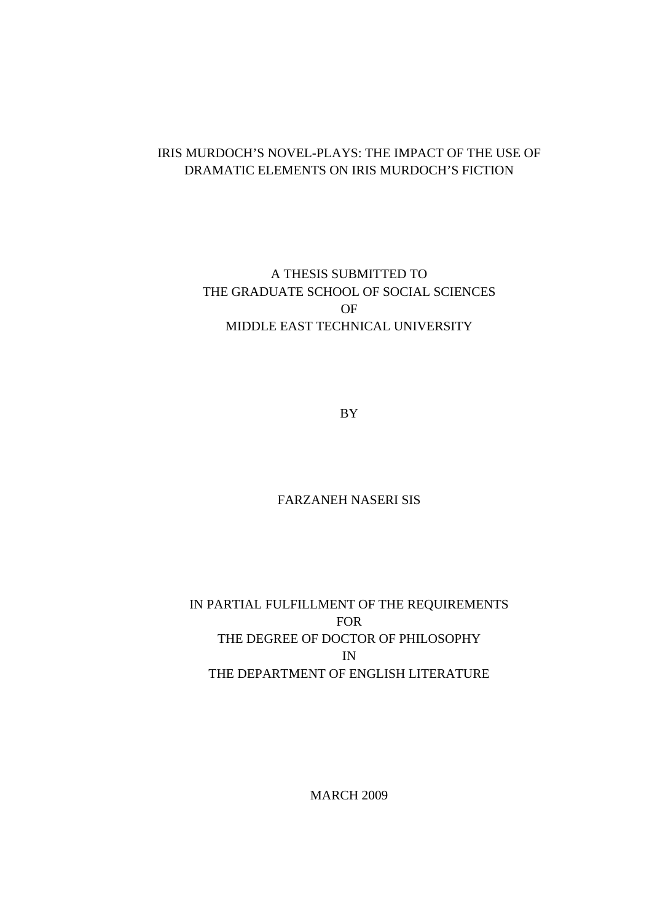# IRIS MURDOCH'S NOVEL-PLAYS: THE IMPACT OF THE USE OF DRAMATIC ELEMENTS ON IRIS MURDOCH'S FICTION

A THESIS SUBMITTED TO
THE GRADUATE SCHOOL OF SOCIAL SCIENCES
OF
MIDDLE EAST TECHNICAL UNIVERSITY

BY

FARZANEH NASERI SIS

IN PARTIAL FULFILLMENT OF THE REQUIREMENTS
FOR
THE DEGREE OF DOCTOR OF PHILOSOPHY
IN
THE DEPARTMENT OF ENGLISH LITERATURE

MARCH 2009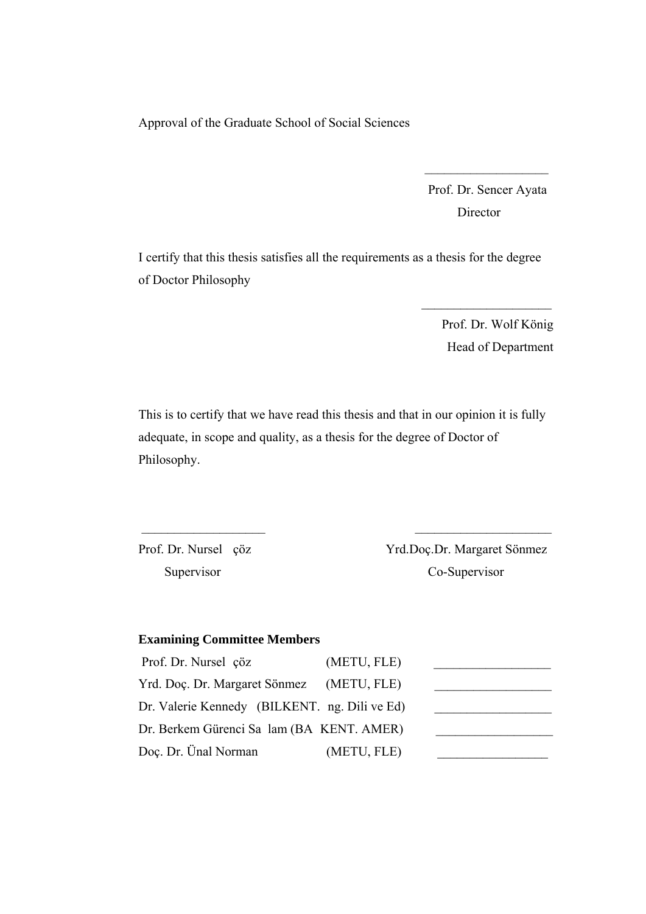Approval of the Graduate School of Social Sciences

Prof. Dr. Sencer Ayata
Director

I certify that this thesis satisfies all the requirements as a thesis for the degree of Doctor Philosophy

Prof. Dr. Wolf König
Head of Department

This is to certify that we have read this thesis and that in our opinion it is fully adequate, in scope and quality, as a thesis for the degree of Doctor of Philosophy.

Prof. Dr. Nursel çöz
Supervisor

Yrd.Doç.Dr. Margaret Sönmez
Co-Supervisor

**Examining Committee Members**

| | | |
|---|---|---|
| Prof. Dr. Nursel çöz | (METU, FLE) | __________________ |
| Yrd. Doç. Dr. Margaret Sönmez | (METU, FLE) | __________________ |
| Dr. Valerie Kennedy | (BILKENT. ng. Dili ve Ed) | __________________ |
| Dr. Berkem Gürenci Sa lam | (BA KENT. AMER) | __________________ |
| Doç. Dr. Ünal Norman | (METU, FLE) | __________________ |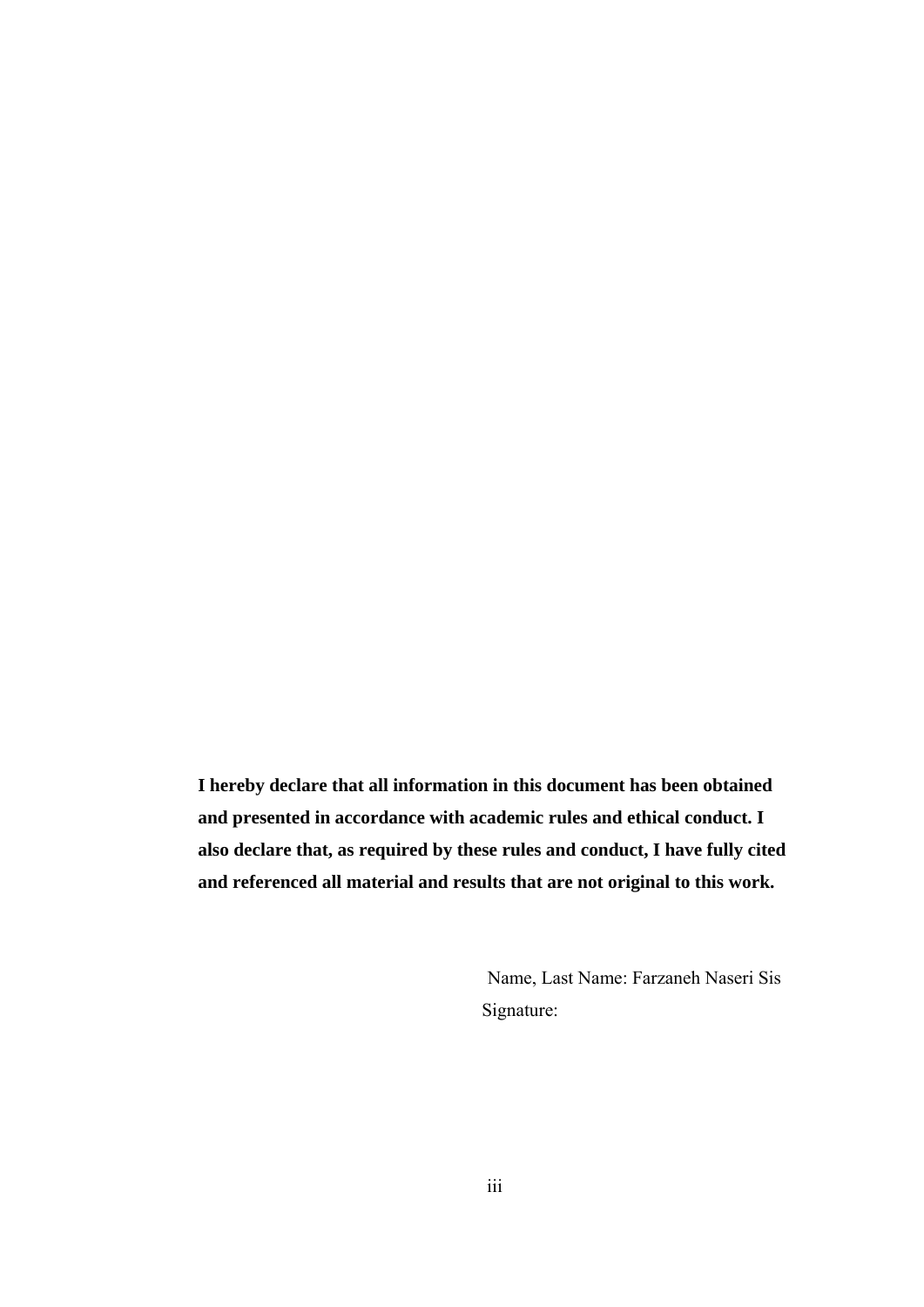**I hereby declare that all information in this document has been obtained and presented in accordance with academic rules and ethical conduct. I also declare that, as required by these rules and conduct, I have fully cited and referenced all material and results that are not original to this work.**

Name, Last Name: Farzaneh Naseri Sis

Signature: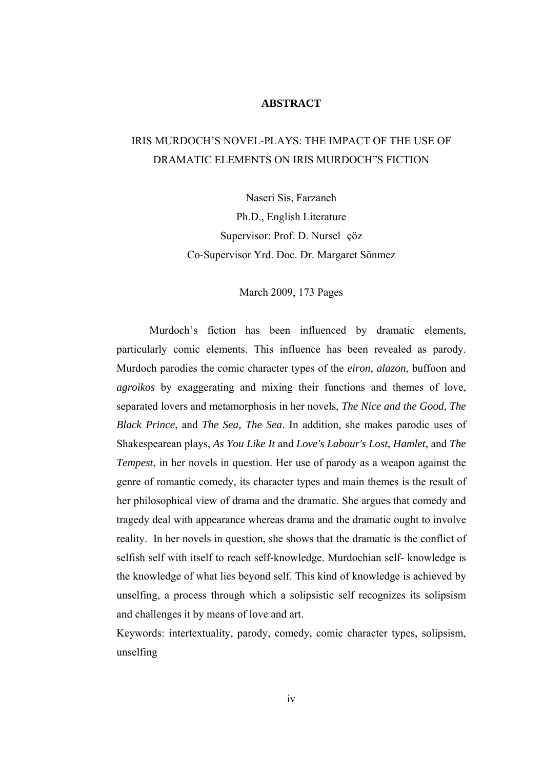# ABSTRACT

IRIS MURDOCH'S NOVEL-PLAYS: THE IMPACT OF THE USE OF DRAMATIC ELEMENTS ON IRIS MURDOCH"S FICTION

Naseri Sis, Farzaneh
Ph.D., English Literature
Supervisor: Prof. D. Nursel çöz
Co-Supervisor Yrd. Doc. Dr. Margaret Sönmez

March 2009, 173 Pages

Murdoch's fiction has been influenced by dramatic elements, particularly comic elements. This influence has been revealed as parody. Murdoch parodies the comic character types of the *eiron*, *alazon*, buffoon and *agroikos* by exaggerating and mixing their functions and themes of love, separated lovers and metamorphosis in her novels, *The Nice and the Good*, *The Black Prince*, and *The Sea, The Sea*. In addition, she makes parodic uses of Shakespearean plays, *As You Like It* and *Love's Labour's Lost*, *Hamlet*, and *The Tempest*, in her novels in question. Her use of parody as a weapon against the genre of romantic comedy, its character types and main themes is the result of her philosophical view of drama and the dramatic. She argues that comedy and tragedy deal with appearance whereas drama and the dramatic ought to involve reality. In her novels in question, she shows that the dramatic is the conflict of selfish self with itself to reach self-knowledge. Murdochian self- knowledge is the knowledge of what lies beyond self. This kind of knowledge is achieved by unselfing, a process through which a solipsistic self recognizes its solipsism and challenges it by means of love and art.

Keywords: intertextuality, parody, comedy, comic character types, solipsism, unselfing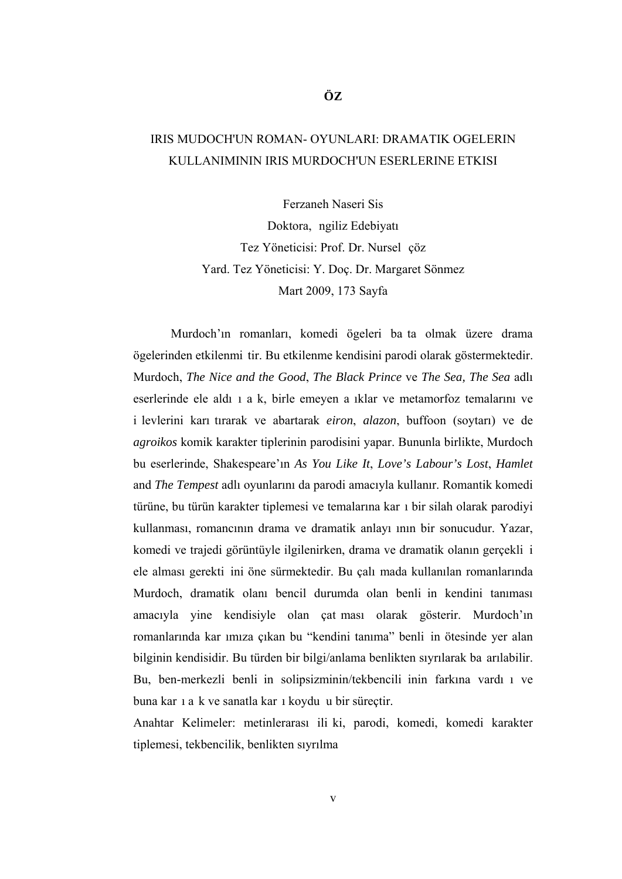# ÖZ

## IRIS MUDOCH'UN ROMAN- OYUNLARI: DRAMATIK OGELERIN KULLANIMININ IRIS MURDOCH'UN ESERLERINE ETKISI

Ferzaneh Naseri Sis
Doktora, İngiliz Edebiyatı
Tez Yöneticisi: Prof. Dr. Nursel İçöz
Yard. Tez Yöneticisi: Y. Doç. Dr. Margaret Sönmez
Mart 2009, 173 Sayfa

Murdoch'ın romanları, komedi ögeleri başta olmak üzere drama ögelerinden etkilenmiştir. Bu etkilenme kendisini parodi olarak göstermektedir. Murdoch, *The Nice and the Good*, *The Black Prince* ve *The Sea, The Sea* adlı eserlerinde ele aldığı aşk, birleşemeyen aşıklar ve metamorfoz temalarını ve işlevlerini karıştırarak ve abartarak *eiron*, *alazon*, buffoon (soytarı) ve de *agroikos* komik karakter tiplerinin parodisini yapar. Bununla birlikte, Murdoch bu eserlerinde, Shakespeare'ın *As You Like It*, *Love's Labour's Lost*, *Hamlet* and *The Tempest* adlı oyunlarını da parodi amacıyla kullanır. Romantik komedi türüne, bu türün karakter tiplemesi ve temalarına karşı bir silah olarak parodiyi kullanması, romancının drama ve dramatik anlayışının bir sonucudur. Yazar, komedi ve trajedi görüntüyle ilgilenirken, drama ve dramatik olanın gerçekliği ele alması gerektiğini öne sürmektedir. Bu çalışmada kullanılan romanlarında Murdoch, dramatik olanı bencil durumda olan benliğin kendini tanıması amacıyla yine kendisiyle olan çatışması olarak gösterir. Murdoch'ın romanlarında karşımıza çıkan bu "kendini tanıma" benliğin ötesinde yer alan bilginin kendisidir. Bu türden bir bilgi/anlama benlikten sıyrılarak başarılabilir. Bu, ben-merkezli benliğin solipsizminin/tekbenciliğinin farkına vardığı ve buna karşı aşk ve sanatla karşı koyduğu bir süreçtir.

Anahtar Kelimeler: metinlerarası ilişki, parodi, komedi, komedi karakter tiplemesi, tekbencilik, benlikten sıyrılma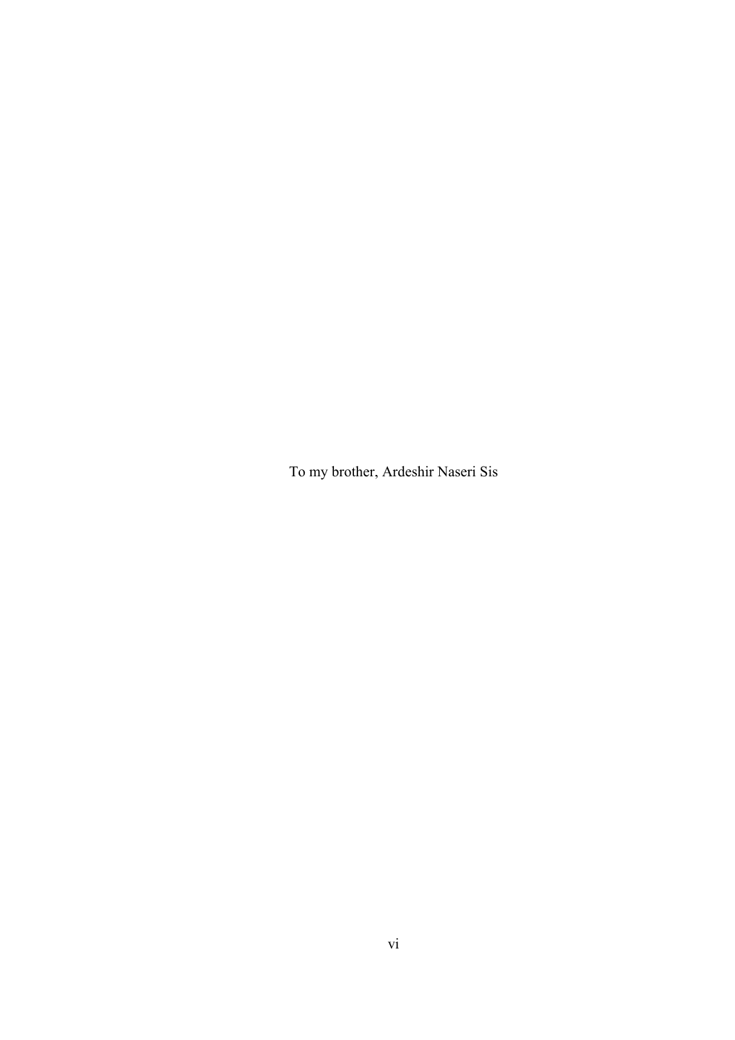To my brother, Ardeshir Naseri Sis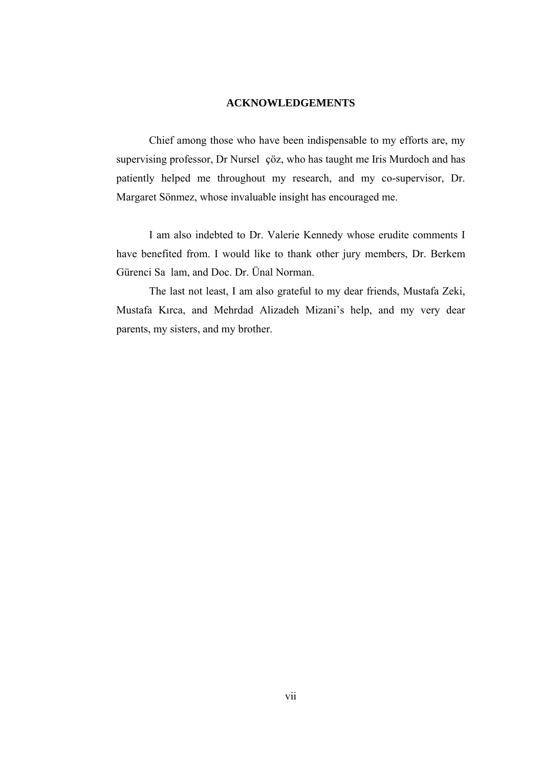## ACKNOWLEDGEMENTS

Chief among those who have been indispensable to my efforts are, my supervising professor, Dr Nursel çöz, who has taught me Iris Murdoch and has patiently helped me throughout my research, and my co-supervisor, Dr. Margaret Sönmez, whose invaluable insight has encouraged me.

I am also indebted to Dr. Valerie Kennedy whose erudite comments I have benefited from. I would like to thank other jury members, Dr. Berkem Gürenci Sa lam, and Doc. Dr. Ünal Norman.

The last not least, I am also grateful to my dear friends, Mustafa Zeki, Mustafa Kırca, and Mehrdad Alizadeh Mizani's help, and my very dear parents, my sisters, and my brother.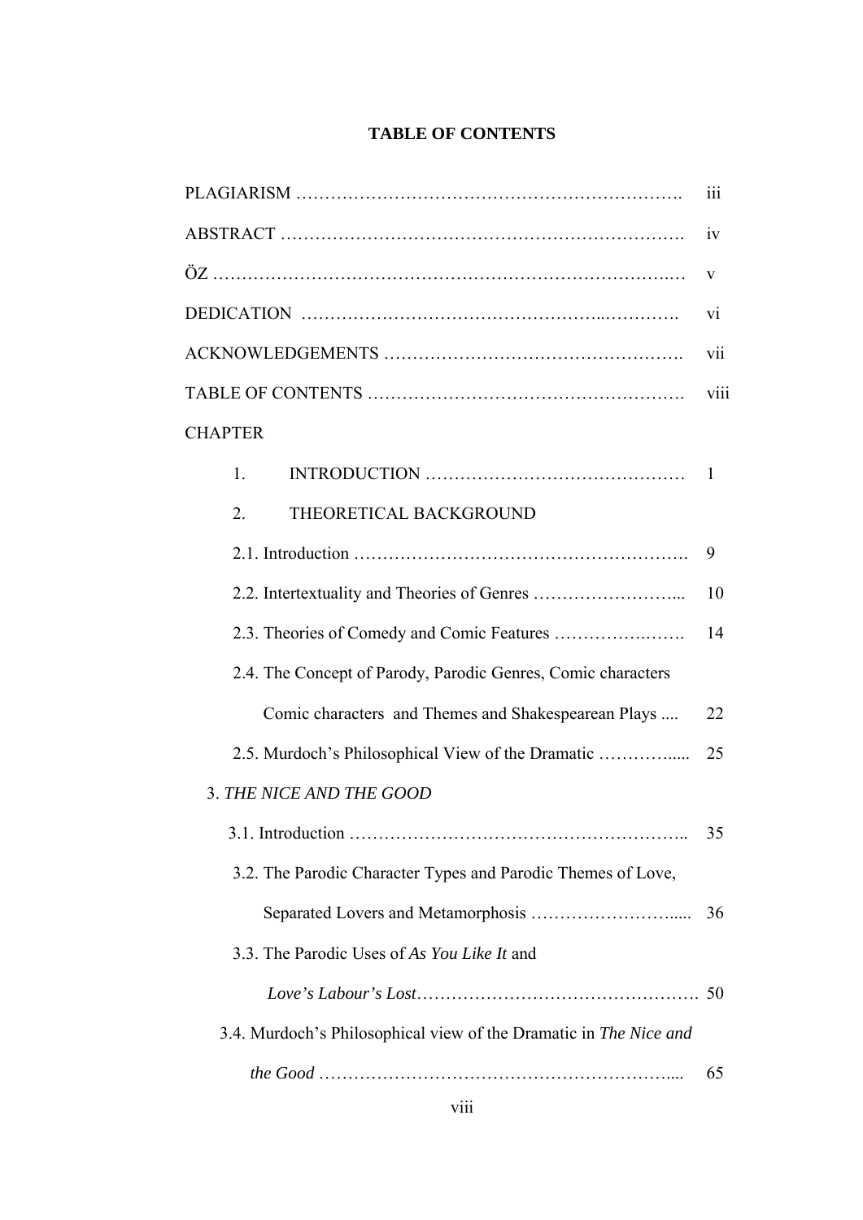# TABLE OF CONTENTS

PLAGIARISM ………………………………………………………… iii

ABSTRACT …………………………………………………………… iv

ÖZ ……………………………………………………………………… v

DEDICATION ……………………………………………………… vi

ACKNOWLEDGEMENTS …………………………………………… vii

TABLE OF CONTENTS ……………………………………………… viii

CHAPTER

1. INTRODUCTION …………………………………… 1
2. THEORETICAL BACKGROUND
   - 2.1. Introduction ………………………………………………… 9
   - 2.2. Intertextuality and Theories of Genres …………………… 10
   - 2.3. Theories of Comedy and Comic Features ………………… 14
   - 2.4. The Concept of Parody, Parodic Genres, Comic characters Comic characters and Themes and Shakespearean Plays .... 22
   - 2.5. Murdoch's Philosophical View of the Dramatic ………….... 25
3. *THE NICE AND THE GOOD*
   - 3.1. Introduction ………………………………………………… 35
   - 3.2. The Parodic Character Types and Parodic Themes of Love, Separated Lovers and Metamorphosis …………………..... 36
   - 3.3. The Parodic Uses of *As You Like It* and *Love's Labour's Lost*………………………………………. 50
   - 3.4. Murdoch's Philosophical view of the Dramatic in *The Nice and the Good* ……………………………………………….... 65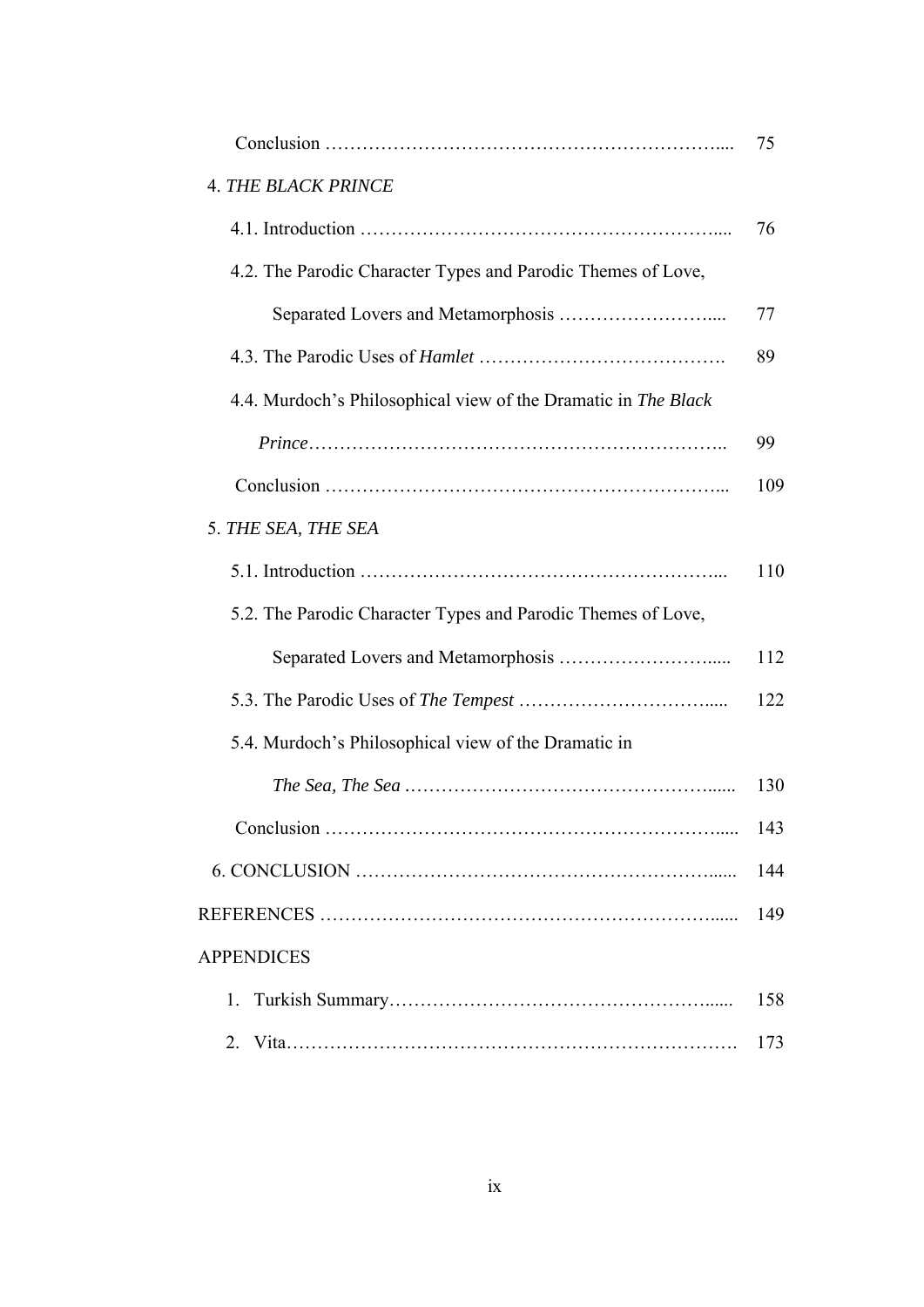Conclusion ............................................................ 75

4. *THE BLACK PRINCE*

4.1. Introduction ............................................................ 76

4.2. The Parodic Character Types and Parodic Themes of Love, Separated Lovers and Metamorphosis ............................................................ 77

4.3. The Parodic Uses of *Hamlet* ............................................................ 89

4.4. Murdoch's Philosophical view of the Dramatic in *The Black Prince* ............................................................ 99

Conclusion ............................................................ 109

5. *THE SEA, THE SEA*

5.1. Introduction ............................................................ 110

5.2. The Parodic Character Types and Parodic Themes of Love, Separated Lovers and Metamorphosis ............................................................ 112

5.3. The Parodic Uses of *The Tempest* ............................................................ 122

5.4. Murdoch's Philosophical view of the Dramatic in *The Sea, The Sea* ............................................................ 130

Conclusion ............................................................ 143

6. CONCLUSION ............................................................ 144

REFERENCES ............................................................ 149

APPENDICES

1. Turkish Summary ............................................................ 158
2. Vita ............................................................ 173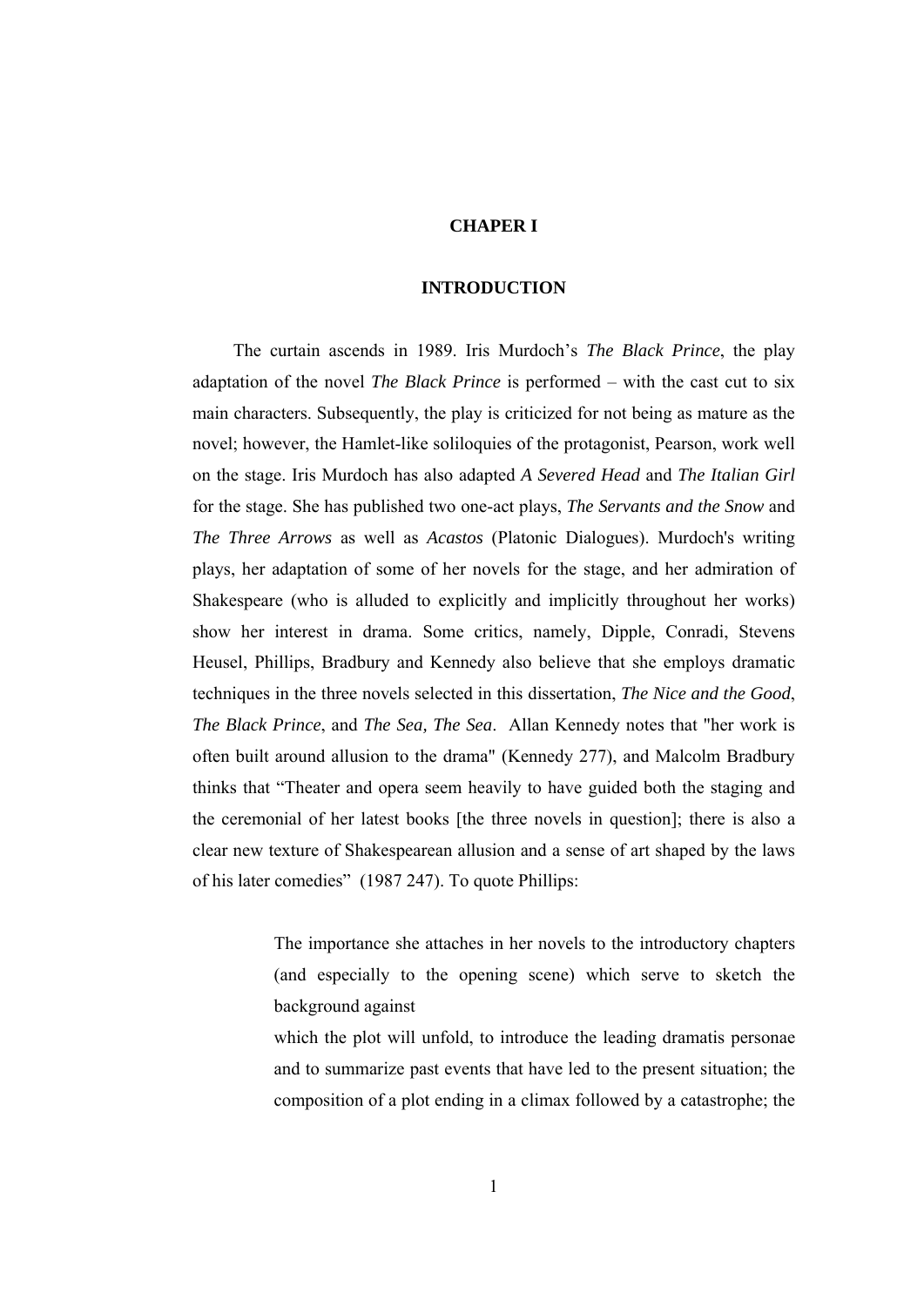# CHAPER I

## INTRODUCTION

The curtain ascends in 1989. Iris Murdoch's *The Black Prince*, the play adaptation of the novel *The Black Prince* is performed – with the cast cut to six main characters. Subsequently, the play is criticized for not being as mature as the novel; however, the Hamlet-like soliloquies of the protagonist, Pearson, work well on the stage. Iris Murdoch has also adapted *A Severed Head* and *The Italian Girl* for the stage. She has published two one-act plays, *The Servants and the Snow* and *The Three Arrows* as well as *Acastos* (Platonic Dialogues). Murdoch's writing plays, her adaptation of some of her novels for the stage, and her admiration of Shakespeare (who is alluded to explicitly and implicitly throughout her works) show her interest in drama. Some critics, namely, Dipple, Conradi, Stevens Heusel, Phillips, Bradbury and Kennedy also believe that she employs dramatic techniques in the three novels selected in this dissertation, *The Nice and the Good*, *The Black Prince*, and *The Sea, The Sea*. Allan Kennedy notes that "her work is often built around allusion to the drama" (Kennedy 277), and Malcolm Bradbury thinks that "Theater and opera seem heavily to have guided both the staging and the ceremonial of her latest books [the three novels in question]; there is also a clear new texture of Shakespearean allusion and a sense of art shaped by the laws of his later comedies" (1987 247). To quote Phillips:

> The importance she attaches in her novels to the introductory chapters (and especially to the opening scene) which serve to sketch the background against
> which the plot will unfold, to introduce the leading dramatis personae and to summarize past events that have led to the present situation; the composition of a plot ending in a climax followed by a catastrophe; the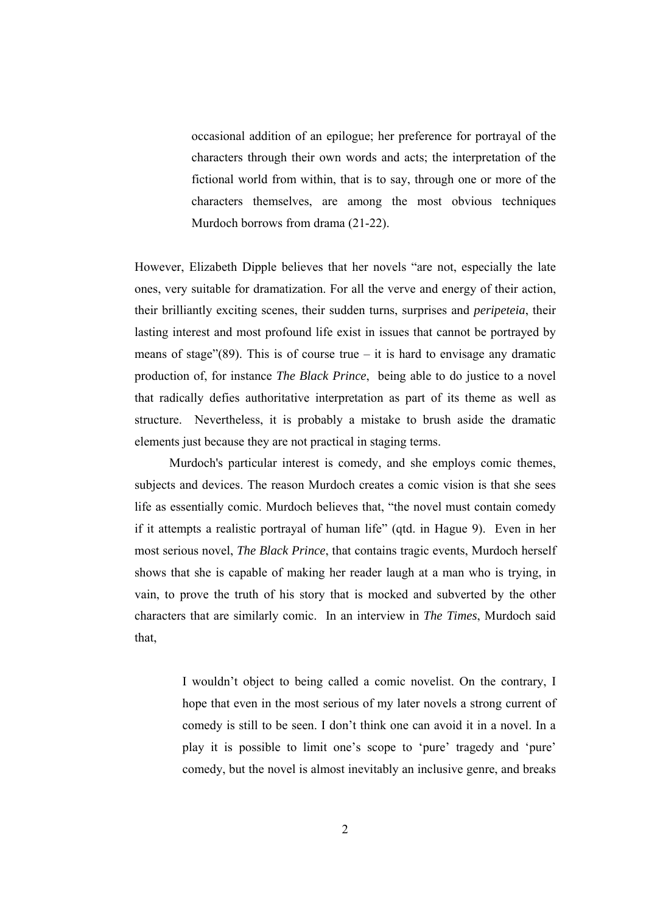> occasional addition of an epilogue; her preference for portrayal of the characters through their own words and acts; the interpretation of the fictional world from within, that is to say, through one or more of the characters themselves, are among the most obvious techniques Murdoch borrows from drama (21-22).

However, Elizabeth Dipple believes that her novels "are not, especially the late ones, very suitable for dramatization. For all the verve and energy of their action, their brilliantly exciting scenes, their sudden turns, surprises and *peripeteia*, their lasting interest and most profound life exist in issues that cannot be portrayed by means of stage"(89). This is of course true – it is hard to envisage any dramatic production of, for instance *The Black Prince*, being able to do justice to a novel that radically defies authoritative interpretation as part of its theme as well as structure. Nevertheless, it is probably a mistake to brush aside the dramatic elements just because they are not practical in staging terms.

Murdoch's particular interest is comedy, and she employs comic themes, subjects and devices. The reason Murdoch creates a comic vision is that she sees life as essentially comic. Murdoch believes that, "the novel must contain comedy if it attempts a realistic portrayal of human life" (qtd. in Hague 9). Even in her most serious novel, *The Black Prince*, that contains tragic events, Murdoch herself shows that she is capable of making her reader laugh at a man who is trying, in vain, to prove the truth of his story that is mocked and subverted by the other characters that are similarly comic. In an interview in *The Times*, Murdoch said that,

> I wouldn't object to being called a comic novelist. On the contrary, I hope that even in the most serious of my later novels a strong current of comedy is still to be seen. I don't think one can avoid it in a novel. In a play it is possible to limit one's scope to 'pure' tragedy and 'pure' comedy, but the novel is almost inevitably an inclusive genre, and breaks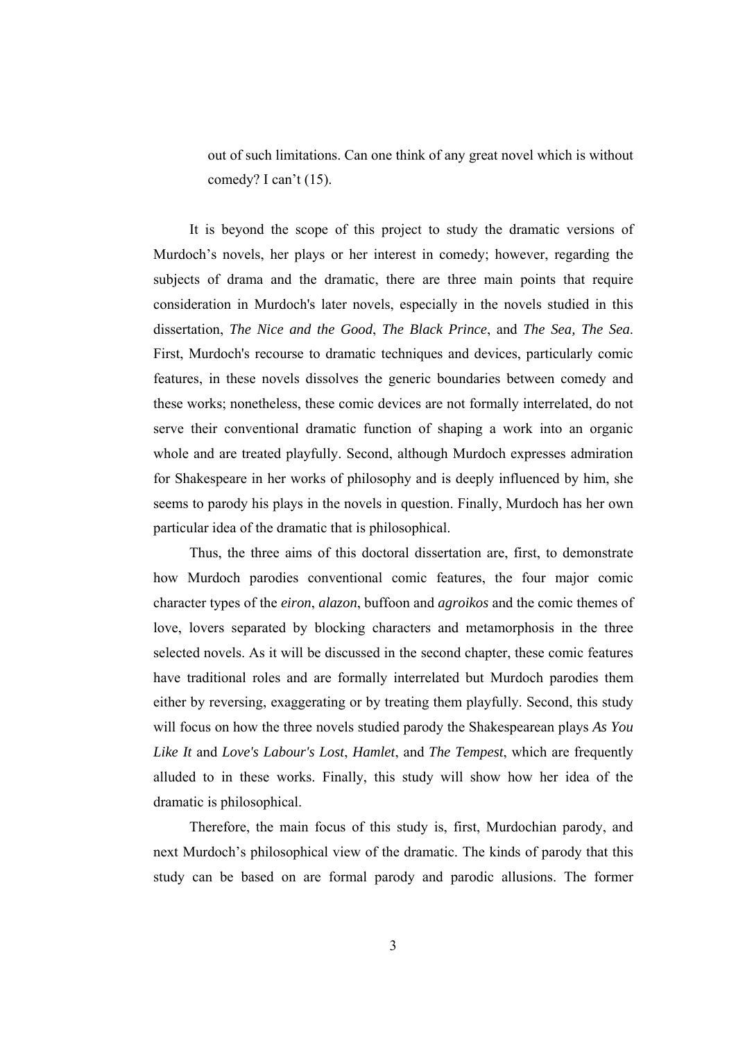> out of such limitations. Can one think of any great novel which is without comedy? I can't (15).

It is beyond the scope of this project to study the dramatic versions of Murdoch's novels, her plays or her interest in comedy; however, regarding the subjects of drama and the dramatic, there are three main points that require consideration in Murdoch's later novels, especially in the novels studied in this dissertation, *The Nice and the Good*, *The Black Prince*, and *The Sea, The Sea*. First, Murdoch's recourse to dramatic techniques and devices, particularly comic features, in these novels dissolves the generic boundaries between comedy and these works; nonetheless, these comic devices are not formally interrelated, do not serve their conventional dramatic function of shaping a work into an organic whole and are treated playfully. Second, although Murdoch expresses admiration for Shakespeare in her works of philosophy and is deeply influenced by him, she seems to parody his plays in the novels in question. Finally, Murdoch has her own particular idea of the dramatic that is philosophical.

Thus, the three aims of this doctoral dissertation are, first, to demonstrate how Murdoch parodies conventional comic features, the four major comic character types of the *eiron*, *alazon*, buffoon and *agroikos* and the comic themes of love, lovers separated by blocking characters and metamorphosis in the three selected novels. As it will be discussed in the second chapter, these comic features have traditional roles and are formally interrelated but Murdoch parodies them either by reversing, exaggerating or by treating them playfully. Second, this study will focus on how the three novels studied parody the Shakespearean plays *As You Like It* and *Love's Labour's Lost*, *Hamlet*, and *The Tempest*, which are frequently alluded to in these works. Finally, this study will show how her idea of the dramatic is philosophical.

Therefore, the main focus of this study is, first, Murdochian parody, and next Murdoch's philosophical view of the dramatic. The kinds of parody that this study can be based on are formal parody and parodic allusions. The former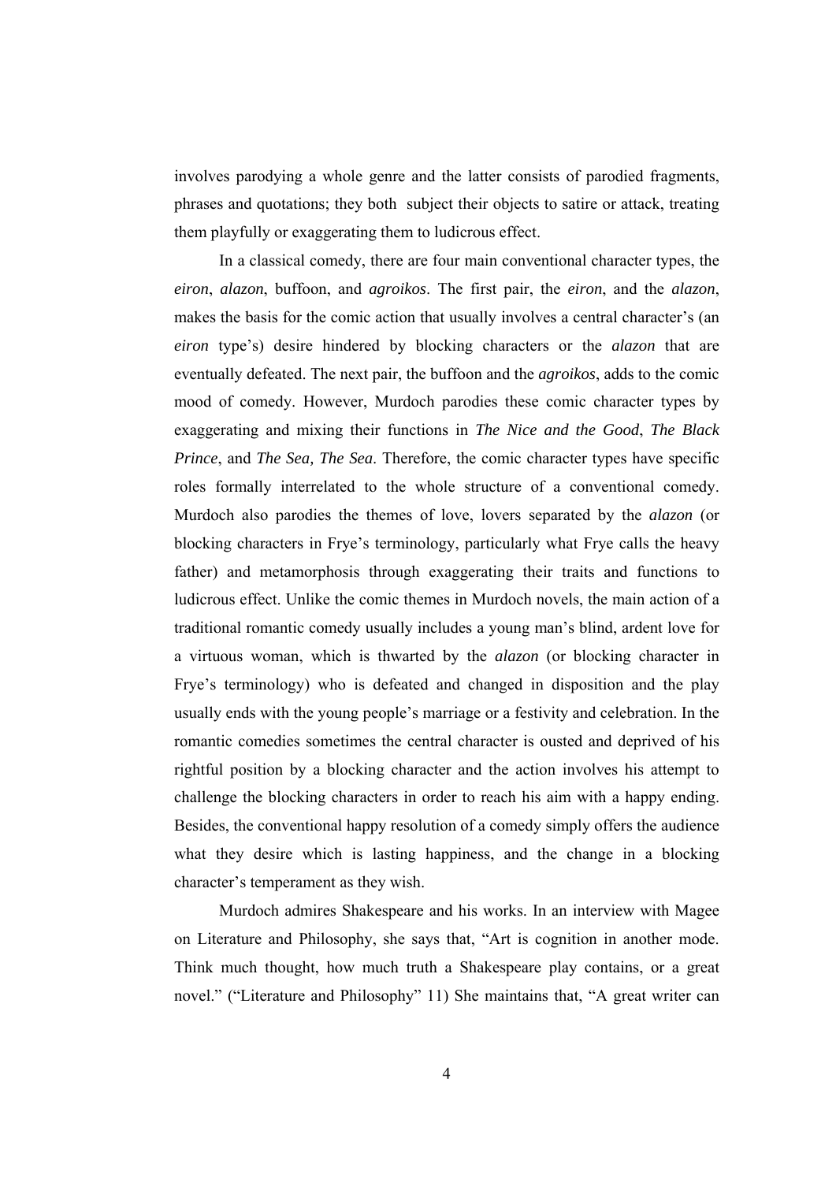involves parodying a whole genre and the latter consists of parodied fragments, phrases and quotations; they both subject their objects to satire or attack, treating them playfully or exaggerating them to ludicrous effect.

In a classical comedy, there are four main conventional character types, the *eiron*, *alazon*, buffoon, and *agroikos*. The first pair, the *eiron*, and the *alazon*, makes the basis for the comic action that usually involves a central character's (an *eiron* type's) desire hindered by blocking characters or the *alazon* that are eventually defeated. The next pair, the buffoon and the *agroikos*, adds to the comic mood of comedy. However, Murdoch parodies these comic character types by exaggerating and mixing their functions in *The Nice and the Good*, *The Black Prince*, and *The Sea, The Sea*. Therefore, the comic character types have specific roles formally interrelated to the whole structure of a conventional comedy. Murdoch also parodies the themes of love, lovers separated by the *alazon* (or blocking characters in Frye's terminology, particularly what Frye calls the heavy father) and metamorphosis through exaggerating their traits and functions to ludicrous effect. Unlike the comic themes in Murdoch novels, the main action of a traditional romantic comedy usually includes a young man's blind, ardent love for a virtuous woman, which is thwarted by the *alazon* (or blocking character in Frye's terminology) who is defeated and changed in disposition and the play usually ends with the young people's marriage or a festivity and celebration. In the romantic comedies sometimes the central character is ousted and deprived of his rightful position by a blocking character and the action involves his attempt to challenge the blocking characters in order to reach his aim with a happy ending. Besides, the conventional happy resolution of a comedy simply offers the audience what they desire which is lasting happiness, and the change in a blocking character's temperament as they wish.

Murdoch admires Shakespeare and his works. In an interview with Magee on Literature and Philosophy, she says that, "Art is cognition in another mode. Think much thought, how much truth a Shakespeare play contains, or a great novel." ("Literature and Philosophy" 11) She maintains that, "A great writer can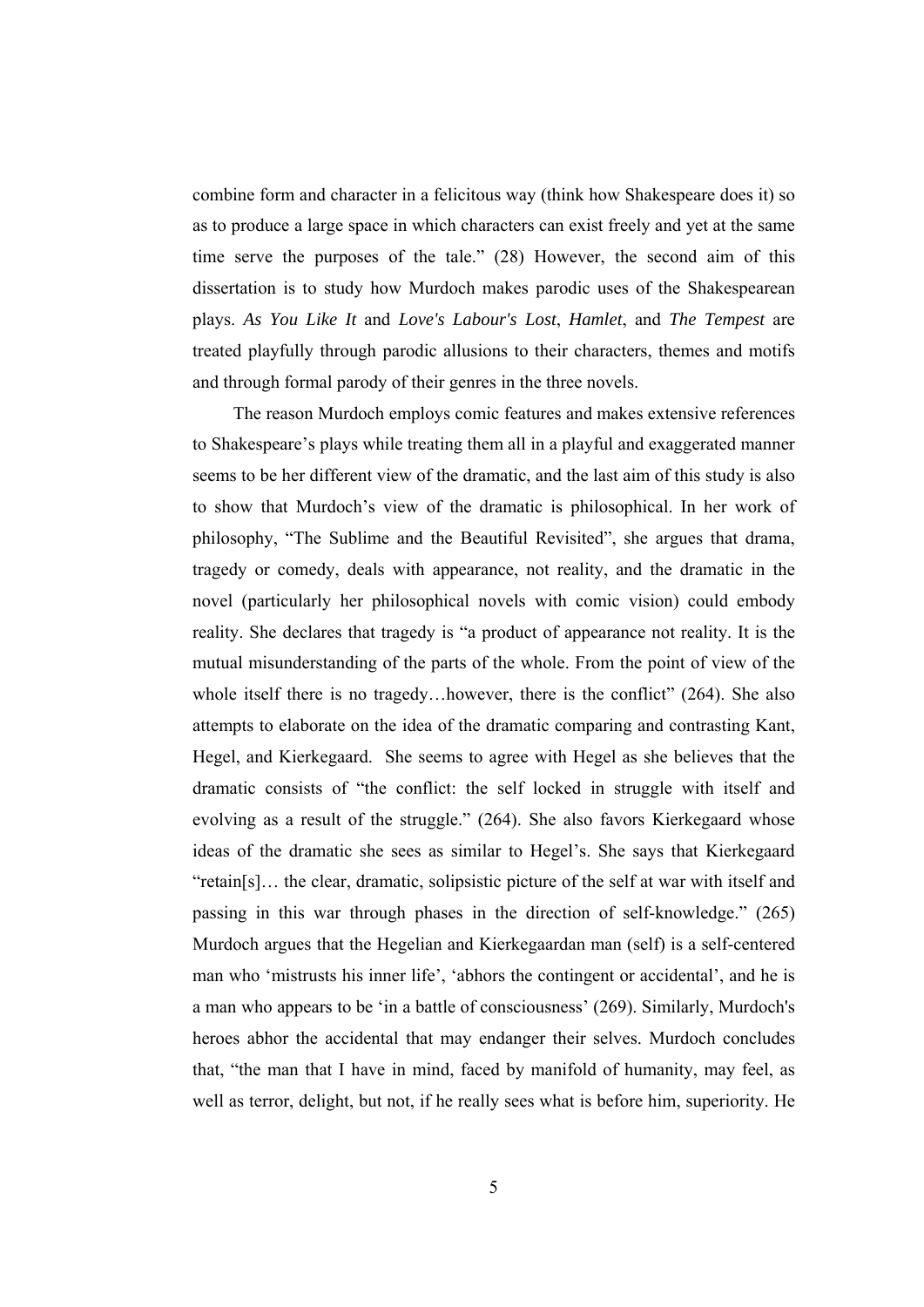combine form and character in a felicitous way (think how Shakespeare does it) so as to produce a large space in which characters can exist freely and yet at the same time serve the purposes of the tale." (28) However, the second aim of this dissertation is to study how Murdoch makes parodic uses of the Shakespearean plays. *As You Like It* and *Love's Labour's Lost*, *Hamlet*, and *The Tempest* are treated playfully through parodic allusions to their characters, themes and motifs and through formal parody of their genres in the three novels.

The reason Murdoch employs comic features and makes extensive references to Shakespeare's plays while treating them all in a playful and exaggerated manner seems to be her different view of the dramatic, and the last aim of this study is also to show that Murdoch's view of the dramatic is philosophical. In her work of philosophy, "The Sublime and the Beautiful Revisited", she argues that drama, tragedy or comedy, deals with appearance, not reality, and the dramatic in the novel (particularly her philosophical novels with comic vision) could embody reality. She declares that tragedy is "a product of appearance not reality. It is the mutual misunderstanding of the parts of the whole. From the point of view of the whole itself there is no tragedy…however, there is the conflict" (264). She also attempts to elaborate on the idea of the dramatic comparing and contrasting Kant, Hegel, and Kierkegaard. She seems to agree with Hegel as she believes that the dramatic consists of "the conflict: the self locked in struggle with itself and evolving as a result of the struggle." (264). She also favors Kierkegaard whose ideas of the dramatic she sees as similar to Hegel's. She says that Kierkegaard "retain[s]… the clear, dramatic, solipsistic picture of the self at war with itself and passing in this war through phases in the direction of self-knowledge." (265) Murdoch argues that the Hegelian and Kierkegaardan man (self) is a self-centered man who 'mistrusts his inner life', 'abhors the contingent or accidental', and he is a man who appears to be 'in a battle of consciousness' (269). Similarly, Murdoch's heroes abhor the accidental that may endanger their selves. Murdoch concludes that, "the man that I have in mind, faced by manifold of humanity, may feel, as well as terror, delight, but not, if he really sees what is before him, superiority. He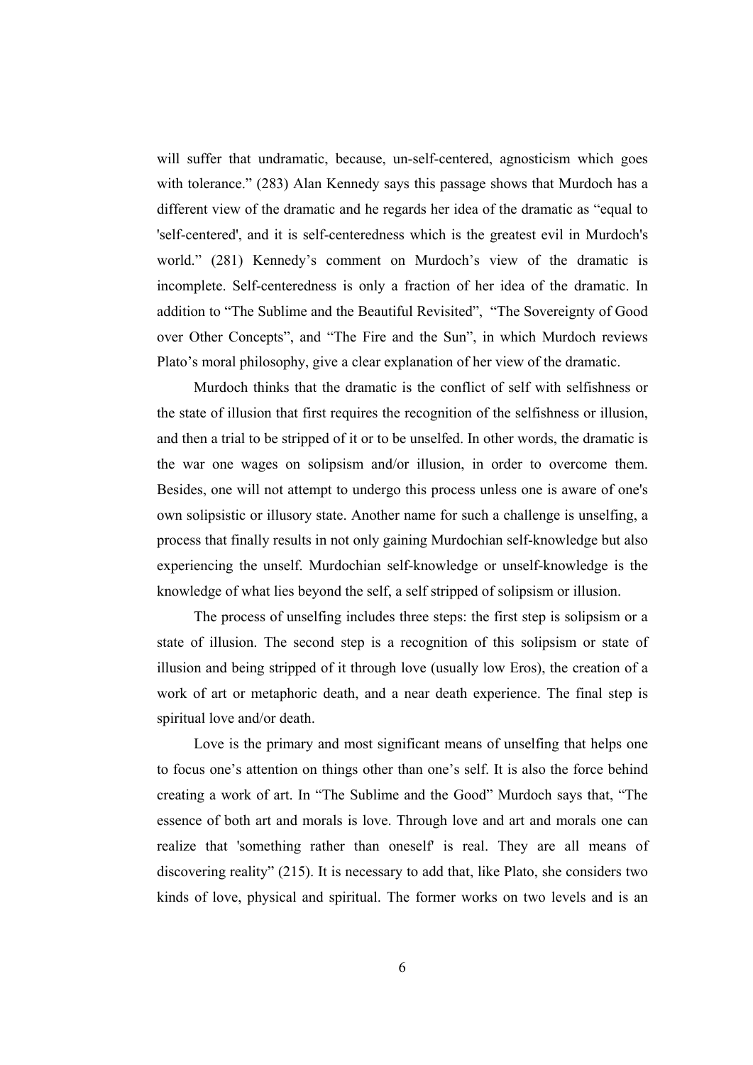will suffer that undramatic, because, un-self-centered, agnosticism which goes with tolerance." (283) Alan Kennedy says this passage shows that Murdoch has a different view of the dramatic and he regards her idea of the dramatic as "equal to 'self-centered', and it is self-centeredness which is the greatest evil in Murdoch's world." (281) Kennedy's comment on Murdoch's view of the dramatic is incomplete. Self-centeredness is only a fraction of her idea of the dramatic. In addition to "The Sublime and the Beautiful Revisited", "The Sovereignty of Good over Other Concepts", and "The Fire and the Sun", in which Murdoch reviews Plato's moral philosophy, give a clear explanation of her view of the dramatic.

Murdoch thinks that the dramatic is the conflict of self with selfishness or the state of illusion that first requires the recognition of the selfishness or illusion, and then a trial to be stripped of it or to be unselfed. In other words, the dramatic is the war one wages on solipsism and/or illusion, in order to overcome them. Besides, one will not attempt to undergo this process unless one is aware of one's own solipsistic or illusory state. Another name for such a challenge is unselfing, a process that finally results in not only gaining Murdochian self-knowledge but also experiencing the unself. Murdochian self-knowledge or unself-knowledge is the knowledge of what lies beyond the self, a self stripped of solipsism or illusion.

The process of unselfing includes three steps: the first step is solipsism or a state of illusion. The second step is a recognition of this solipsism or state of illusion and being stripped of it through love (usually low Eros), the creation of a work of art or metaphoric death, and a near death experience. The final step is spiritual love and/or death.

Love is the primary and most significant means of unselfing that helps one to focus one's attention on things other than one's self. It is also the force behind creating a work of art. In "The Sublime and the Good" Murdoch says that, "The essence of both art and morals is love. Through love and art and morals one can realize that 'something rather than oneself' is real. They are all means of discovering reality" (215). It is necessary to add that, like Plato, she considers two kinds of love, physical and spiritual. The former works on two levels and is an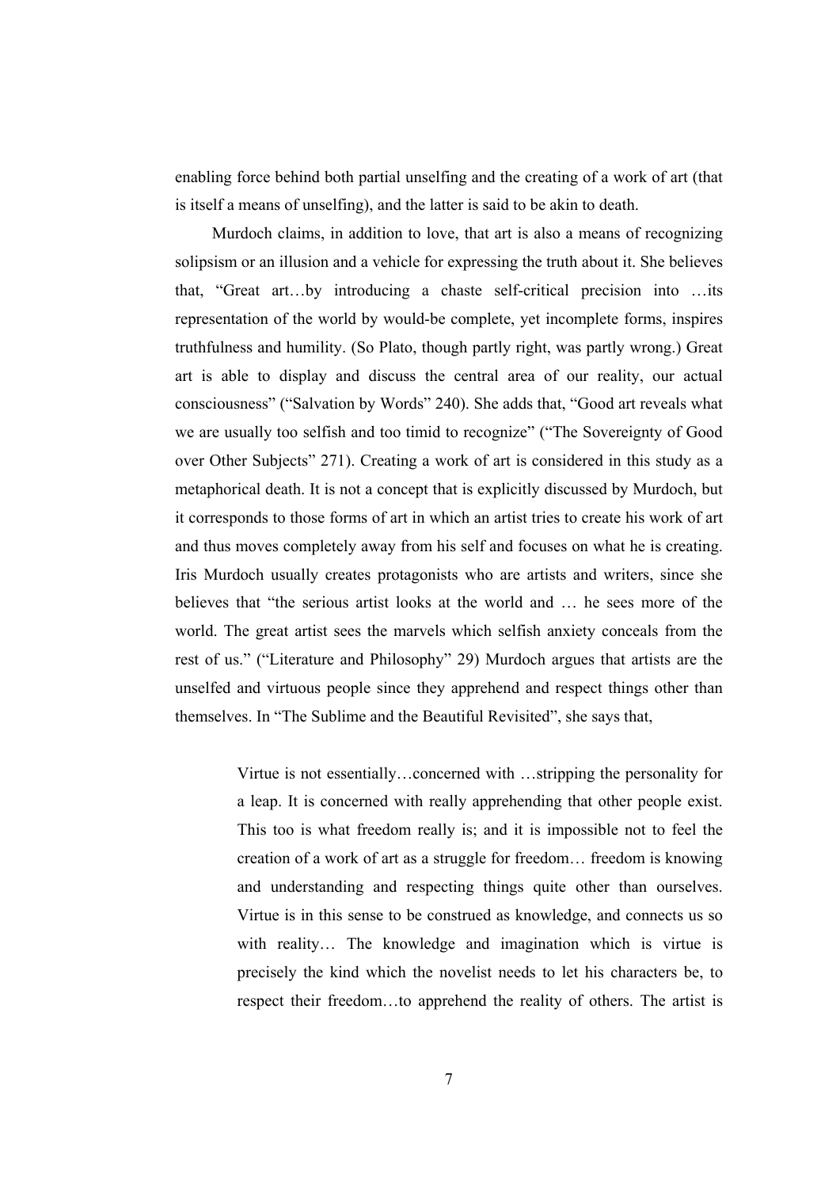enabling force behind both partial unselfing and the creating of a work of art (that is itself a means of unselfing), and the latter is said to be akin to death.

Murdoch claims, in addition to love, that art is also a means of recognizing solipsism or an illusion and a vehicle for expressing the truth about it. She believes that, "Great art…by introducing a chaste self-critical precision into …its representation of the world by would-be complete, yet incomplete forms, inspires truthfulness and humility. (So Plato, though partly right, was partly wrong.) Great art is able to display and discuss the central area of our reality, our actual consciousness" ("Salvation by Words" 240). She adds that, "Good art reveals what we are usually too selfish and too timid to recognize" ("The Sovereignty of Good over Other Subjects" 271). Creating a work of art is considered in this study as a metaphorical death. It is not a concept that is explicitly discussed by Murdoch, but it corresponds to those forms of art in which an artist tries to create his work of art and thus moves completely away from his self and focuses on what he is creating. Iris Murdoch usually creates protagonists who are artists and writers, since she believes that "the serious artist looks at the world and … he sees more of the world. The great artist sees the marvels which selfish anxiety conceals from the rest of us." ("Literature and Philosophy" 29) Murdoch argues that artists are the unselfed and virtuous people since they apprehend and respect things other than themselves. In "The Sublime and the Beautiful Revisited", she says that,

> Virtue is not essentially…concerned with …stripping the personality for a leap. It is concerned with really apprehending that other people exist. This too is what freedom really is; and it is impossible not to feel the creation of a work of art as a struggle for freedom… freedom is knowing and understanding and respecting things quite other than ourselves. Virtue is in this sense to be construed as knowledge, and connects us so with reality… The knowledge and imagination which is virtue is precisely the kind which the novelist needs to let his characters be, to respect their freedom…to apprehend the reality of others. The artist is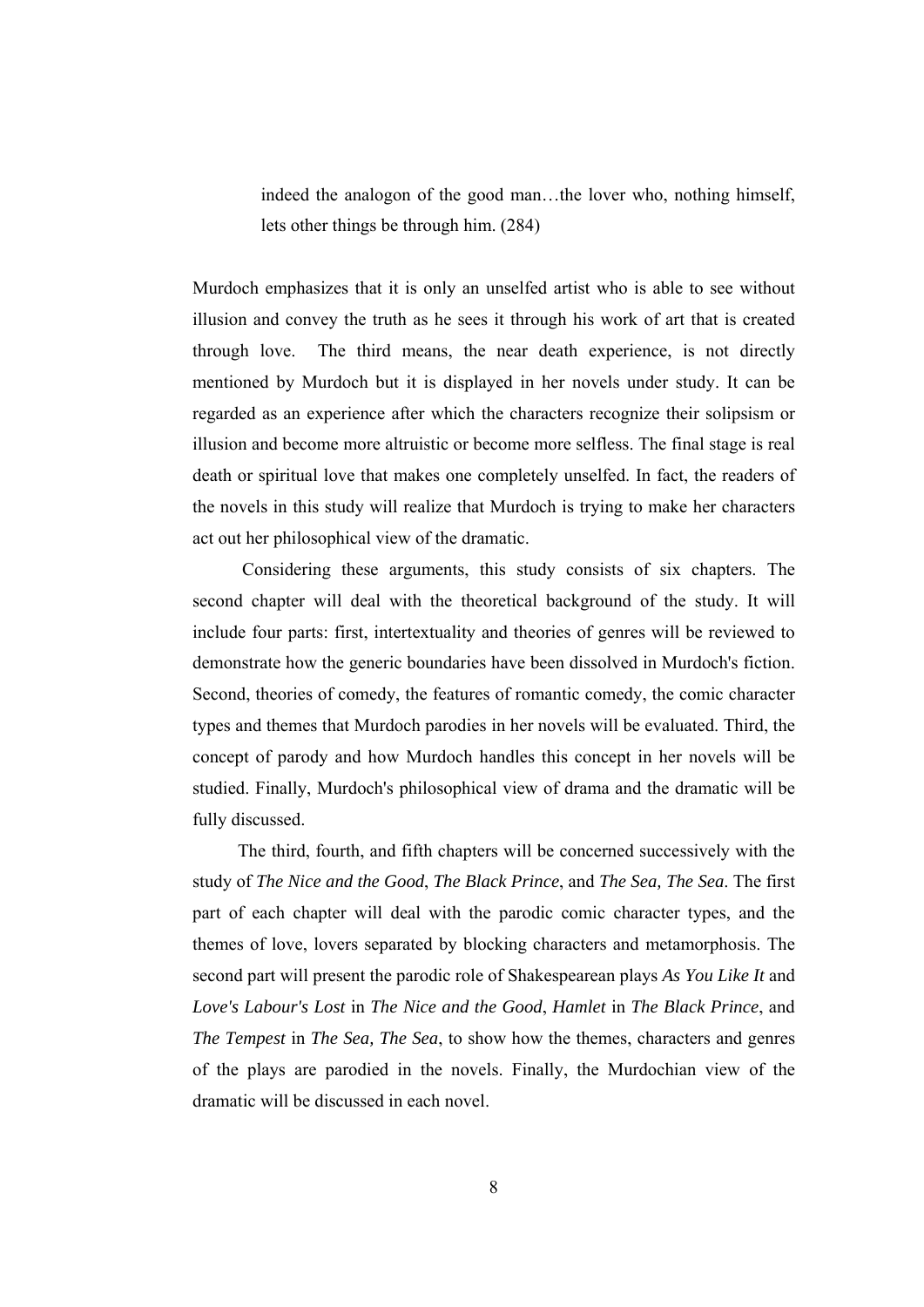> indeed the analogon of the good man…the lover who, nothing himself, lets other things be through him. (284)

Murdoch emphasizes that it is only an unselfed artist who is able to see without illusion and convey the truth as he sees it through his work of art that is created through love. The third means, the near death experience, is not directly mentioned by Murdoch but it is displayed in her novels under study. It can be regarded as an experience after which the characters recognize their solipsism or illusion and become more altruistic or become more selfless. The final stage is real death or spiritual love that makes one completely unselfed. In fact, the readers of the novels in this study will realize that Murdoch is trying to make her characters act out her philosophical view of the dramatic.

Considering these arguments, this study consists of six chapters. The second chapter will deal with the theoretical background of the study. It will include four parts: first, intertextuality and theories of genres will be reviewed to demonstrate how the generic boundaries have been dissolved in Murdoch's fiction. Second, theories of comedy, the features of romantic comedy, the comic character types and themes that Murdoch parodies in her novels will be evaluated. Third, the concept of parody and how Murdoch handles this concept in her novels will be studied. Finally, Murdoch's philosophical view of drama and the dramatic will be fully discussed.

The third, fourth, and fifth chapters will be concerned successively with the study of *The Nice and the Good*, *The Black Prince*, and *The Sea, The Sea*. The first part of each chapter will deal with the parodic comic character types, and the themes of love, lovers separated by blocking characters and metamorphosis. The second part will present the parodic role of Shakespearean plays *As You Like It* and *Love's Labour's Lost* in *The Nice and the Good*, *Hamlet* in *The Black Prince*, and *The Tempest* in *The Sea, The Sea*, to show how the themes, characters and genres of the plays are parodied in the novels. Finally, the Murdochian view of the dramatic will be discussed in each novel.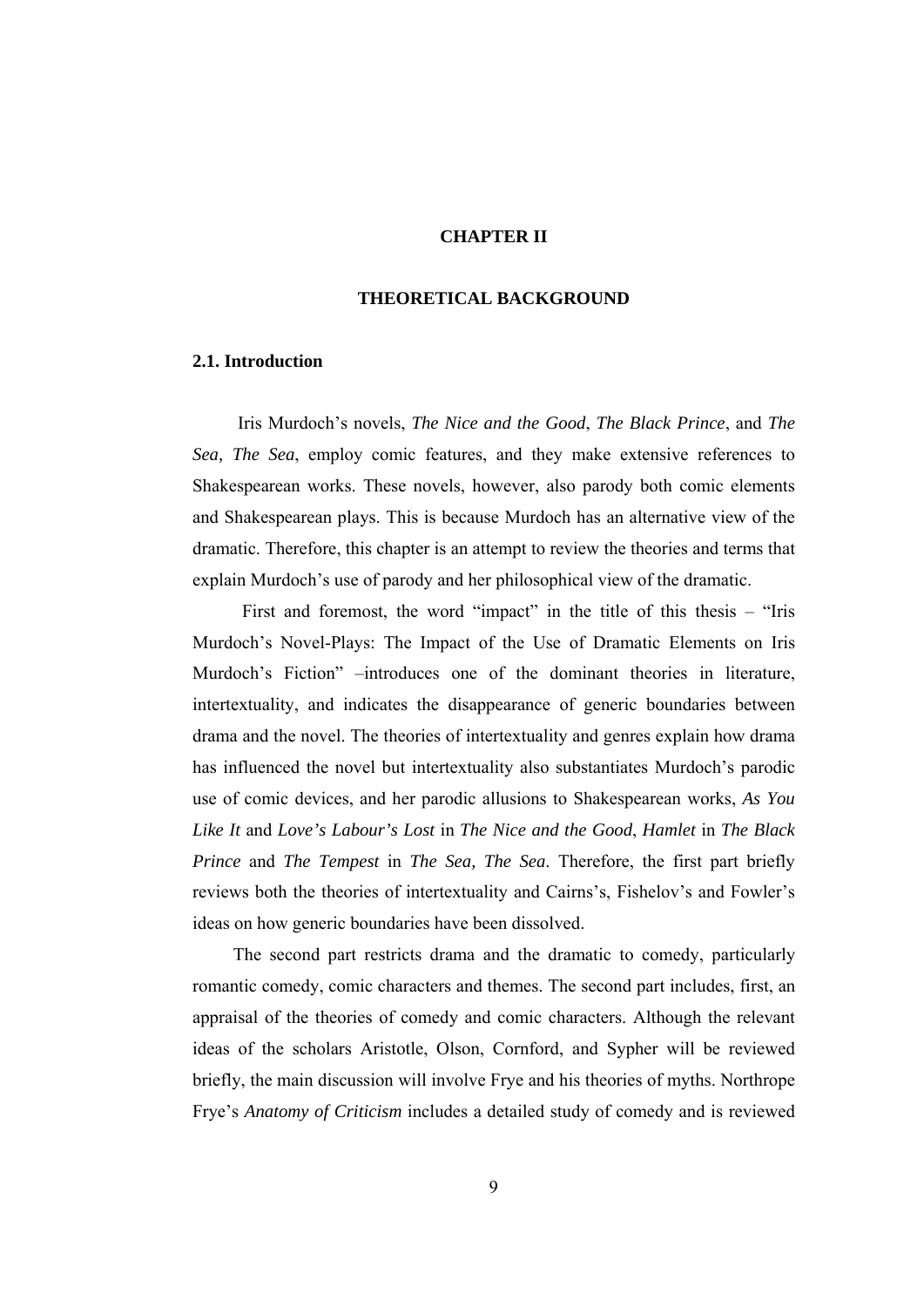# CHAPTER II

# THEORETICAL BACKGROUND

## 2.1. Introduction

Iris Murdoch's novels, *The Nice and the Good*, *The Black Prince*, and *The Sea, The Sea*, employ comic features, and they make extensive references to Shakespearean works. These novels, however, also parody both comic elements and Shakespearean plays. This is because Murdoch has an alternative view of the dramatic. Therefore, this chapter is an attempt to review the theories and terms that explain Murdoch's use of parody and her philosophical view of the dramatic.

First and foremost, the word "impact" in the title of this thesis – "Iris Murdoch's Novel-Plays: The Impact of the Use of Dramatic Elements on Iris Murdoch's Fiction" –introduces one of the dominant theories in literature, intertextuality, and indicates the disappearance of generic boundaries between drama and the novel. The theories of intertextuality and genres explain how drama has influenced the novel but intertextuality also substantiates Murdoch's parodic use of comic devices, and her parodic allusions to Shakespearean works, *As You Like It* and *Love's Labour's Lost* in *The Nice and the Good*, *Hamlet* in *The Black Prince* and *The Tempest* in *The Sea, The Sea*. Therefore, the first part briefly reviews both the theories of intertextuality and Cairns's, Fishelov's and Fowler's ideas on how generic boundaries have been dissolved.

The second part restricts drama and the dramatic to comedy, particularly romantic comedy, comic characters and themes. The second part includes, first, an appraisal of the theories of comedy and comic characters. Although the relevant ideas of the scholars Aristotle, Olson, Cornford, and Sypher will be reviewed briefly, the main discussion will involve Frye and his theories of myths. Northrope Frye's *Anatomy of Criticism* includes a detailed study of comedy and is reviewed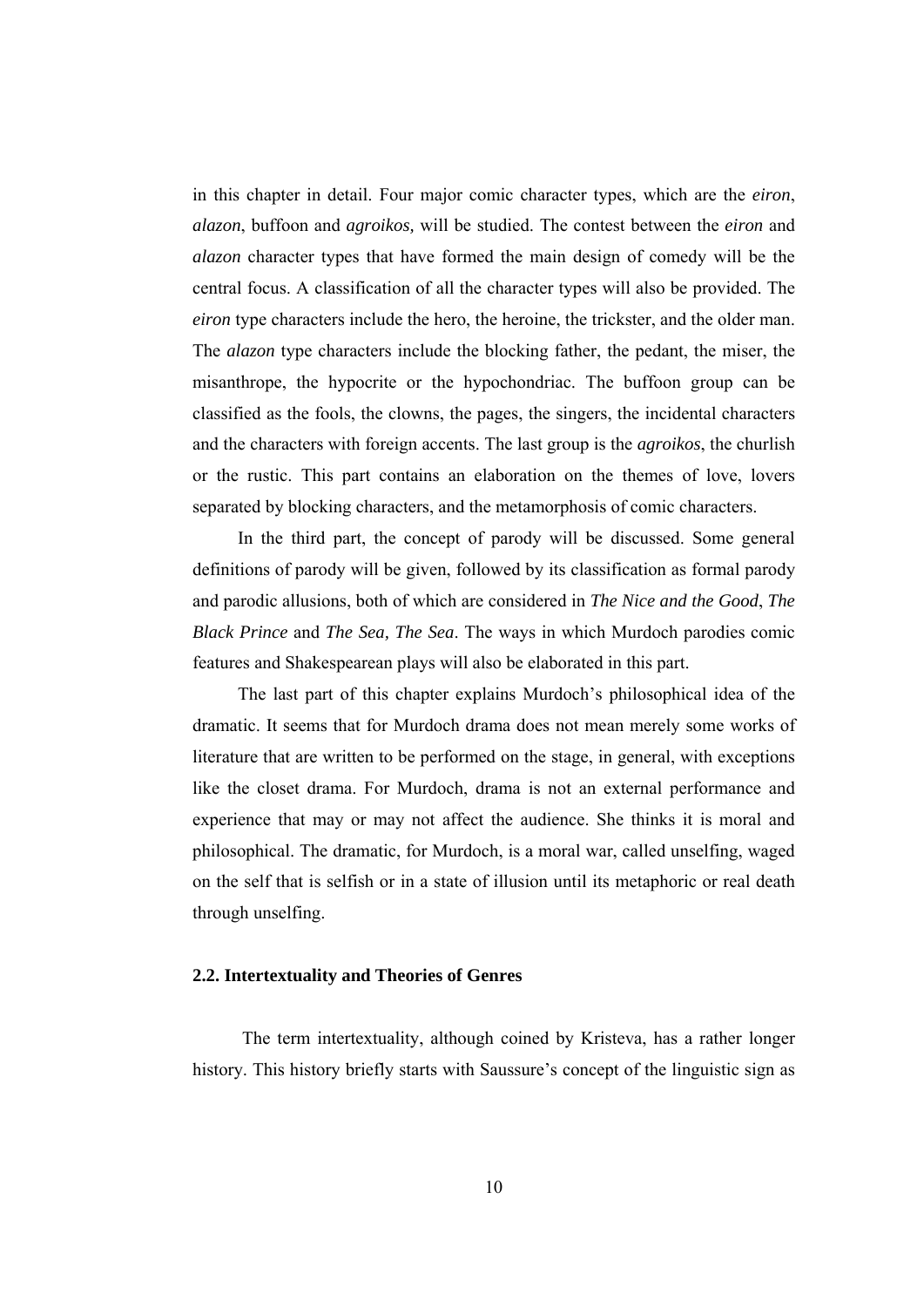in this chapter in detail. Four major comic character types, which are the *eiron*, *alazon*, buffoon and *agroikos,* will be studied. The contest between the *eiron* and *alazon* character types that have formed the main design of comedy will be the central focus. A classification of all the character types will also be provided. The *eiron* type characters include the hero, the heroine, the trickster, and the older man. The *alazon* type characters include the blocking father, the pedant, the miser, the misanthrope, the hypocrite or the hypochondriac. The buffoon group can be classified as the fools, the clowns, the pages, the singers, the incidental characters and the characters with foreign accents. The last group is the *agroikos*, the churlish or the rustic. This part contains an elaboration on the themes of love, lovers separated by blocking characters, and the metamorphosis of comic characters.

In the third part, the concept of parody will be discussed. Some general definitions of parody will be given, followed by its classification as formal parody and parodic allusions, both of which are considered in *The Nice and the Good*, *The Black Prince* and *The Sea, The Sea*. The ways in which Murdoch parodies comic features and Shakespearean plays will also be elaborated in this part.

The last part of this chapter explains Murdoch's philosophical idea of the dramatic. It seems that for Murdoch drama does not mean merely some works of literature that are written to be performed on the stage, in general, with exceptions like the closet drama. For Murdoch, drama is not an external performance and experience that may or may not affect the audience. She thinks it is moral and philosophical. The dramatic, for Murdoch, is a moral war, called unselfing, waged on the self that is selfish or in a state of illusion until its metaphoric or real death through unselfing.

## 2.2. Intertextuality and Theories of Genres

The term intertextuality, although coined by Kristeva, has a rather longer history. This history briefly starts with Saussure's concept of the linguistic sign as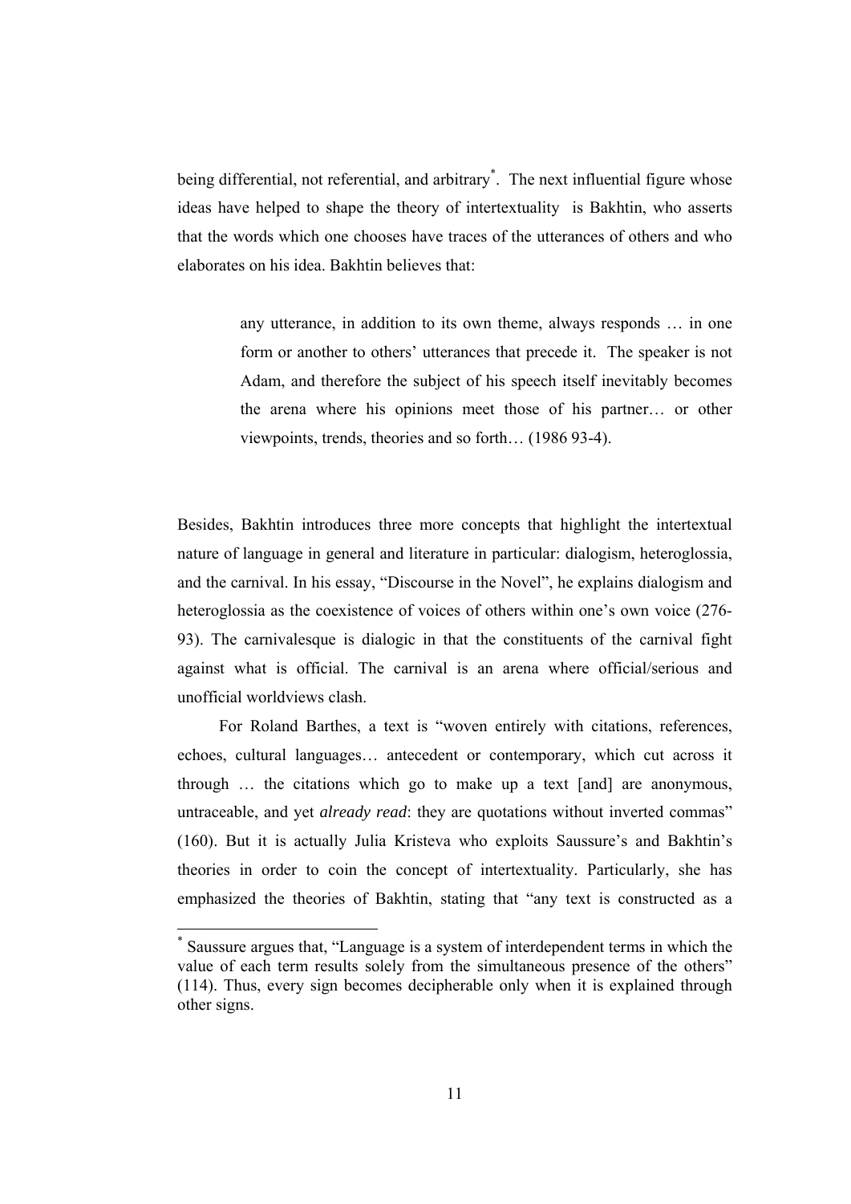being differential, not referential, and arbitrary*. The next influential figure whose ideas have helped to shape the theory of intertextuality is Bakhtin, who asserts that the words which one chooses have traces of the utterances of others and who elaborates on his idea. Bakhtin believes that:

> any utterance, in addition to its own theme, always responds … in one form or another to others' utterances that precede it. The speaker is not Adam, and therefore the subject of his speech itself inevitably becomes the arena where his opinions meet those of his partner… or other viewpoints, trends, theories and so forth… (1986 93-4).

Besides, Bakhtin introduces three more concepts that highlight the intertextual nature of language in general and literature in particular: dialogism, heteroglossia, and the carnival. In his essay, "Discourse in the Novel", he explains dialogism and heteroglossia as the coexistence of voices of others within one's own voice (276-93). The carnivalesque is dialogic in that the constituents of the carnival fight against what is official. The carnival is an arena where official/serious and unofficial worldviews clash.

For Roland Barthes, a text is "woven entirely with citations, references, echoes, cultural languages… antecedent or contemporary, which cut across it through … the citations which go to make up a text [and] are anonymous, untraceable, and yet *already read*: they are quotations without inverted commas" (160). But it is actually Julia Kristeva who exploits Saussure's and Bakhtin's theories in order to coin the concept of intertextuality. Particularly, she has emphasized the theories of Bakhtin, stating that "any text is constructed as a

---

* Saussure argues that, "Language is a system of interdependent terms in which the value of each term results solely from the simultaneous presence of the others" (114). Thus, every sign becomes decipherable only when it is explained through other signs.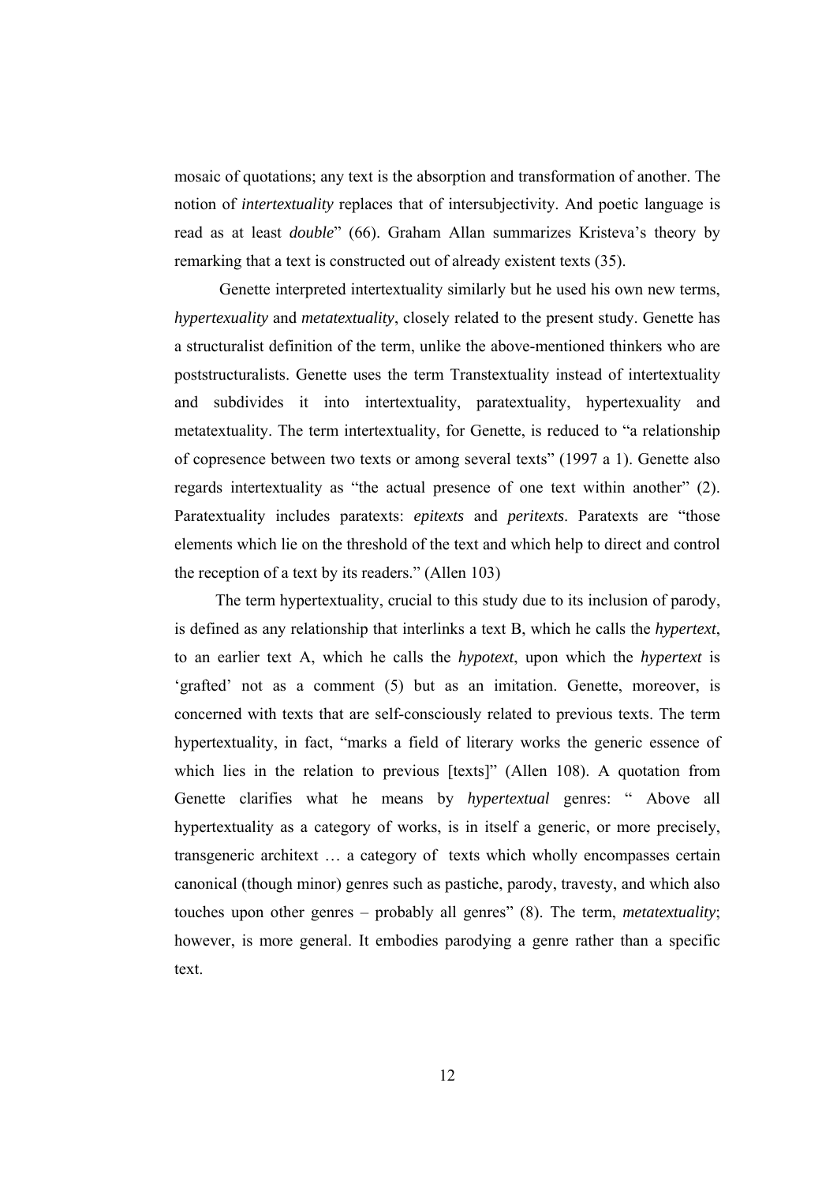mosaic of quotations; any text is the absorption and transformation of another. The notion of *intertextuality* replaces that of intersubjectivity. And poetic language is read as at least *double*" (66). Graham Allan summarizes Kristeva's theory by remarking that a text is constructed out of already existent texts (35).

Genette interpreted intertextuality similarly but he used his own new terms, *hypertexuality* and *metatextuality*, closely related to the present study. Genette has a structuralist definition of the term, unlike the above-mentioned thinkers who are poststructuralists. Genette uses the term Transtextuality instead of intertextuality and subdivides it into intertextuality, paratextuality, hypertexuality and metatextuality. The term intertextuality, for Genette, is reduced to "a relationship of copresence between two texts or among several texts" (1997 a 1). Genette also regards intertextuality as "the actual presence of one text within another" (2). Paratextuality includes paratexts: *epitexts* and *peritexts*. Paratexts are "those elements which lie on the threshold of the text and which help to direct and control the reception of a text by its readers." (Allen 103)

The term hypertextuality, crucial to this study due to its inclusion of parody, is defined as any relationship that interlinks a text B, which he calls the *hypertext*, to an earlier text A, which he calls the *hypotext*, upon which the *hypertext* is 'grafted' not as a comment (5) but as an imitation. Genette, moreover, is concerned with texts that are self-consciously related to previous texts. The term hypertextuality, in fact, "marks a field of literary works the generic essence of which lies in the relation to previous [texts]" (Allen 108). A quotation from Genette clarifies what he means by *hypertextual* genres: " Above all hypertextuality as a category of works, is in itself a generic, or more precisely, transgeneric architext … a category of texts which wholly encompasses certain canonical (though minor) genres such as pastiche, parody, travesty, and which also touches upon other genres – probably all genres" (8). The term, *metatextuality*; however, is more general. It embodies parodying a genre rather than a specific text.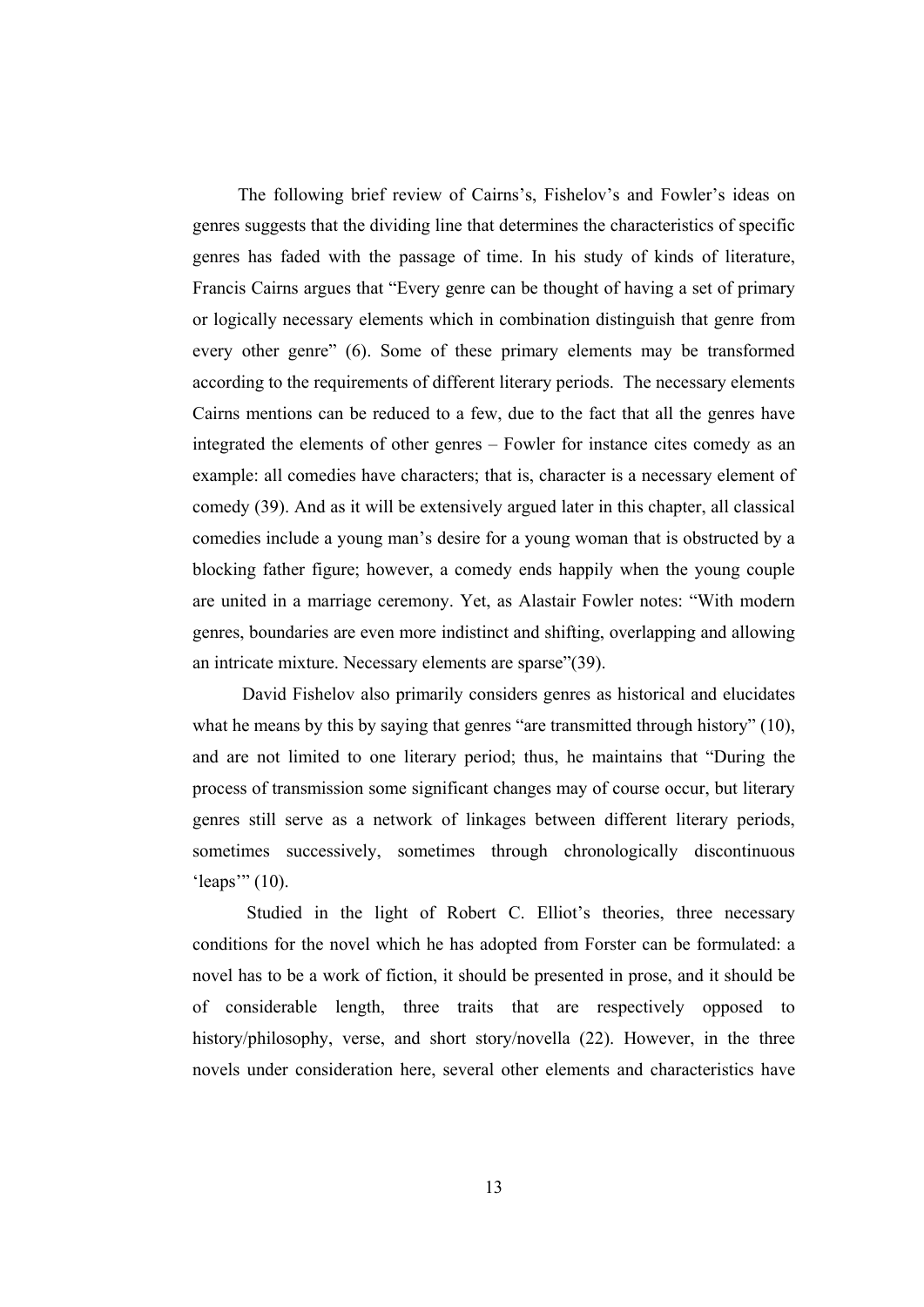The following brief review of Cairns's, Fishelov's and Fowler's ideas on genres suggests that the dividing line that determines the characteristics of specific genres has faded with the passage of time. In his study of kinds of literature, Francis Cairns argues that "Every genre can be thought of having a set of primary or logically necessary elements which in combination distinguish that genre from every other genre" (6). Some of these primary elements may be transformed according to the requirements of different literary periods. The necessary elements Cairns mentions can be reduced to a few, due to the fact that all the genres have integrated the elements of other genres – Fowler for instance cites comedy as an example: all comedies have characters; that is, character is a necessary element of comedy (39). And as it will be extensively argued later in this chapter, all classical comedies include a young man's desire for a young woman that is obstructed by a blocking father figure; however, a comedy ends happily when the young couple are united in a marriage ceremony. Yet, as Alastair Fowler notes: "With modern genres, boundaries are even more indistinct and shifting, overlapping and allowing an intricate mixture. Necessary elements are sparse"(39).

David Fishelov also primarily considers genres as historical and elucidates what he means by this by saying that genres "are transmitted through history" (10), and are not limited to one literary period; thus, he maintains that "During the process of transmission some significant changes may of course occur, but literary genres still serve as a network of linkages between different literary periods, sometimes successively, sometimes through chronologically discontinuous 'leaps'" (10).

Studied in the light of Robert C. Elliot's theories, three necessary conditions for the novel which he has adopted from Forster can be formulated: a novel has to be a work of fiction, it should be presented in prose, and it should be of considerable length, three traits that are respectively opposed to history/philosophy, verse, and short story/novella (22). However, in the three novels under consideration here, several other elements and characteristics have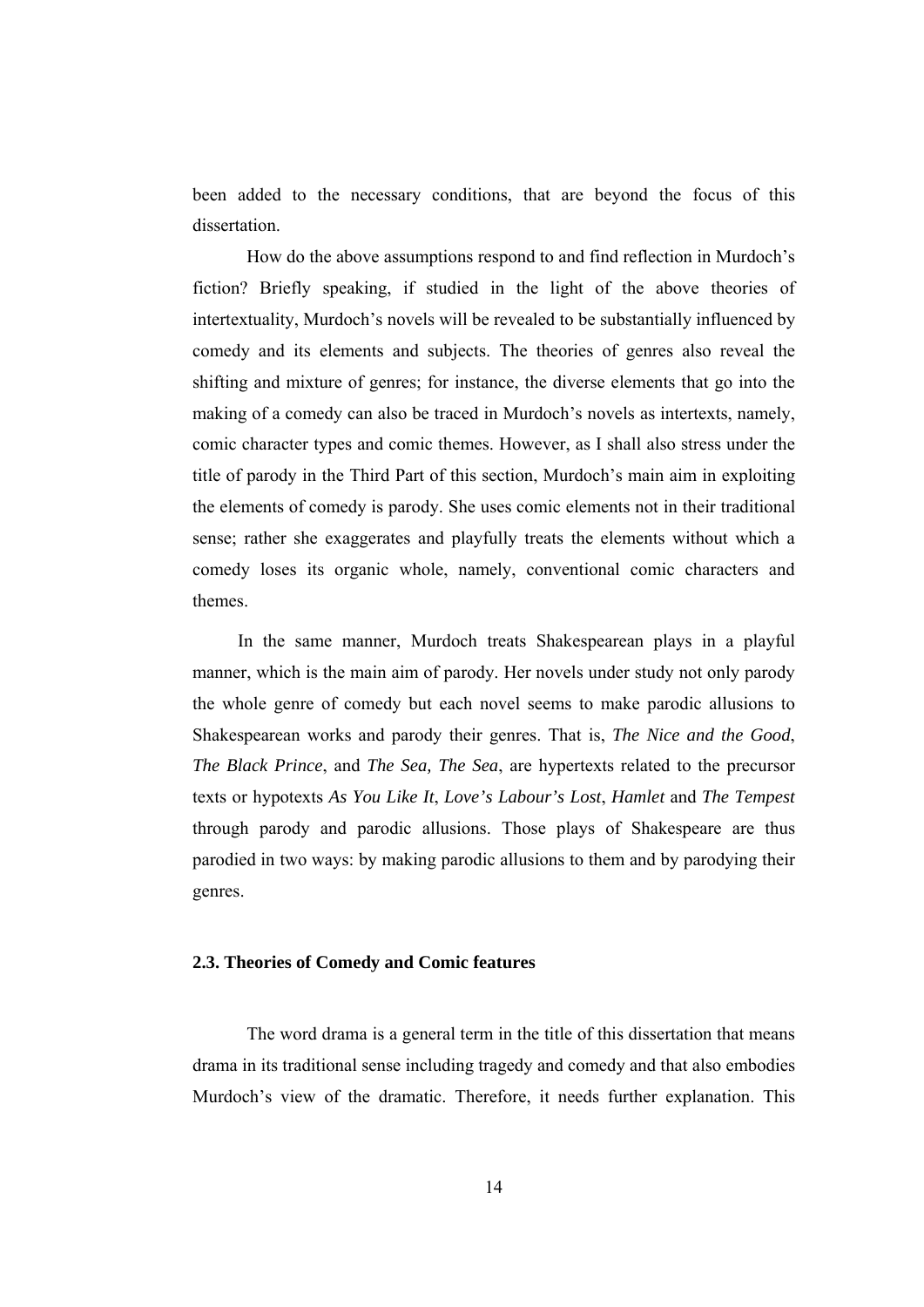been added to the necessary conditions, that are beyond the focus of this dissertation.

How do the above assumptions respond to and find reflection in Murdoch's fiction? Briefly speaking, if studied in the light of the above theories of intertextuality, Murdoch's novels will be revealed to be substantially influenced by comedy and its elements and subjects. The theories of genres also reveal the shifting and mixture of genres; for instance, the diverse elements that go into the making of a comedy can also be traced in Murdoch's novels as intertexts, namely, comic character types and comic themes. However, as I shall also stress under the title of parody in the Third Part of this section, Murdoch's main aim in exploiting the elements of comedy is parody. She uses comic elements not in their traditional sense; rather she exaggerates and playfully treats the elements without which a comedy loses its organic whole, namely, conventional comic characters and themes.

In the same manner, Murdoch treats Shakespearean plays in a playful manner, which is the main aim of parody. Her novels under study not only parody the whole genre of comedy but each novel seems to make parodic allusions to Shakespearean works and parody their genres. That is, *The Nice and the Good*, *The Black Prince*, and *The Sea, The Sea*, are hypertexts related to the precursor texts or hypotexts *As You Like It*, *Love's Labour's Lost*, *Hamlet* and *The Tempest* through parody and parodic allusions. Those plays of Shakespeare are thus parodied in two ways: by making parodic allusions to them and by parodying their genres.

### 2.3. Theories of Comedy and Comic features

The word drama is a general term in the title of this dissertation that means drama in its traditional sense including tragedy and comedy and that also embodies Murdoch's view of the dramatic. Therefore, it needs further explanation. This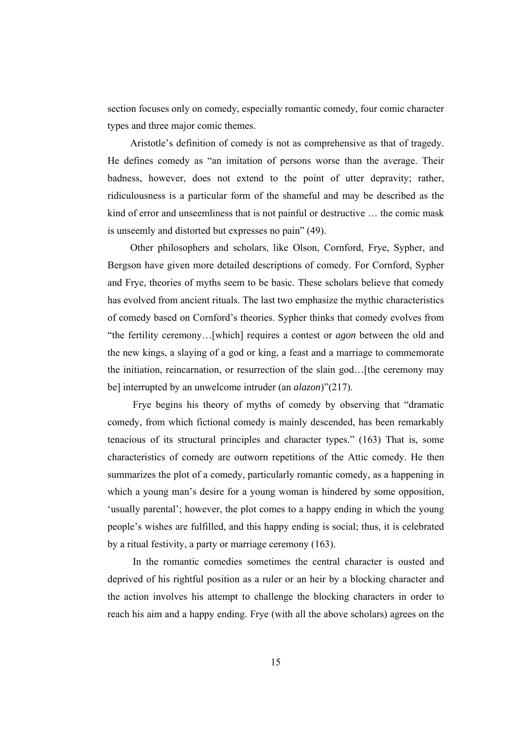section focuses only on comedy, especially romantic comedy, four comic character types and three major comic themes.

Aristotle's definition of comedy is not as comprehensive as that of tragedy. He defines comedy as "an imitation of persons worse than the average. Their badness, however, does not extend to the point of utter depravity; rather, ridiculousness is a particular form of the shameful and may be described as the kind of error and unseemliness that is not painful or destructive … the comic mask is unseemly and distorted but expresses no pain" (49).

Other philosophers and scholars, like Olson, Cornford, Frye, Sypher, and Bergson have given more detailed descriptions of comedy. For Cornford, Sypher and Frye, theories of myths seem to be basic. These scholars believe that comedy has evolved from ancient rituals. The last two emphasize the mythic characteristics of comedy based on Cornford's theories. Sypher thinks that comedy evolves from "the fertility ceremony…[which] requires a contest or *agon* between the old and the new kings, a slaying of a god or king, a feast and a marriage to commemorate the initiation, reincarnation, or resurrection of the slain god…[the ceremony may be] interrupted by an unwelcome intruder (an *alazon*)"(217).

Frye begins his theory of myths of comedy by observing that "dramatic comedy, from which fictional comedy is mainly descended, has been remarkably tenacious of its structural principles and character types." (163) That is, some characteristics of comedy are outworn repetitions of the Attic comedy. He then summarizes the plot of a comedy, particularly romantic comedy, as a happening in which a young man's desire for a young woman is hindered by some opposition, 'usually parental'; however, the plot comes to a happy ending in which the young people's wishes are fulfilled, and this happy ending is social; thus, it is celebrated by a ritual festivity, a party or marriage ceremony (163).

In the romantic comedies sometimes the central character is ousted and deprived of his rightful position as a ruler or an heir by a blocking character and the action involves his attempt to challenge the blocking characters in order to reach his aim and a happy ending. Frye (with all the above scholars) agrees on the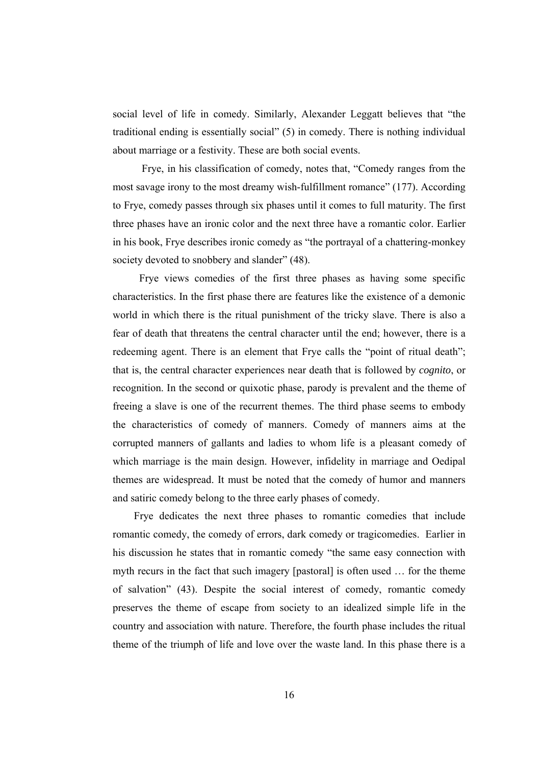social level of life in comedy. Similarly, Alexander Leggatt believes that "the traditional ending is essentially social" (5) in comedy. There is nothing individual about marriage or a festivity. These are both social events.

Frye, in his classification of comedy, notes that, "Comedy ranges from the most savage irony to the most dreamy wish-fulfillment romance" (177). According to Frye, comedy passes through six phases until it comes to full maturity. The first three phases have an ironic color and the next three have a romantic color. Earlier in his book, Frye describes ironic comedy as "the portrayal of a chattering-monkey society devoted to snobbery and slander" (48).

Frye views comedies of the first three phases as having some specific characteristics. In the first phase there are features like the existence of a demonic world in which there is the ritual punishment of the tricky slave. There is also a fear of death that threatens the central character until the end; however, there is a redeeming agent. There is an element that Frye calls the "point of ritual death"; that is, the central character experiences near death that is followed by *cognito*, or recognition. In the second or quixotic phase, parody is prevalent and the theme of freeing a slave is one of the recurrent themes. The third phase seems to embody the characteristics of comedy of manners. Comedy of manners aims at the corrupted manners of gallants and ladies to whom life is a pleasant comedy of which marriage is the main design. However, infidelity in marriage and Oedipal themes are widespread. It must be noted that the comedy of humor and manners and satiric comedy belong to the three early phases of comedy.

Frye dedicates the next three phases to romantic comedies that include romantic comedy, the comedy of errors, dark comedy or tragicomedies. Earlier in his discussion he states that in romantic comedy "the same easy connection with myth recurs in the fact that such imagery [pastoral] is often used … for the theme of salvation" (43). Despite the social interest of comedy, romantic comedy preserves the theme of escape from society to an idealized simple life in the country and association with nature. Therefore, the fourth phase includes the ritual theme of the triumph of life and love over the waste land. In this phase there is a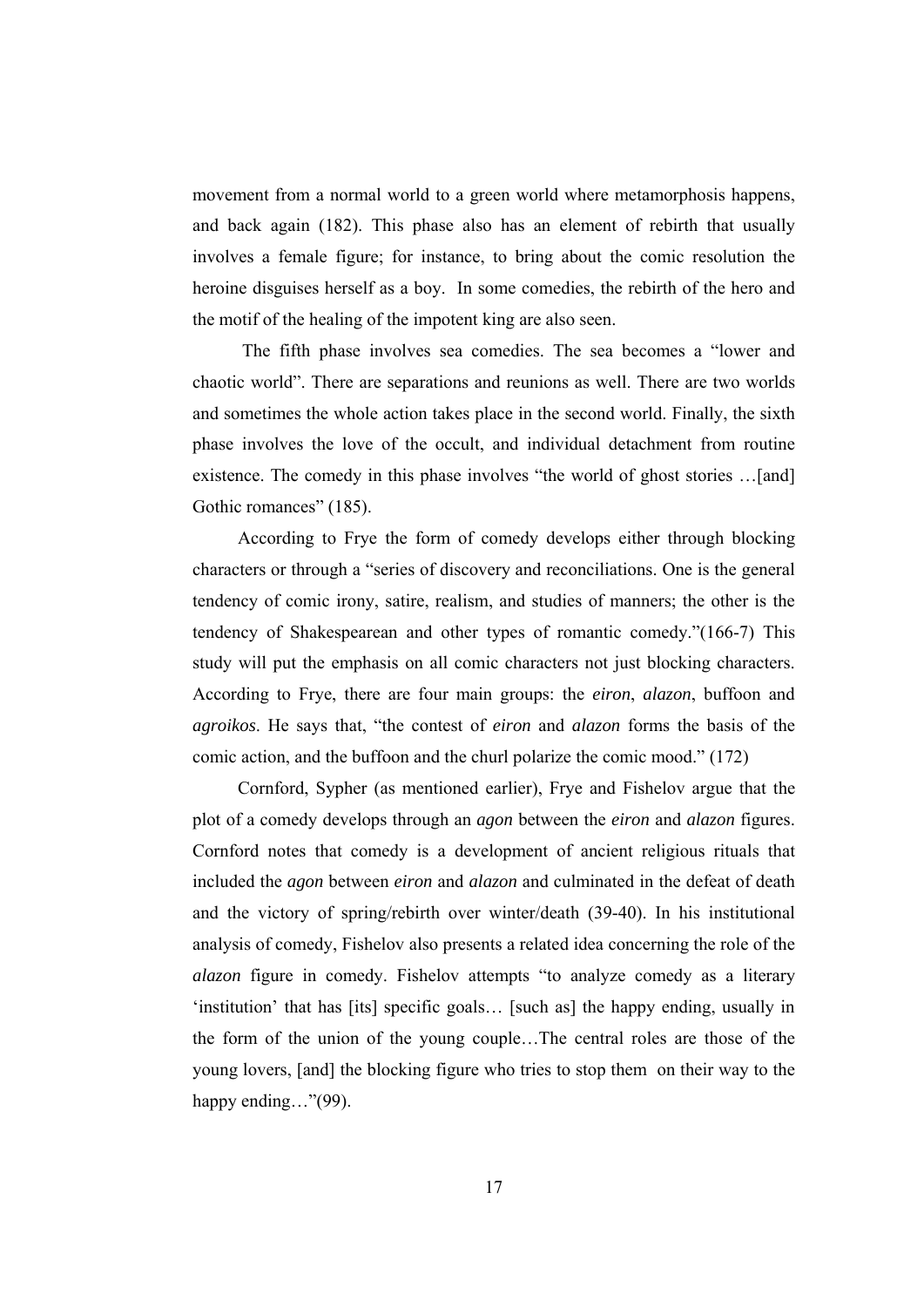movement from a normal world to a green world where metamorphosis happens, and back again (182). This phase also has an element of rebirth that usually involves a female figure; for instance, to bring about the comic resolution the heroine disguises herself as a boy. In some comedies, the rebirth of the hero and the motif of the healing of the impotent king are also seen.

The fifth phase involves sea comedies. The sea becomes a "lower and chaotic world". There are separations and reunions as well. There are two worlds and sometimes the whole action takes place in the second world. Finally, the sixth phase involves the love of the occult, and individual detachment from routine existence. The comedy in this phase involves "the world of ghost stories …[and] Gothic romances" (185).

According to Frye the form of comedy develops either through blocking characters or through a "series of discovery and reconciliations. One is the general tendency of comic irony, satire, realism, and studies of manners; the other is the tendency of Shakespearean and other types of romantic comedy."(166-7) This study will put the emphasis on all comic characters not just blocking characters. According to Frye, there are four main groups: the *eiron*, *alazon*, buffoon and *agroikos*. He says that, "the contest of *eiron* and *alazon* forms the basis of the comic action, and the buffoon and the churl polarize the comic mood." (172)

Cornford, Sypher (as mentioned earlier), Frye and Fishelov argue that the plot of a comedy develops through an *agon* between the *eiron* and *alazon* figures. Cornford notes that comedy is a development of ancient religious rituals that included the *agon* between *eiron* and *alazon* and culminated in the defeat of death and the victory of spring/rebirth over winter/death (39-40). In his institutional analysis of comedy, Fishelov also presents a related idea concerning the role of the *alazon* figure in comedy. Fishelov attempts "to analyze comedy as a literary 'institution' that has [its] specific goals… [such as] the happy ending, usually in the form of the union of the young couple…The central roles are those of the young lovers, [and] the blocking figure who tries to stop them on their way to the happy ending…"(99).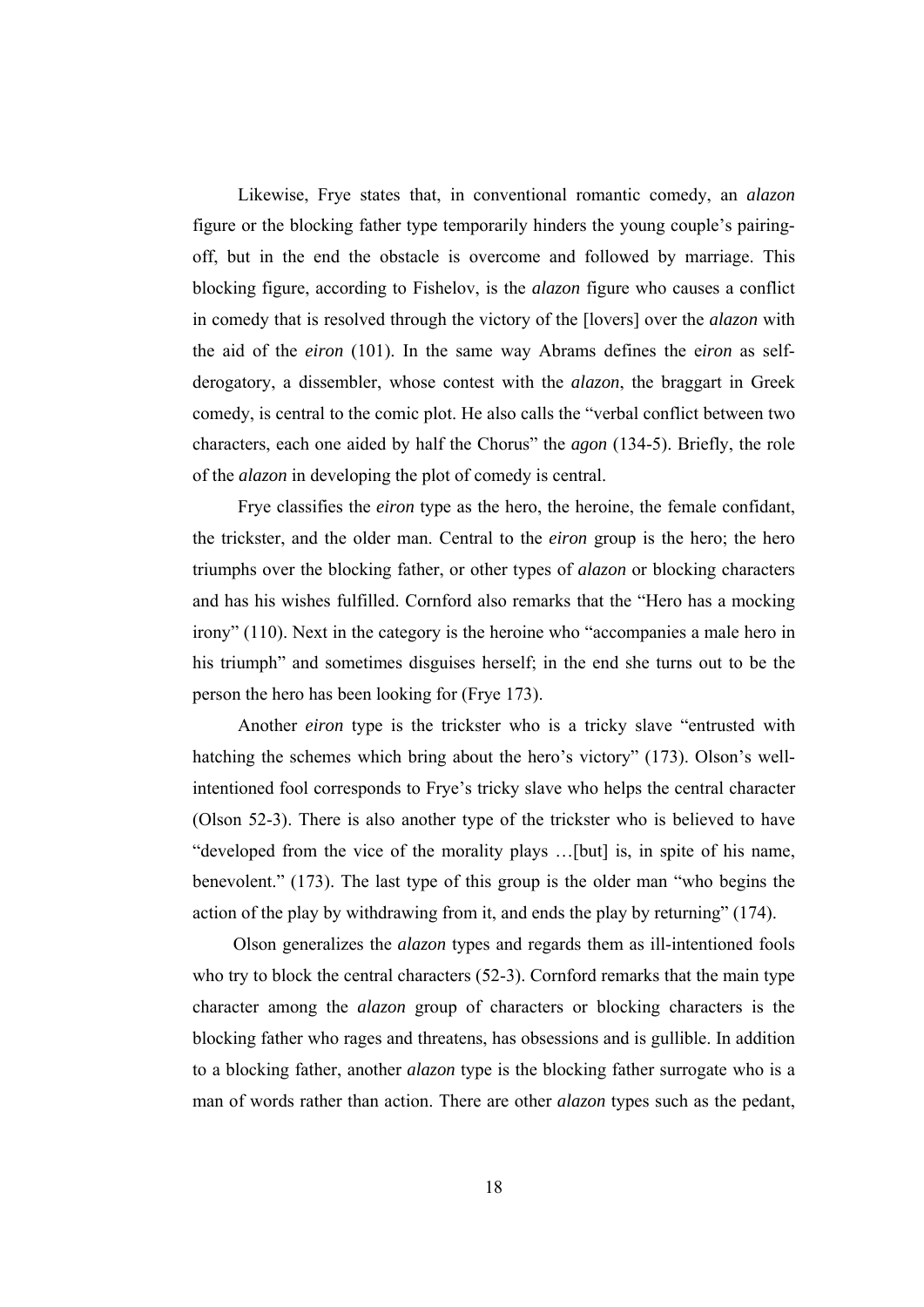Likewise, Frye states that, in conventional romantic comedy, an *alazon* figure or the blocking father type temporarily hinders the young couple's pairing-off, but in the end the obstacle is overcome and followed by marriage. This blocking figure, according to Fishelov, is the *alazon* figure who causes a conflict in comedy that is resolved through the victory of the [lovers] over the *alazon* with the aid of the *eiron* (101). In the same way Abrams defines the e*iron* as self-derogatory, a dissembler, whose contest with the *alazon*, the braggart in Greek comedy, is central to the comic plot. He also calls the "verbal conflict between two characters, each one aided by half the Chorus" the *agon* (134-5). Briefly, the role of the *alazon* in developing the plot of comedy is central.

Frye classifies the *eiron* type as the hero, the heroine, the female confidant, the trickster, and the older man. Central to the *eiron* group is the hero; the hero triumphs over the blocking father, or other types of *alazon* or blocking characters and has his wishes fulfilled. Cornford also remarks that the "Hero has a mocking irony" (110). Next in the category is the heroine who "accompanies a male hero in his triumph" and sometimes disguises herself; in the end she turns out to be the person the hero has been looking for (Frye 173).

Another *eiron* type is the trickster who is a tricky slave "entrusted with hatching the schemes which bring about the hero's victory" (173). Olson's well-intentioned fool corresponds to Frye's tricky slave who helps the central character (Olson 52-3). There is also another type of the trickster who is believed to have "developed from the vice of the morality plays …[but] is, in spite of his name, benevolent." (173). The last type of this group is the older man "who begins the action of the play by withdrawing from it, and ends the play by returning" (174).

Olson generalizes the *alazon* types and regards them as ill-intentioned fools who try to block the central characters (52-3). Cornford remarks that the main type character among the *alazon* group of characters or blocking characters is the blocking father who rages and threatens, has obsessions and is gullible. In addition to a blocking father, another *alazon* type is the blocking father surrogate who is a man of words rather than action. There are other *alazon* types such as the pedant,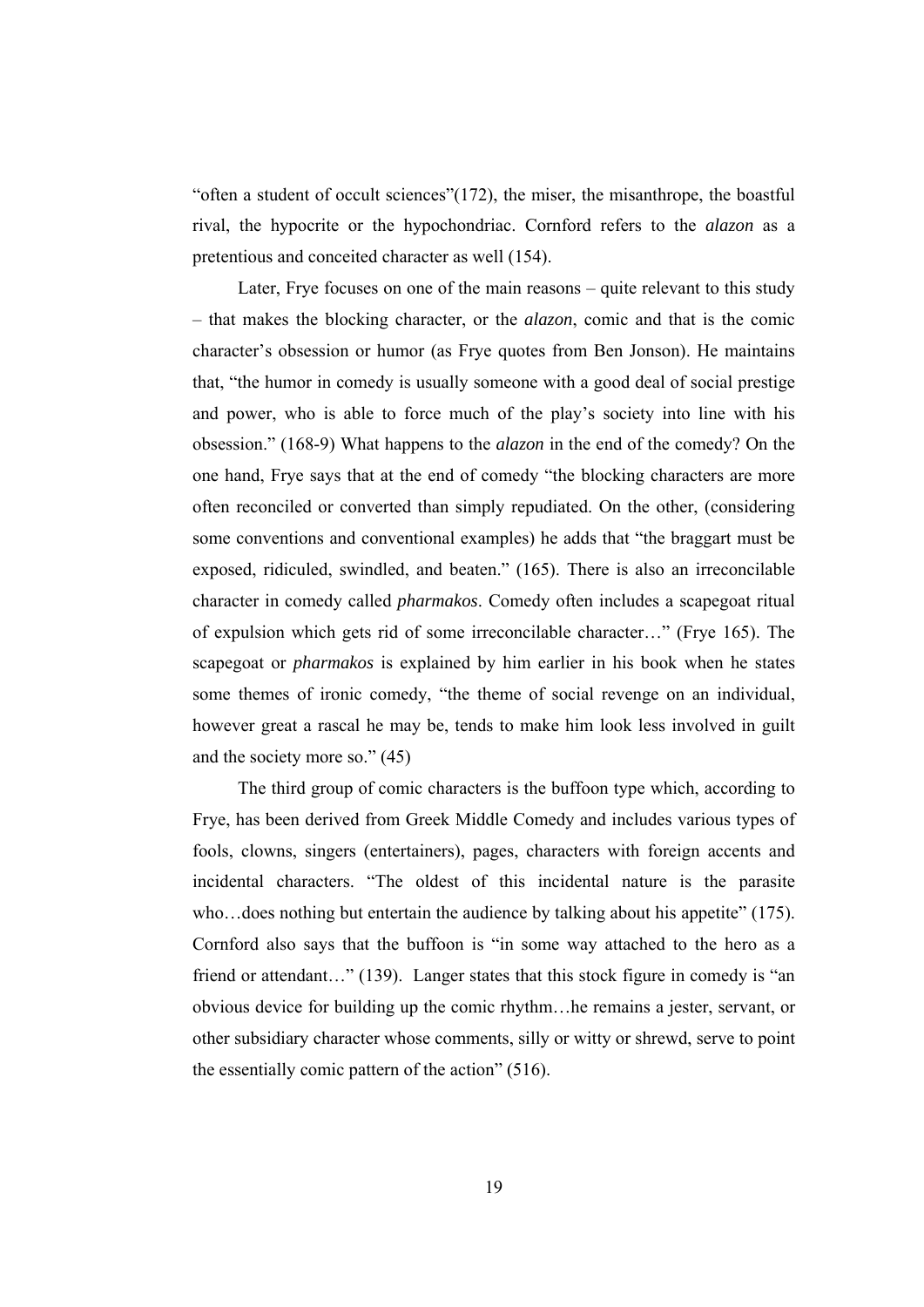"often a student of occult sciences"(172), the miser, the misanthrope, the boastful rival, the hypocrite or the hypochondriac. Cornford refers to the *alazon* as a pretentious and conceited character as well (154).

Later, Frye focuses on one of the main reasons – quite relevant to this study – that makes the blocking character, or the *alazon*, comic and that is the comic character's obsession or humor (as Frye quotes from Ben Jonson). He maintains that, "the humor in comedy is usually someone with a good deal of social prestige and power, who is able to force much of the play's society into line with his obsession." (168-9) What happens to the *alazon* in the end of the comedy? On the one hand, Frye says that at the end of comedy "the blocking characters are more often reconciled or converted than simply repudiated. On the other, (considering some conventions and conventional examples) he adds that "the braggart must be exposed, ridiculed, swindled, and beaten." (165). There is also an irreconcilable character in comedy called *pharmakos*. Comedy often includes a scapegoat ritual of expulsion which gets rid of some irreconcilable character…" (Frye 165). The scapegoat or *pharmakos* is explained by him earlier in his book when he states some themes of ironic comedy, "the theme of social revenge on an individual, however great a rascal he may be, tends to make him look less involved in guilt and the society more so." (45)

The third group of comic characters is the buffoon type which, according to Frye, has been derived from Greek Middle Comedy and includes various types of fools, clowns, singers (entertainers), pages, characters with foreign accents and incidental characters. "The oldest of this incidental nature is the parasite who…does nothing but entertain the audience by talking about his appetite" (175). Cornford also says that the buffoon is "in some way attached to the hero as a friend or attendant…" (139). Langer states that this stock figure in comedy is "an obvious device for building up the comic rhythm…he remains a jester, servant, or other subsidiary character whose comments, silly or witty or shrewd, serve to point the essentially comic pattern of the action" (516).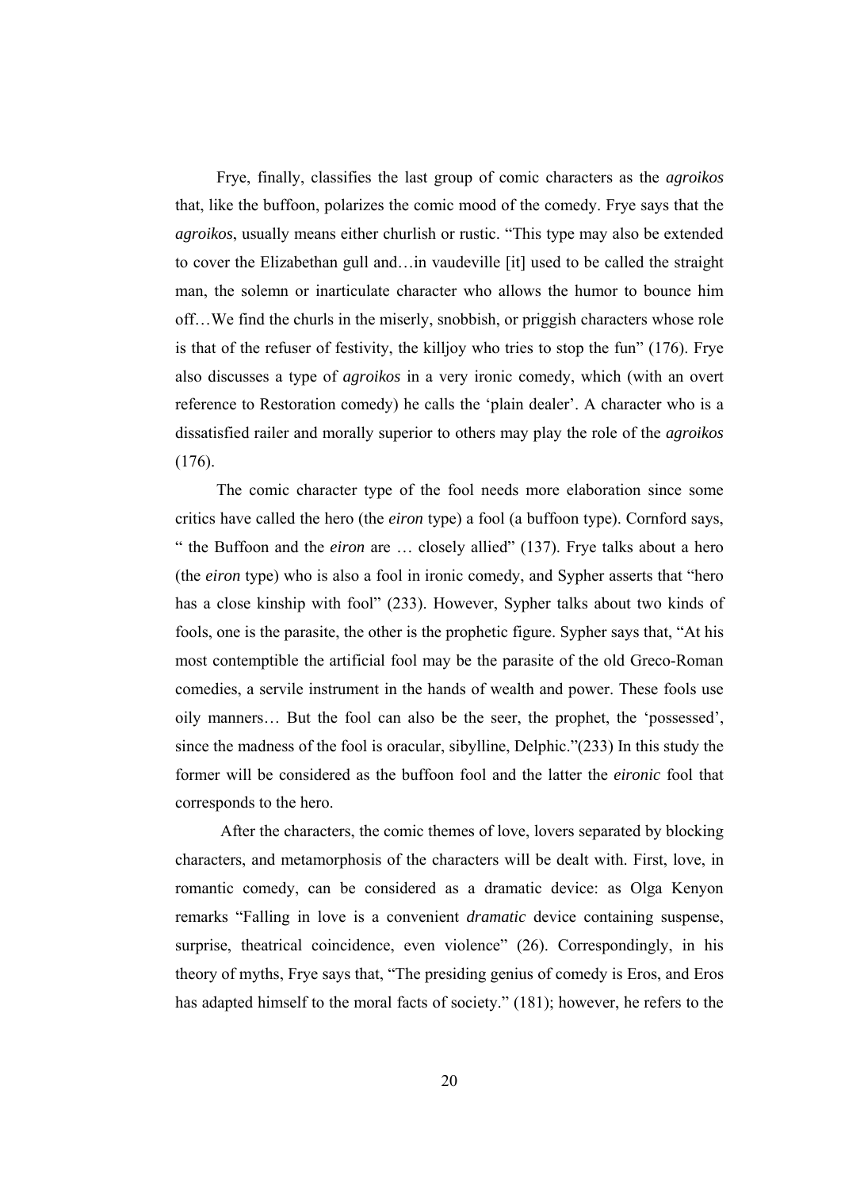Frye, finally, classifies the last group of comic characters as the *agroikos* that, like the buffoon, polarizes the comic mood of the comedy. Frye says that the *agroikos*, usually means either churlish or rustic. "This type may also be extended to cover the Elizabethan gull and…in vaudeville [it] used to be called the straight man, the solemn or inarticulate character who allows the humor to bounce him off…We find the churls in the miserly, snobbish, or priggish characters whose role is that of the refuser of festivity, the killjoy who tries to stop the fun" (176). Frye also discusses a type of *agroikos* in a very ironic comedy, which (with an overt reference to Restoration comedy) he calls the 'plain dealer'. A character who is a dissatisfied railer and morally superior to others may play the role of the *agroikos* (176).

The comic character type of the fool needs more elaboration since some critics have called the hero (the *eiron* type) a fool (a buffoon type). Cornford says, " the Buffoon and the *eiron* are … closely allied" (137). Frye talks about a hero (the *eiron* type) who is also a fool in ironic comedy, and Sypher asserts that "hero has a close kinship with fool" (233). However, Sypher talks about two kinds of fools, one is the parasite, the other is the prophetic figure. Sypher says that, "At his most contemptible the artificial fool may be the parasite of the old Greco-Roman comedies, a servile instrument in the hands of wealth and power. These fools use oily manners… But the fool can also be the seer, the prophet, the 'possessed', since the madness of the fool is oracular, sibylline, Delphic."(233) In this study the former will be considered as the buffoon fool and the latter the *eironic* fool that corresponds to the hero.

After the characters, the comic themes of love, lovers separated by blocking characters, and metamorphosis of the characters will be dealt with. First, love, in romantic comedy, can be considered as a dramatic device: as Olga Kenyon remarks "Falling in love is a convenient *dramatic* device containing suspense, surprise, theatrical coincidence, even violence" (26). Correspondingly, in his theory of myths, Frye says that, "The presiding genius of comedy is Eros, and Eros has adapted himself to the moral facts of society." (181); however, he refers to the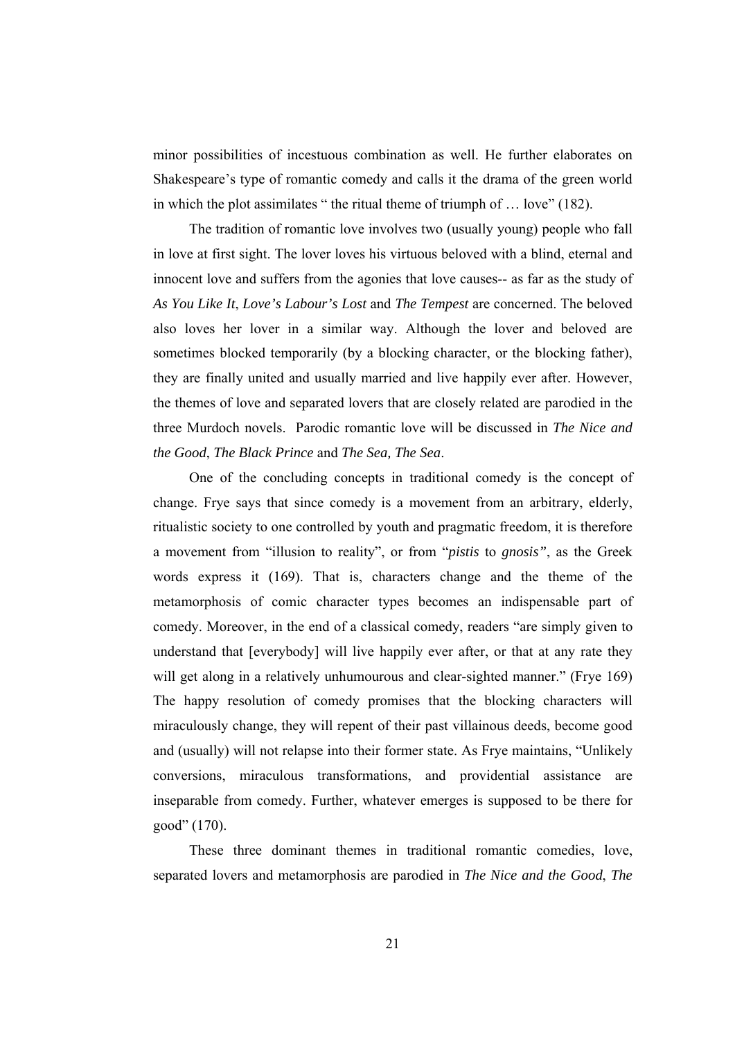minor possibilities of incestuous combination as well. He further elaborates on Shakespeare's type of romantic comedy and calls it the drama of the green world in which the plot assimilates " the ritual theme of triumph of … love" (182).

The tradition of romantic love involves two (usually young) people who fall in love at first sight. The lover loves his virtuous beloved with a blind, eternal and innocent love and suffers from the agonies that love causes-- as far as the study of *As You Like It*, *Love's Labour's Lost* and *The Tempest* are concerned. The beloved also loves her lover in a similar way. Although the lover and beloved are sometimes blocked temporarily (by a blocking character, or the blocking father), they are finally united and usually married and live happily ever after. However, the themes of love and separated lovers that are closely related are parodied in the three Murdoch novels. Parodic romantic love will be discussed in *The Nice and the Good*, *The Black Prince* and *The Sea, The Sea*.

One of the concluding concepts in traditional comedy is the concept of change. Frye says that since comedy is a movement from an arbitrary, elderly, ritualistic society to one controlled by youth and pragmatic freedom, it is therefore a movement from "illusion to reality", or from "*pistis* to *gnosis*", as the Greek words express it (169). That is, characters change and the theme of the metamorphosis of comic character types becomes an indispensable part of comedy. Moreover, in the end of a classical comedy, readers "are simply given to understand that [everybody] will live happily ever after, or that at any rate they will get along in a relatively unhumourous and clear-sighted manner." (Frye 169) The happy resolution of comedy promises that the blocking characters will miraculously change, they will repent of their past villainous deeds, become good and (usually) will not relapse into their former state. As Frye maintains, "Unlikely conversions, miraculous transformations, and providential assistance are inseparable from comedy. Further, whatever emerges is supposed to be there for good" (170).

These three dominant themes in traditional romantic comedies, love, separated lovers and metamorphosis are parodied in *The Nice and the Good*, *The*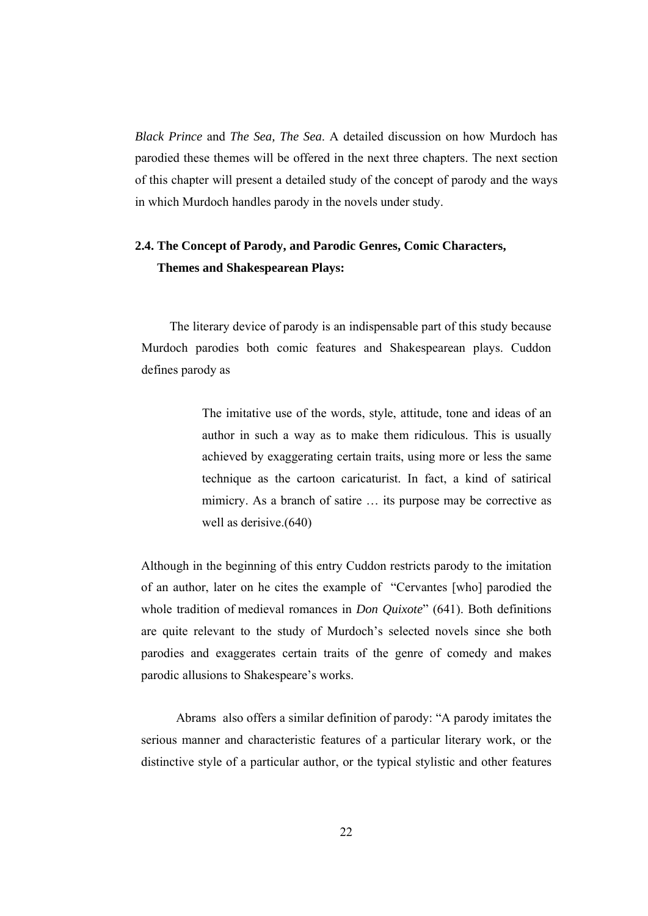*Black Prince* and *The Sea, The Sea*. A detailed discussion on how Murdoch has parodied these themes will be offered in the next three chapters. The next section of this chapter will present a detailed study of the concept of parody and the ways in which Murdoch handles parody in the novels under study.

## 2.4. The Concept of Parody, and Parodic Genres, Comic Characters, Themes and Shakespearean Plays:

The literary device of parody is an indispensable part of this study because Murdoch parodies both comic features and Shakespearean plays. Cuddon defines parody as

> The imitative use of the words, style, attitude, tone and ideas of an author in such a way as to make them ridiculous. This is usually achieved by exaggerating certain traits, using more or less the same technique as the cartoon caricaturist. In fact, a kind of satirical mimicry. As a branch of satire … its purpose may be corrective as well as derisive.(640)

Although in the beginning of this entry Cuddon restricts parody to the imitation of an author, later on he cites the example of "Cervantes [who] parodied the whole tradition of medieval romances in *Don Quixote*" (641). Both definitions are quite relevant to the study of Murdoch's selected novels since she both parodies and exaggerates certain traits of the genre of comedy and makes parodic allusions to Shakespeare's works.

Abrams also offers a similar definition of parody: "A parody imitates the serious manner and characteristic features of a particular literary work, or the distinctive style of a particular author, or the typical stylistic and other features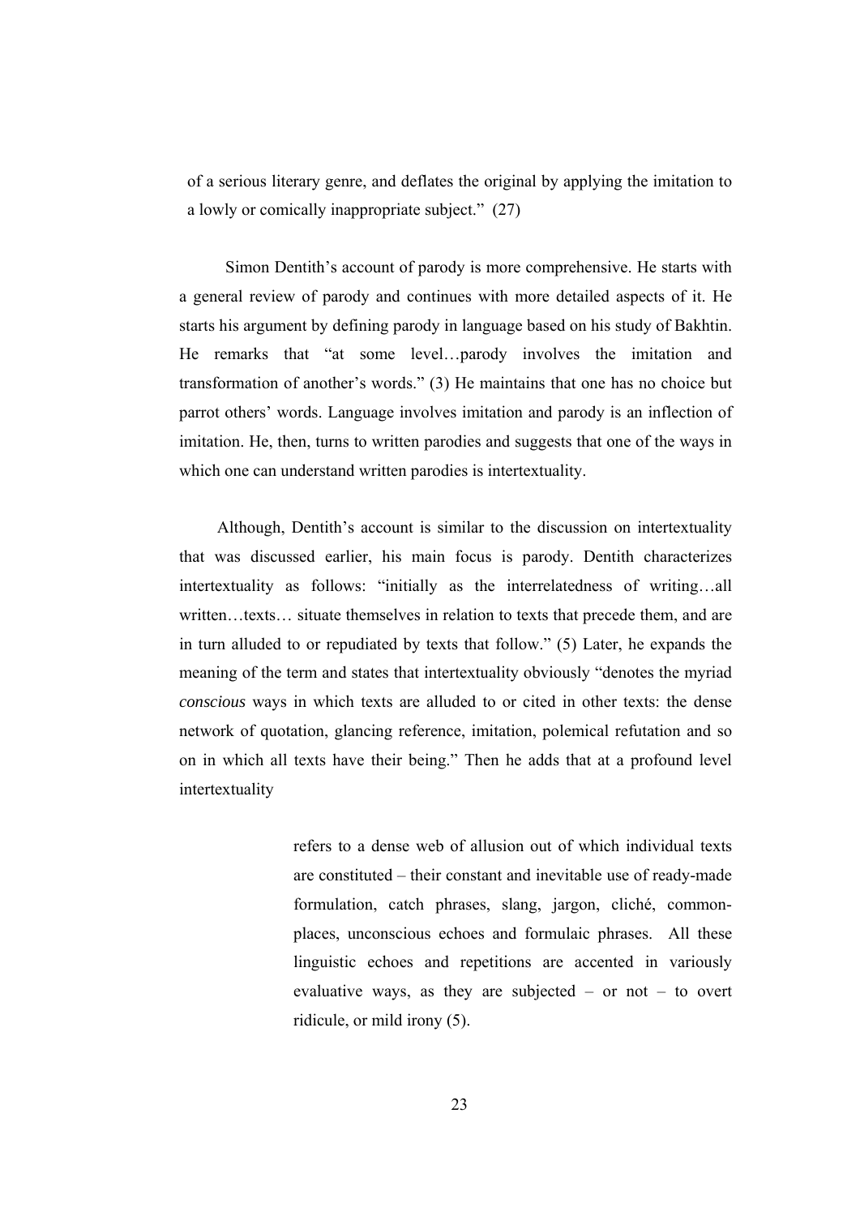of a serious literary genre, and deflates the original by applying the imitation to a lowly or comically inappropriate subject." (27)

Simon Dentith's account of parody is more comprehensive. He starts with a general review of parody and continues with more detailed aspects of it. He starts his argument by defining parody in language based on his study of Bakhtin. He remarks that "at some level…parody involves the imitation and transformation of another's words." (3) He maintains that one has no choice but parrot others' words. Language involves imitation and parody is an inflection of imitation. He, then, turns to written parodies and suggests that one of the ways in which one can understand written parodies is intertextuality.

Although, Dentith's account is similar to the discussion on intertextuality that was discussed earlier, his main focus is parody. Dentith characterizes intertextuality as follows: "initially as the interrelatedness of writing…all written…texts… situate themselves in relation to texts that precede them, and are in turn alluded to or repudiated by texts that follow." (5) Later, he expands the meaning of the term and states that intertextuality obviously "denotes the myriad *conscious* ways in which texts are alluded to or cited in other texts: the dense network of quotation, glancing reference, imitation, polemical refutation and so on in which all texts have their being." Then he adds that at a profound level intertextuality

> refers to a dense web of allusion out of which individual texts are constituted – their constant and inevitable use of ready-made formulation, catch phrases, slang, jargon, cliché, common-places, unconscious echoes and formulaic phrases. All these linguistic echoes and repetitions are accented in variously evaluative ways, as they are subjected – or not – to overt ridicule, or mild irony (5).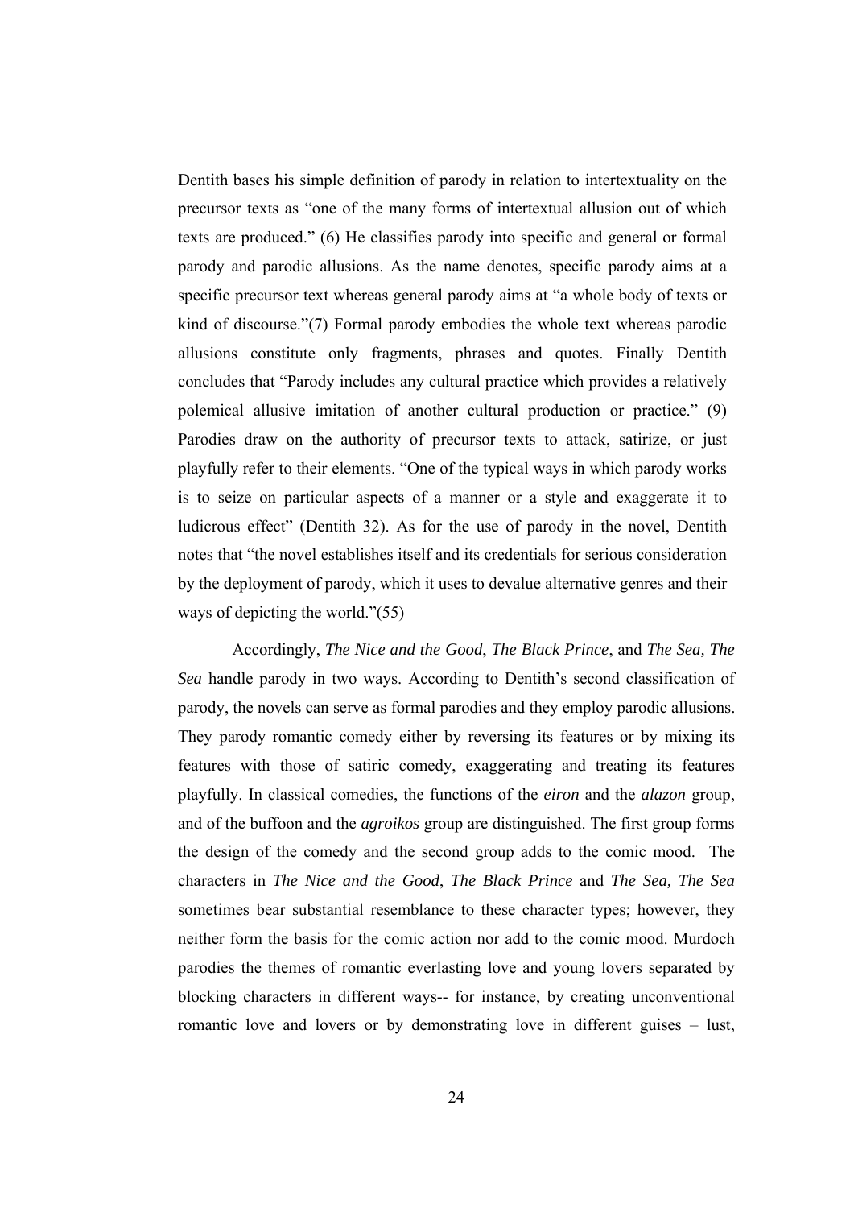Dentith bases his simple definition of parody in relation to intertextuality on the precursor texts as “one of the many forms of intertextual allusion out of which texts are produced.” (6) He classifies parody into specific and general or formal parody and parodic allusions. As the name denotes, specific parody aims at a specific precursor text whereas general parody aims at “a whole body of texts or kind of discourse.”(7) Formal parody embodies the whole text whereas parodic allusions constitute only fragments, phrases and quotes. Finally Dentith concludes that “Parody includes any cultural practice which provides a relatively polemical allusive imitation of another cultural production or practice.” (9) Parodies draw on the authority of precursor texts to attack, satirize, or just playfully refer to their elements. “One of the typical ways in which parody works is to seize on particular aspects of a manner or a style and exaggerate it to ludicrous effect” (Dentith 32). As for the use of parody in the novel, Dentith notes that “the novel establishes itself and its credentials for serious consideration by the deployment of parody, which it uses to devalue alternative genres and their ways of depicting the world.”(55)

Accordingly, *The Nice and the Good*, *The Black Prince*, and *The Sea, The Sea* handle parody in two ways. According to Dentith’s second classification of parody, the novels can serve as formal parodies and they employ parodic allusions. They parody romantic comedy either by reversing its features or by mixing its features with those of satiric comedy, exaggerating and treating its features playfully. In classical comedies, the functions of the *eiron* and the *alazon* group, and of the buffoon and the *agroikos* group are distinguished. The first group forms the design of the comedy and the second group adds to the comic mood. The characters in *The Nice and the Good*, *The Black Prince* and *The Sea, The Sea* sometimes bear substantial resemblance to these character types; however, they neither form the basis for the comic action nor add to the comic mood. Murdoch parodies the themes of romantic everlasting love and young lovers separated by blocking characters in different ways-- for instance, by creating unconventional romantic love and lovers or by demonstrating love in different guises – lust,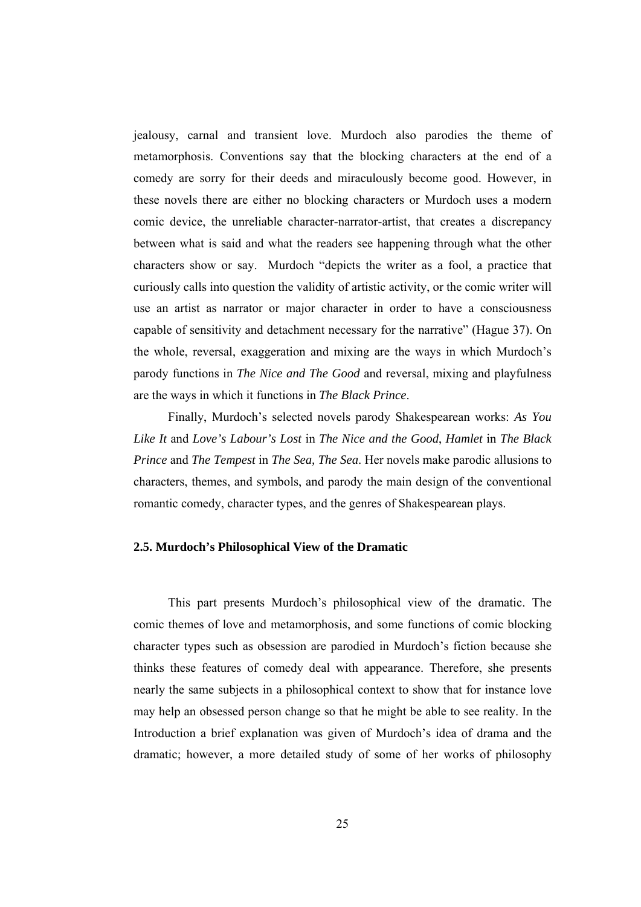jealousy, carnal and transient love. Murdoch also parodies the theme of metamorphosis. Conventions say that the blocking characters at the end of a comedy are sorry for their deeds and miraculously become good. However, in these novels there are either no blocking characters or Murdoch uses a modern comic device, the unreliable character-narrator-artist, that creates a discrepancy between what is said and what the readers see happening through what the other characters show or say. Murdoch "depicts the writer as a fool, a practice that curiously calls into question the validity of artistic activity, or the comic writer will use an artist as narrator or major character in order to have a consciousness capable of sensitivity and detachment necessary for the narrative" (Hague 37). On the whole, reversal, exaggeration and mixing are the ways in which Murdoch's parody functions in *The Nice and The Good* and reversal, mixing and playfulness are the ways in which it functions in *The Black Prince*.

Finally, Murdoch's selected novels parody Shakespearean works: *As You Like It* and *Love's Labour's Lost* in *The Nice and the Good*, *Hamlet* in *The Black Prince* and *The Tempest* in *The Sea, The Sea*. Her novels make parodic allusions to characters, themes, and symbols, and parody the main design of the conventional romantic comedy, character types, and the genres of Shakespearean plays.

### 2.5. Murdoch's Philosophical View of the Dramatic

This part presents Murdoch's philosophical view of the dramatic. The comic themes of love and metamorphosis, and some functions of comic blocking character types such as obsession are parodied in Murdoch's fiction because she thinks these features of comedy deal with appearance. Therefore, she presents nearly the same subjects in a philosophical context to show that for instance love may help an obsessed person change so that he might be able to see reality. In the Introduction a brief explanation was given of Murdoch's idea of drama and the dramatic; however, a more detailed study of some of her works of philosophy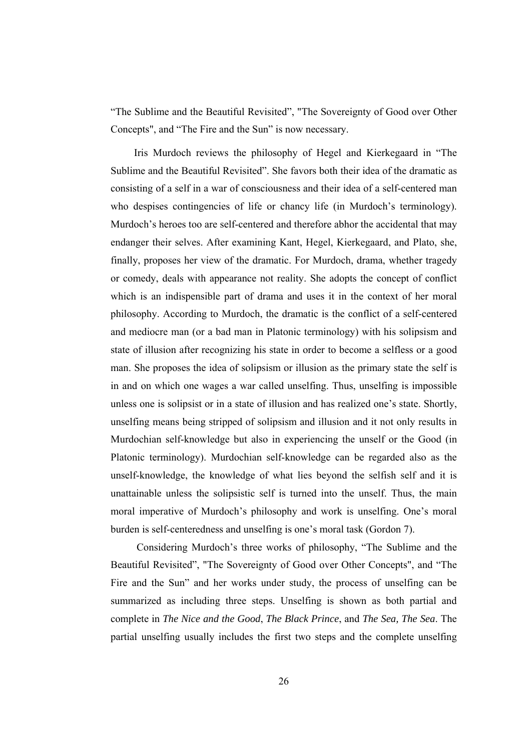"The Sublime and the Beautiful Revisited", "The Sovereignty of Good over Other Concepts", and "The Fire and the Sun" is now necessary.

Iris Murdoch reviews the philosophy of Hegel and Kierkegaard in "The Sublime and the Beautiful Revisited". She favors both their idea of the dramatic as consisting of a self in a war of consciousness and their idea of a self-centered man who despises contingencies of life or chancy life (in Murdoch's terminology). Murdoch's heroes too are self-centered and therefore abhor the accidental that may endanger their selves. After examining Kant, Hegel, Kierkegaard, and Plato, she, finally, proposes her view of the dramatic. For Murdoch, drama, whether tragedy or comedy, deals with appearance not reality. She adopts the concept of conflict which is an indispensible part of drama and uses it in the context of her moral philosophy. According to Murdoch, the dramatic is the conflict of a self-centered and mediocre man (or a bad man in Platonic terminology) with his solipsism and state of illusion after recognizing his state in order to become a selfless or a good man. She proposes the idea of solipsism or illusion as the primary state the self is in and on which one wages a war called unselfing. Thus, unselfing is impossible unless one is solipsist or in a state of illusion and has realized one's state. Shortly, unselfing means being stripped of solipsism and illusion and it not only results in Murdochian self-knowledge but also in experiencing the unself or the Good (in Platonic terminology). Murdochian self-knowledge can be regarded also as the unself-knowledge, the knowledge of what lies beyond the selfish self and it is unattainable unless the solipsistic self is turned into the unself. Thus, the main moral imperative of Murdoch's philosophy and work is unselfing. One's moral burden is self-centeredness and unselfing is one's moral task (Gordon 7).

Considering Murdoch's three works of philosophy, "The Sublime and the Beautiful Revisited", "The Sovereignty of Good over Other Concepts", and "The Fire and the Sun" and her works under study, the process of unselfing can be summarized as including three steps. Unselfing is shown as both partial and complete in *The Nice and the Good*, *The Black Prince*, and *The Sea, The Sea*. The partial unselfing usually includes the first two steps and the complete unselfing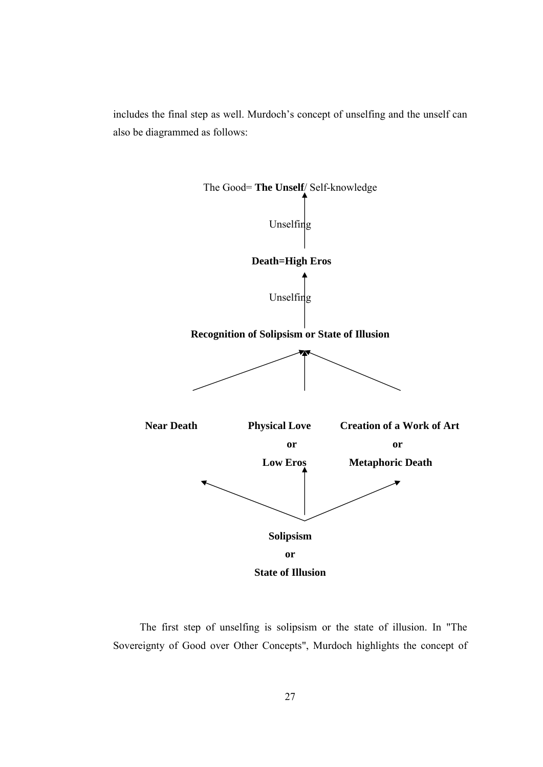includes the final step as well. Murdoch's concept of unselfing and the unself can also be diagrammed as follows:

The Good= **The Unself**/ Self-knowledge

↑ Unselfing

**Death=High Eros**

↑ Unselfing

**Recognition of Solipsism or State of Illusion**

↑ ↑ ↑

**Near Death** | **Physical Love or Low Eros** | **Creation of a Work of Art or Metaphoric Death**

↑ ↑ ↑

**Solipsism**

**or**

**State of Illusion**

The first step of unselfing is solipsism or the state of illusion. In "The Sovereignty of Good over Other Concepts", Murdoch highlights the concept of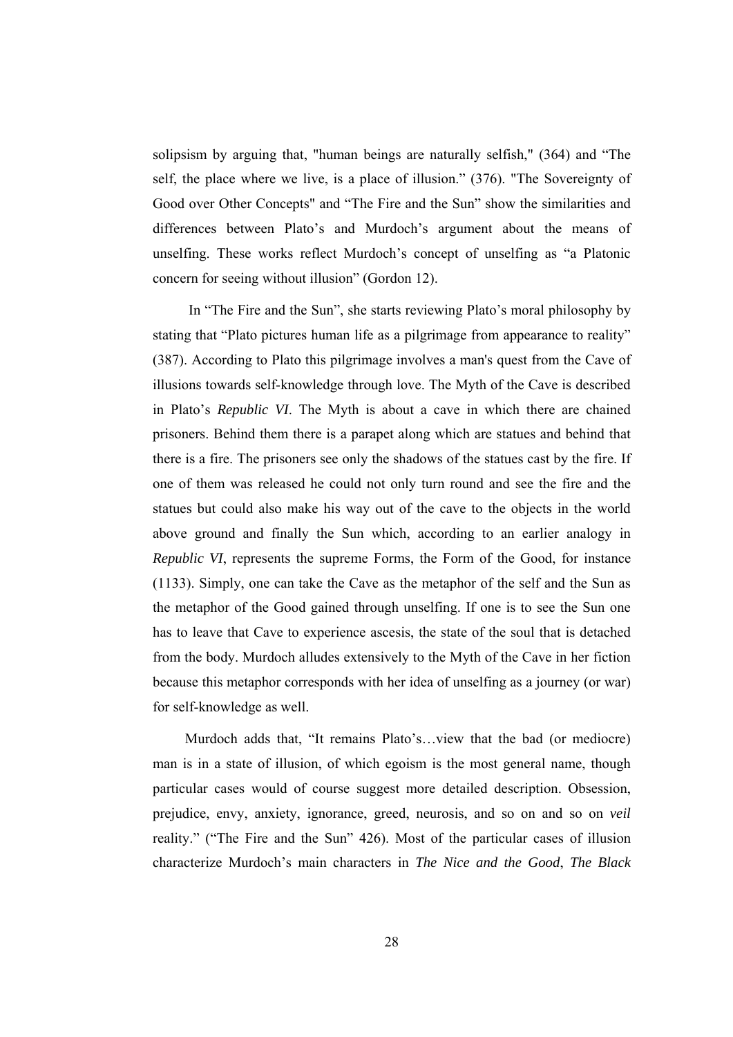solipsism by arguing that, "human beings are naturally selfish," (364) and "The self, the place where we live, is a place of illusion." (376). "The Sovereignty of Good over Other Concepts" and "The Fire and the Sun" show the similarities and differences between Plato's and Murdoch's argument about the means of unselfing. These works reflect Murdoch's concept of unselfing as "a Platonic concern for seeing without illusion" (Gordon 12).

In "The Fire and the Sun", she starts reviewing Plato's moral philosophy by stating that "Plato pictures human life as a pilgrimage from appearance to reality" (387). According to Plato this pilgrimage involves a man's quest from the Cave of illusions towards self-knowledge through love. The Myth of the Cave is described in Plato's *Republic VI*. The Myth is about a cave in which there are chained prisoners. Behind them there is a parapet along which are statues and behind that there is a fire. The prisoners see only the shadows of the statues cast by the fire. If one of them was released he could not only turn round and see the fire and the statues but could also make his way out of the cave to the objects in the world above ground and finally the Sun which, according to an earlier analogy in *Republic VI*, represents the supreme Forms, the Form of the Good, for instance (1133). Simply, one can take the Cave as the metaphor of the self and the Sun as the metaphor of the Good gained through unselfing. If one is to see the Sun one has to leave that Cave to experience ascesis, the state of the soul that is detached from the body. Murdoch alludes extensively to the Myth of the Cave in her fiction because this metaphor corresponds with her idea of unselfing as a journey (or war) for self-knowledge as well.

Murdoch adds that, "It remains Plato's…view that the bad (or mediocre) man is in a state of illusion, of which egoism is the most general name, though particular cases would of course suggest more detailed description. Obsession, prejudice, envy, anxiety, ignorance, greed, neurosis, and so on and so on *veil* reality." ("The Fire and the Sun" 426). Most of the particular cases of illusion characterize Murdoch's main characters in *The Nice and the Good*, *The Black*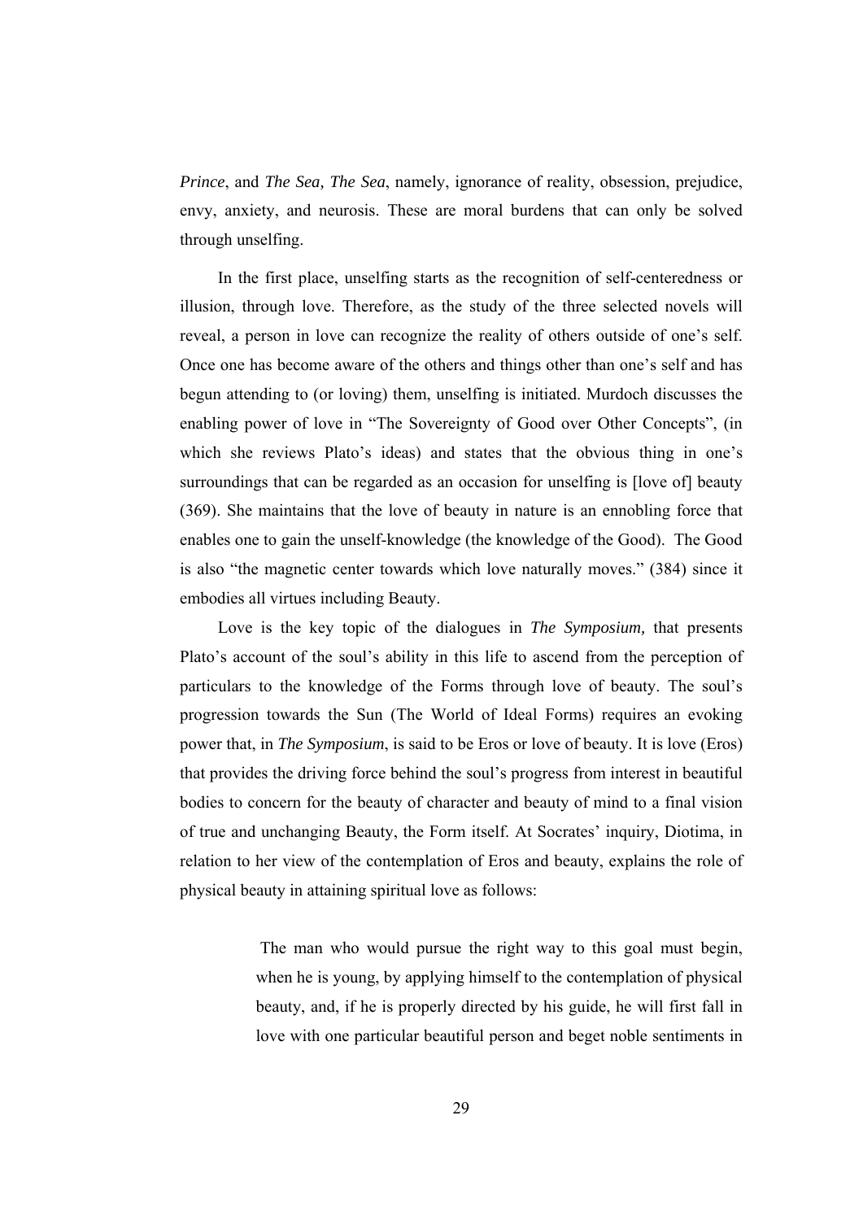*Prince*, and *The Sea, The Sea*, namely, ignorance of reality, obsession, prejudice, envy, anxiety, and neurosis. These are moral burdens that can only be solved through unselfing.

In the first place, unselfing starts as the recognition of self-centeredness or illusion, through love. Therefore, as the study of the three selected novels will reveal, a person in love can recognize the reality of others outside of one's self. Once one has become aware of the others and things other than one's self and has begun attending to (or loving) them, unselfing is initiated. Murdoch discusses the enabling power of love in "The Sovereignty of Good over Other Concepts", (in which she reviews Plato's ideas) and states that the obvious thing in one's surroundings that can be regarded as an occasion for unselfing is [love of] beauty (369). She maintains that the love of beauty in nature is an ennobling force that enables one to gain the unself-knowledge (the knowledge of the Good). The Good is also "the magnetic center towards which love naturally moves." (384) since it embodies all virtues including Beauty.

Love is the key topic of the dialogues in *The Symposium,* that presents Plato's account of the soul's ability in this life to ascend from the perception of particulars to the knowledge of the Forms through love of beauty. The soul's progression towards the Sun (The World of Ideal Forms) requires an evoking power that, in *The Symposium*, is said to be Eros or love of beauty. It is love (Eros) that provides the driving force behind the soul's progress from interest in beautiful bodies to concern for the beauty of character and beauty of mind to a final vision of true and unchanging Beauty, the Form itself. At Socrates' inquiry, Diotima, in relation to her view of the contemplation of Eros and beauty, explains the role of physical beauty in attaining spiritual love as follows:

> The man who would pursue the right way to this goal must begin, when he is young, by applying himself to the contemplation of physical beauty, and, if he is properly directed by his guide, he will first fall in love with one particular beautiful person and beget noble sentiments in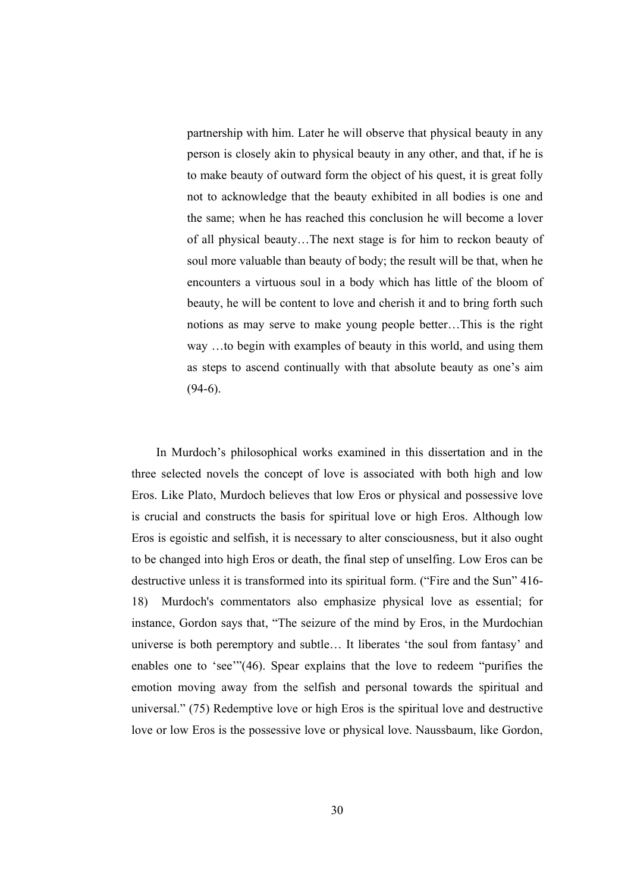> partnership with him. Later he will observe that physical beauty in any person is closely akin to physical beauty in any other, and that, if he is to make beauty of outward form the object of his quest, it is great folly not to acknowledge that the beauty exhibited in all bodies is one and the same; when he has reached this conclusion he will become a lover of all physical beauty…The next stage is for him to reckon beauty of soul more valuable than beauty of body; the result will be that, when he encounters a virtuous soul in a body which has little of the bloom of beauty, he will be content to love and cherish it and to bring forth such notions as may serve to make young people better…This is the right way …to begin with examples of beauty in this world, and using them as steps to ascend continually with that absolute beauty as one's aim (94-6).

In Murdoch's philosophical works examined in this dissertation and in the three selected novels the concept of love is associated with both high and low Eros. Like Plato, Murdoch believes that low Eros or physical and possessive love is crucial and constructs the basis for spiritual love or high Eros. Although low Eros is egoistic and selfish, it is necessary to alter consciousness, but it also ought to be changed into high Eros or death, the final step of unselfing. Low Eros can be destructive unless it is transformed into its spiritual form. ("Fire and the Sun" 416-18) Murdoch's commentators also emphasize physical love as essential; for instance, Gordon says that, "The seizure of the mind by Eros, in the Murdochian universe is both peremptory and subtle… It liberates 'the soul from fantasy' and enables one to 'see'"(46). Spear explains that the love to redeem "purifies the emotion moving away from the selfish and personal towards the spiritual and universal." (75) Redemptive love or high Eros is the spiritual love and destructive love or low Eros is the possessive love or physical love. Naussbaum, like Gordon,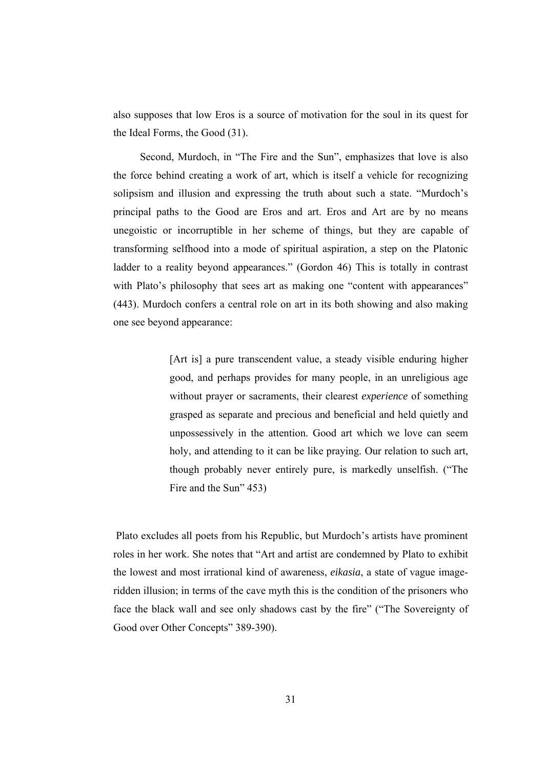also supposes that low Eros is a source of motivation for the soul in its quest for the Ideal Forms, the Good (31).

Second, Murdoch, in "The Fire and the Sun", emphasizes that love is also the force behind creating a work of art, which is itself a vehicle for recognizing solipsism and illusion and expressing the truth about such a state. "Murdoch's principal paths to the Good are Eros and art. Eros and Art are by no means unegoistic or incorruptible in her scheme of things, but they are capable of transforming selfhood into a mode of spiritual aspiration, a step on the Platonic ladder to a reality beyond appearances." (Gordon 46) This is totally in contrast with Plato's philosophy that sees art as making one "content with appearances" (443). Murdoch confers a central role on art in its both showing and also making one see beyond appearance:

> [Art is] a pure transcendent value, a steady visible enduring higher good, and perhaps provides for many people, in an unreligious age without prayer or sacraments, their clearest *experience* of something grasped as separate and precious and beneficial and held quietly and unpossessively in the attention. Good art which we love can seem holy, and attending to it can be like praying. Our relation to such art, though probably never entirely pure, is markedly unselfish. ("The Fire and the Sun" 453)

Plato excludes all poets from his Republic, but Murdoch's artists have prominent roles in her work. She notes that "Art and artist are condemned by Plato to exhibit the lowest and most irrational kind of awareness, *eikasia*, a state of vague image-ridden illusion; in terms of the cave myth this is the condition of the prisoners who face the black wall and see only shadows cast by the fire" ("The Sovereignty of Good over Other Concepts" 389-390).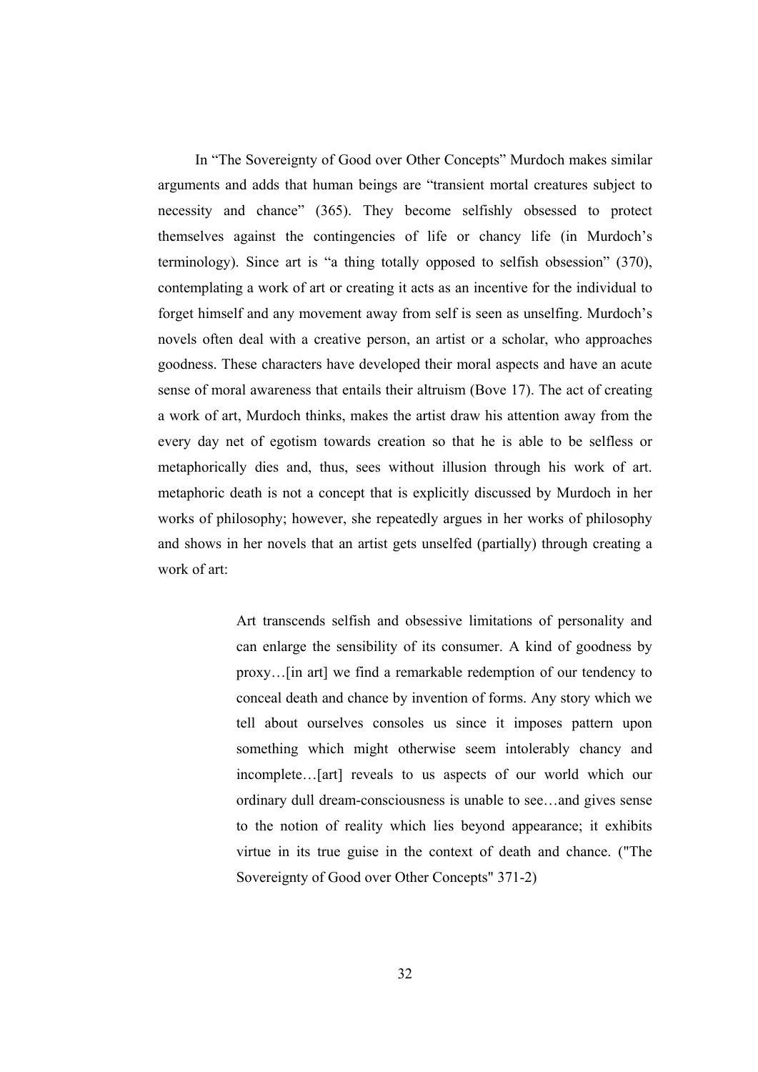In "The Sovereignty of Good over Other Concepts" Murdoch makes similar arguments and adds that human beings are "transient mortal creatures subject to necessity and chance" (365). They become selfishly obsessed to protect themselves against the contingencies of life or chancy life (in Murdoch's terminology). Since art is "a thing totally opposed to selfish obsession" (370), contemplating a work of art or creating it acts as an incentive for the individual to forget himself and any movement away from self is seen as unselfing. Murdoch's novels often deal with a creative person, an artist or a scholar, who approaches goodness. These characters have developed their moral aspects and have an acute sense of moral awareness that entails their altruism (Bove 17). The act of creating a work of art, Murdoch thinks, makes the artist draw his attention away from the every day net of egotism towards creation so that he is able to be selfless or metaphorically dies and, thus, sees without illusion through his work of art. metaphoric death is not a concept that is explicitly discussed by Murdoch in her works of philosophy; however, she repeatedly argues in her works of philosophy and shows in her novels that an artist gets unselfed (partially) through creating a work of art:

> Art transcends selfish and obsessive limitations of personality and can enlarge the sensibility of its consumer. A kind of goodness by proxy…[in art] we find a remarkable redemption of our tendency to conceal death and chance by invention of forms. Any story which we tell about ourselves consoles us since it imposes pattern upon something which might otherwise seem intolerably chancy and incomplete…[art] reveals to us aspects of our world which our ordinary dull dream-consciousness is unable to see…and gives sense to the notion of reality which lies beyond appearance; it exhibits virtue in its true guise in the context of death and chance. ("The Sovereignty of Good over Other Concepts" 371-2)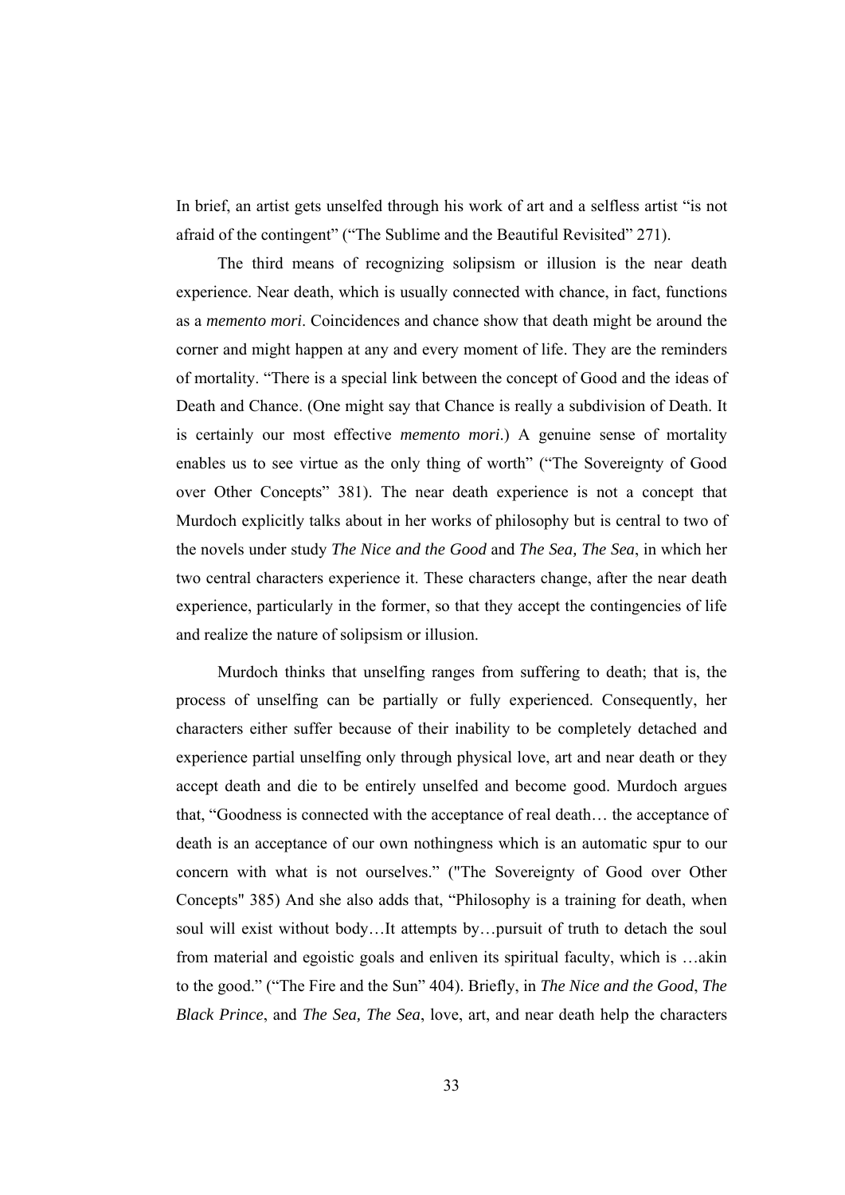In brief, an artist gets unselfed through his work of art and a selfless artist "is not afraid of the contingent" ("The Sublime and the Beautiful Revisited" 271).

The third means of recognizing solipsism or illusion is the near death experience. Near death, which is usually connected with chance, in fact, functions as a *memento mori*. Coincidences and chance show that death might be around the corner and might happen at any and every moment of life. They are the reminders of mortality. "There is a special link between the concept of Good and the ideas of Death and Chance. (One might say that Chance is really a subdivision of Death. It is certainly our most effective *memento mori*.) A genuine sense of mortality enables us to see virtue as the only thing of worth" ("The Sovereignty of Good over Other Concepts" 381). The near death experience is not a concept that Murdoch explicitly talks about in her works of philosophy but is central to two of the novels under study *The Nice and the Good* and *The Sea, The Sea*, in which her two central characters experience it. These characters change, after the near death experience, particularly in the former, so that they accept the contingencies of life and realize the nature of solipsism or illusion.

Murdoch thinks that unselfing ranges from suffering to death; that is, the process of unselfing can be partially or fully experienced. Consequently, her characters either suffer because of their inability to be completely detached and experience partial unselfing only through physical love, art and near death or they accept death and die to be entirely unselfed and become good. Murdoch argues that, "Goodness is connected with the acceptance of real death… the acceptance of death is an acceptance of our own nothingness which is an automatic spur to our concern with what is not ourselves." ("The Sovereignty of Good over Other Concepts" 385) And she also adds that, "Philosophy is a training for death, when soul will exist without body…It attempts by…pursuit of truth to detach the soul from material and egoistic goals and enliven its spiritual faculty, which is …akin to the good." ("The Fire and the Sun" 404). Briefly, in *The Nice and the Good*, *The Black Prince*, and *The Sea, The Sea*, love, art, and near death help the characters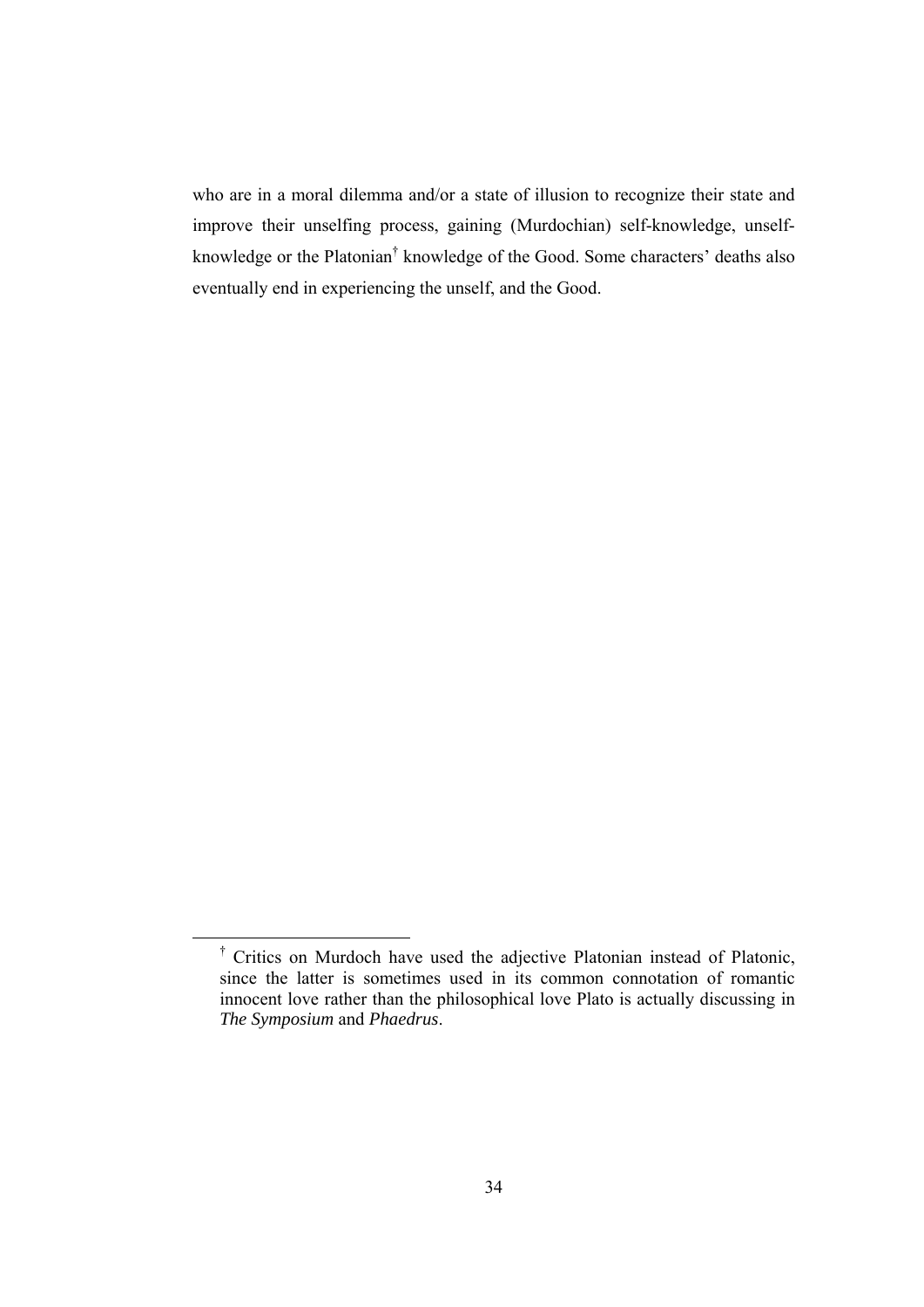who are in a moral dilemma and/or a state of illusion to recognize their state and improve their unselfing process, gaining (Murdochian) self-knowledge, unself-knowledge or the Platonian[†] knowledge of the Good. Some characters' deaths also eventually end in experiencing the unself, and the Good.

---

[†] Critics on Murdoch have used the adjective Platonian instead of Platonic, since the latter is sometimes used in its common connotation of romantic innocent love rather than the philosophical love Plato is actually discussing in *The Symposium* and *Phaedrus*.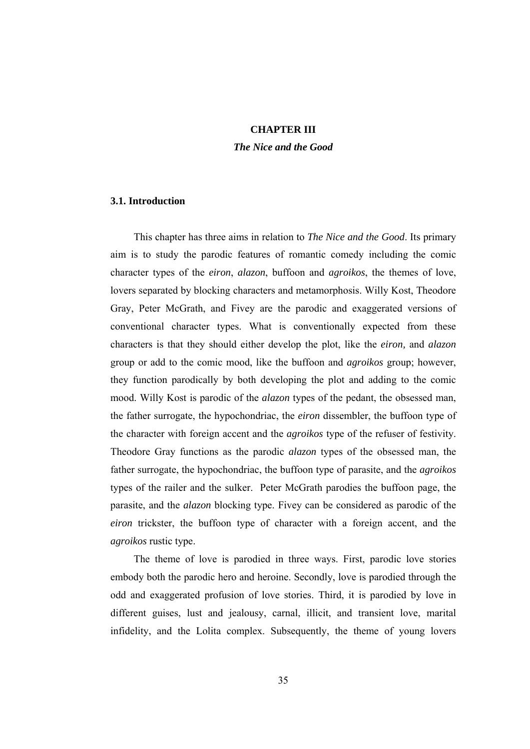# CHAPTER III

## *The Nice and the Good*

### 3.1. Introduction

This chapter has three aims in relation to *The Nice and the Good*. Its primary aim is to study the parodic features of romantic comedy including the comic character types of the *eiron*, *alazon*, buffoon and *agroikos*, the themes of love, lovers separated by blocking characters and metamorphosis. Willy Kost, Theodore Gray, Peter McGrath, and Fivey are the parodic and exaggerated versions of conventional character types. What is conventionally expected from these characters is that they should either develop the plot, like the *eiron,* and *alazon* group or add to the comic mood, like the buffoon and *agroikos* group; however, they function parodically by both developing the plot and adding to the comic mood. Willy Kost is parodic of the *alazon* types of the pedant, the obsessed man, the father surrogate, the hypochondriac, the *eiron* dissembler, the buffoon type of the character with foreign accent and the *agroikos* type of the refuser of festivity. Theodore Gray functions as the parodic *alazon* types of the obsessed man, the father surrogate, the hypochondriac, the buffoon type of parasite, and the *agroikos* types of the railer and the sulker. Peter McGrath parodies the buffoon page, the parasite, and the *alazon* blocking type. Fivey can be considered as parodic of the *eiron* trickster, the buffoon type of character with a foreign accent, and the *agroikos* rustic type.

The theme of love is parodied in three ways. First, parodic love stories embody both the parodic hero and heroine. Secondly, love is parodied through the odd and exaggerated profusion of love stories. Third, it is parodied by love in different guises, lust and jealousy, carnal, illicit, and transient love, marital infidelity, and the Lolita complex. Subsequently, the theme of young lovers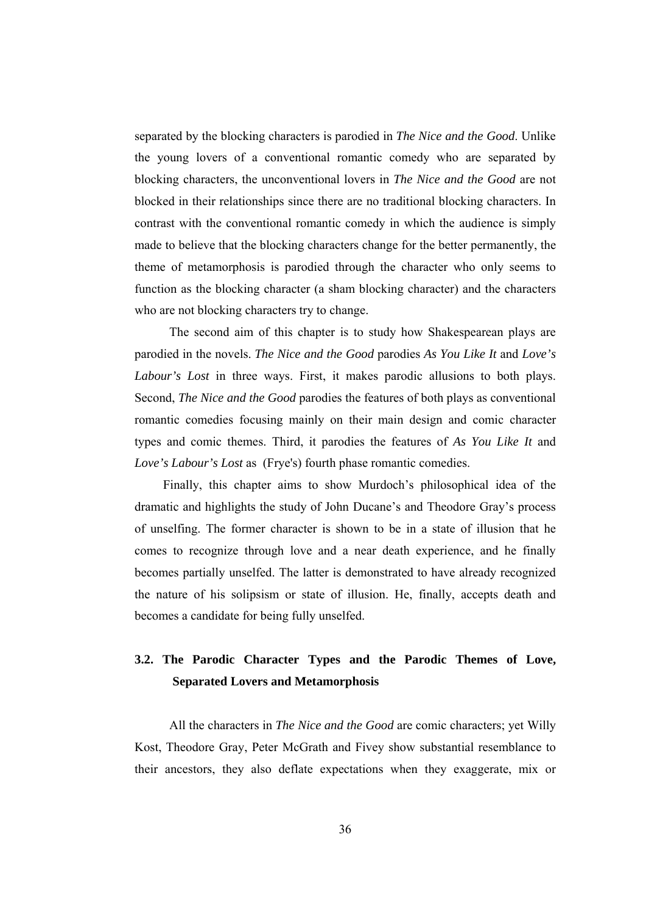separated by the blocking characters is parodied in *The Nice and the Good*. Unlike the young lovers of a conventional romantic comedy who are separated by blocking characters, the unconventional lovers in *The Nice and the Good* are not blocked in their relationships since there are no traditional blocking characters. In contrast with the conventional romantic comedy in which the audience is simply made to believe that the blocking characters change for the better permanently, the theme of metamorphosis is parodied through the character who only seems to function as the blocking character (a sham blocking character) and the characters who are not blocking characters try to change.

The second aim of this chapter is to study how Shakespearean plays are parodied in the novels. *The Nice and the Good* parodies *As You Like It* and *Love's Labour's Lost* in three ways. First, it makes parodic allusions to both plays. Second, *The Nice and the Good* parodies the features of both plays as conventional romantic comedies focusing mainly on their main design and comic character types and comic themes. Third, it parodies the features of *As You Like It* and *Love's Labour's Lost* as (Frye's) fourth phase romantic comedies.

Finally, this chapter aims to show Murdoch's philosophical idea of the dramatic and highlights the study of John Ducane's and Theodore Gray's process of unselfing. The former character is shown to be in a state of illusion that he comes to recognize through love and a near death experience, and he finally becomes partially unselfed. The latter is demonstrated to have already recognized the nature of his solipsism or state of illusion. He, finally, accepts death and becomes a candidate for being fully unselfed.

## 3.2. The Parodic Character Types and the Parodic Themes of Love, Separated Lovers and Metamorphosis

All the characters in *The Nice and the Good* are comic characters; yet Willy Kost, Theodore Gray, Peter McGrath and Fivey show substantial resemblance to their ancestors, they also deflate expectations when they exaggerate, mix or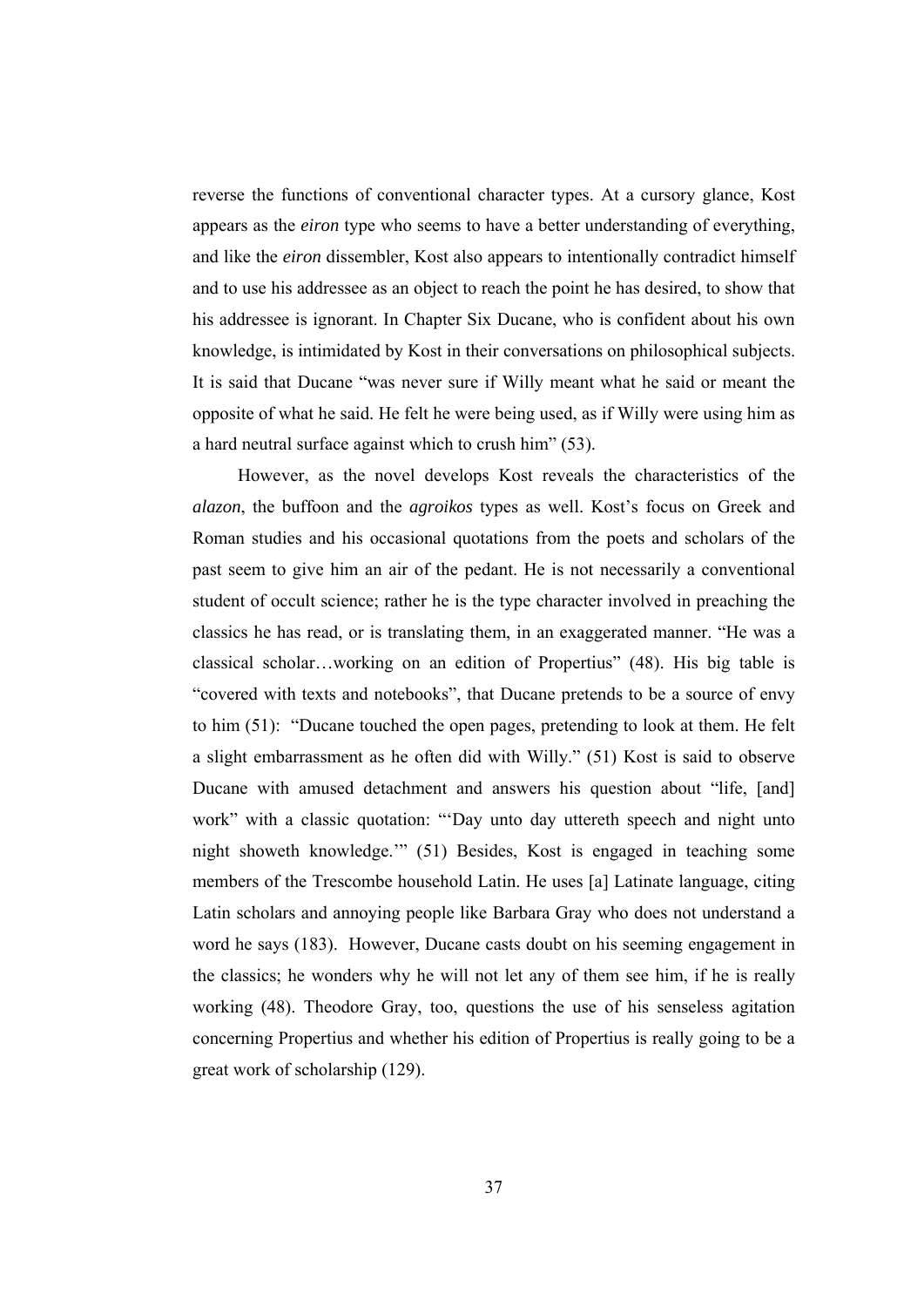reverse the functions of conventional character types. At a cursory glance, Kost appears as the *eiron* type who seems to have a better understanding of everything, and like the *eiron* dissembler, Kost also appears to intentionally contradict himself and to use his addressee as an object to reach the point he has desired, to show that his addressee is ignorant. In Chapter Six Ducane, who is confident about his own knowledge, is intimidated by Kost in their conversations on philosophical subjects. It is said that Ducane "was never sure if Willy meant what he said or meant the opposite of what he said. He felt he were being used, as if Willy were using him as a hard neutral surface against which to crush him" (53).

However, as the novel develops Kost reveals the characteristics of the *alazon*, the buffoon and the *agroikos* types as well. Kost's focus on Greek and Roman studies and his occasional quotations from the poets and scholars of the past seem to give him an air of the pedant. He is not necessarily a conventional student of occult science; rather he is the type character involved in preaching the classics he has read, or is translating them, in an exaggerated manner. "He was a classical scholar…working on an edition of Propertius" (48). His big table is "covered with texts and notebooks", that Ducane pretends to be a source of envy to him (51): "Ducane touched the open pages, pretending to look at them. He felt a slight embarrassment as he often did with Willy." (51) Kost is said to observe Ducane with amused detachment and answers his question about "life, [and] work" with a classic quotation: "'Day unto day uttereth speech and night unto night showeth knowledge.'" (51) Besides, Kost is engaged in teaching some members of the Trescombe household Latin. He uses [a] Latinate language, citing Latin scholars and annoying people like Barbara Gray who does not understand a word he says (183). However, Ducane casts doubt on his seeming engagement in the classics; he wonders why he will not let any of them see him, if he is really working (48). Theodore Gray, too, questions the use of his senseless agitation concerning Propertius and whether his edition of Propertius is really going to be a great work of scholarship (129).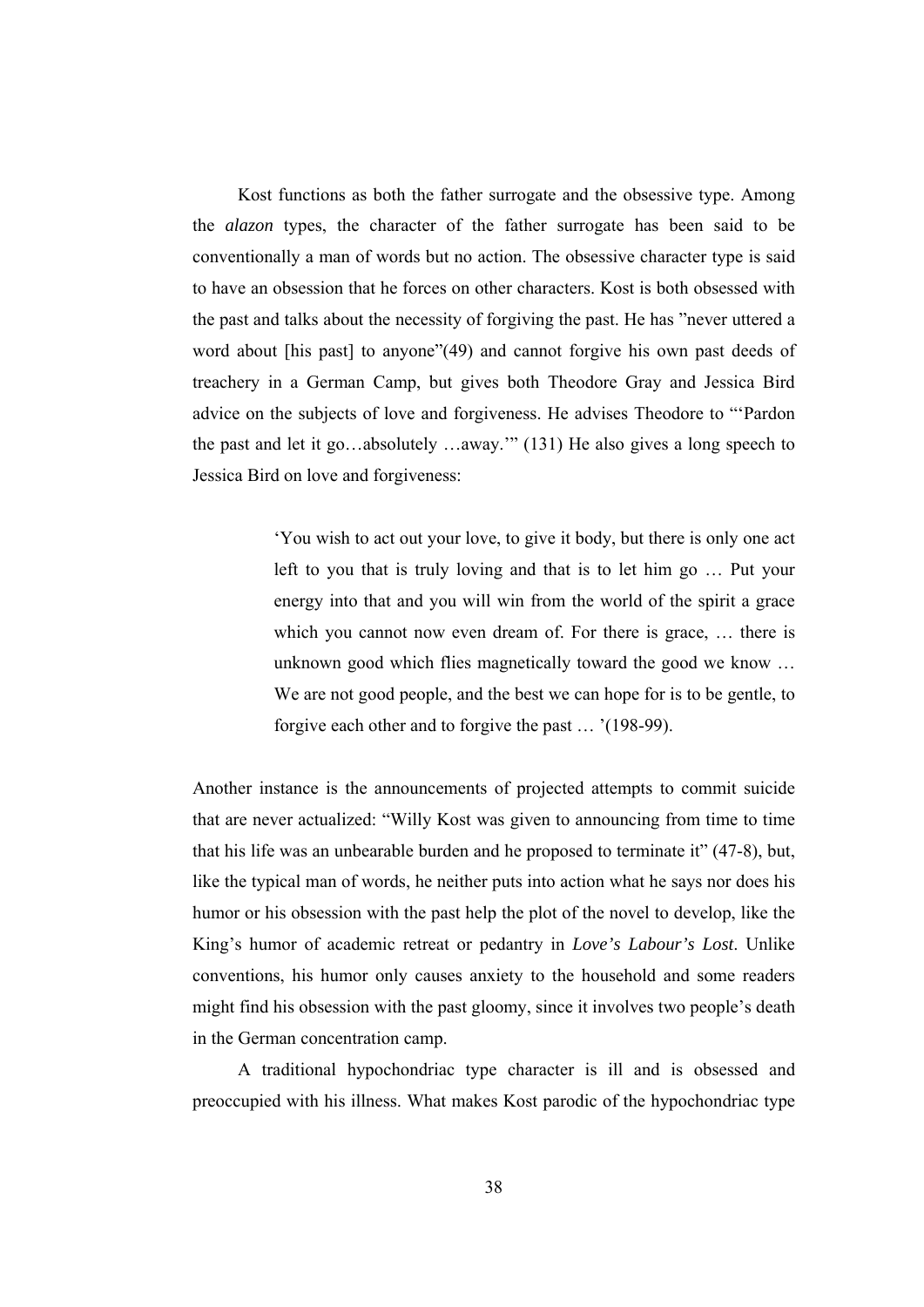Kost functions as both the father surrogate and the obsessive type. Among the *alazon* types, the character of the father surrogate has been said to be conventionally a man of words but no action. The obsessive character type is said to have an obsession that he forces on other characters. Kost is both obsessed with the past and talks about the necessity of forgiving the past. He has "never uttered a word about [his past] to anyone"(49) and cannot forgive his own past deeds of treachery in a German Camp, but gives both Theodore Gray and Jessica Bird advice on the subjects of love and forgiveness. He advises Theodore to "'Pardon the past and let it go…absolutely …away.'" (131) He also gives a long speech to Jessica Bird on love and forgiveness:

> 'You wish to act out your love, to give it body, but there is only one act left to you that is truly loving and that is to let him go … Put your energy into that and you will win from the world of the spirit a grace which you cannot now even dream of. For there is grace, … there is unknown good which flies magnetically toward the good we know … We are not good people, and the best we can hope for is to be gentle, to forgive each other and to forgive the past … '(198-99).

Another instance is the announcements of projected attempts to commit suicide that are never actualized: "Willy Kost was given to announcing from time to time that his life was an unbearable burden and he proposed to terminate it" (47-8), but, like the typical man of words, he neither puts into action what he says nor does his humor or his obsession with the past help the plot of the novel to develop, like the King's humor of academic retreat or pedantry in *Love's Labour's Lost*. Unlike conventions, his humor only causes anxiety to the household and some readers might find his obsession with the past gloomy, since it involves two people's death in the German concentration camp.

A traditional hypochondriac type character is ill and is obsessed and preoccupied with his illness. What makes Kost parodic of the hypochondriac type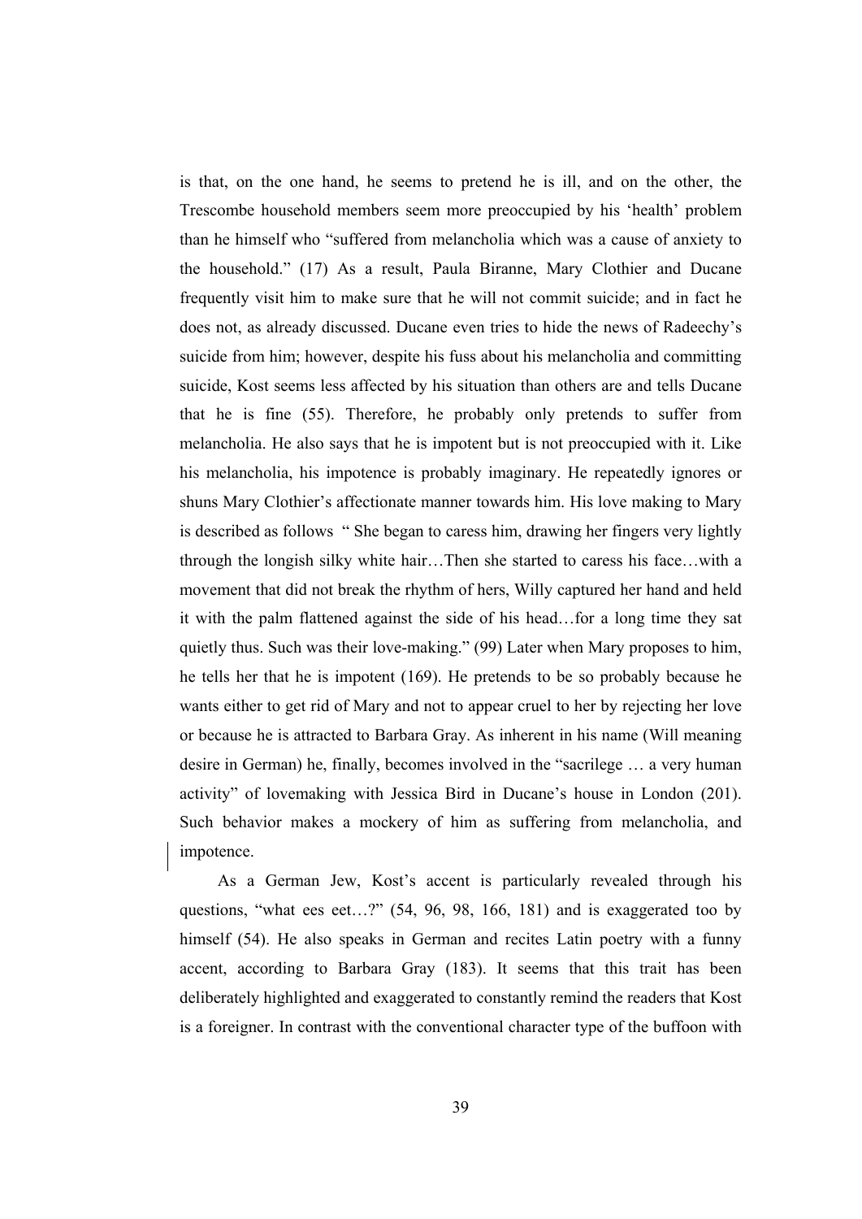is that, on the one hand, he seems to pretend he is ill, and on the other, the Trescombe household members seem more preoccupied by his 'health' problem than he himself who "suffered from melancholia which was a cause of anxiety to the household." (17) As a result, Paula Biranne, Mary Clothier and Ducane frequently visit him to make sure that he will not commit suicide; and in fact he does not, as already discussed. Ducane even tries to hide the news of Radeechy's suicide from him; however, despite his fuss about his melancholia and committing suicide, Kost seems less affected by his situation than others are and tells Ducane that he is fine (55). Therefore, he probably only pretends to suffer from melancholia. He also says that he is impotent but is not preoccupied with it. Like his melancholia, his impotence is probably imaginary. He repeatedly ignores or shuns Mary Clothier's affectionate manner towards him. His love making to Mary is described as follows " She began to caress him, drawing her fingers very lightly through the longish silky white hair…Then she started to caress his face…with a movement that did not break the rhythm of hers, Willy captured her hand and held it with the palm flattened against the side of his head…for a long time they sat quietly thus. Such was their love-making." (99) Later when Mary proposes to him, he tells her that he is impotent (169). He pretends to be so probably because he wants either to get rid of Mary and not to appear cruel to her by rejecting her love or because he is attracted to Barbara Gray. As inherent in his name (Will meaning desire in German) he, finally, becomes involved in the "sacrilege … a very human activity" of lovemaking with Jessica Bird in Ducane's house in London (201). Such behavior makes a mockery of him as suffering from melancholia, and impotence.

As a German Jew, Kost's accent is particularly revealed through his questions, "what ees eet…?" (54, 96, 98, 166, 181) and is exaggerated too by himself (54). He also speaks in German and recites Latin poetry with a funny accent, according to Barbara Gray (183). It seems that this trait has been deliberately highlighted and exaggerated to constantly remind the readers that Kost is a foreigner. In contrast with the conventional character type of the buffoon with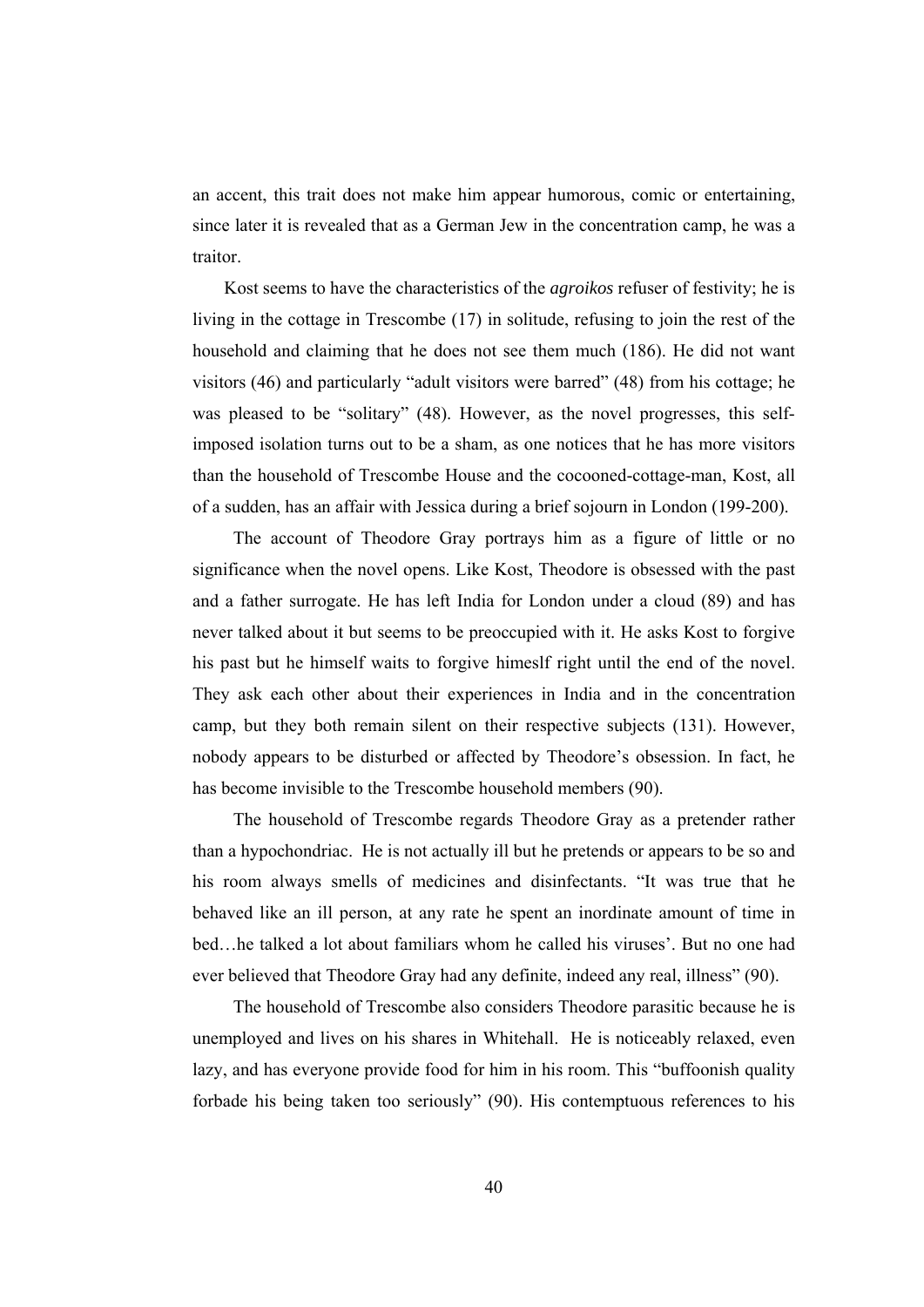an accent, this trait does not make him appear humorous, comic or entertaining, since later it is revealed that as a German Jew in the concentration camp, he was a traitor.

Kost seems to have the characteristics of the *agroikos* refuser of festivity; he is living in the cottage in Trescombe (17) in solitude, refusing to join the rest of the household and claiming that he does not see them much (186). He did not want visitors (46) and particularly "adult visitors were barred" (48) from his cottage; he was pleased to be "solitary" (48). However, as the novel progresses, this self-imposed isolation turns out to be a sham, as one notices that he has more visitors than the household of Trescombe House and the cocooned-cottage-man, Kost, all of a sudden, has an affair with Jessica during a brief sojourn in London (199-200).

The account of Theodore Gray portrays him as a figure of little or no significance when the novel opens. Like Kost, Theodore is obsessed with the past and a father surrogate. He has left India for London under a cloud (89) and has never talked about it but seems to be preoccupied with it. He asks Kost to forgive his past but he himself waits to forgive himeslf right until the end of the novel. They ask each other about their experiences in India and in the concentration camp, but they both remain silent on their respective subjects (131). However, nobody appears to be disturbed or affected by Theodore's obsession. In fact, he has become invisible to the Trescombe household members (90).

The household of Trescombe regards Theodore Gray as a pretender rather than a hypochondriac. He is not actually ill but he pretends or appears to be so and his room always smells of medicines and disinfectants. "It was true that he behaved like an ill person, at any rate he spent an inordinate amount of time in bed…he talked a lot about familiars whom he called his viruses'. But no one had ever believed that Theodore Gray had any definite, indeed any real, illness" (90).

The household of Trescombe also considers Theodore parasitic because he is unemployed and lives on his shares in Whitehall. He is noticeably relaxed, even lazy, and has everyone provide food for him in his room. This "buffoonish quality forbade his being taken too seriously" (90). His contemptuous references to his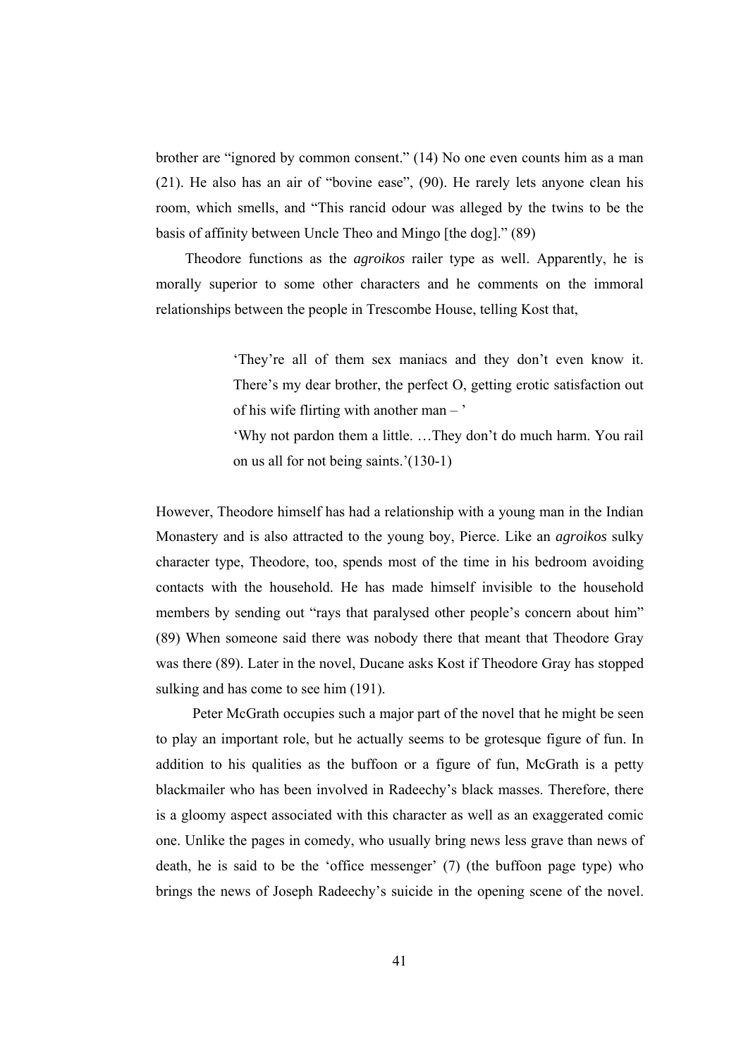brother are "ignored by common consent." (14) No one even counts him as a man (21). He also has an air of "bovine ease", (90). He rarely lets anyone clean his room, which smells, and "This rancid odour was alleged by the twins to be the basis of affinity between Uncle Theo and Mingo [the dog]." (89)

Theodore functions as the *agroikos* railer type as well. Apparently, he is morally superior to some other characters and he comments on the immoral relationships between the people in Trescombe House, telling Kost that,

> 'They're all of them sex maniacs and they don't even know it. There's my dear brother, the perfect O, getting erotic satisfaction out of his wife flirting with another man – '
>
> 'Why not pardon them a little. …They don't do much harm. You rail on us all for not being saints.'(130-1)

However, Theodore himself has had a relationship with a young man in the Indian Monastery and is also attracted to the young boy, Pierce. Like an *agroikos* sulky character type, Theodore, too, spends most of the time in his bedroom avoiding contacts with the household. He has made himself invisible to the household members by sending out "rays that paralysed other people's concern about him" (89) When someone said there was nobody there that meant that Theodore Gray was there (89). Later in the novel, Ducane asks Kost if Theodore Gray has stopped sulking and has come to see him (191).

Peter McGrath occupies such a major part of the novel that he might be seen to play an important role, but he actually seems to be grotesque figure of fun. In addition to his qualities as the buffoon or a figure of fun, McGrath is a petty blackmailer who has been involved in Radeechy's black masses. Therefore, there is a gloomy aspect associated with this character as well as an exaggerated comic one. Unlike the pages in comedy, who usually bring news less grave than news of death, he is said to be the 'office messenger' (7) (the buffoon page type) who brings the news of Joseph Radeechy's suicide in the opening scene of the novel.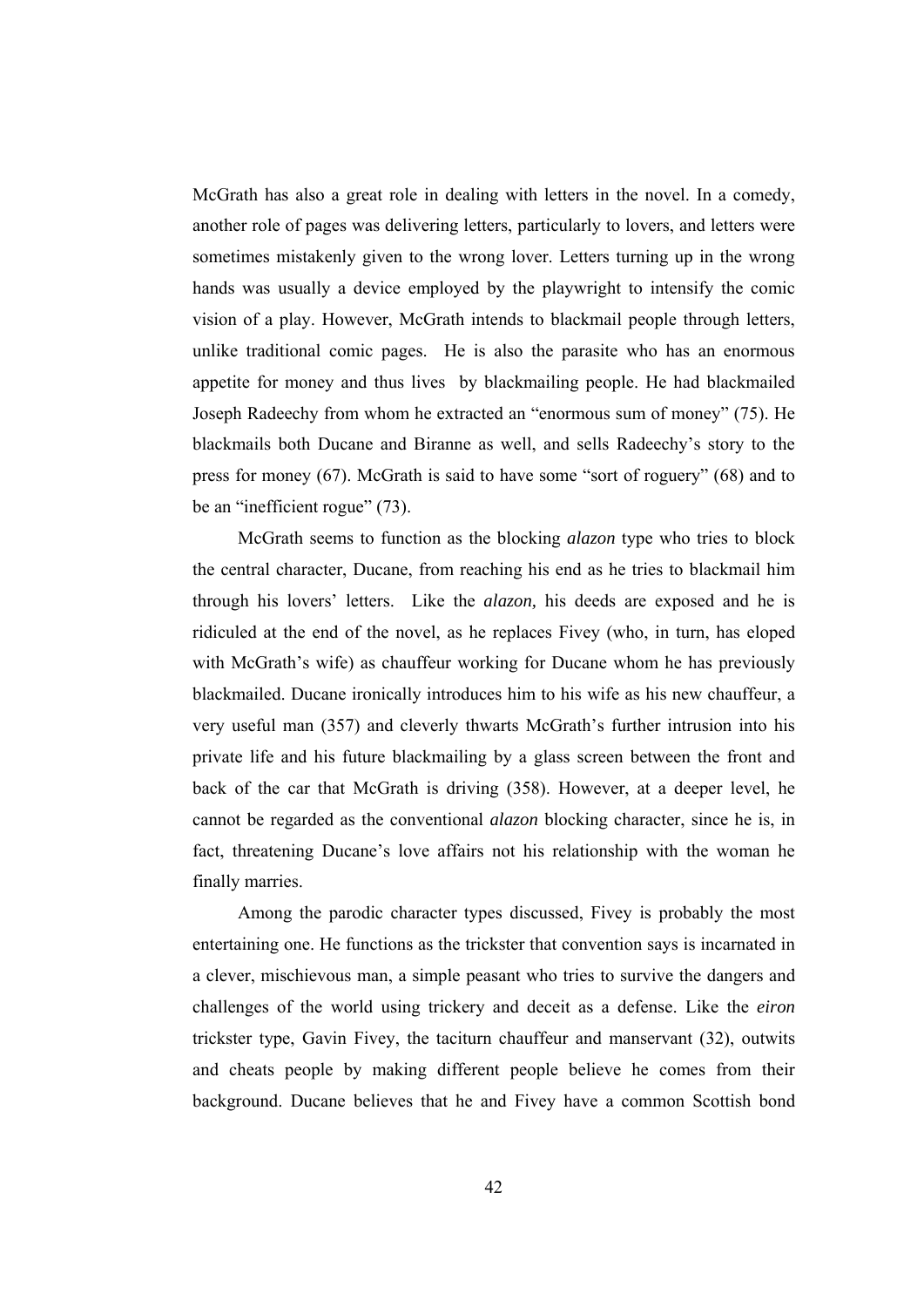McGrath has also a great role in dealing with letters in the novel. In a comedy, another role of pages was delivering letters, particularly to lovers, and letters were sometimes mistakenly given to the wrong lover. Letters turning up in the wrong hands was usually a device employed by the playwright to intensify the comic vision of a play. However, McGrath intends to blackmail people through letters, unlike traditional comic pages. He is also the parasite who has an enormous appetite for money and thus lives by blackmailing people. He had blackmailed Joseph Radeechy from whom he extracted an "enormous sum of money" (75). He blackmails both Ducane and Biranne as well, and sells Radeechy's story to the press for money (67). McGrath is said to have some "sort of roguery" (68) and to be an "inefficient rogue" (73).

McGrath seems to function as the blocking *alazon* type who tries to block the central character, Ducane, from reaching his end as he tries to blackmail him through his lovers' letters. Like the *alazon,* his deeds are exposed and he is ridiculed at the end of the novel, as he replaces Fivey (who, in turn, has eloped with McGrath's wife) as chauffeur working for Ducane whom he has previously blackmailed. Ducane ironically introduces him to his wife as his new chauffeur, a very useful man (357) and cleverly thwarts McGrath's further intrusion into his private life and his future blackmailing by a glass screen between the front and back of the car that McGrath is driving (358). However, at a deeper level, he cannot be regarded as the conventional *alazon* blocking character, since he is, in fact, threatening Ducane's love affairs not his relationship with the woman he finally marries.

Among the parodic character types discussed, Fivey is probably the most entertaining one. He functions as the trickster that convention says is incarnated in a clever, mischievous man, a simple peasant who tries to survive the dangers and challenges of the world using trickery and deceit as a defense. Like the *eiron* trickster type, Gavin Fivey, the taciturn chauffeur and manservant (32), outwits and cheats people by making different people believe he comes from their background. Ducane believes that he and Fivey have a common Scottish bond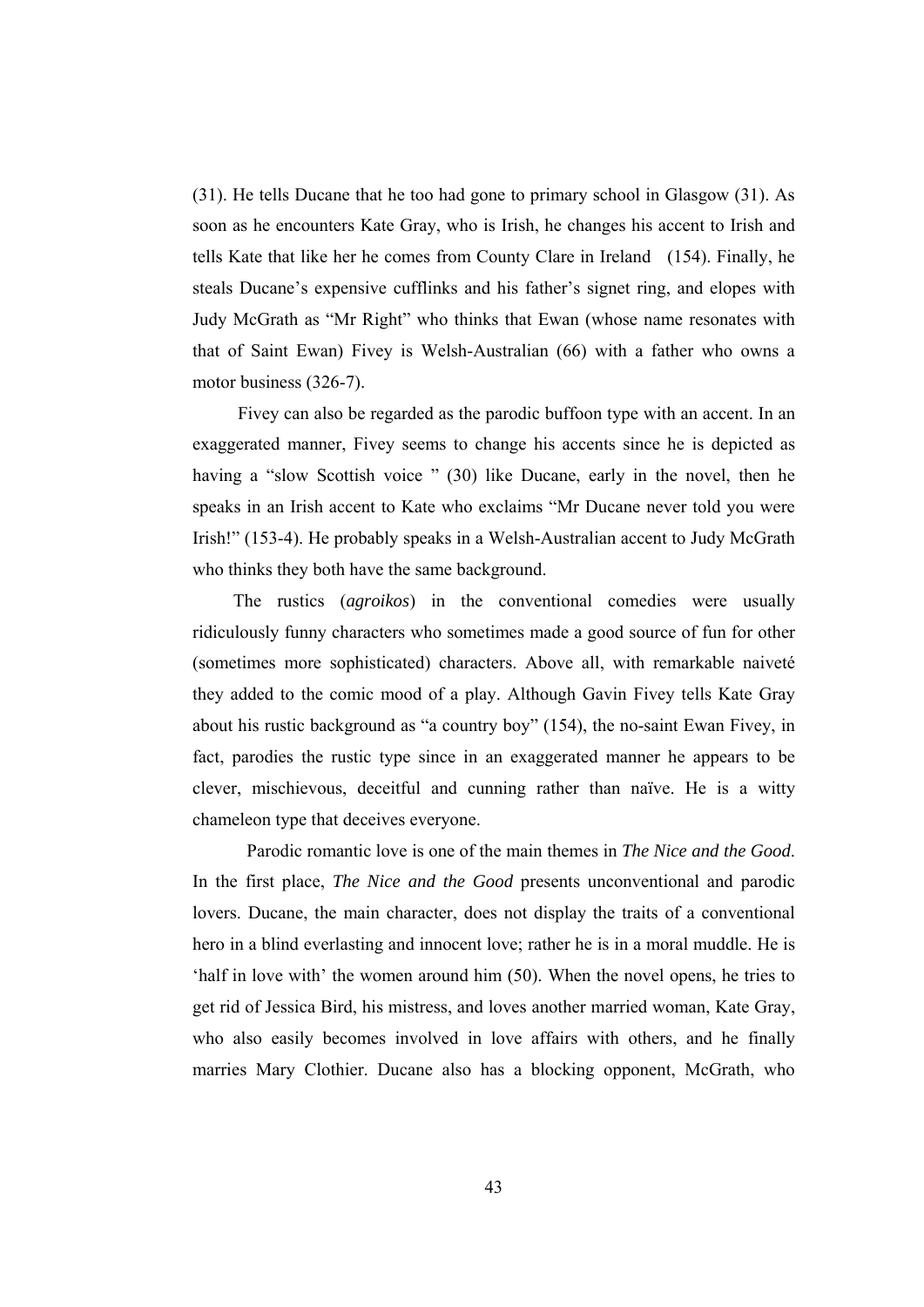(31). He tells Ducane that he too had gone to primary school in Glasgow (31). As soon as he encounters Kate Gray, who is Irish, he changes his accent to Irish and tells Kate that like her he comes from County Clare in Ireland (154). Finally, he steals Ducane's expensive cufflinks and his father's signet ring, and elopes with Judy McGrath as "Mr Right" who thinks that Ewan (whose name resonates with that of Saint Ewan) Fivey is Welsh-Australian (66) with a father who owns a motor business (326-7).

Fivey can also be regarded as the parodic buffoon type with an accent. In an exaggerated manner, Fivey seems to change his accents since he is depicted as having a "slow Scottish voice " (30) like Ducane, early in the novel, then he speaks in an Irish accent to Kate who exclaims "Mr Ducane never told you were Irish!" (153-4). He probably speaks in a Welsh-Australian accent to Judy McGrath who thinks they both have the same background.

The rustics (*agroikos*) in the conventional comedies were usually ridiculously funny characters who sometimes made a good source of fun for other (sometimes more sophisticated) characters. Above all, with remarkable naiveté they added to the comic mood of a play. Although Gavin Fivey tells Kate Gray about his rustic background as "a country boy" (154), the no-saint Ewan Fivey, in fact, parodies the rustic type since in an exaggerated manner he appears to be clever, mischievous, deceitful and cunning rather than naïve. He is a witty chameleon type that deceives everyone.

Parodic romantic love is one of the main themes in *The Nice and the Good*. In the first place, *The Nice and the Good* presents unconventional and parodic lovers. Ducane, the main character, does not display the traits of a conventional hero in a blind everlasting and innocent love; rather he is in a moral muddle. He is 'half in love with' the women around him (50). When the novel opens, he tries to get rid of Jessica Bird, his mistress, and loves another married woman, Kate Gray, who also easily becomes involved in love affairs with others, and he finally marries Mary Clothier. Ducane also has a blocking opponent, McGrath, who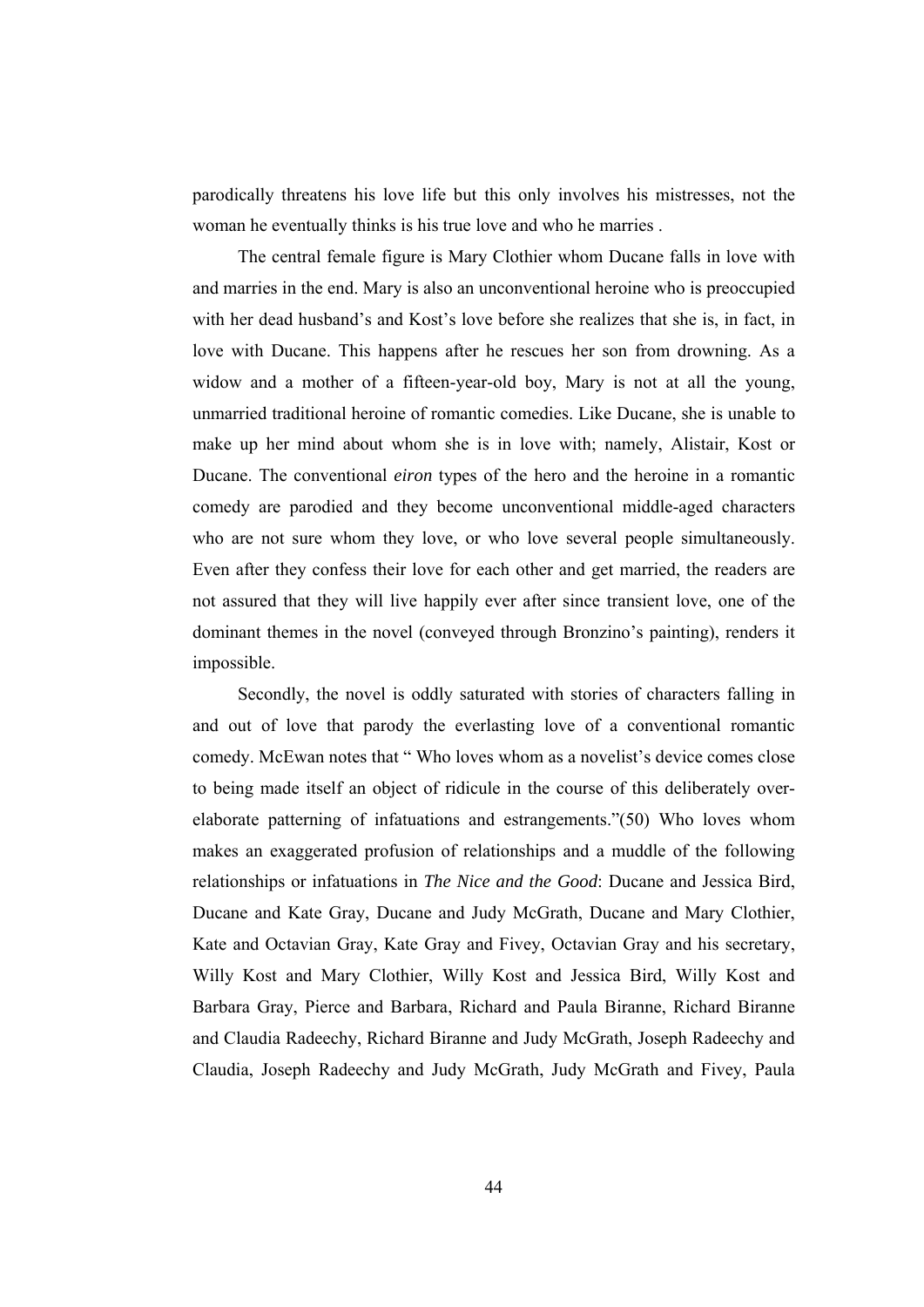parodically threatens his love life but this only involves his mistresses, not the woman he eventually thinks is his true love and who he marries .

The central female figure is Mary Clothier whom Ducane falls in love with and marries in the end. Mary is also an unconventional heroine who is preoccupied with her dead husband's and Kost's love before she realizes that she is, in fact, in love with Ducane. This happens after he rescues her son from drowning. As a widow and a mother of a fifteen-year-old boy, Mary is not at all the young, unmarried traditional heroine of romantic comedies. Like Ducane, she is unable to make up her mind about whom she is in love with; namely, Alistair, Kost or Ducane. The conventional *eiron* types of the hero and the heroine in a romantic comedy are parodied and they become unconventional middle-aged characters who are not sure whom they love, or who love several people simultaneously. Even after they confess their love for each other and get married, the readers are not assured that they will live happily ever after since transient love, one of the dominant themes in the novel (conveyed through Bronzino's painting), renders it impossible.

Secondly, the novel is oddly saturated with stories of characters falling in and out of love that parody the everlasting love of a conventional romantic comedy. McEwan notes that " Who loves whom as a novelist's device comes close to being made itself an object of ridicule in the course of this deliberately over-elaborate patterning of infatuations and estrangements."(50) Who loves whom makes an exaggerated profusion of relationships and a muddle of the following relationships or infatuations in *The Nice and the Good*: Ducane and Jessica Bird, Ducane and Kate Gray, Ducane and Judy McGrath, Ducane and Mary Clothier, Kate and Octavian Gray, Kate Gray and Fivey, Octavian Gray and his secretary, Willy Kost and Mary Clothier, Willy Kost and Jessica Bird, Willy Kost and Barbara Gray, Pierce and Barbara, Richard and Paula Biranne, Richard Biranne and Claudia Radeechy, Richard Biranne and Judy McGrath, Joseph Radeechy and Claudia, Joseph Radeechy and Judy McGrath, Judy McGrath and Fivey, Paula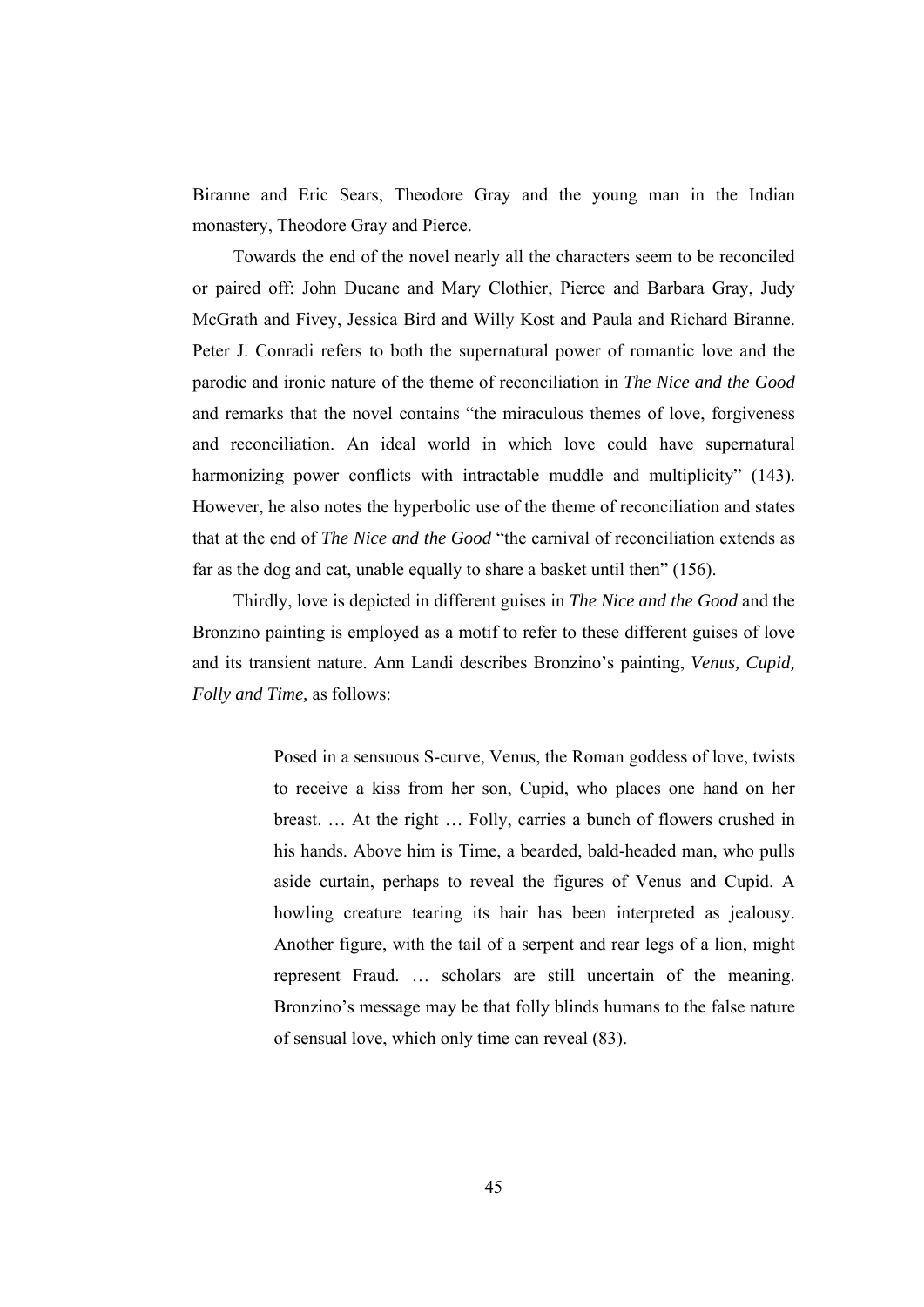Biranne and Eric Sears, Theodore Gray and the young man in the Indian monastery, Theodore Gray and Pierce.

Towards the end of the novel nearly all the characters seem to be reconciled or paired off: John Ducane and Mary Clothier, Pierce and Barbara Gray, Judy McGrath and Fivey, Jessica Bird and Willy Kost and Paula and Richard Biranne. Peter J. Conradi refers to both the supernatural power of romantic love and the parodic and ironic nature of the theme of reconciliation in *The Nice and the Good* and remarks that the novel contains "the miraculous themes of love, forgiveness and reconciliation. An ideal world in which love could have supernatural harmonizing power conflicts with intractable muddle and multiplicity" (143). However, he also notes the hyperbolic use of the theme of reconciliation and states that at the end of *The Nice and the Good* "the carnival of reconciliation extends as far as the dog and cat, unable equally to share a basket until then" (156).

Thirdly, love is depicted in different guises in *The Nice and the Good* and the Bronzino painting is employed as a motif to refer to these different guises of love and its transient nature. Ann Landi describes Bronzino's painting, *Venus, Cupid, Folly and Time,* as follows:

> Posed in a sensuous S-curve, Venus, the Roman goddess of love, twists to receive a kiss from her son, Cupid, who places one hand on her breast. … At the right … Folly, carries a bunch of flowers crushed in his hands. Above him is Time, a bearded, bald-headed man, who pulls aside curtain, perhaps to reveal the figures of Venus and Cupid. A howling creature tearing its hair has been interpreted as jealousy. Another figure, with the tail of a serpent and rear legs of a lion, might represent Fraud. … scholars are still uncertain of the meaning. Bronzino's message may be that folly blinds humans to the false nature of sensual love, which only time can reveal (83).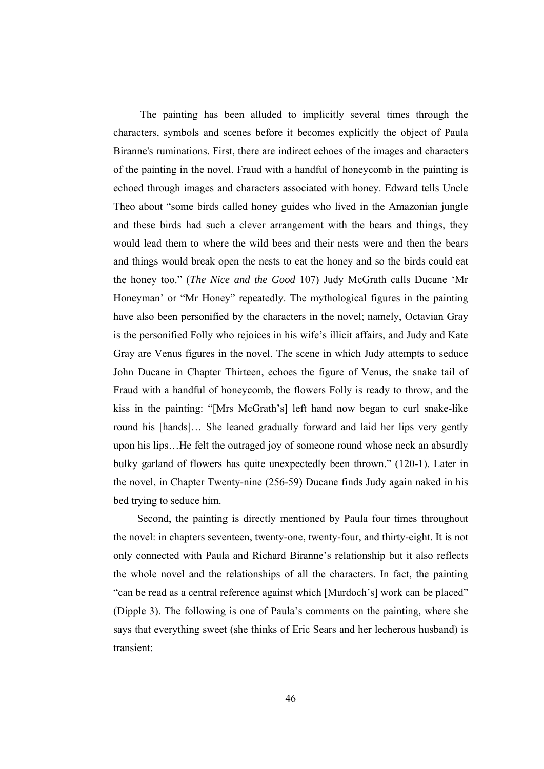The painting has been alluded to implicitly several times through the characters, symbols and scenes before it becomes explicitly the object of Paula Biranne's ruminations. First, there are indirect echoes of the images and characters of the painting in the novel. Fraud with a handful of honeycomb in the painting is echoed through images and characters associated with honey. Edward tells Uncle Theo about "some birds called honey guides who lived in the Amazonian jungle and these birds had such a clever arrangement with the bears and things, they would lead them to where the wild bees and their nests were and then the bears and things would break open the nests to eat the honey and so the birds could eat the honey too." (*The Nice and the Good* 107) Judy McGrath calls Ducane 'Mr Honeyman' or "Mr Honey" repeatedly. The mythological figures in the painting have also been personified by the characters in the novel; namely, Octavian Gray is the personified Folly who rejoices in his wife's illicit affairs, and Judy and Kate Gray are Venus figures in the novel. The scene in which Judy attempts to seduce John Ducane in Chapter Thirteen, echoes the figure of Venus, the snake tail of Fraud with a handful of honeycomb, the flowers Folly is ready to throw, and the kiss in the painting: "[Mrs McGrath's] left hand now began to curl snake-like round his [hands]… She leaned gradually forward and laid her lips very gently upon his lips…He felt the outraged joy of someone round whose neck an absurdly bulky garland of flowers has quite unexpectedly been thrown." (120-1). Later in the novel, in Chapter Twenty-nine (256-59) Ducane finds Judy again naked in his bed trying to seduce him.

Second, the painting is directly mentioned by Paula four times throughout the novel: in chapters seventeen, twenty-one, twenty-four, and thirty-eight. It is not only connected with Paula and Richard Biranne's relationship but it also reflects the whole novel and the relationships of all the characters. In fact, the painting "can be read as a central reference against which [Murdoch's] work can be placed" (Dipple 3). The following is one of Paula's comments on the painting, where she says that everything sweet (she thinks of Eric Sears and her lecherous husband) is transient: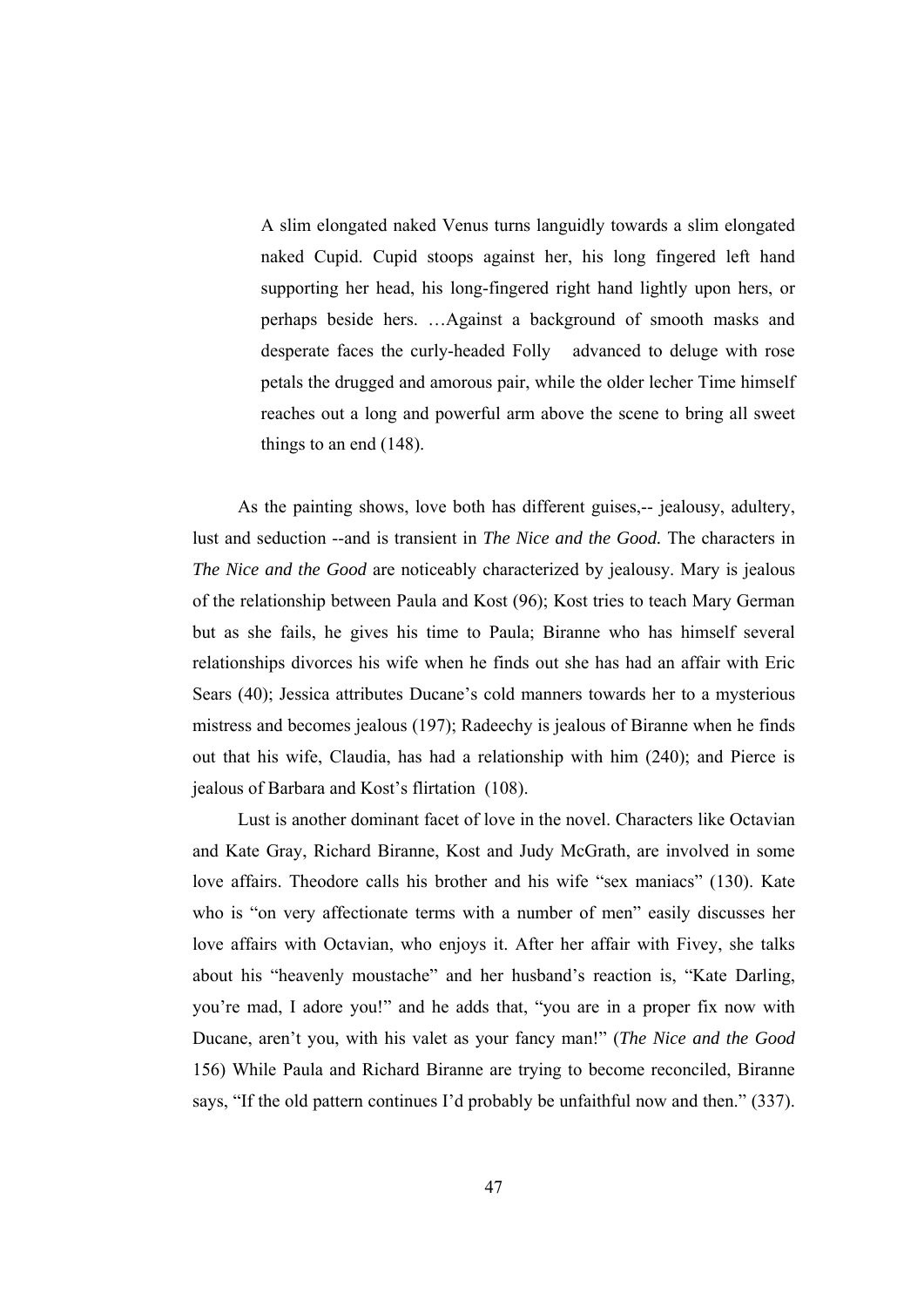> A slim elongated naked Venus turns languidly towards a slim elongated naked Cupid. Cupid stoops against her, his long fingered left hand supporting her head, his long-fingered right hand lightly upon hers, or perhaps beside hers. …Against a background of smooth masks and desperate faces the curly-headed Folly advanced to deluge with rose petals the drugged and amorous pair, while the older lecher Time himself reaches out a long and powerful arm above the scene to bring all sweet things to an end (148).

As the painting shows, love both has different guises,-- jealousy, adultery, lust and seduction --and is transient in *The Nice and the Good.* The characters in *The Nice and the Good* are noticeably characterized by jealousy. Mary is jealous of the relationship between Paula and Kost (96); Kost tries to teach Mary German but as she fails, he gives his time to Paula; Biranne who has himself several relationships divorces his wife when he finds out she has had an affair with Eric Sears (40); Jessica attributes Ducane's cold manners towards her to a mysterious mistress and becomes jealous (197); Radeechy is jealous of Biranne when he finds out that his wife, Claudia, has had a relationship with him (240); and Pierce is jealous of Barbara and Kost's flirtation (108).

Lust is another dominant facet of love in the novel. Characters like Octavian and Kate Gray, Richard Biranne, Kost and Judy McGrath, are involved in some love affairs. Theodore calls his brother and his wife "sex maniacs" (130). Kate who is "on very affectionate terms with a number of men" easily discusses her love affairs with Octavian, who enjoys it. After her affair with Fivey, she talks about his "heavenly moustache" and her husband's reaction is, "Kate Darling, you're mad, I adore you!" and he adds that, "you are in a proper fix now with Ducane, aren't you, with his valet as your fancy man!" (*The Nice and the Good* 156) While Paula and Richard Biranne are trying to become reconciled, Biranne says, "If the old pattern continues I'd probably be unfaithful now and then." (337).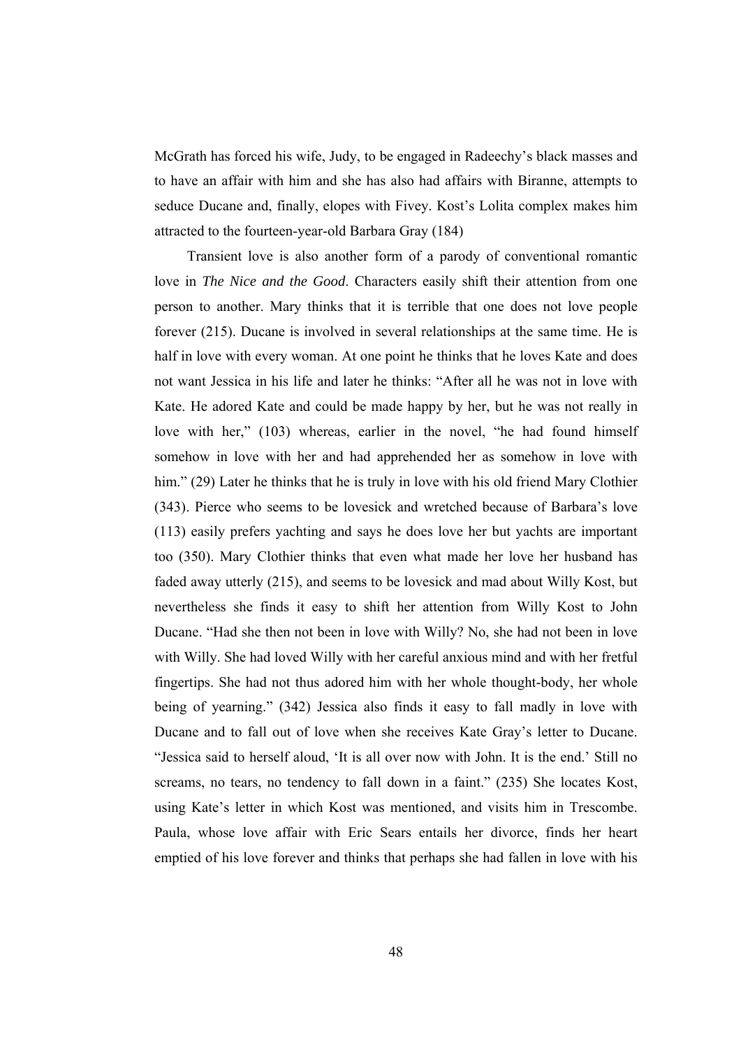McGrath has forced his wife, Judy, to be engaged in Radeechy's black masses and to have an affair with him and she has also had affairs with Biranne, attempts to seduce Ducane and, finally, elopes with Fivey. Kost's Lolita complex makes him attracted to the fourteen-year-old Barbara Gray (184)

Transient love is also another form of a parody of conventional romantic love in *The Nice and the Good*. Characters easily shift their attention from one person to another. Mary thinks that it is terrible that one does not love people forever (215). Ducane is involved in several relationships at the same time. He is half in love with every woman. At one point he thinks that he loves Kate and does not want Jessica in his life and later he thinks: "After all he was not in love with Kate. He adored Kate and could be made happy by her, but he was not really in love with her," (103) whereas, earlier in the novel, "he had found himself somehow in love with her and had apprehended her as somehow in love with him." (29) Later he thinks that he is truly in love with his old friend Mary Clothier (343). Pierce who seems to be lovesick and wretched because of Barbara's love (113) easily prefers yachting and says he does love her but yachts are important too (350). Mary Clothier thinks that even what made her love her husband has faded away utterly (215), and seems to be lovesick and mad about Willy Kost, but nevertheless she finds it easy to shift her attention from Willy Kost to John Ducane. "Had she then not been in love with Willy? No, she had not been in love with Willy. She had loved Willy with her careful anxious mind and with her fretful fingertips. She had not thus adored him with her whole thought-body, her whole being of yearning." (342) Jessica also finds it easy to fall madly in love with Ducane and to fall out of love when she receives Kate Gray's letter to Ducane. "Jessica said to herself aloud, 'It is all over now with John. It is the end.' Still no screams, no tears, no tendency to fall down in a faint." (235) She locates Kost, using Kate's letter in which Kost was mentioned, and visits him in Trescombe. Paula, whose love affair with Eric Sears entails her divorce, finds her heart emptied of his love forever and thinks that perhaps she had fallen in love with his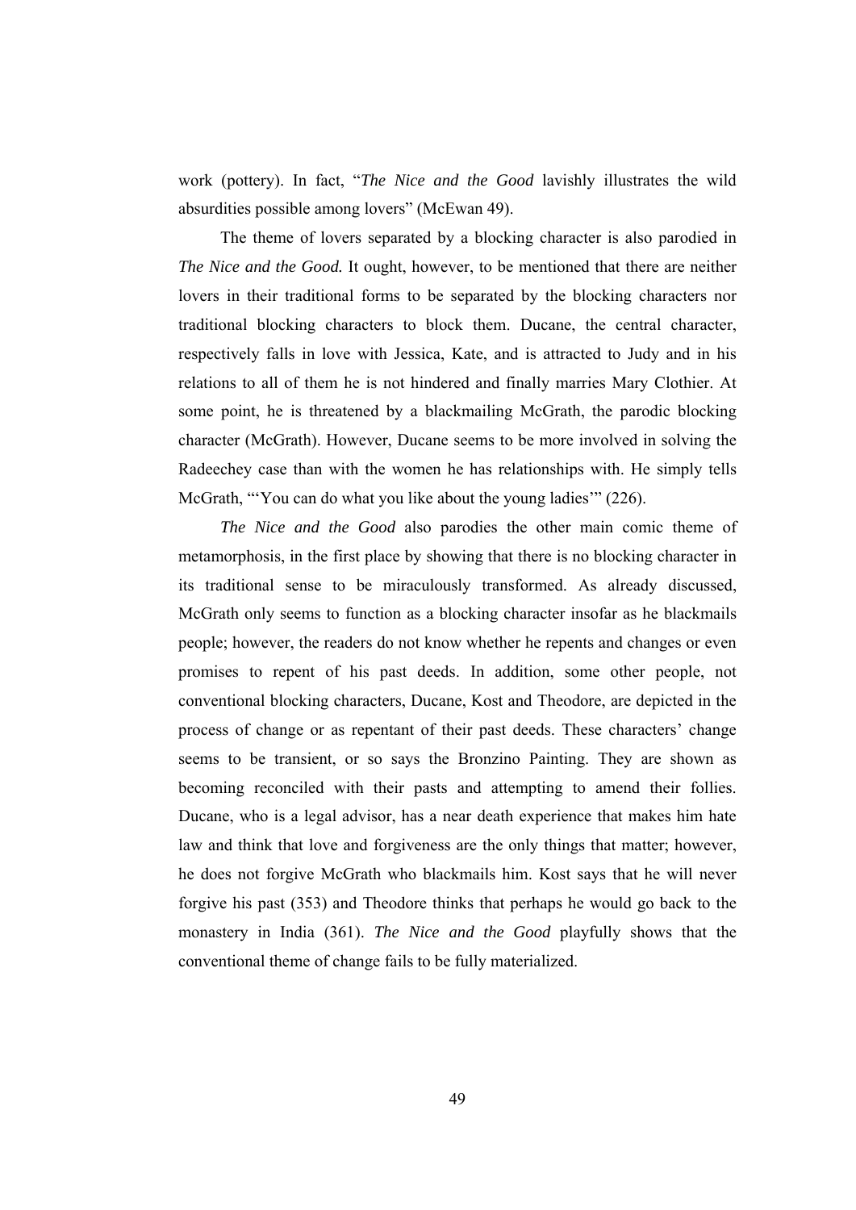work (pottery). In fact, "*The Nice and the Good* lavishly illustrates the wild absurdities possible among lovers" (McEwan 49).

The theme of lovers separated by a blocking character is also parodied in *The Nice and the Good.* It ought, however, to be mentioned that there are neither lovers in their traditional forms to be separated by the blocking characters nor traditional blocking characters to block them. Ducane, the central character, respectively falls in love with Jessica, Kate, and is attracted to Judy and in his relations to all of them he is not hindered and finally marries Mary Clothier. At some point, he is threatened by a blackmailing McGrath, the parodic blocking character (McGrath). However, Ducane seems to be more involved in solving the Radeechey case than with the women he has relationships with. He simply tells McGrath, "'You can do what you like about the young ladies'" (226).

*The Nice and the Good* also parodies the other main comic theme of metamorphosis, in the first place by showing that there is no blocking character in its traditional sense to be miraculously transformed. As already discussed, McGrath only seems to function as a blocking character insofar as he blackmails people; however, the readers do not know whether he repents and changes or even promises to repent of his past deeds. In addition, some other people, not conventional blocking characters, Ducane, Kost and Theodore, are depicted in the process of change or as repentant of their past deeds. These characters' change seems to be transient, or so says the Bronzino Painting. They are shown as becoming reconciled with their pasts and attempting to amend their follies. Ducane, who is a legal advisor, has a near death experience that makes him hate law and think that love and forgiveness are the only things that matter; however, he does not forgive McGrath who blackmails him. Kost says that he will never forgive his past (353) and Theodore thinks that perhaps he would go back to the monastery in India (361). *The Nice and the Good* playfully shows that the conventional theme of change fails to be fully materialized.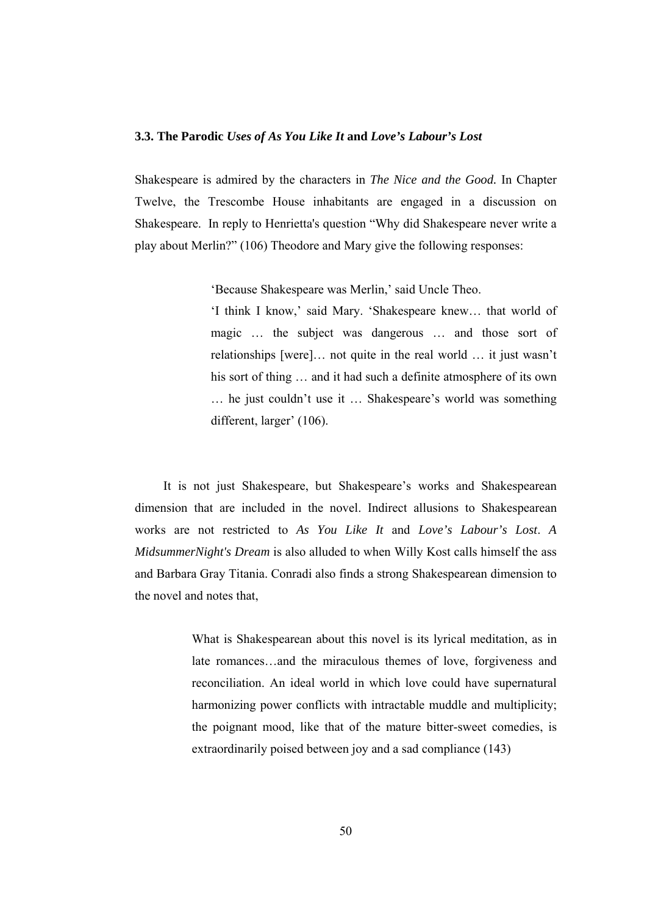### 3.3. The Parodic *Uses of As You Like It* and *Love's Labour's Lost*

Shakespeare is admired by the characters in *The Nice and the Good.* In Chapter Twelve, the Trescombe House inhabitants are engaged in a discussion on Shakespeare. In reply to Henrietta's question "Why did Shakespeare never write a play about Merlin?" (106) Theodore and Mary give the following responses:

> 'Because Shakespeare was Merlin,' said Uncle Theo.
> 'I think I know,' said Mary. 'Shakespeare knew… that world of magic … the subject was dangerous … and those sort of relationships [were]… not quite in the real world … it just wasn't his sort of thing … and it had such a definite atmosphere of its own … he just couldn't use it … Shakespeare's world was something different, larger' (106).

It is not just Shakespeare, but Shakespeare's works and Shakespearean dimension that are included in the novel. Indirect allusions to Shakespearean works are not restricted to *As You Like It* and *Love's Labour's Lost*. *A MidsummerNight's Dream* is also alluded to when Willy Kost calls himself the ass and Barbara Gray Titania. Conradi also finds a strong Shakespearean dimension to the novel and notes that,

> What is Shakespearean about this novel is its lyrical meditation, as in late romances…and the miraculous themes of love, forgiveness and reconciliation. An ideal world in which love could have supernatural harmonizing power conflicts with intractable muddle and multiplicity; the poignant mood, like that of the mature bitter-sweet comedies, is extraordinarily poised between joy and a sad compliance (143)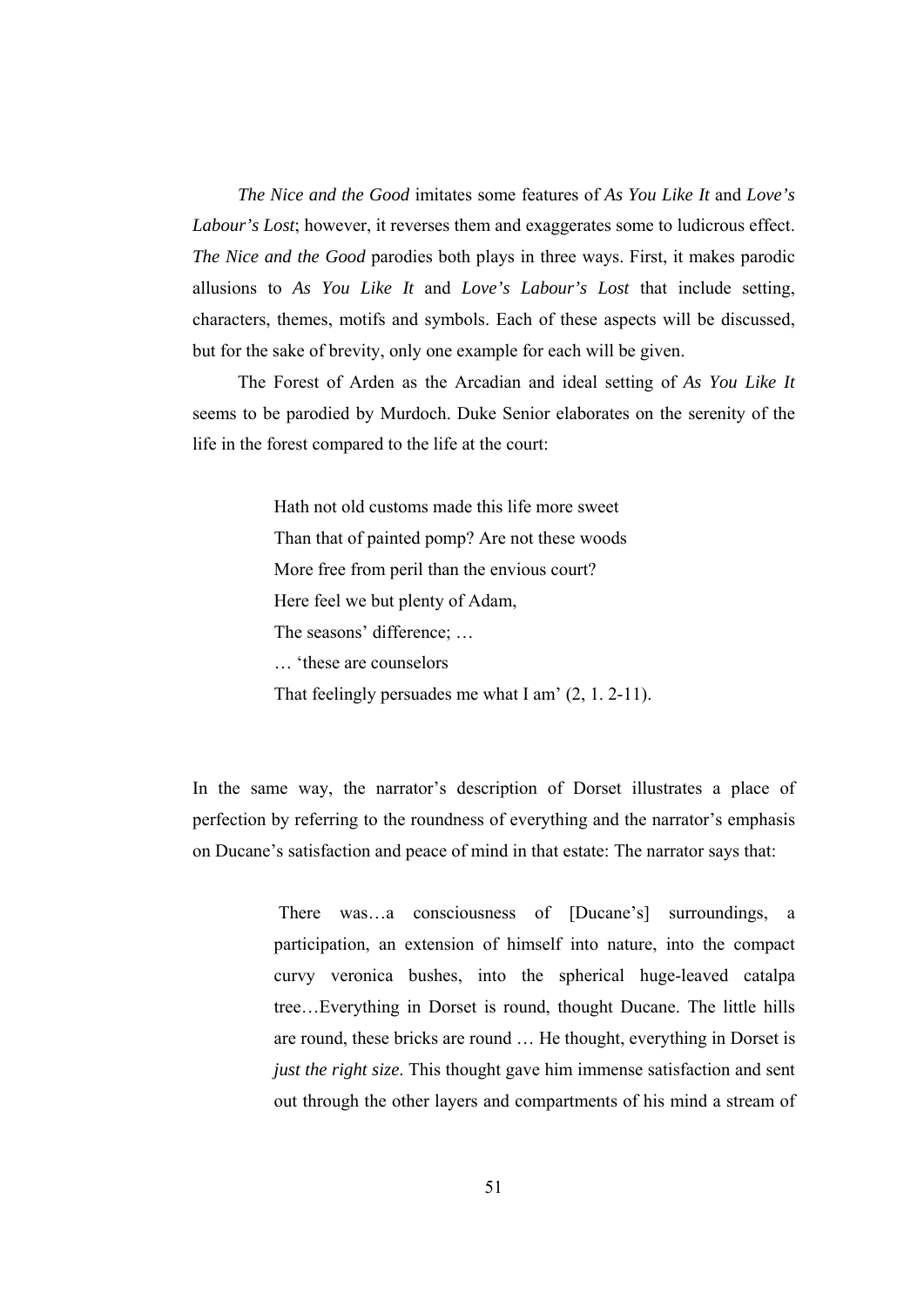*The Nice and the Good* imitates some features of *As You Like It* and *Love's Labour's Lost*; however, it reverses them and exaggerates some to ludicrous effect. *The Nice and the Good* parodies both plays in three ways. First, it makes parodic allusions to *As You Like It* and *Love's Labour's Lost* that include setting, characters, themes, motifs and symbols. Each of these aspects will be discussed, but for the sake of brevity, only one example for each will be given.

The Forest of Arden as the Arcadian and ideal setting of *As You Like It* seems to be parodied by Murdoch. Duke Senior elaborates on the serenity of the life in the forest compared to the life at the court:

> Hath not old customs made this life more sweet
> Than that of painted pomp? Are not these woods
> More free from peril than the envious court?
> Here feel we but plenty of Adam,
> The seasons' difference; …
> … 'these are counselors
> That feelingly persuades me what I am' (2, 1. 2-11).

In the same way, the narrator's description of Dorset illustrates a place of perfection by referring to the roundness of everything and the narrator's emphasis on Ducane's satisfaction and peace of mind in that estate: The narrator says that:

> There was…a consciousness of [Ducane's] surroundings, a participation, an extension of himself into nature, into the compact curvy veronica bushes, into the spherical huge-leaved catalpa tree…Everything in Dorset is round, thought Ducane. The little hills are round, these bricks are round … He thought, everything in Dorset is *just the right size*. This thought gave him immense satisfaction and sent out through the other layers and compartments of his mind a stream of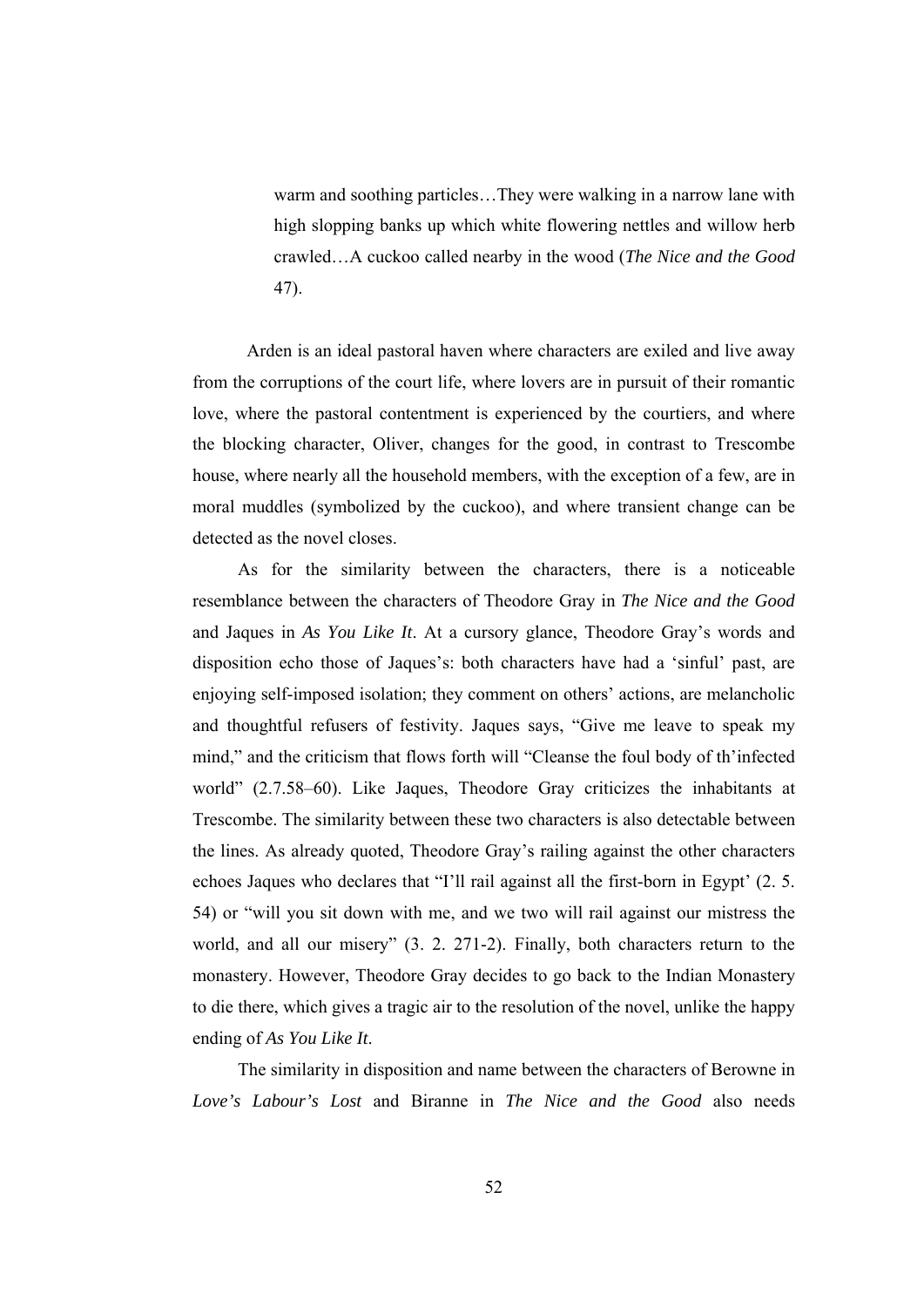> warm and soothing particles…They were walking in a narrow lane with high slopping banks up which white flowering nettles and willow herb crawled…A cuckoo called nearby in the wood (*The Nice and the Good* 47).

Arden is an ideal pastoral haven where characters are exiled and live away from the corruptions of the court life, where lovers are in pursuit of their romantic love, where the pastoral contentment is experienced by the courtiers, and where the blocking character, Oliver, changes for the good, in contrast to Trescombe house, where nearly all the household members, with the exception of a few, are in moral muddles (symbolized by the cuckoo), and where transient change can be detected as the novel closes.

As for the similarity between the characters, there is a noticeable resemblance between the characters of Theodore Gray in *The Nice and the Good* and Jaques in *As You Like It*. At a cursory glance, Theodore Gray's words and disposition echo those of Jaques's: both characters have had a 'sinful' past, are enjoying self-imposed isolation; they comment on others' actions, are melancholic and thoughtful refusers of festivity. Jaques says, "Give me leave to speak my mind," and the criticism that flows forth will "Cleanse the foul body of th'infected world" (2.7.58–60). Like Jaques, Theodore Gray criticizes the inhabitants at Trescombe. The similarity between these two characters is also detectable between the lines. As already quoted, Theodore Gray's railing against the other characters echoes Jaques who declares that "I'll rail against all the first-born in Egypt' (2. 5. 54) or "will you sit down with me, and we two will rail against our mistress the world, and all our misery" (3. 2. 271-2). Finally, both characters return to the monastery. However, Theodore Gray decides to go back to the Indian Monastery to die there, which gives a tragic air to the resolution of the novel, unlike the happy ending of *As You Like It*.

The similarity in disposition and name between the characters of Berowne in *Love's Labour's Lost* and Biranne in *The Nice and the Good* also needs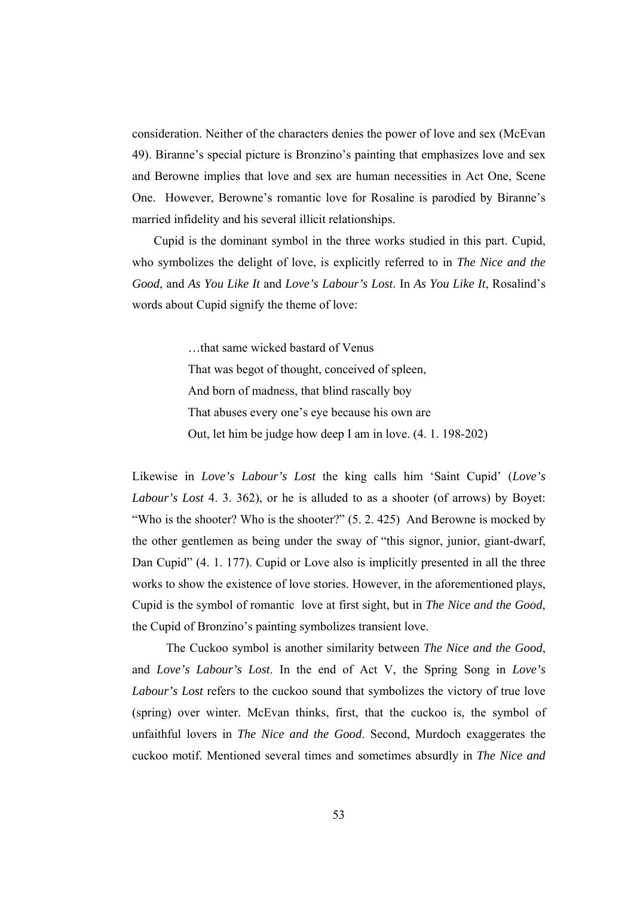consideration. Neither of the characters denies the power of love and sex (McEvan 49). Biranne's special picture is Bronzino's painting that emphasizes love and sex and Berowne implies that love and sex are human necessities in Act One, Scene One. However, Berowne's romantic love for Rosaline is parodied by Biranne's married infidelity and his several illicit relationships.

Cupid is the dominant symbol in the three works studied in this part. Cupid, who symbolizes the delight of love, is explicitly referred to in *The Nice and the Good*, and *As You Like It* and *Love's Labour's Lost*. In *As You Like It*, Rosalind's words about Cupid signify the theme of love:

> …that same wicked bastard of Venus
> That was begot of thought, conceived of spleen,
> And born of madness, that blind rascally boy
> That abuses every one's eye because his own are
> Out, let him be judge how deep I am in love. (4. 1. 198-202)

Likewise in *Love's Labour's Lost* the king calls him 'Saint Cupid' (*Love's Labour's Lost* 4. 3. 362), or he is alluded to as a shooter (of arrows) by Boyet: "Who is the shooter? Who is the shooter?" (5. 2. 425) And Berowne is mocked by the other gentlemen as being under the sway of "this signor, junior, giant-dwarf, Dan Cupid" (4. 1. 177). Cupid or Love also is implicitly presented in all the three works to show the existence of love stories. However, in the aforementioned plays, Cupid is the symbol of romantic love at first sight, but in *The Nice and the Good*, the Cupid of Bronzino's painting symbolizes transient love.

The Cuckoo symbol is another similarity between *The Nice and the Good*, and *Love's Labour's Lost*. In the end of Act V, the Spring Song in *Love's Labour's Lost* refers to the cuckoo sound that symbolizes the victory of true love (spring) over winter. McEvan thinks, first, that the cuckoo is, the symbol of unfaithful lovers in *The Nice and the Good*. Second, Murdoch exaggerates the cuckoo motif. Mentioned several times and sometimes absurdly in *The Nice and*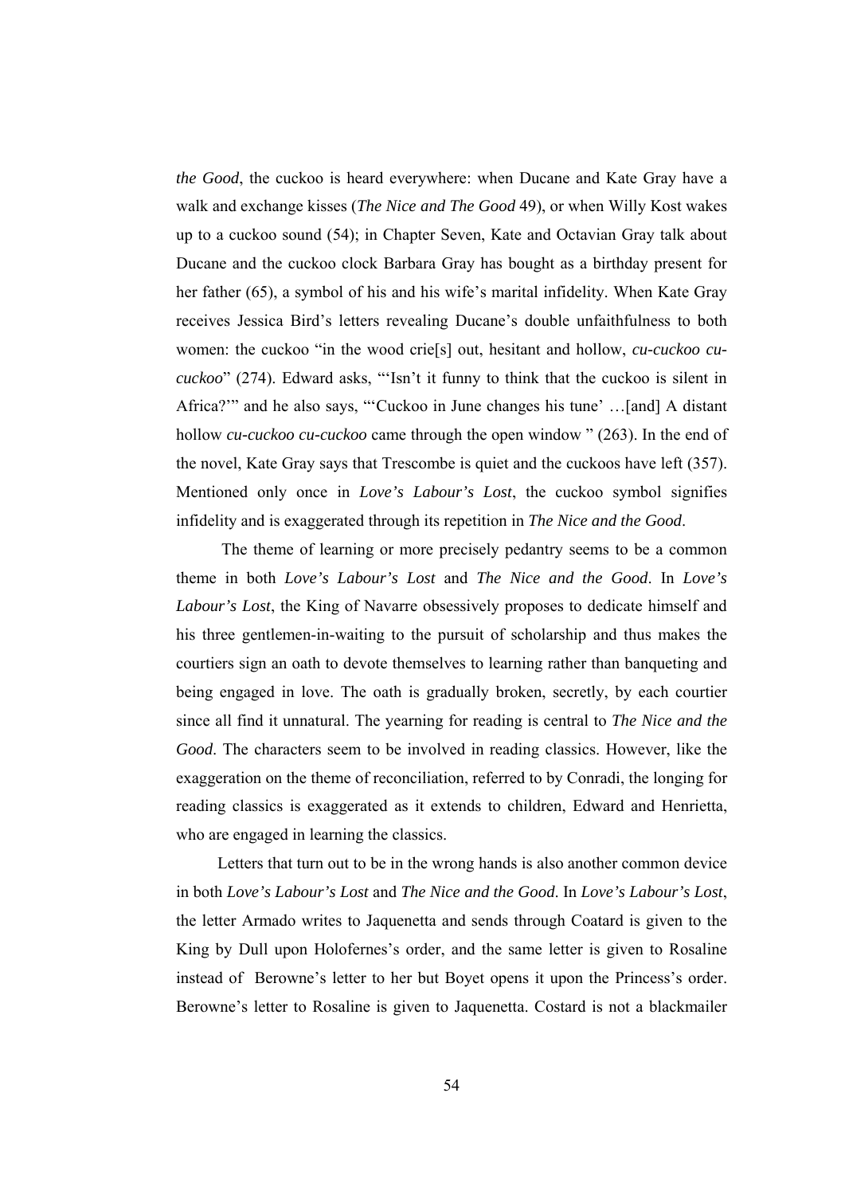*the Good*, the cuckoo is heard everywhere: when Ducane and Kate Gray have a walk and exchange kisses (*The Nice and The Good* 49), or when Willy Kost wakes up to a cuckoo sound (54); in Chapter Seven, Kate and Octavian Gray talk about Ducane and the cuckoo clock Barbara Gray has bought as a birthday present for her father (65), a symbol of his and his wife's marital infidelity. When Kate Gray receives Jessica Bird's letters revealing Ducane's double unfaithfulness to both women: the cuckoo "in the wood crie[s] out, hesitant and hollow, *cu-cuckoo cu-cuckoo*" (274). Edward asks, "'Isn't it funny to think that the cuckoo is silent in Africa?'" and he also says, "'Cuckoo in June changes his tune' …[and] A distant hollow *cu-cuckoo cu-cuckoo* came through the open window " (263). In the end of the novel, Kate Gray says that Trescombe is quiet and the cuckoos have left (357). Mentioned only once in *Love's Labour's Lost*, the cuckoo symbol signifies infidelity and is exaggerated through its repetition in *The Nice and the Good*.

The theme of learning or more precisely pedantry seems to be a common theme in both *Love's Labour's Lost* and *The Nice and the Good*. In *Love's Labour's Lost*, the King of Navarre obsessively proposes to dedicate himself and his three gentlemen-in-waiting to the pursuit of scholarship and thus makes the courtiers sign an oath to devote themselves to learning rather than banqueting and being engaged in love. The oath is gradually broken, secretly, by each courtier since all find it unnatural. The yearning for reading is central to *The Nice and the Good*. The characters seem to be involved in reading classics. However, like the exaggeration on the theme of reconciliation, referred to by Conradi, the longing for reading classics is exaggerated as it extends to children, Edward and Henrietta, who are engaged in learning the classics.

Letters that turn out to be in the wrong hands is also another common device in both *Love's Labour's Lost* and *The Nice and the Good*. In *Love's Labour's Lost*, the letter Armado writes to Jaquenetta and sends through Coatard is given to the King by Dull upon Holofernes's order, and the same letter is given to Rosaline instead of Berowne's letter to her but Boyet opens it upon the Princess's order. Berowne's letter to Rosaline is given to Jaquenetta. Costard is not a blackmailer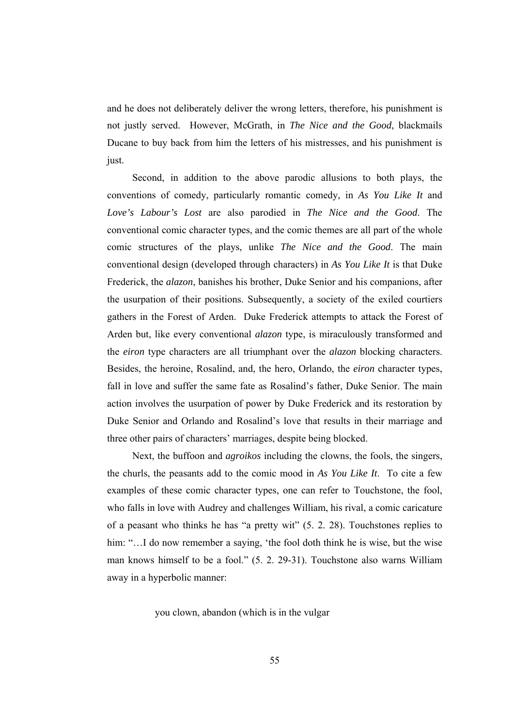and he does not deliberately deliver the wrong letters, therefore, his punishment is not justly served. However, McGrath, in *The Nice and the Good*, blackmails Ducane to buy back from him the letters of his mistresses, and his punishment is just.

Second, in addition to the above parodic allusions to both plays, the conventions of comedy, particularly romantic comedy, in *As You Like It* and *Love's Labour's Lost* are also parodied in *The Nice and the Good*. The conventional comic character types, and the comic themes are all part of the whole comic structures of the plays, unlike *The Nice and the Good*. The main conventional design (developed through characters) in *As You Like It* is that Duke Frederick, the *alazon*, banishes his brother, Duke Senior and his companions, after the usurpation of their positions. Subsequently, a society of the exiled courtiers gathers in the Forest of Arden. Duke Frederick attempts to attack the Forest of Arden but, like every conventional *alazon* type, is miraculously transformed and the *eiron* type characters are all triumphant over the *alazon* blocking characters. Besides, the heroine, Rosalind, and, the hero, Orlando, the *eiron* character types, fall in love and suffer the same fate as Rosalind's father, Duke Senior. The main action involves the usurpation of power by Duke Frederick and its restoration by Duke Senior and Orlando and Rosalind's love that results in their marriage and three other pairs of characters' marriages, despite being blocked.

Next, the buffoon and *agroikos* including the clowns, the fools, the singers, the churls, the peasants add to the comic mood in *As You Like It*. To cite a few examples of these comic character types, one can refer to Touchstone, the fool, who falls in love with Audrey and challenges William, his rival, a comic caricature of a peasant who thinks he has "a pretty wit" (5. 2. 28). Touchstones replies to him: "…I do now remember a saying, 'the fool doth think he is wise, but the wise man knows himself to be a fool." (5. 2. 29-31). Touchstone also warns William away in a hyperbolic manner:

> you clown, abandon (which is in the vulgar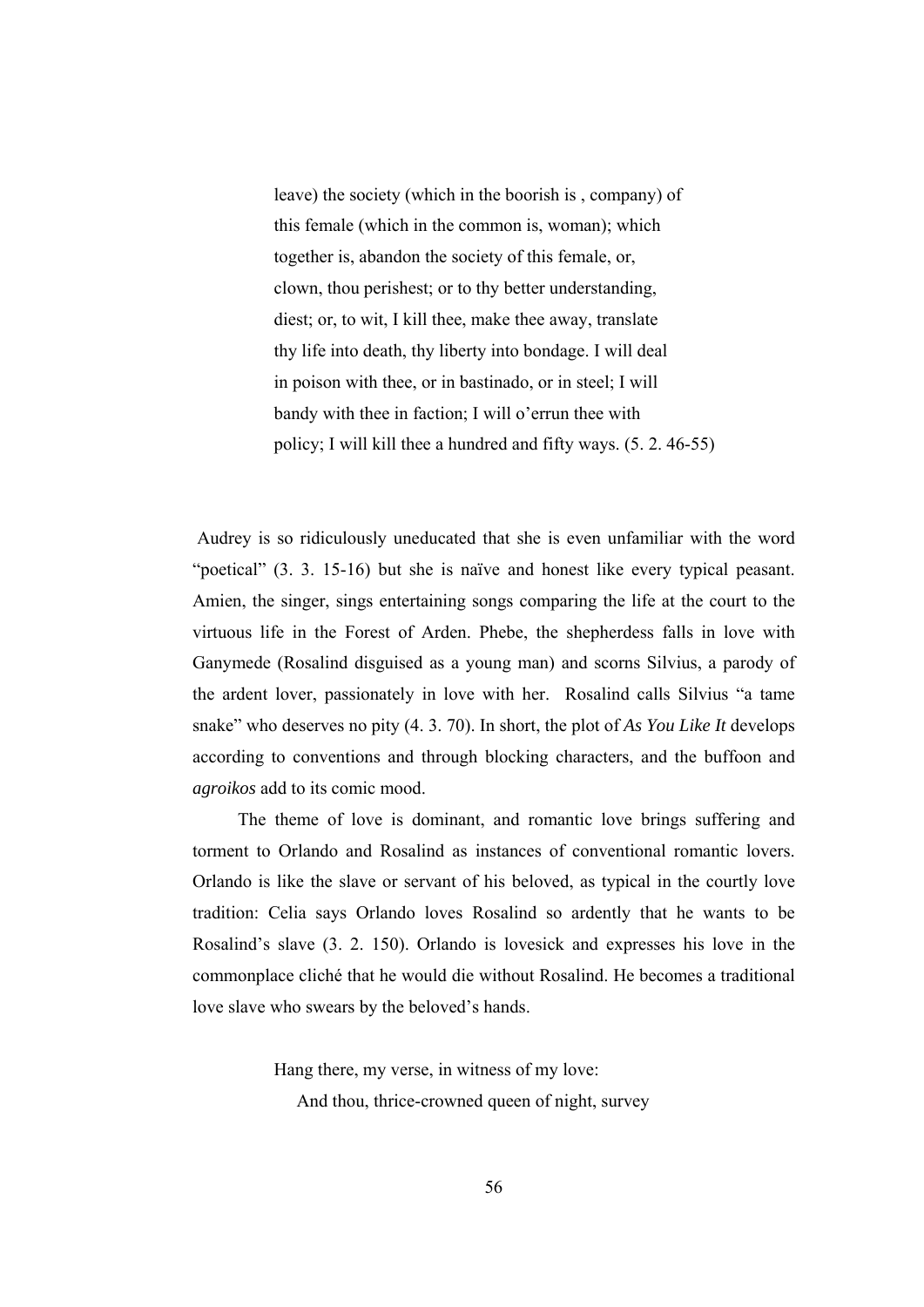> leave) the society (which in the boorish is , company) of
> this female (which in the common is, woman); which
> together is, abandon the society of this female, or,
> clown, thou perishest; or to thy better understanding,
> diest; or, to wit, I kill thee, make thee away, translate
> thy life into death, thy liberty into bondage. I will deal
> in poison with thee, or in bastinado, or in steel; I will
> bandy with thee in faction; I will o'errun thee with
> policy; I will kill thee a hundred and fifty ways. (5. 2. 46-55)

Audrey is so ridiculously uneducated that she is even unfamiliar with the word "poetical" (3. 3. 15-16) but she is naïve and honest like every typical peasant. Amien, the singer, sings entertaining songs comparing the life at the court to the virtuous life in the Forest of Arden. Phebe, the shepherdess falls in love with Ganymede (Rosalind disguised as a young man) and scorns Silvius, a parody of the ardent lover, passionately in love with her. Rosalind calls Silvius "a tame snake" who deserves no pity (4. 3. 70). In short, the plot of *As You Like It* develops according to conventions and through blocking characters, and the buffoon and *agroikos* add to its comic mood.

The theme of love is dominant, and romantic love brings suffering and torment to Orlando and Rosalind as instances of conventional romantic lovers. Orlando is like the slave or servant of his beloved, as typical in the courtly love tradition: Celia says Orlando loves Rosalind so ardently that he wants to be Rosalind's slave (3. 2. 150). Orlando is lovesick and expresses his love in the commonplace cliché that he would die without Rosalind. He becomes a traditional love slave who swears by the beloved's hands.

> Hang there, my verse, in witness of my love:
> &nbsp;&nbsp;&nbsp;&nbsp;And thou, thrice-crowned queen of night, survey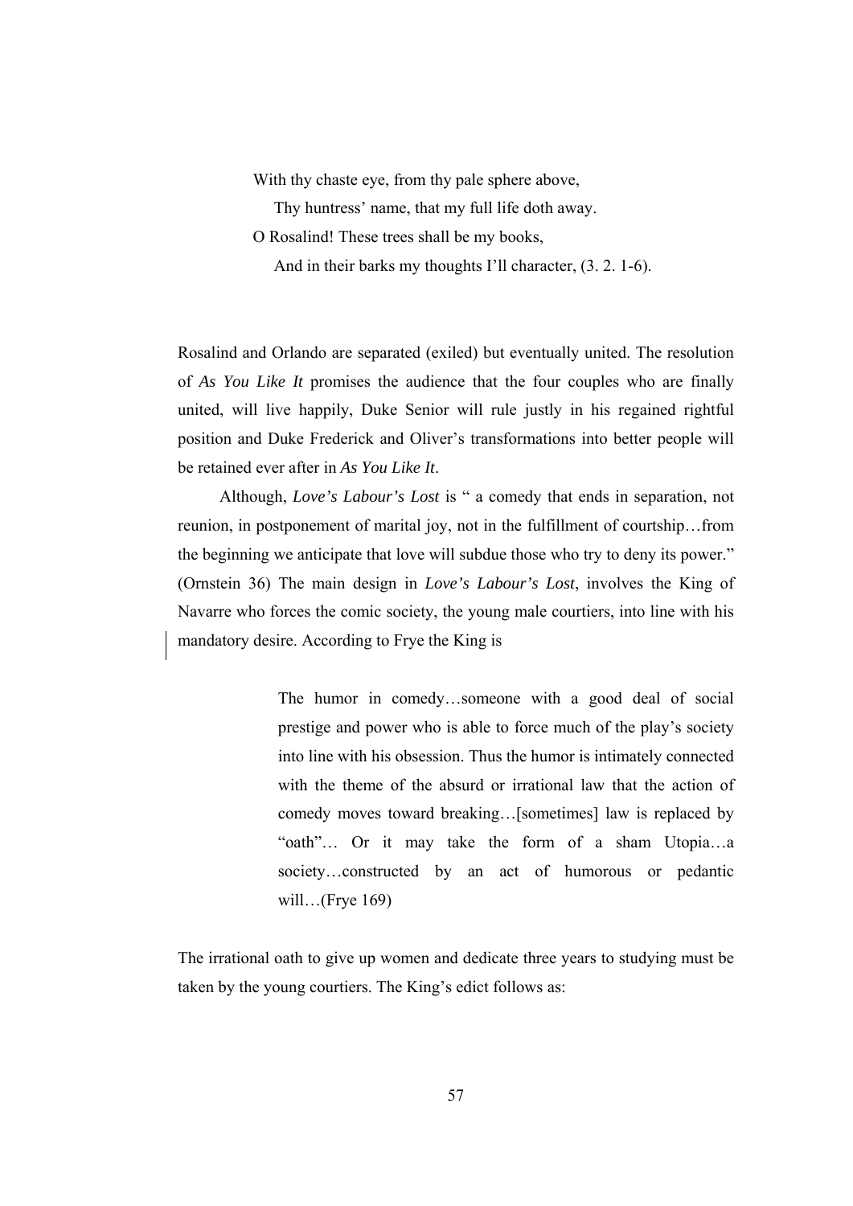> With thy chaste eye, from thy pale sphere above,
>     Thy huntress' name, that my full life doth away.
> O Rosalind! These trees shall be my books,
>     And in their barks my thoughts I'll character, (3. 2. 1-6).

Rosalind and Orlando are separated (exiled) but eventually united. The resolution of *As You Like It* promises the audience that the four couples who are finally united, will live happily, Duke Senior will rule justly in his regained rightful position and Duke Frederick and Oliver's transformations into better people will be retained ever after in *As You Like It*.

Although, *Love's Labour's Lost* is " a comedy that ends in separation, not reunion, in postponement of marital joy, not in the fulfillment of courtship…from the beginning we anticipate that love will subdue those who try to deny its power." (Ornstein 36) The main design in *Love's Labour's Lost*, involves the King of Navarre who forces the comic society, the young male courtiers, into line with his mandatory desire. According to Frye the King is

> The humor in comedy…someone with a good deal of social prestige and power who is able to force much of the play's society into line with his obsession. Thus the humor is intimately connected with the theme of the absurd or irrational law that the action of comedy moves toward breaking…[sometimes] law is replaced by "oath"… Or it may take the form of a sham Utopia…a society…constructed by an act of humorous or pedantic will…(Frye 169)

The irrational oath to give up women and dedicate three years to studying must be taken by the young courtiers. The King's edict follows as: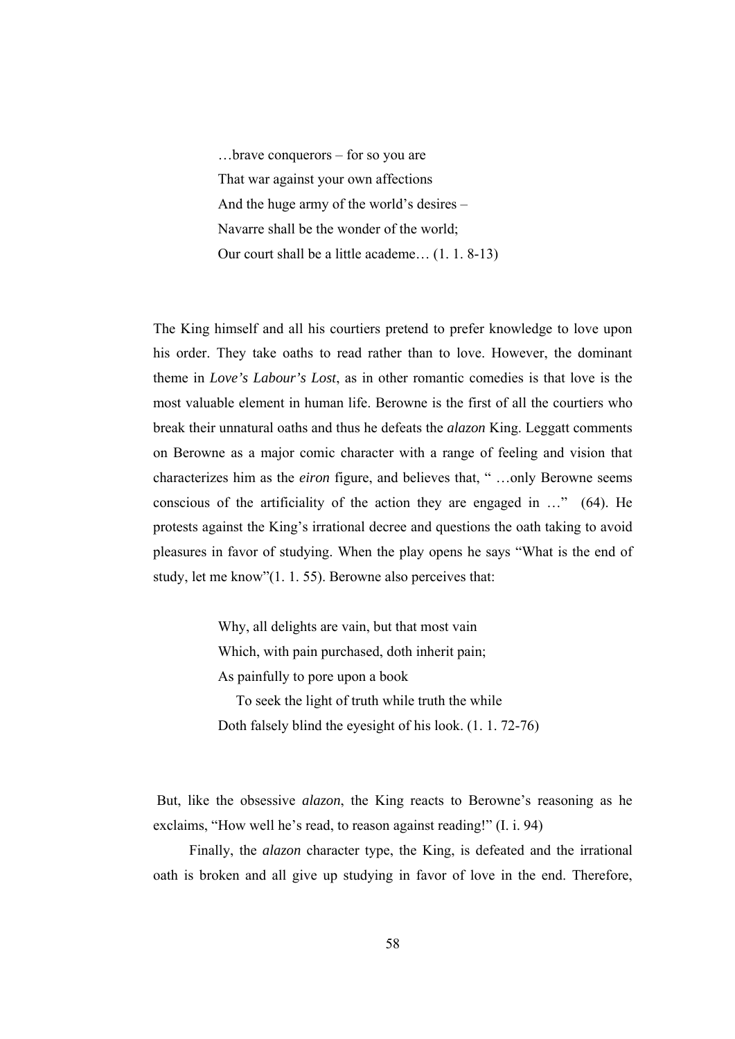> …brave conquerors – for so you are
> That war against your own affections
> And the huge army of the world's desires –
> Navarre shall be the wonder of the world;
> Our court shall be a little academe… (1. 1. 8-13)

The King himself and all his courtiers pretend to prefer knowledge to love upon his order. They take oaths to read rather than to love. However, the dominant theme in *Love's Labour's Lost*, as in other romantic comedies is that love is the most valuable element in human life. Berowne is the first of all the courtiers who break their unnatural oaths and thus he defeats the *alazon* King. Leggatt comments on Berowne as a major comic character with a range of feeling and vision that characterizes him as the *eiron* figure, and believes that, " …only Berowne seems conscious of the artificiality of the action they are engaged in …" (64). He protests against the King's irrational decree and questions the oath taking to avoid pleasures in favor of studying. When the play opens he says "What is the end of study, let me know"(1. 1. 55). Berowne also perceives that:

> Why, all delights are vain, but that most vain
> Which, with pain purchased, doth inherit pain;
> As painfully to pore upon a book
>   To seek the light of truth while truth the while
> Doth falsely blind the eyesight of his look. (1. 1. 72-76)

But, like the obsessive *alazon*, the King reacts to Berowne's reasoning as he exclaims, "How well he's read, to reason against reading!" (I. i. 94)

Finally, the *alazon* character type, the King, is defeated and the irrational oath is broken and all give up studying in favor of love in the end. Therefore,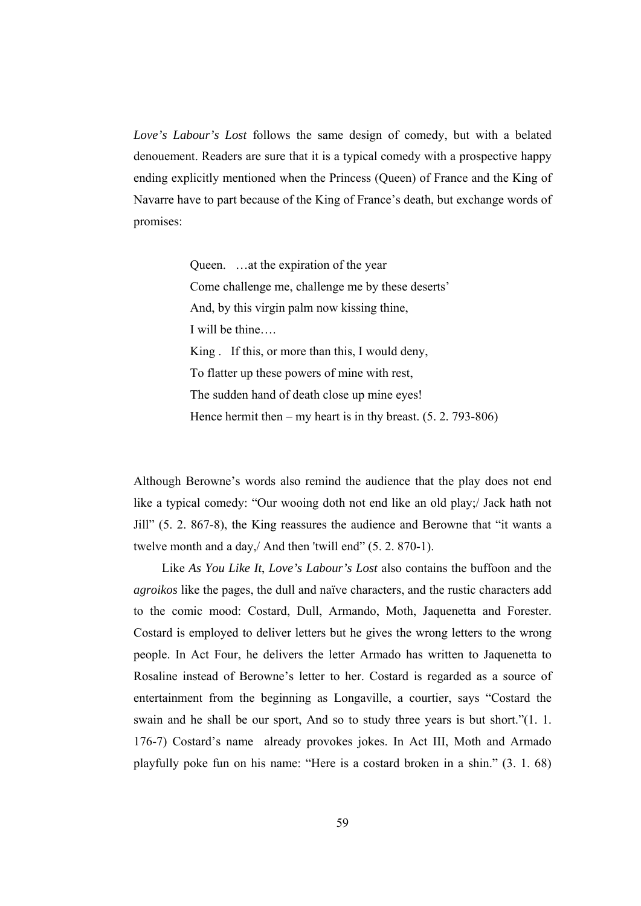*Love's Labour's Lost* follows the same design of comedy, but with a belated denouement. Readers are sure that it is a typical comedy with a prospective happy ending explicitly mentioned when the Princess (Queen) of France and the King of Navarre have to part because of the King of France's death, but exchange words of promises:

> Queen. …at the expiration of the year
> Come challenge me, challenge me by these deserts'
> And, by this virgin palm now kissing thine,
> I will be thine….
> King . If this, or more than this, I would deny,
> To flatter up these powers of mine with rest,
> The sudden hand of death close up mine eyes!
> Hence hermit then – my heart is in thy breast. (5. 2. 793-806)

Although Berowne's words also remind the audience that the play does not end like a typical comedy: "Our wooing doth not end like an old play;/ Jack hath not Jill" (5. 2. 867-8), the King reassures the audience and Berowne that "it wants a twelve month and a day,/ And then 'twill end" (5. 2. 870-1).

Like *As You Like It*, *Love's Labour's Lost* also contains the buffoon and the *agroikos* like the pages, the dull and naïve characters, and the rustic characters add to the comic mood: Costard, Dull, Armando, Moth, Jaquenetta and Forester. Costard is employed to deliver letters but he gives the wrong letters to the wrong people. In Act Four, he delivers the letter Armado has written to Jaquenetta to Rosaline instead of Berowne's letter to her. Costard is regarded as a source of entertainment from the beginning as Longaville, a courtier, says "Costard the swain and he shall be our sport, And so to study three years is but short."(1. 1. 176-7) Costard's name already provokes jokes. In Act III, Moth and Armado playfully poke fun on his name: "Here is a costard broken in a shin." (3. 1. 68)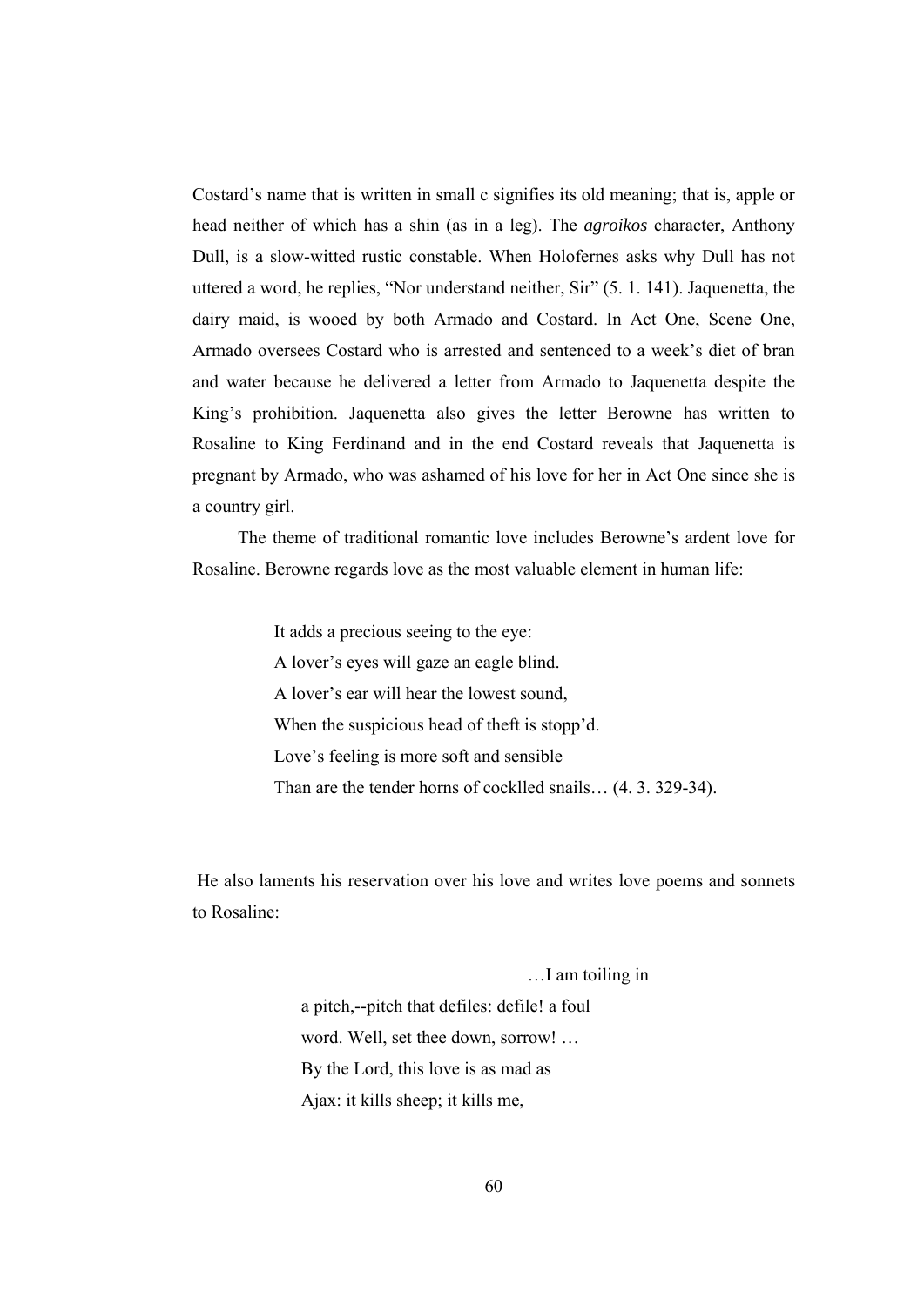Costard's name that is written in small c signifies its old meaning; that is, apple or head neither of which has a shin (as in a leg). The *agroikos* character, Anthony Dull, is a slow-witted rustic constable. When Holofernes asks why Dull has not uttered a word, he replies, "Nor understand neither, Sir" (5. 1. 141). Jaquenetta, the dairy maid, is wooed by both Armado and Costard. In Act One, Scene One, Armado oversees Costard who is arrested and sentenced to a week's diet of bran and water because he delivered a letter from Armado to Jaquenetta despite the King's prohibition. Jaquenetta also gives the letter Berowne has written to Rosaline to King Ferdinand and in the end Costard reveals that Jaquenetta is pregnant by Armado, who was ashamed of his love for her in Act One since she is a country girl.

The theme of traditional romantic love includes Berowne's ardent love for Rosaline. Berowne regards love as the most valuable element in human life:

> It adds a precious seeing to the eye:
> A lover's eyes will gaze an eagle blind.
> A lover's ear will hear the lowest sound,
> When the suspicious head of theft is stopp'd.
> Love's feeling is more soft and sensible
> Than are the tender horns of cocklled snails… (4. 3. 329-34).

He also laments his reservation over his love and writes love poems and sonnets to Rosaline:

> …I am toiling in
> a pitch,--pitch that defiles: defile! a foul
> word. Well, set thee down, sorrow! …
> By the Lord, this love is as mad as
> Ajax: it kills sheep; it kills me,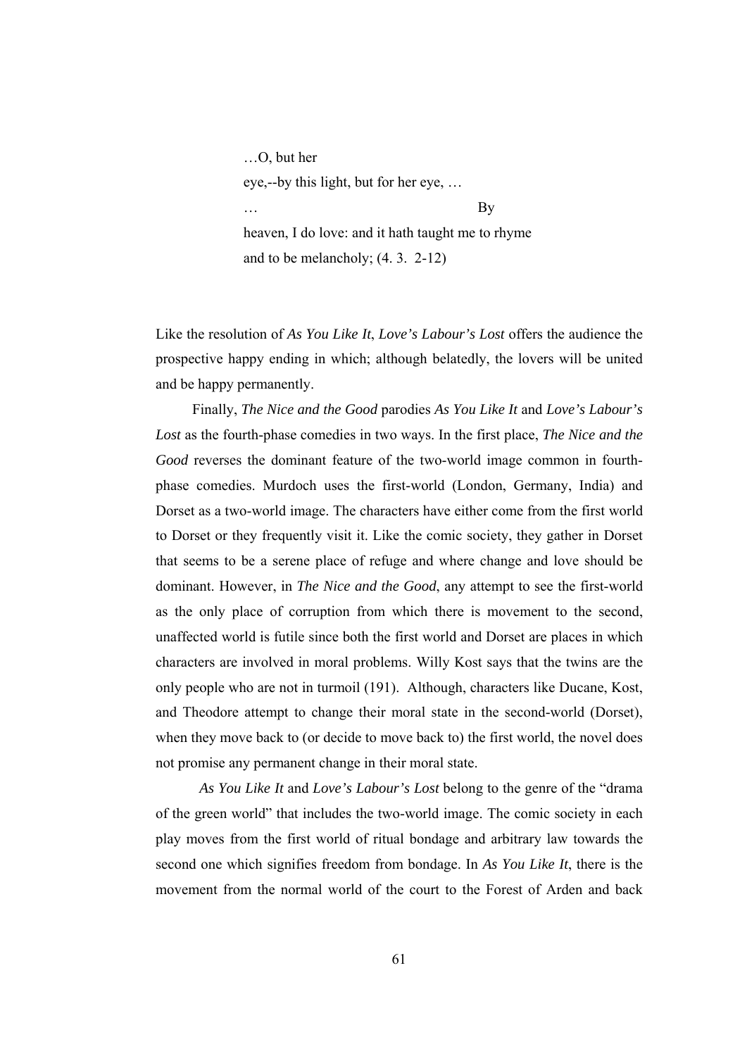> …O, but her
> eye,--by this light, but for her eye, …
> …                                                   By
> heaven, I do love: and it hath taught me to rhyme
> and to be melancholy; (4. 3. 2-12)

Like the resolution of *As You Like It*, *Love's Labour's Lost* offers the audience the prospective happy ending in which; although belatedly, the lovers will be united and be happy permanently.

Finally, *The Nice and the Good* parodies *As You Like It* and *Love's Labour's Lost* as the fourth-phase comedies in two ways. In the first place, *The Nice and the Good* reverses the dominant feature of the two-world image common in fourth-phase comedies. Murdoch uses the first-world (London, Germany, India) and Dorset as a two-world image. The characters have either come from the first world to Dorset or they frequently visit it. Like the comic society, they gather in Dorset that seems to be a serene place of refuge and where change and love should be dominant. However, in *The Nice and the Good*, any attempt to see the first-world as the only place of corruption from which there is movement to the second, unaffected world is futile since both the first world and Dorset are places in which characters are involved in moral problems. Willy Kost says that the twins are the only people who are not in turmoil (191). Although, characters like Ducane, Kost, and Theodore attempt to change their moral state in the second-world (Dorset), when they move back to (or decide to move back to) the first world, the novel does not promise any permanent change in their moral state.

*As You Like It* and *Love's Labour's Lost* belong to the genre of the "drama of the green world" that includes the two-world image. The comic society in each play moves from the first world of ritual bondage and arbitrary law towards the second one which signifies freedom from bondage. In *As You Like It*, there is the movement from the normal world of the court to the Forest of Arden and back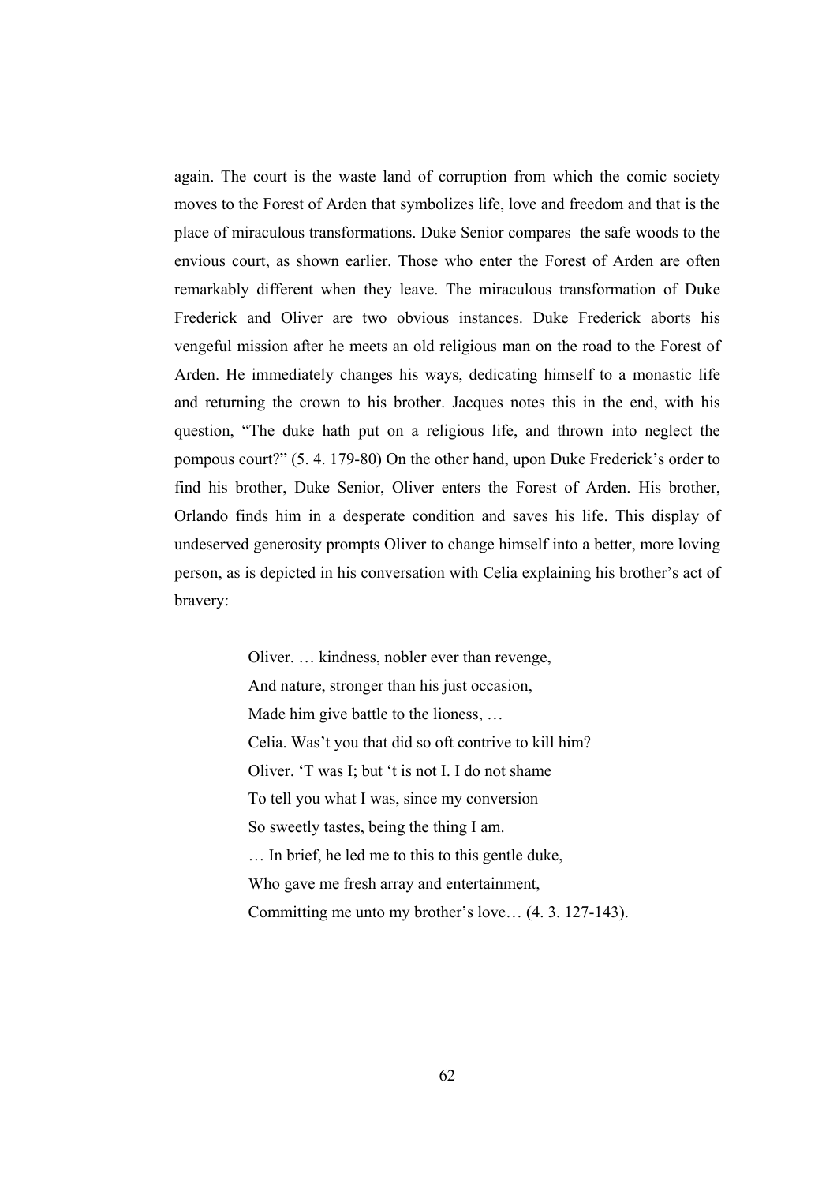again. The court is the waste land of corruption from which the comic society moves to the Forest of Arden that symbolizes life, love and freedom and that is the place of miraculous transformations. Duke Senior compares the safe woods to the envious court, as shown earlier. Those who enter the Forest of Arden are often remarkably different when they leave. The miraculous transformation of Duke Frederick and Oliver are two obvious instances. Duke Frederick aborts his vengeful mission after he meets an old religious man on the road to the Forest of Arden. He immediately changes his ways, dedicating himself to a monastic life and returning the crown to his brother. Jacques notes this in the end, with his question, "The duke hath put on a religious life, and thrown into neglect the pompous court?" (5. 4. 179-80) On the other hand, upon Duke Frederick's order to find his brother, Duke Senior, Oliver enters the Forest of Arden. His brother, Orlando finds him in a desperate condition and saves his life. This display of undeserved generosity prompts Oliver to change himself into a better, more loving person, as is depicted in his conversation with Celia explaining his brother's act of bravery:

> Oliver. … kindness, nobler ever than revenge,
> And nature, stronger than his just occasion,
> Made him give battle to the lioness, …
> Celia. Was't you that did so oft contrive to kill him?
> Oliver. 'T was I; but 't is not I. I do not shame
> To tell you what I was, since my conversion
> So sweetly tastes, being the thing I am.
> … In brief, he led me to this to this gentle duke,
> Who gave me fresh array and entertainment,
> Committing me unto my brother's love… (4. 3. 127-143).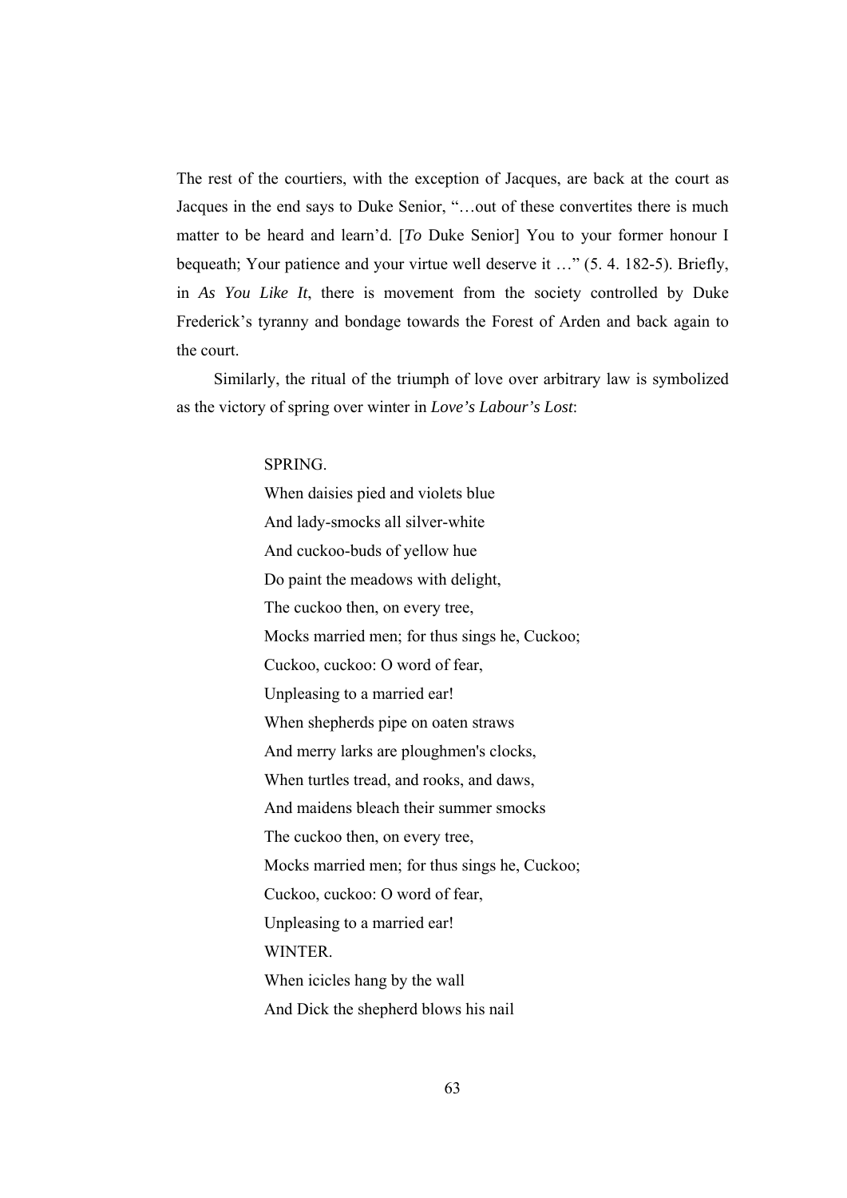The rest of the courtiers, with the exception of Jacques, are back at the court as Jacques in the end says to Duke Senior, "…out of these convertites there is much matter to be heard and learn'd. [*To* Duke Senior] You to your former honour I bequeath; Your patience and your virtue well deserve it …" (5. 4. 182-5). Briefly, in *As You Like It*, there is movement from the society controlled by Duke Frederick's tyranny and bondage towards the Forest of Arden and back again to the court.

Similarly, the ritual of the triumph of love over arbitrary law is symbolized as the victory of spring over winter in *Love's Labour's Lost*:

> SPRING.
> When daisies pied and violets blue
> And lady-smocks all silver-white
> And cuckoo-buds of yellow hue
> Do paint the meadows with delight,
> The cuckoo then, on every tree,
> Mocks married men; for thus sings he, Cuckoo;
> Cuckoo, cuckoo: O word of fear,
> Unpleasing to a married ear!
> When shepherds pipe on oaten straws
> And merry larks are ploughmen's clocks,
> When turtles tread, and rooks, and daws,
> And maidens bleach their summer smocks
> The cuckoo then, on every tree,
> Mocks married men; for thus sings he, Cuckoo;
> Cuckoo, cuckoo: O word of fear,
> Unpleasing to a married ear!
> WINTER.
> When icicles hang by the wall
> And Dick the shepherd blows his nail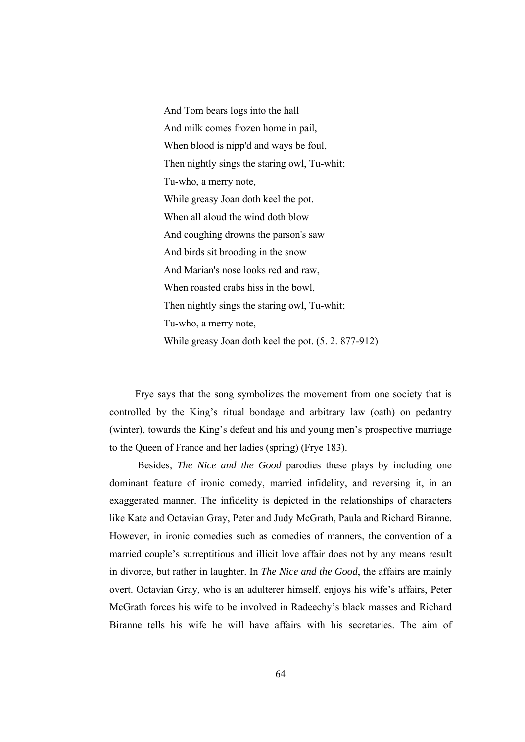> And Tom bears logs into the hall
> And milk comes frozen home in pail,
> When blood is nipp'd and ways be foul,
> Then nightly sings the staring owl, Tu-whit;
> Tu-who, a merry note,
> While greasy Joan doth keel the pot.
> When all aloud the wind doth blow
> And coughing drowns the parson's saw
> And birds sit brooding in the snow
> And Marian's nose looks red and raw,
> When roasted crabs hiss in the bowl,
> Then nightly sings the staring owl, Tu-whit;
> Tu-who, a merry note,
> While greasy Joan doth keel the pot. (5. 2. 877-912)

Frye says that the song symbolizes the movement from one society that is controlled by the King's ritual bondage and arbitrary law (oath) on pedantry (winter), towards the King's defeat and his and young men's prospective marriage to the Queen of France and her ladies (spring) (Frye 183).

Besides, *The Nice and the Good* parodies these plays by including one dominant feature of ironic comedy, married infidelity, and reversing it, in an exaggerated manner. The infidelity is depicted in the relationships of characters like Kate and Octavian Gray, Peter and Judy McGrath, Paula and Richard Biranne. However, in ironic comedies such as comedies of manners, the convention of a married couple's surreptitious and illicit love affair does not by any means result in divorce, but rather in laughter. In *The Nice and the Good*, the affairs are mainly overt. Octavian Gray, who is an adulterer himself, enjoys his wife's affairs, Peter McGrath forces his wife to be involved in Radeechy's black masses and Richard Biranne tells his wife he will have affairs with his secretaries. The aim of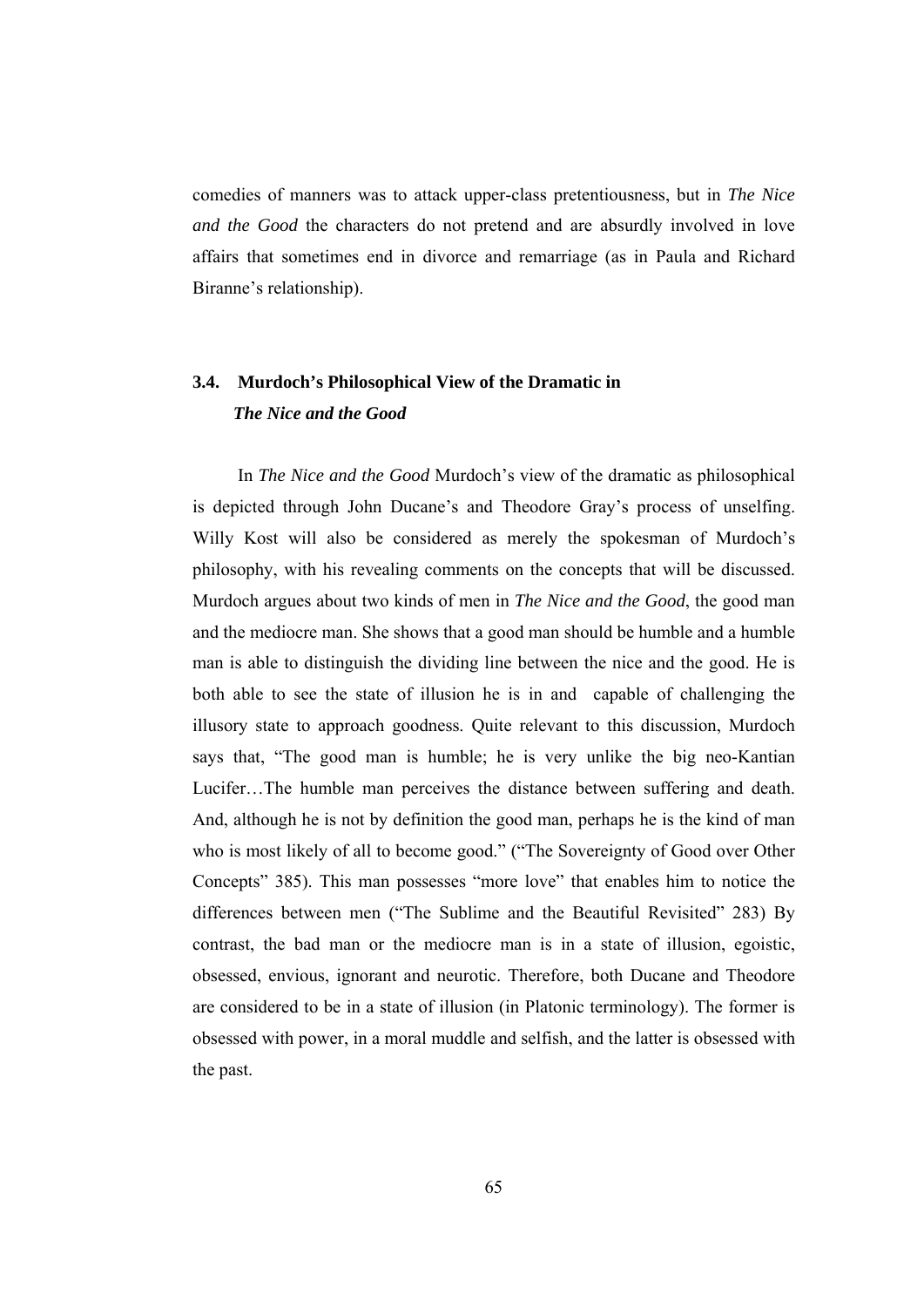comedies of manners was to attack upper-class pretentiousness, but in *The Nice and the Good* the characters do not pretend and are absurdly involved in love affairs that sometimes end in divorce and remarriage (as in Paula and Richard Biranne's relationship).

### 3.4. Murdoch's Philosophical View of the Dramatic in *The Nice and the Good*

In *The Nice and the Good* Murdoch's view of the dramatic as philosophical is depicted through John Ducane's and Theodore Gray's process of unselfing. Willy Kost will also be considered as merely the spokesman of Murdoch's philosophy, with his revealing comments on the concepts that will be discussed. Murdoch argues about two kinds of men in *The Nice and the Good*, the good man and the mediocre man. She shows that a good man should be humble and a humble man is able to distinguish the dividing line between the nice and the good. He is both able to see the state of illusion he is in and capable of challenging the illusory state to approach goodness. Quite relevant to this discussion, Murdoch says that, "The good man is humble; he is very unlike the big neo-Kantian Lucifer…The humble man perceives the distance between suffering and death. And, although he is not by definition the good man, perhaps he is the kind of man who is most likely of all to become good." ("The Sovereignty of Good over Other Concepts" 385). This man possesses "more love" that enables him to notice the differences between men ("The Sublime and the Beautiful Revisited" 283) By contrast, the bad man or the mediocre man is in a state of illusion, egoistic, obsessed, envious, ignorant and neurotic. Therefore, both Ducane and Theodore are considered to be in a state of illusion (in Platonic terminology). The former is obsessed with power, in a moral muddle and selfish, and the latter is obsessed with the past.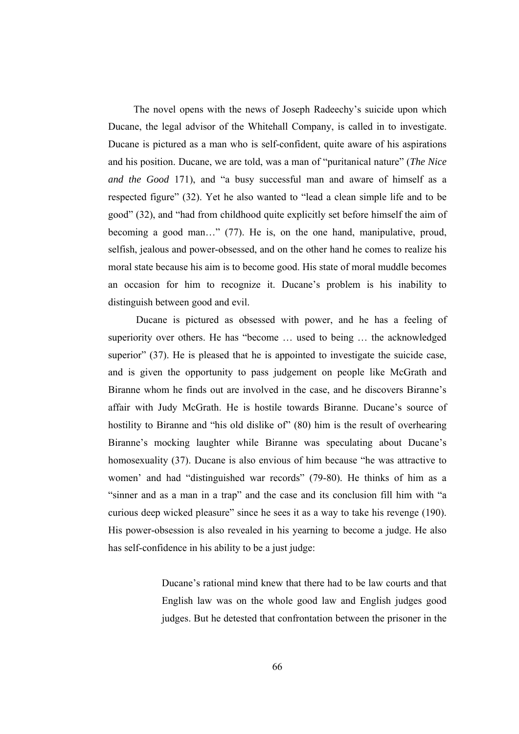The novel opens with the news of Joseph Radeechy's suicide upon which Ducane, the legal advisor of the Whitehall Company, is called in to investigate. Ducane is pictured as a man who is self-confident, quite aware of his aspirations and his position. Ducane, we are told, was a man of "puritanical nature" (*The Nice and the Good* 171), and "a busy successful man and aware of himself as a respected figure" (32). Yet he also wanted to "lead a clean simple life and to be good" (32), and "had from childhood quite explicitly set before himself the aim of becoming a good man…" (77). He is, on the one hand, manipulative, proud, selfish, jealous and power-obsessed, and on the other hand he comes to realize his moral state because his aim is to become good. His state of moral muddle becomes an occasion for him to recognize it. Ducane's problem is his inability to distinguish between good and evil.

Ducane is pictured as obsessed with power, and he has a feeling of superiority over others. He has "become … used to being … the acknowledged superior" (37). He is pleased that he is appointed to investigate the suicide case, and is given the opportunity to pass judgement on people like McGrath and Biranne whom he finds out are involved in the case, and he discovers Biranne's affair with Judy McGrath. He is hostile towards Biranne. Ducane's source of hostility to Biranne and "his old dislike of" (80) him is the result of overhearing Biranne's mocking laughter while Biranne was speculating about Ducane's homosexuality (37). Ducane is also envious of him because "he was attractive to women' and had "distinguished war records" (79-80). He thinks of him as a "sinner and as a man in a trap" and the case and its conclusion fill him with "a curious deep wicked pleasure" since he sees it as a way to take his revenge (190). His power-obsession is also revealed in his yearning to become a judge. He also has self-confidence in his ability to be a just judge:

> Ducane's rational mind knew that there had to be law courts and that English law was on the whole good law and English judges good judges. But he detested that confrontation between the prisoner in the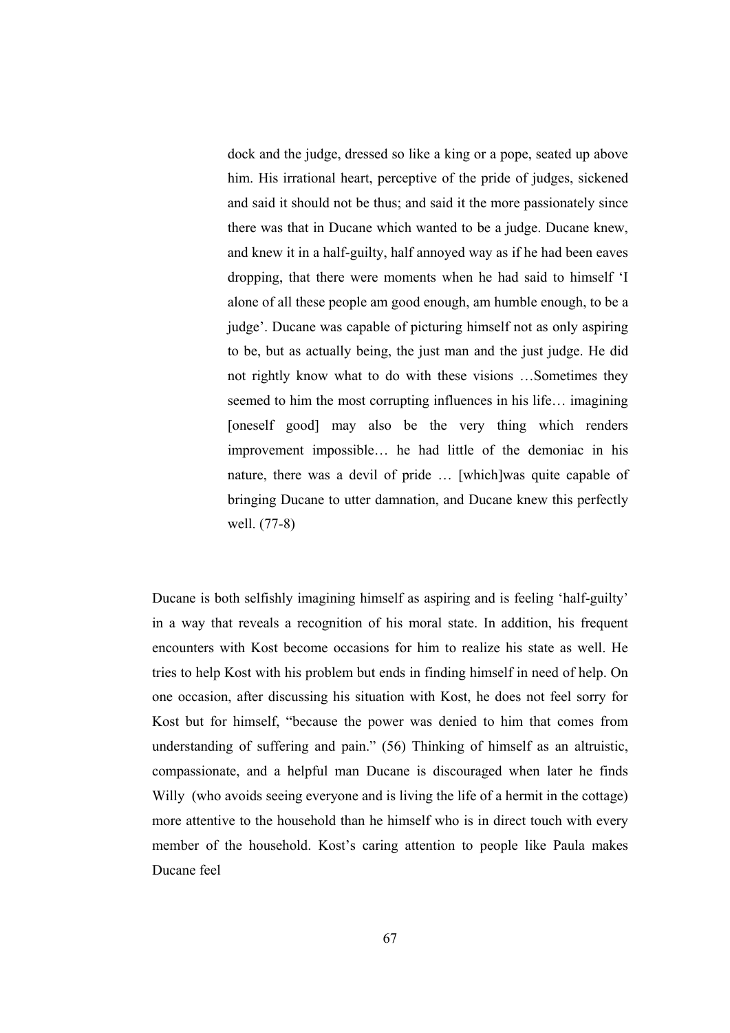> dock and the judge, dressed so like a king or a pope, seated up above him. His irrational heart, perceptive of the pride of judges, sickened and said it should not be thus; and said it the more passionately since there was that in Ducane which wanted to be a judge. Ducane knew, and knew it in a half-guilty, half annoyed way as if he had been eaves dropping, that there were moments when he had said to himself 'I alone of all these people am good enough, am humble enough, to be a judge'. Ducane was capable of picturing himself not as only aspiring to be, but as actually being, the just man and the just judge. He did not rightly know what to do with these visions …Sometimes they seemed to him the most corrupting influences in his life… imagining [oneself good] may also be the very thing which renders improvement impossible… he had little of the demoniac in his nature, there was a devil of pride … [which]was quite capable of bringing Ducane to utter damnation, and Ducane knew this perfectly well. (77-8)

Ducane is both selfishly imagining himself as aspiring and is feeling 'half-guilty' in a way that reveals a recognition of his moral state. In addition, his frequent encounters with Kost become occasions for him to realize his state as well. He tries to help Kost with his problem but ends in finding himself in need of help. On one occasion, after discussing his situation with Kost, he does not feel sorry for Kost but for himself, "because the power was denied to him that comes from understanding of suffering and pain." (56) Thinking of himself as an altruistic, compassionate, and a helpful man Ducane is discouraged when later he finds Willy (who avoids seeing everyone and is living the life of a hermit in the cottage) more attentive to the household than he himself who is in direct touch with every member of the household. Kost's caring attention to people like Paula makes Ducane feel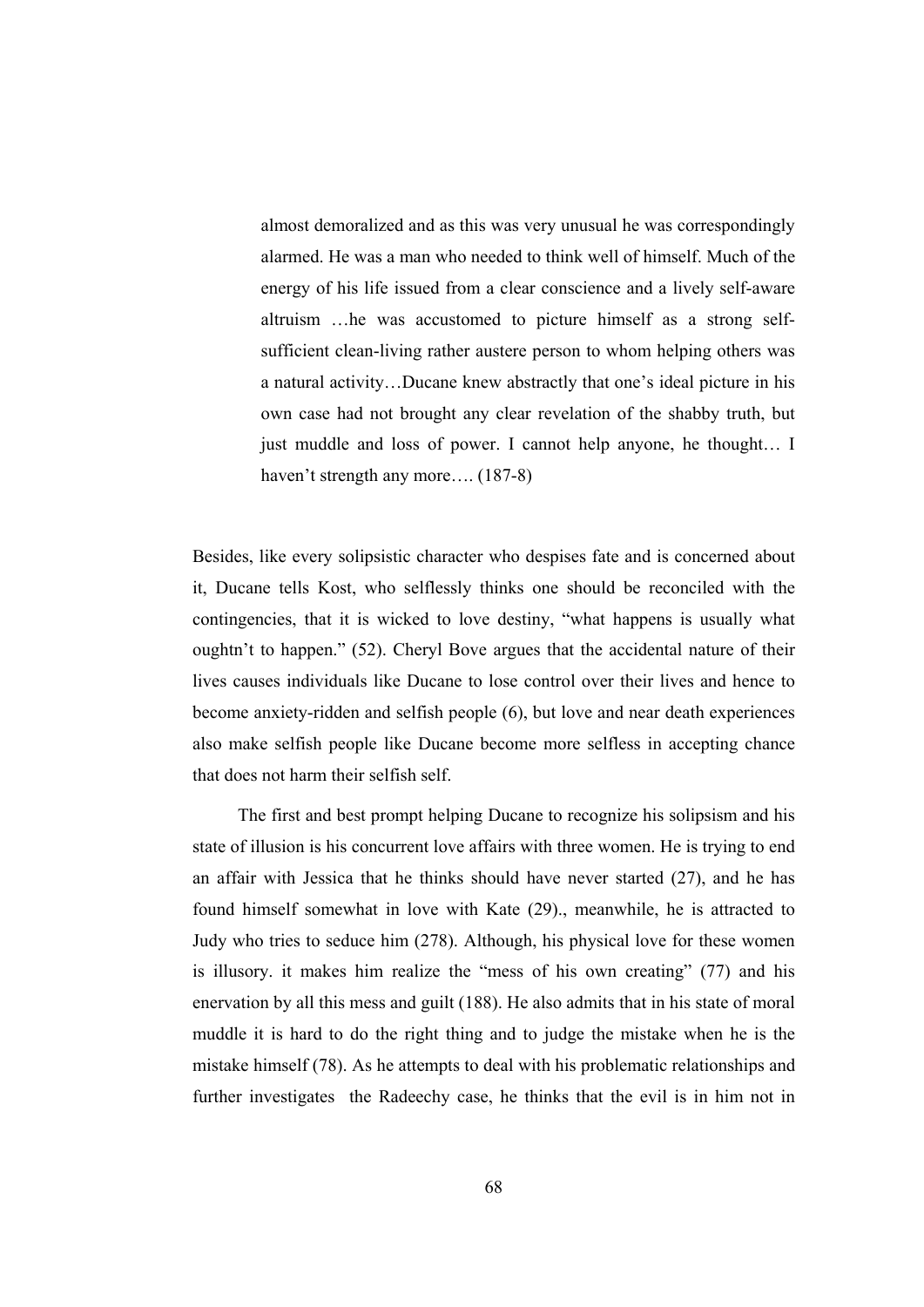> almost demoralized and as this was very unusual he was correspondingly alarmed. He was a man who needed to think well of himself. Much of the energy of his life issued from a clear conscience and a lively self-aware altruism …he was accustomed to picture himself as a strong self-sufficient clean-living rather austere person to whom helping others was a natural activity…Ducane knew abstractly that one's ideal picture in his own case had not brought any clear revelation of the shabby truth, but just muddle and loss of power. I cannot help anyone, he thought… I haven't strength any more…. (187-8)

Besides, like every solipsistic character who despises fate and is concerned about it, Ducane tells Kost, who selflessly thinks one should be reconciled with the contingencies, that it is wicked to love destiny, "what happens is usually what oughtn't to happen." (52). Cheryl Bove argues that the accidental nature of their lives causes individuals like Ducane to lose control over their lives and hence to become anxiety-ridden and selfish people (6), but love and near death experiences also make selfish people like Ducane become more selfless in accepting chance that does not harm their selfish self.

The first and best prompt helping Ducane to recognize his solipsism and his state of illusion is his concurrent love affairs with three women. He is trying to end an affair with Jessica that he thinks should have never started (27), and he has found himself somewhat in love with Kate (29)., meanwhile, he is attracted to Judy who tries to seduce him (278). Although, his physical love for these women is illusory. it makes him realize the "mess of his own creating" (77) and his enervation by all this mess and guilt (188). He also admits that in his state of moral muddle it is hard to do the right thing and to judge the mistake when he is the mistake himself (78). As he attempts to deal with his problematic relationships and further investigates the Radeechy case, he thinks that the evil is in him not in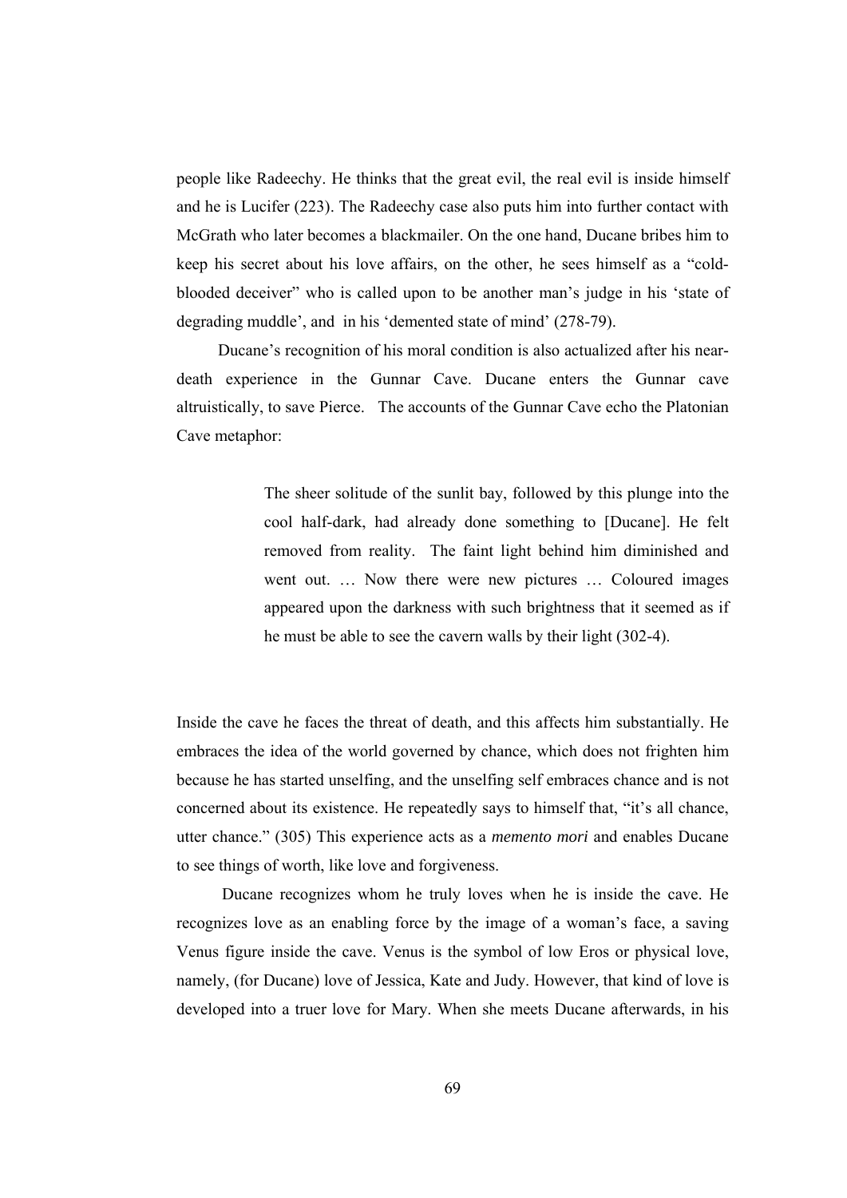people like Radeechy. He thinks that the great evil, the real evil is inside himself and he is Lucifer (223). The Radeechy case also puts him into further contact with McGrath who later becomes a blackmailer. On the one hand, Ducane bribes him to keep his secret about his love affairs, on the other, he sees himself as a "cold-blooded deceiver" who is called upon to be another man's judge in his 'state of degrading muddle', and in his 'demented state of mind' (278-79).

Ducane's recognition of his moral condition is also actualized after his near-death experience in the Gunnar Cave. Ducane enters the Gunnar cave altruistically, to save Pierce. The accounts of the Gunnar Cave echo the Platonian Cave metaphor:

> The sheer solitude of the sunlit bay, followed by this plunge into the cool half-dark, had already done something to [Ducane]. He felt removed from reality. The faint light behind him diminished and went out. … Now there were new pictures … Coloured images appeared upon the darkness with such brightness that it seemed as if he must be able to see the cavern walls by their light (302-4).

Inside the cave he faces the threat of death, and this affects him substantially. He embraces the idea of the world governed by chance, which does not frighten him because he has started unselfing, and the unselfing self embraces chance and is not concerned about its existence. He repeatedly says to himself that, "it's all chance, utter chance." (305) This experience acts as a *memento mori* and enables Ducane to see things of worth, like love and forgiveness.

Ducane recognizes whom he truly loves when he is inside the cave. He recognizes love as an enabling force by the image of a woman's face, a saving Venus figure inside the cave. Venus is the symbol of low Eros or physical love, namely, (for Ducane) love of Jessica, Kate and Judy. However, that kind of love is developed into a truer love for Mary. When she meets Ducane afterwards, in his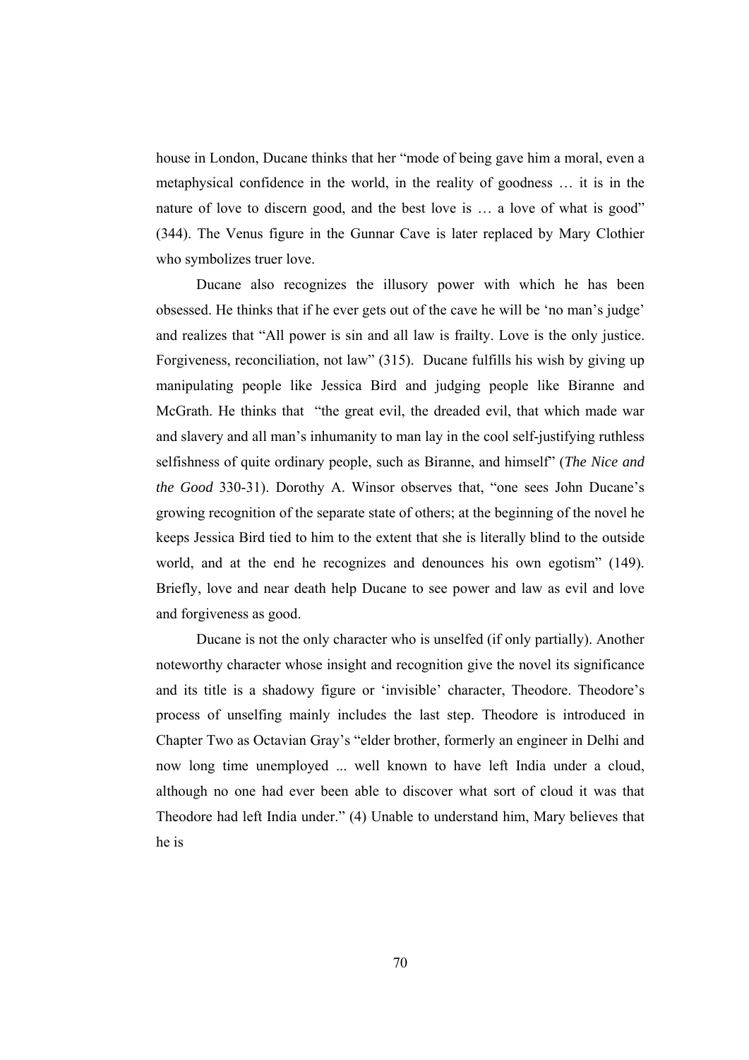house in London, Ducane thinks that her "mode of being gave him a moral, even a metaphysical confidence in the world, in the reality of goodness … it is in the nature of love to discern good, and the best love is … a love of what is good" (344). The Venus figure in the Gunnar Cave is later replaced by Mary Clothier who symbolizes truer love.

Ducane also recognizes the illusory power with which he has been obsessed. He thinks that if he ever gets out of the cave he will be 'no man's judge' and realizes that "All power is sin and all law is frailty. Love is the only justice. Forgiveness, reconciliation, not law" (315). Ducane fulfills his wish by giving up manipulating people like Jessica Bird and judging people like Biranne and McGrath. He thinks that "the great evil, the dreaded evil, that which made war and slavery and all man's inhumanity to man lay in the cool self-justifying ruthless selfishness of quite ordinary people, such as Biranne, and himself" (*The Nice and the Good* 330-31). Dorothy A. Winsor observes that, "one sees John Ducane's growing recognition of the separate state of others; at the beginning of the novel he keeps Jessica Bird tied to him to the extent that she is literally blind to the outside world, and at the end he recognizes and denounces his own egotism" (149). Briefly, love and near death help Ducane to see power and law as evil and love and forgiveness as good.

Ducane is not the only character who is unselfed (if only partially). Another noteworthy character whose insight and recognition give the novel its significance and its title is a shadowy figure or 'invisible' character, Theodore. Theodore's process of unselfing mainly includes the last step. Theodore is introduced in Chapter Two as Octavian Gray's "elder brother, formerly an engineer in Delhi and now long time unemployed ... well known to have left India under a cloud, although no one had ever been able to discover what sort of cloud it was that Theodore had left India under." (4) Unable to understand him, Mary believes that he is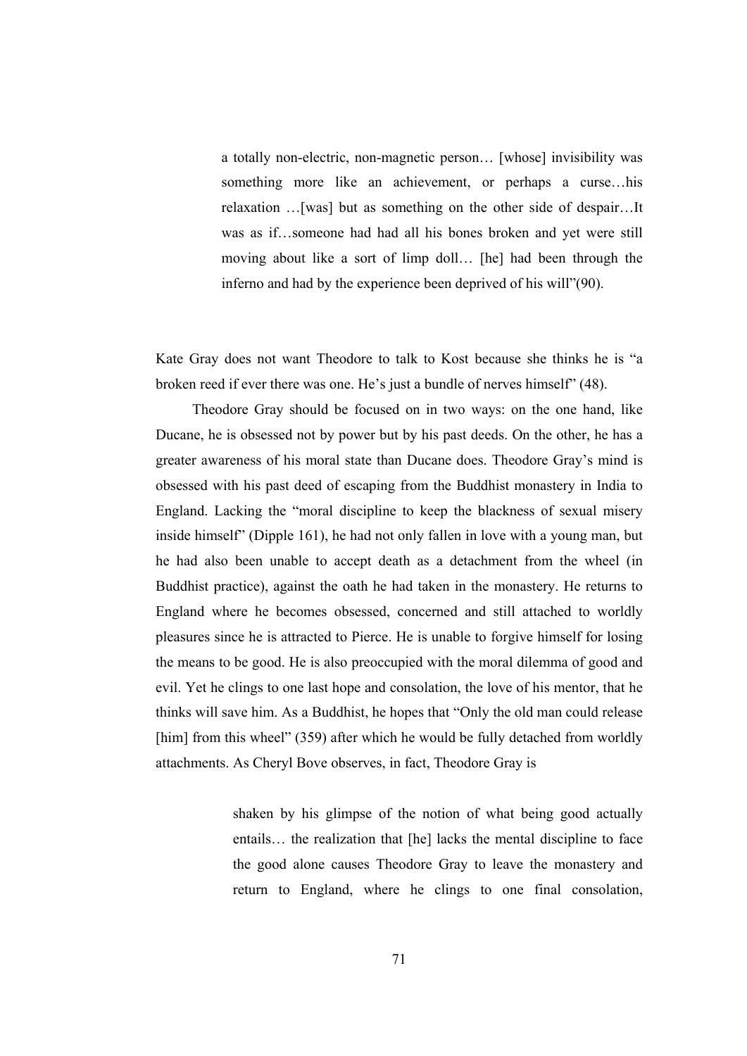> a totally non-electric, non-magnetic person… [whose] invisibility was something more like an achievement, or perhaps a curse…his relaxation …[was] but as something on the other side of despair…It was as if…someone had had all his bones broken and yet were still moving about like a sort of limp doll… [he] had been through the inferno and had by the experience been deprived of his will"(90).

Kate Gray does not want Theodore to talk to Kost because she thinks he is "a broken reed if ever there was one. He's just a bundle of nerves himself" (48).

Theodore Gray should be focused on in two ways: on the one hand, like Ducane, he is obsessed not by power but by his past deeds. On the other, he has a greater awareness of his moral state than Ducane does. Theodore Gray's mind is obsessed with his past deed of escaping from the Buddhist monastery in India to England. Lacking the "moral discipline to keep the blackness of sexual misery inside himself" (Dipple 161), he had not only fallen in love with a young man, but he had also been unable to accept death as a detachment from the wheel (in Buddhist practice), against the oath he had taken in the monastery. He returns to England where he becomes obsessed, concerned and still attached to worldly pleasures since he is attracted to Pierce. He is unable to forgive himself for losing the means to be good. He is also preoccupied with the moral dilemma of good and evil. Yet he clings to one last hope and consolation, the love of his mentor, that he thinks will save him. As a Buddhist, he hopes that "Only the old man could release [him] from this wheel" (359) after which he would be fully detached from worldly attachments. As Cheryl Bove observes, in fact, Theodore Gray is

> shaken by his glimpse of the notion of what being good actually entails… the realization that [he] lacks the mental discipline to face the good alone causes Theodore Gray to leave the monastery and return to England, where he clings to one final consolation,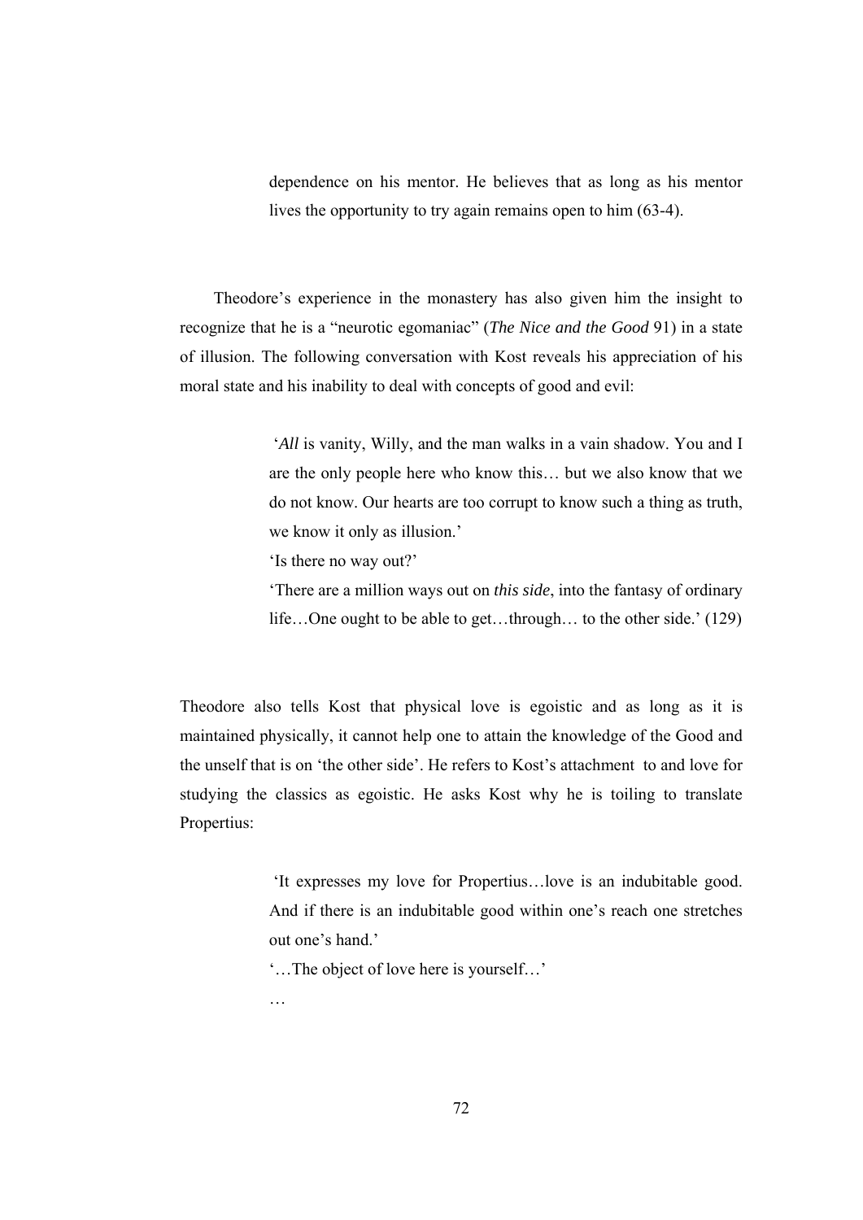> dependence on his mentor. He believes that as long as his mentor lives the opportunity to try again remains open to him (63-4).

Theodore's experience in the monastery has also given him the insight to recognize that he is a "neurotic egomaniac" (*The Nice and the Good* 91) in a state of illusion. The following conversation with Kost reveals his appreciation of his moral state and his inability to deal with concepts of good and evil:

> '*All* is vanity, Willy, and the man walks in a vain shadow. You and I are the only people here who know this… but we also know that we do not know. Our hearts are too corrupt to know such a thing as truth, we know it only as illusion.'
>
> 'Is there no way out?'
>
> 'There are a million ways out on *this side*, into the fantasy of ordinary life…One ought to be able to get…through… to the other side.' (129)

Theodore also tells Kost that physical love is egoistic and as long as it is maintained physically, it cannot help one to attain the knowledge of the Good and the unself that is on 'the other side'. He refers to Kost's attachment to and love for studying the classics as egoistic. He asks Kost why he is toiling to translate Propertius:

> 'It expresses my love for Propertius…love is an indubitable good. And if there is an indubitable good within one's reach one stretches out one's hand.'
>
> '…The object of love here is yourself…'
>
> …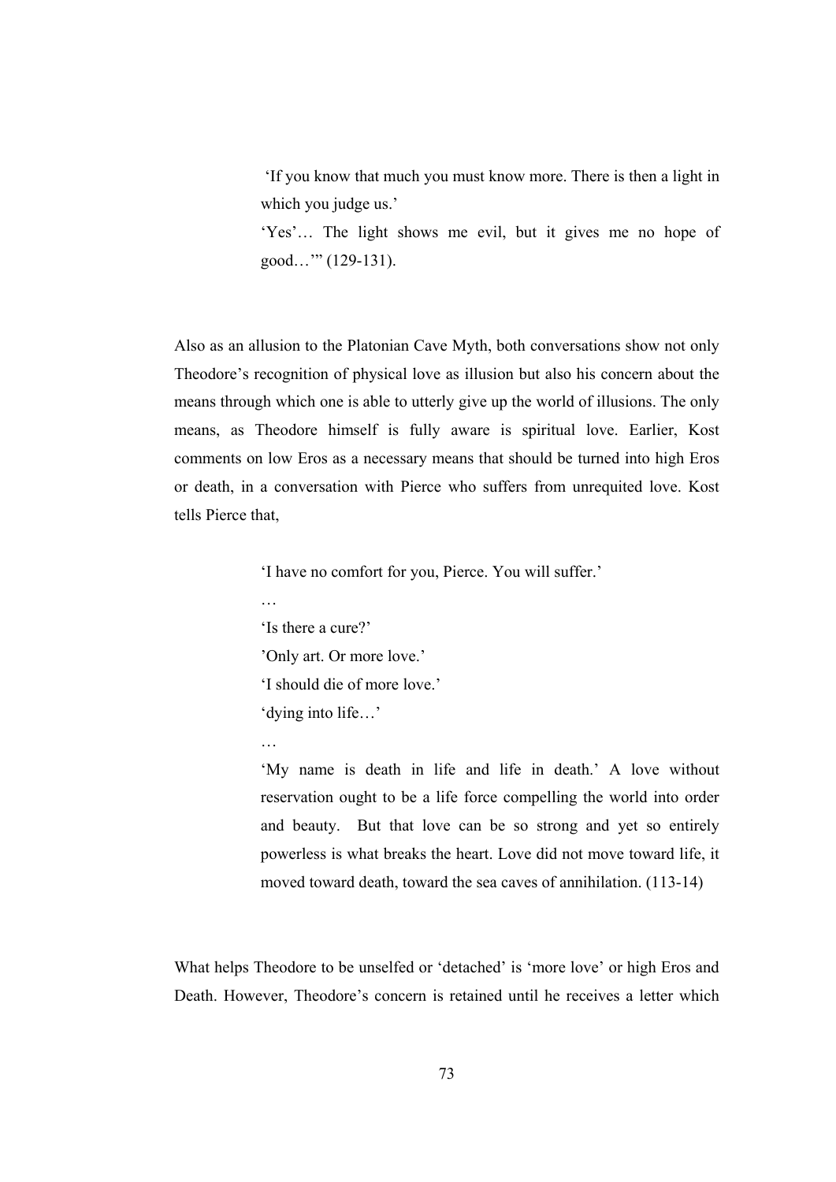> 'If you know that much you must know more. There is then a light in which you judge us.'
>
> 'Yes'… The light shows me evil, but it gives me no hope of good…'" (129-131).

Also as an allusion to the Platonian Cave Myth, both conversations show not only Theodore's recognition of physical love as illusion but also his concern about the means through which one is able to utterly give up the world of illusions. The only means, as Theodore himself is fully aware is spiritual love. Earlier, Kost comments on low Eros as a necessary means that should be turned into high Eros or death, in a conversation with Pierce who suffers from unrequited love. Kost tells Pierce that,

> 'I have no comfort for you, Pierce. You will suffer.'
>
> …
>
> 'Is there a cure?'
>
> 'Only art. Or more love.'
>
> 'I should die of more love.'
>
> 'dying into life…'
>
> …
>
> 'My name is death in life and life in death.' A love without reservation ought to be a life force compelling the world into order and beauty. But that love can be so strong and yet so entirely powerless is what breaks the heart. Love did not move toward life, it moved toward death, toward the sea caves of annihilation. (113-14)

What helps Theodore to be unselfed or 'detached' is 'more love' or high Eros and Death. However, Theodore's concern is retained until he receives a letter which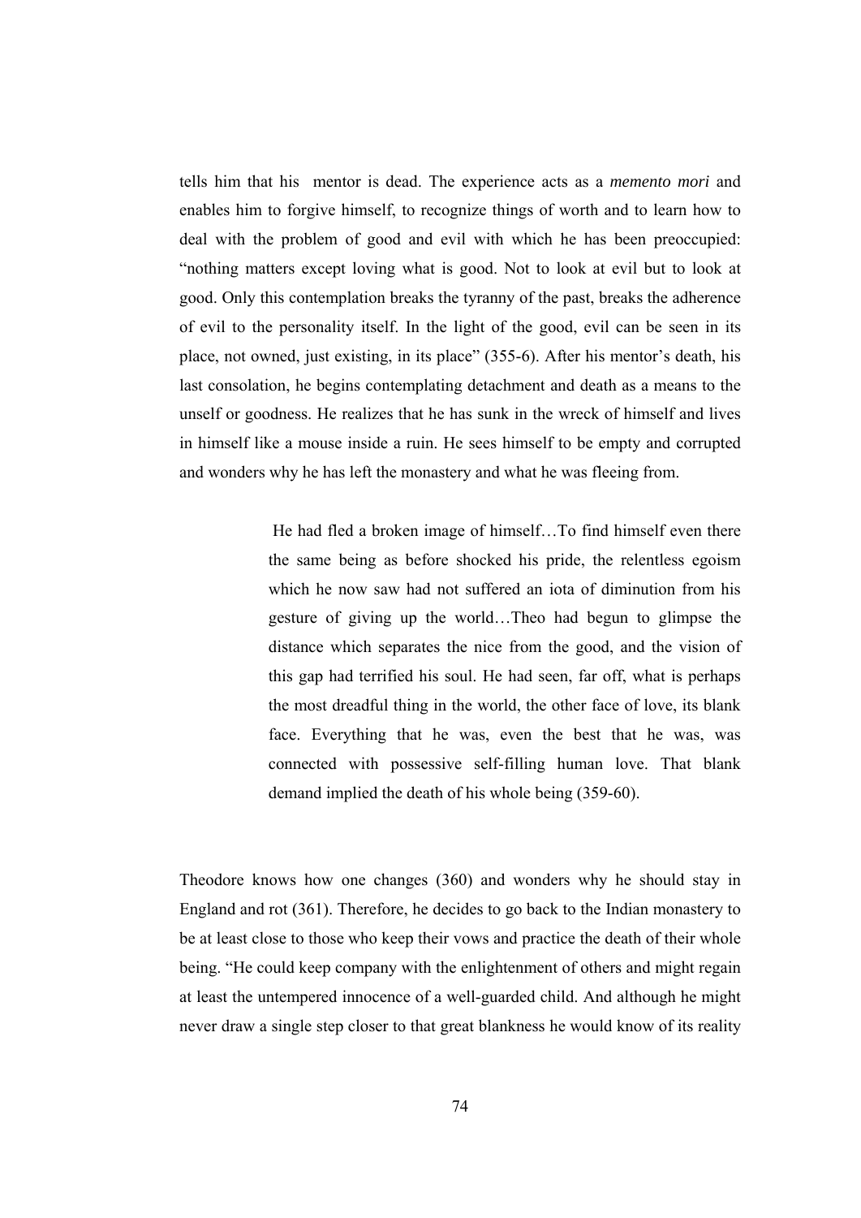tells him that his mentor is dead. The experience acts as a *memento mori* and enables him to forgive himself, to recognize things of worth and to learn how to deal with the problem of good and evil with which he has been preoccupied: "nothing matters except loving what is good. Not to look at evil but to look at good. Only this contemplation breaks the tyranny of the past, breaks the adherence of evil to the personality itself. In the light of the good, evil can be seen in its place, not owned, just existing, in its place" (355-6). After his mentor's death, his last consolation, he begins contemplating detachment and death as a means to the unself or goodness. He realizes that he has sunk in the wreck of himself and lives in himself like a mouse inside a ruin. He sees himself to be empty and corrupted and wonders why he has left the monastery and what he was fleeing from.

> He had fled a broken image of himself…To find himself even there the same being as before shocked his pride, the relentless egoism which he now saw had not suffered an iota of diminution from his gesture of giving up the world…Theo had begun to glimpse the distance which separates the nice from the good, and the vision of this gap had terrified his soul. He had seen, far off, what is perhaps the most dreadful thing in the world, the other face of love, its blank face. Everything that he was, even the best that he was, was connected with possessive self-filling human love. That blank demand implied the death of his whole being (359-60).

Theodore knows how one changes (360) and wonders why he should stay in England and rot (361). Therefore, he decides to go back to the Indian monastery to be at least close to those who keep their vows and practice the death of their whole being. "He could keep company with the enlightenment of others and might regain at least the untempered innocence of a well-guarded child. And although he might never draw a single step closer to that great blankness he would know of its reality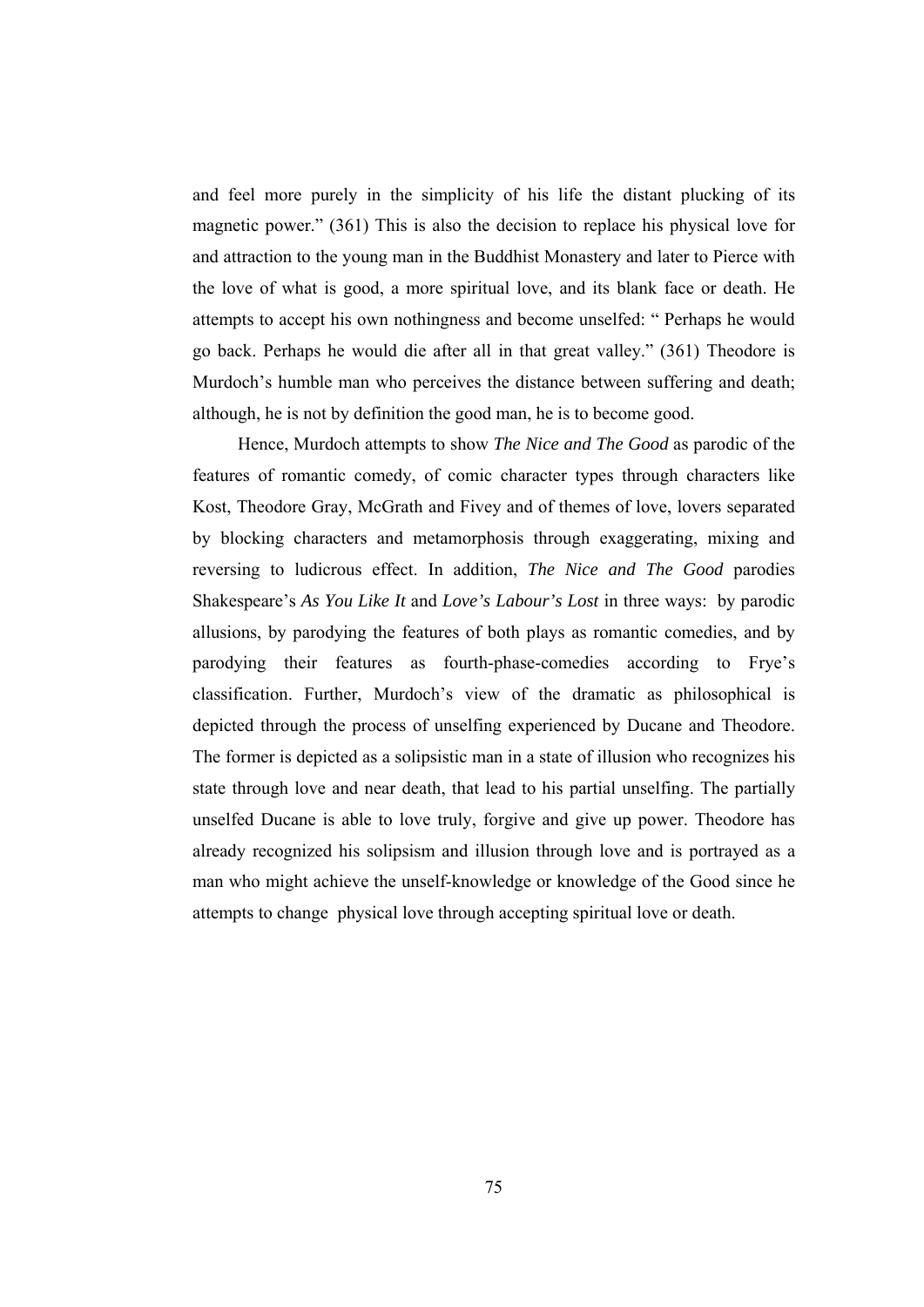and feel more purely in the simplicity of his life the distant plucking of its magnetic power." (361) This is also the decision to replace his physical love for and attraction to the young man in the Buddhist Monastery and later to Pierce with the love of what is good, a more spiritual love, and its blank face or death. He attempts to accept his own nothingness and become unselfed: " Perhaps he would go back. Perhaps he would die after all in that great valley." (361) Theodore is Murdoch's humble man who perceives the distance between suffering and death; although, he is not by definition the good man, he is to become good.

Hence, Murdoch attempts to show *The Nice and The Good* as parodic of the features of romantic comedy, of comic character types through characters like Kost, Theodore Gray, McGrath and Fivey and of themes of love, lovers separated by blocking characters and metamorphosis through exaggerating, mixing and reversing to ludicrous effect. In addition, *The Nice and The Good* parodies Shakespeare's *As You Like It* and *Love's Labour's Lost* in three ways: by parodic allusions, by parodying the features of both plays as romantic comedies, and by parodying their features as fourth-phase-comedies according to Frye's classification. Further, Murdoch's view of the dramatic as philosophical is depicted through the process of unselfing experienced by Ducane and Theodore. The former is depicted as a solipsistic man in a state of illusion who recognizes his state through love and near death, that lead to his partial unselfing. The partially unselfed Ducane is able to love truly, forgive and give up power. Theodore has already recognized his solipsism and illusion through love and is portrayed as a man who might achieve the unself-knowledge or knowledge of the Good since he attempts to change physical love through accepting spiritual love or death.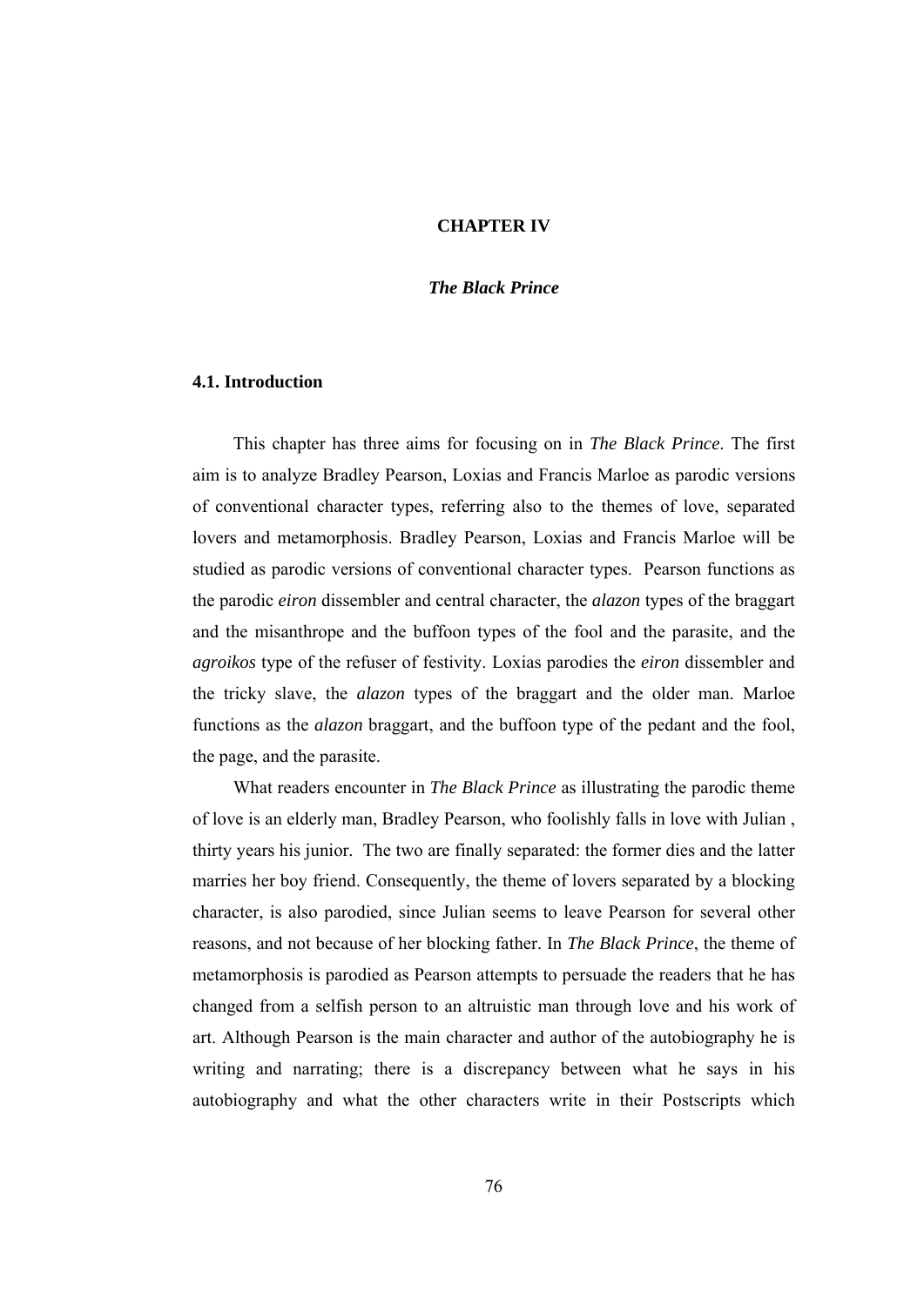# CHAPTER IV

## *The Black Prince*

### 4.1. Introduction

This chapter has three aims for focusing on in *The Black Prince*. The first aim is to analyze Bradley Pearson, Loxias and Francis Marloe as parodic versions of conventional character types, referring also to the themes of love, separated lovers and metamorphosis. Bradley Pearson, Loxias and Francis Marloe will be studied as parodic versions of conventional character types. Pearson functions as the parodic *eiron* dissembler and central character, the *alazon* types of the braggart and the misanthrope and the buffoon types of the fool and the parasite, and the *agroikos* type of the refuser of festivity. Loxias parodies the *eiron* dissembler and the tricky slave, the *alazon* types of the braggart and the older man. Marloe functions as the *alazon* braggart, and the buffoon type of the pedant and the fool, the page, and the parasite.

What readers encounter in *The Black Prince* as illustrating the parodic theme of love is an elderly man, Bradley Pearson, who foolishly falls in love with Julian , thirty years his junior. The two are finally separated: the former dies and the latter marries her boy friend. Consequently, the theme of lovers separated by a blocking character, is also parodied, since Julian seems to leave Pearson for several other reasons, and not because of her blocking father. In *The Black Prince*, the theme of metamorphosis is parodied as Pearson attempts to persuade the readers that he has changed from a selfish person to an altruistic man through love and his work of art. Although Pearson is the main character and author of the autobiography he is writing and narrating; there is a discrepancy between what he says in his autobiography and what the other characters write in their Postscripts which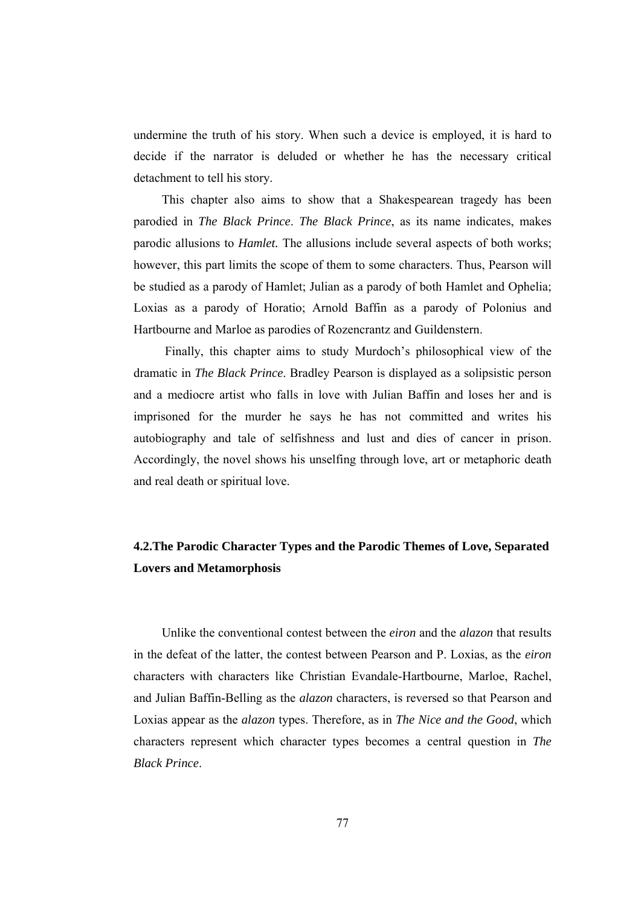undermine the truth of his story. When such a device is employed, it is hard to decide if the narrator is deluded or whether he has the necessary critical detachment to tell his story.

This chapter also aims to show that a Shakespearean tragedy has been parodied in *The Black Prince*. *The Black Prince*, as its name indicates, makes parodic allusions to *Hamlet.* The allusions include several aspects of both works; however, this part limits the scope of them to some characters. Thus, Pearson will be studied as a parody of Hamlet; Julian as a parody of both Hamlet and Ophelia; Loxias as a parody of Horatio; Arnold Baffin as a parody of Polonius and Hartbourne and Marloe as parodies of Rozencrantz and Guildenstern.

Finally, this chapter aims to study Murdoch's philosophical view of the dramatic in *The Black Prince*. Bradley Pearson is displayed as a solipsistic person and a mediocre artist who falls in love with Julian Baffin and loses her and is imprisoned for the murder he says he has not committed and writes his autobiography and tale of selfishness and lust and dies of cancer in prison. Accordingly, the novel shows his unselfing through love, art or metaphoric death and real death or spiritual love.

## 4.2.The Parodic Character Types and the Parodic Themes of Love, Separated Lovers and Metamorphosis

Unlike the conventional contest between the *eiron* and the *alazon* that results in the defeat of the latter, the contest between Pearson and P. Loxias, as the *eiron* characters with characters like Christian Evandale-Hartbourne, Marloe, Rachel, and Julian Baffin-Belling as the *alazon* characters, is reversed so that Pearson and Loxias appear as the *alazon* types. Therefore, as in *The Nice and the Good*, which characters represent which character types becomes a central question in *The Black Prince*.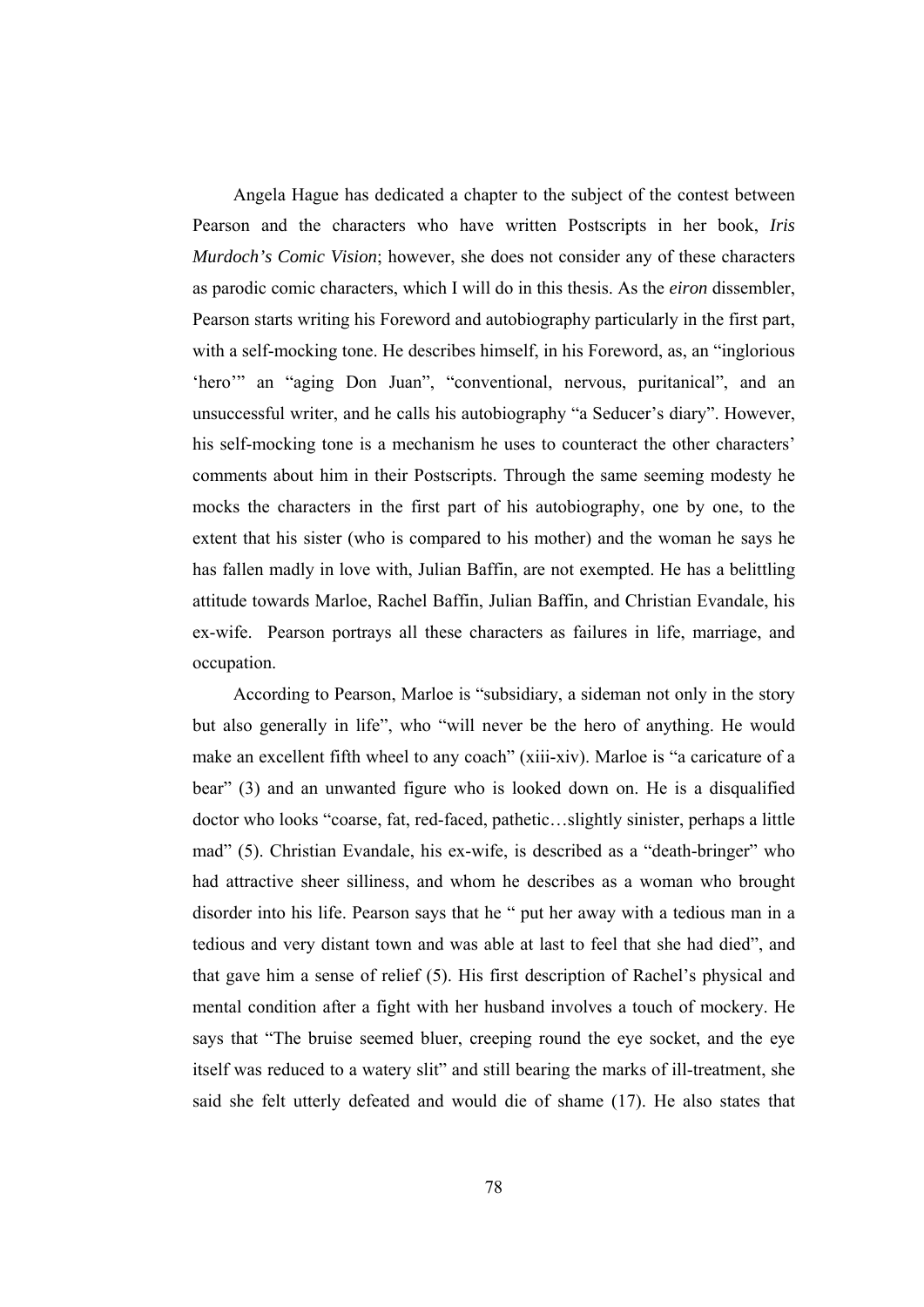Angela Hague has dedicated a chapter to the subject of the contest between Pearson and the characters who have written Postscripts in her book, *Iris Murdoch's Comic Vision*; however, she does not consider any of these characters as parodic comic characters, which I will do in this thesis. As the *eiron* dissembler, Pearson starts writing his Foreword and autobiography particularly in the first part, with a self-mocking tone. He describes himself, in his Foreword, as, an "inglorious 'hero'" an "aging Don Juan", "conventional, nervous, puritanical", and an unsuccessful writer, and he calls his autobiography "a Seducer's diary". However, his self-mocking tone is a mechanism he uses to counteract the other characters' comments about him in their Postscripts. Through the same seeming modesty he mocks the characters in the first part of his autobiography, one by one, to the extent that his sister (who is compared to his mother) and the woman he says he has fallen madly in love with, Julian Baffin, are not exempted. He has a belittling attitude towards Marloe, Rachel Baffin, Julian Baffin, and Christian Evandale, his ex-wife. Pearson portrays all these characters as failures in life, marriage, and occupation.

According to Pearson, Marloe is "subsidiary, a sideman not only in the story but also generally in life", who "will never be the hero of anything. He would make an excellent fifth wheel to any coach" (xiii-xiv). Marloe is "a caricature of a bear" (3) and an unwanted figure who is looked down on. He is a disqualified doctor who looks "coarse, fat, red-faced, pathetic…slightly sinister, perhaps a little mad" (5). Christian Evandale, his ex-wife, is described as a "death-bringer" who had attractive sheer silliness, and whom he describes as a woman who brought disorder into his life. Pearson says that he " put her away with a tedious man in a tedious and very distant town and was able at last to feel that she had died", and that gave him a sense of relief (5). His first description of Rachel's physical and mental condition after a fight with her husband involves a touch of mockery. He says that "The bruise seemed bluer, creeping round the eye socket, and the eye itself was reduced to a watery slit" and still bearing the marks of ill-treatment, she said she felt utterly defeated and would die of shame (17). He also states that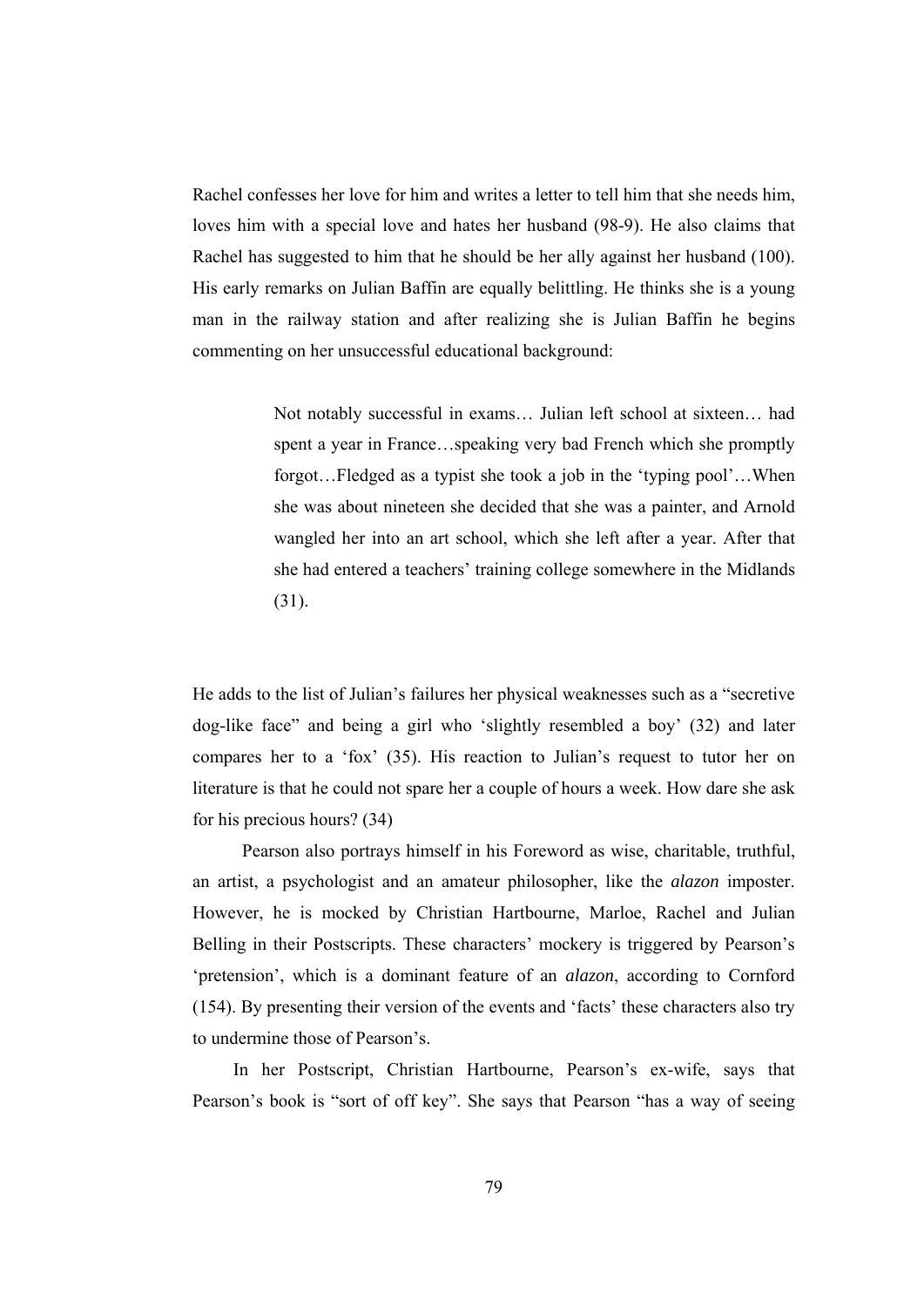Rachel confesses her love for him and writes a letter to tell him that she needs him, loves him with a special love and hates her husband (98-9). He also claims that Rachel has suggested to him that he should be her ally against her husband (100). His early remarks on Julian Baffin are equally belittling. He thinks she is a young man in the railway station and after realizing she is Julian Baffin he begins commenting on her unsuccessful educational background:

> Not notably successful in exams… Julian left school at sixteen… had spent a year in France…speaking very bad French which she promptly forgot…Fledged as a typist she took a job in the 'typing pool'…When she was about nineteen she decided that she was a painter, and Arnold wangled her into an art school, which she left after a year. After that she had entered a teachers' training college somewhere in the Midlands (31).

He adds to the list of Julian's failures her physical weaknesses such as a "secretive dog-like face" and being a girl who 'slightly resembled a boy' (32) and later compares her to a 'fox' (35). His reaction to Julian's request to tutor her on literature is that he could not spare her a couple of hours a week. How dare she ask for his precious hours? (34)

Pearson also portrays himself in his Foreword as wise, charitable, truthful, an artist, a psychologist and an amateur philosopher, like the *alazon* imposter. However, he is mocked by Christian Hartbourne, Marloe, Rachel and Julian Belling in their Postscripts. These characters' mockery is triggered by Pearson's 'pretension', which is a dominant feature of an *alazon*, according to Cornford (154). By presenting their version of the events and 'facts' these characters also try to undermine those of Pearson's.

In her Postscript, Christian Hartbourne, Pearson's ex-wife, says that Pearson's book is "sort of off key". She says that Pearson "has a way of seeing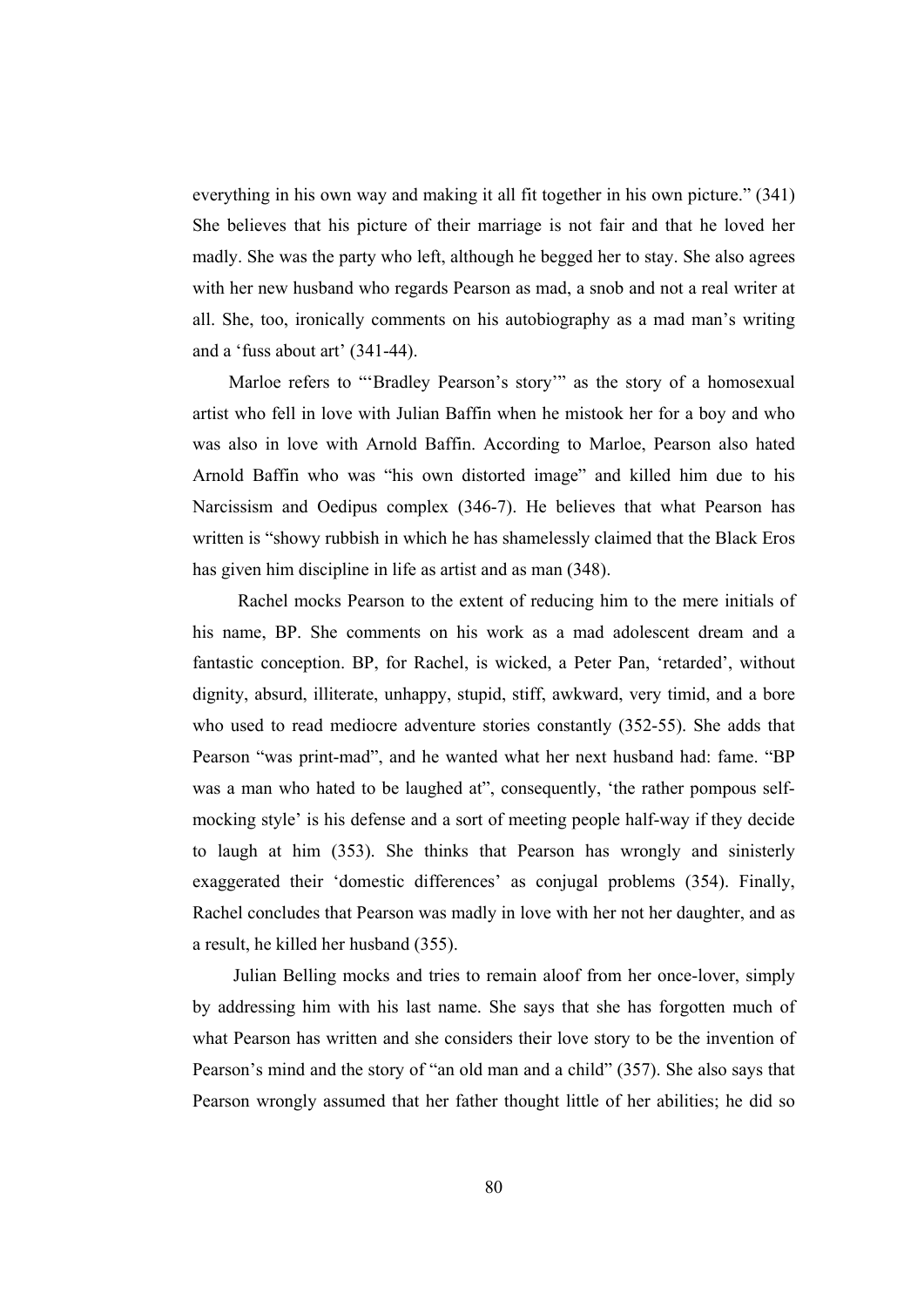everything in his own way and making it all fit together in his own picture." (341) She believes that his picture of their marriage is not fair and that he loved her madly. She was the party who left, although he begged her to stay. She also agrees with her new husband who regards Pearson as mad, a snob and not a real writer at all. She, too, ironically comments on his autobiography as a mad man's writing and a 'fuss about art' (341-44).

Marloe refers to "'Bradley Pearson's story'" as the story of a homosexual artist who fell in love with Julian Baffin when he mistook her for a boy and who was also in love with Arnold Baffin. According to Marloe, Pearson also hated Arnold Baffin who was "his own distorted image" and killed him due to his Narcissism and Oedipus complex (346-7). He believes that what Pearson has written is "showy rubbish in which he has shamelessly claimed that the Black Eros has given him discipline in life as artist and as man (348).

Rachel mocks Pearson to the extent of reducing him to the mere initials of his name, BP. She comments on his work as a mad adolescent dream and a fantastic conception. BP, for Rachel, is wicked, a Peter Pan, 'retarded', without dignity, absurd, illiterate, unhappy, stupid, stiff, awkward, very timid, and a bore who used to read mediocre adventure stories constantly (352-55). She adds that Pearson "was print-mad", and he wanted what her next husband had: fame. "BP was a man who hated to be laughed at", consequently, 'the rather pompous self-mocking style' is his defense and a sort of meeting people half-way if they decide to laugh at him (353). She thinks that Pearson has wrongly and sinisterly exaggerated their 'domestic differences' as conjugal problems (354). Finally, Rachel concludes that Pearson was madly in love with her not her daughter, and as a result, he killed her husband (355).

Julian Belling mocks and tries to remain aloof from her once-lover, simply by addressing him with his last name. She says that she has forgotten much of what Pearson has written and she considers their love story to be the invention of Pearson's mind and the story of "an old man and a child" (357). She also says that Pearson wrongly assumed that her father thought little of her abilities; he did so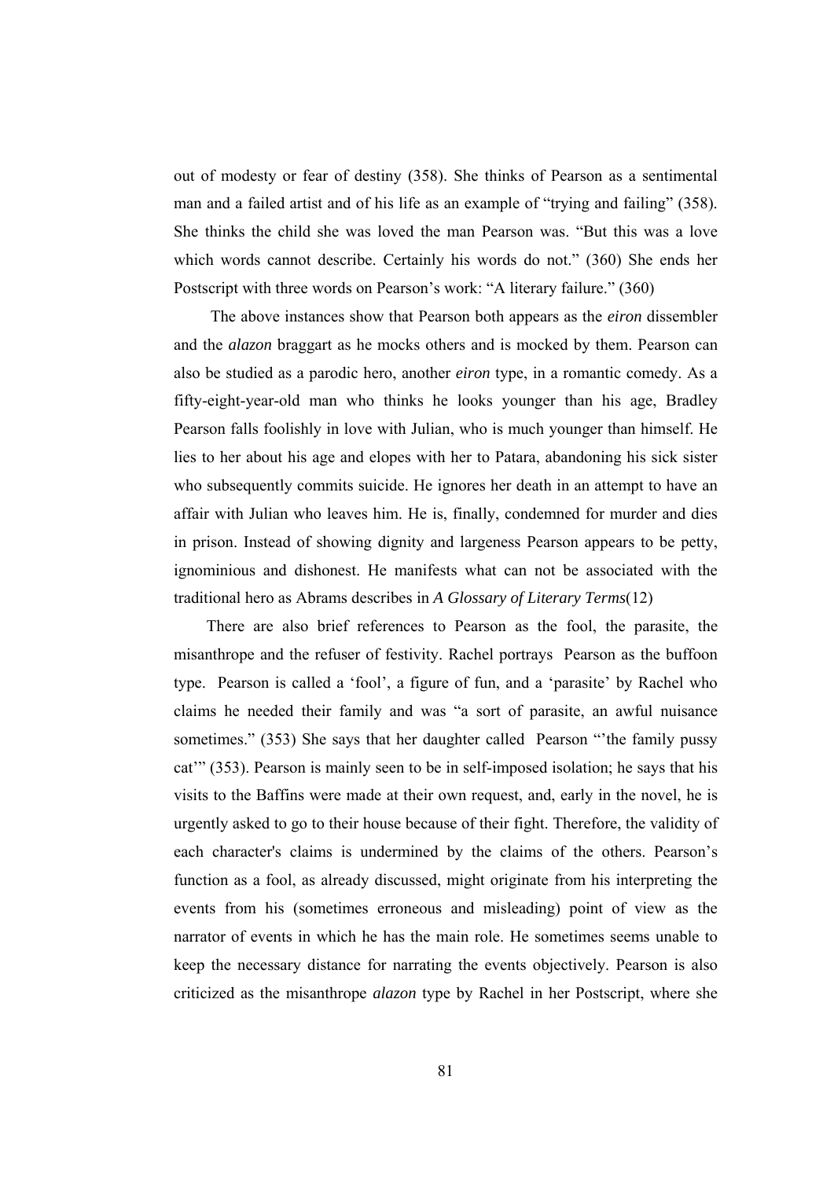out of modesty or fear of destiny (358). She thinks of Pearson as a sentimental man and a failed artist and of his life as an example of "trying and failing" (358). She thinks the child she was loved the man Pearson was. "But this was a love which words cannot describe. Certainly his words do not." (360) She ends her Postscript with three words on Pearson's work: "A literary failure." (360)

The above instances show that Pearson both appears as the *eiron* dissembler and the *alazon* braggart as he mocks others and is mocked by them. Pearson can also be studied as a parodic hero, another *eiron* type, in a romantic comedy. As a fifty-eight-year-old man who thinks he looks younger than his age, Bradley Pearson falls foolishly in love with Julian, who is much younger than himself. He lies to her about his age and elopes with her to Patara, abandoning his sick sister who subsequently commits suicide. He ignores her death in an attempt to have an affair with Julian who leaves him. He is, finally, condemned for murder and dies in prison. Instead of showing dignity and largeness Pearson appears to be petty, ignominious and dishonest. He manifests what can not be associated with the traditional hero as Abrams describes in *A Glossary of Literary Terms*(12)

There are also brief references to Pearson as the fool, the parasite, the misanthrope and the refuser of festivity. Rachel portrays Pearson as the buffoon type. Pearson is called a 'fool', a figure of fun, and a 'parasite' by Rachel who claims he needed their family and was "a sort of parasite, an awful nuisance sometimes." (353) She says that her daughter called Pearson "'the family pussy cat'" (353). Pearson is mainly seen to be in self-imposed isolation; he says that his visits to the Baffins were made at their own request, and, early in the novel, he is urgently asked to go to their house because of their fight. Therefore, the validity of each character's claims is undermined by the claims of the others. Pearson's function as a fool, as already discussed, might originate from his interpreting the events from his (sometimes erroneous and misleading) point of view as the narrator of events in which he has the main role. He sometimes seems unable to keep the necessary distance for narrating the events objectively. Pearson is also criticized as the misanthrope *alazon* type by Rachel in her Postscript, where she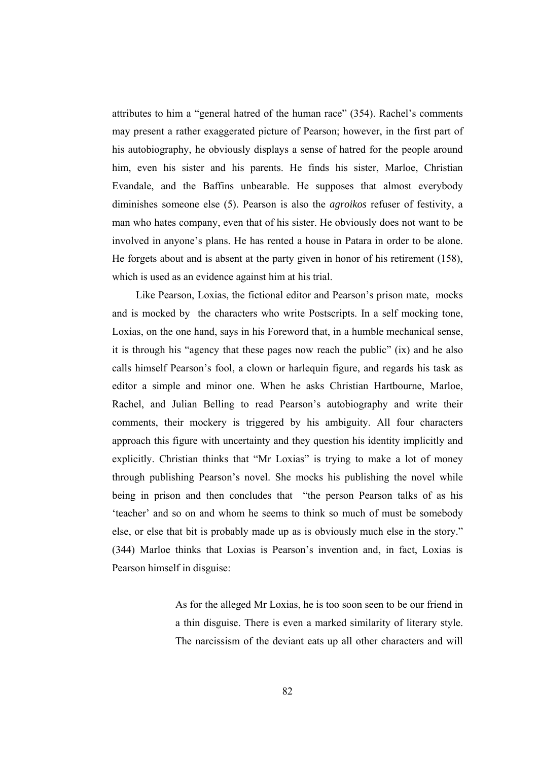attributes to him a "general hatred of the human race" (354). Rachel's comments may present a rather exaggerated picture of Pearson; however, in the first part of his autobiography, he obviously displays a sense of hatred for the people around him, even his sister and his parents. He finds his sister, Marloe, Christian Evandale, and the Baffins unbearable. He supposes that almost everybody diminishes someone else (5). Pearson is also the *agroikos* refuser of festivity, a man who hates company, even that of his sister. He obviously does not want to be involved in anyone's plans. He has rented a house in Patara in order to be alone. He forgets about and is absent at the party given in honor of his retirement (158), which is used as an evidence against him at his trial.

Like Pearson, Loxias, the fictional editor and Pearson's prison mate, mocks and is mocked by the characters who write Postscripts. In a self mocking tone, Loxias, on the one hand, says in his Foreword that, in a humble mechanical sense, it is through his "agency that these pages now reach the public" (ix) and he also calls himself Pearson's fool, a clown or harlequin figure, and regards his task as editor a simple and minor one. When he asks Christian Hartbourne, Marloe, Rachel, and Julian Belling to read Pearson's autobiography and write their comments, their mockery is triggered by his ambiguity. All four characters approach this figure with uncertainty and they question his identity implicitly and explicitly. Christian thinks that "Mr Loxias" is trying to make a lot of money through publishing Pearson's novel. She mocks his publishing the novel while being in prison and then concludes that "the person Pearson talks of as his 'teacher' and so on and whom he seems to think so much of must be somebody else, or else that bit is probably made up as is obviously much else in the story." (344) Marloe thinks that Loxias is Pearson's invention and, in fact, Loxias is Pearson himself in disguise:

> As for the alleged Mr Loxias, he is too soon seen to be our friend in a thin disguise. There is even a marked similarity of literary style. The narcissism of the deviant eats up all other characters and will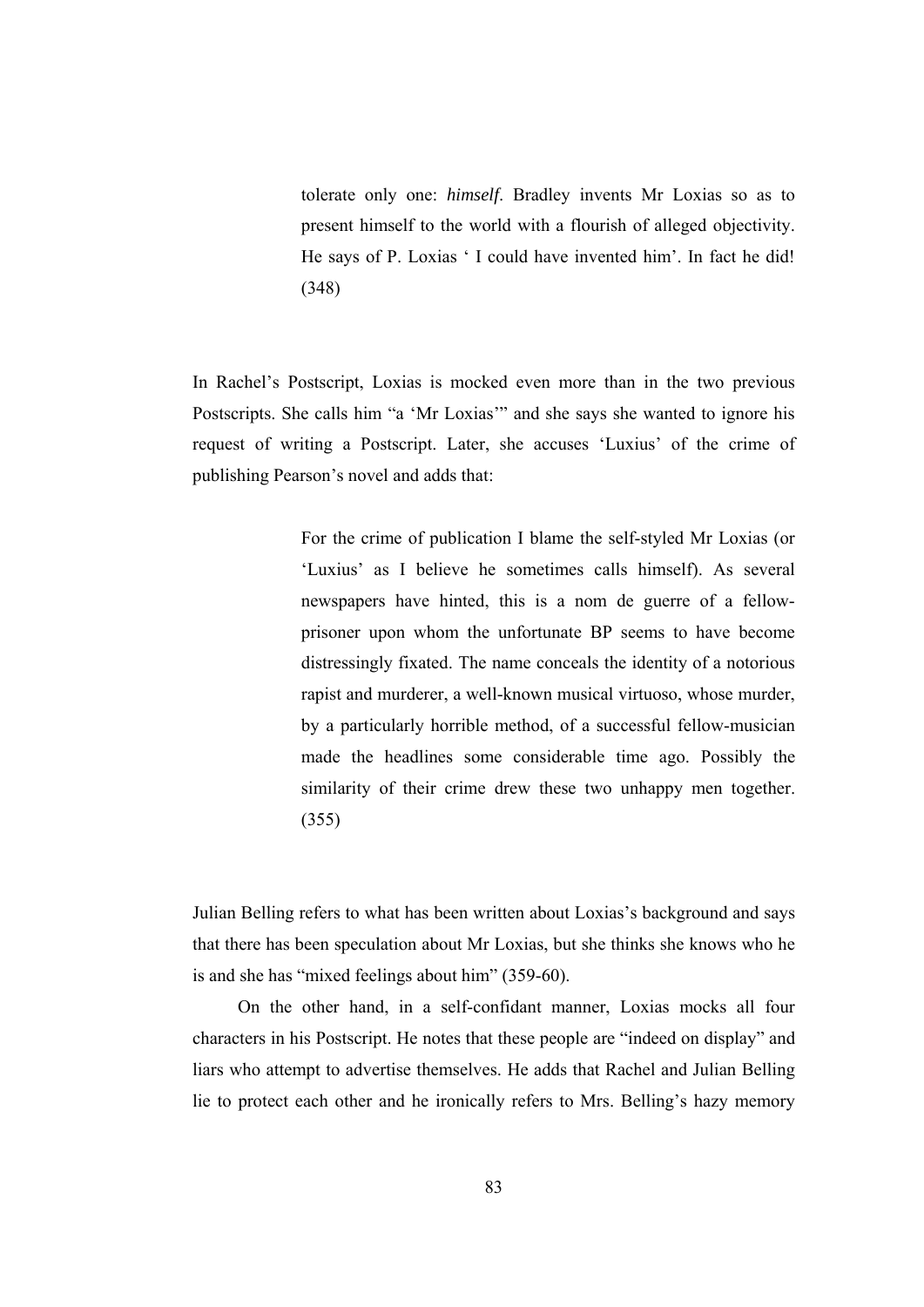> tolerate only one: *himself*. Bradley invents Mr Loxias so as to present himself to the world with a flourish of alleged objectivity. He says of P. Loxias ' I could have invented him'. In fact he did! (348)

In Rachel's Postscript, Loxias is mocked even more than in the two previous Postscripts. She calls him "a 'Mr Loxias'" and she says she wanted to ignore his request of writing a Postscript. Later, she accuses 'Luxius' of the crime of publishing Pearson's novel and adds that:

> For the crime of publication I blame the self-styled Mr Loxias (or 'Luxius' as I believe he sometimes calls himself). As several newspapers have hinted, this is a nom de guerre of a fellow-prisoner upon whom the unfortunate BP seems to have become distressingly fixated. The name conceals the identity of a notorious rapist and murderer, a well-known musical virtuoso, whose murder, by a particularly horrible method, of a successful fellow-musician made the headlines some considerable time ago. Possibly the similarity of their crime drew these two unhappy men together. (355)

Julian Belling refers to what has been written about Loxias's background and says that there has been speculation about Mr Loxias, but she thinks she knows who he is and she has "mixed feelings about him" (359-60).

On the other hand, in a self-confidant manner, Loxias mocks all four characters in his Postscript. He notes that these people are "indeed on display" and liars who attempt to advertise themselves. He adds that Rachel and Julian Belling lie to protect each other and he ironically refers to Mrs. Belling's hazy memory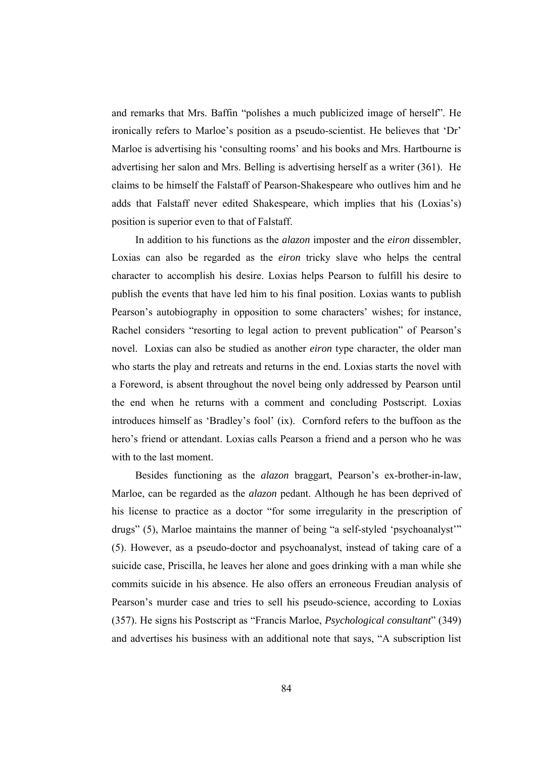and remarks that Mrs. Baffin "polishes a much publicized image of herself". He ironically refers to Marloe's position as a pseudo-scientist. He believes that 'Dr' Marloe is advertising his 'consulting rooms' and his books and Mrs. Hartbourne is advertising her salon and Mrs. Belling is advertising herself as a writer (361). He claims to be himself the Falstaff of Pearson-Shakespeare who outlives him and he adds that Falstaff never edited Shakespeare, which implies that his (Loxias's) position is superior even to that of Falstaff.

In addition to his functions as the *alazon* imposter and the *eiron* dissembler, Loxias can also be regarded as the *eiron* tricky slave who helps the central character to accomplish his desire. Loxias helps Pearson to fulfill his desire to publish the events that have led him to his final position. Loxias wants to publish Pearson's autobiography in opposition to some characters' wishes; for instance, Rachel considers "resorting to legal action to prevent publication" of Pearson's novel. Loxias can also be studied as another *eiron* type character, the older man who starts the play and retreats and returns in the end. Loxias starts the novel with a Foreword, is absent throughout the novel being only addressed by Pearson until the end when he returns with a comment and concluding Postscript. Loxias introduces himself as 'Bradley's fool' (ix). Cornford refers to the buffoon as the hero's friend or attendant. Loxias calls Pearson a friend and a person who he was with to the last moment.

Besides functioning as the *alazon* braggart, Pearson's ex-brother-in-law, Marloe, can be regarded as the *alazon* pedant. Although he has been deprived of his license to practice as a doctor "for some irregularity in the prescription of drugs" (5), Marloe maintains the manner of being "a self-styled 'psychoanalyst'" (5). However, as a pseudo-doctor and psychoanalyst, instead of taking care of a suicide case, Priscilla, he leaves her alone and goes drinking with a man while she commits suicide in his absence. He also offers an erroneous Freudian analysis of Pearson's murder case and tries to sell his pseudo-science, according to Loxias (357). He signs his Postscript as "Francis Marloe, *Psychological consultant*" (349) and advertises his business with an additional note that says, "A subscription list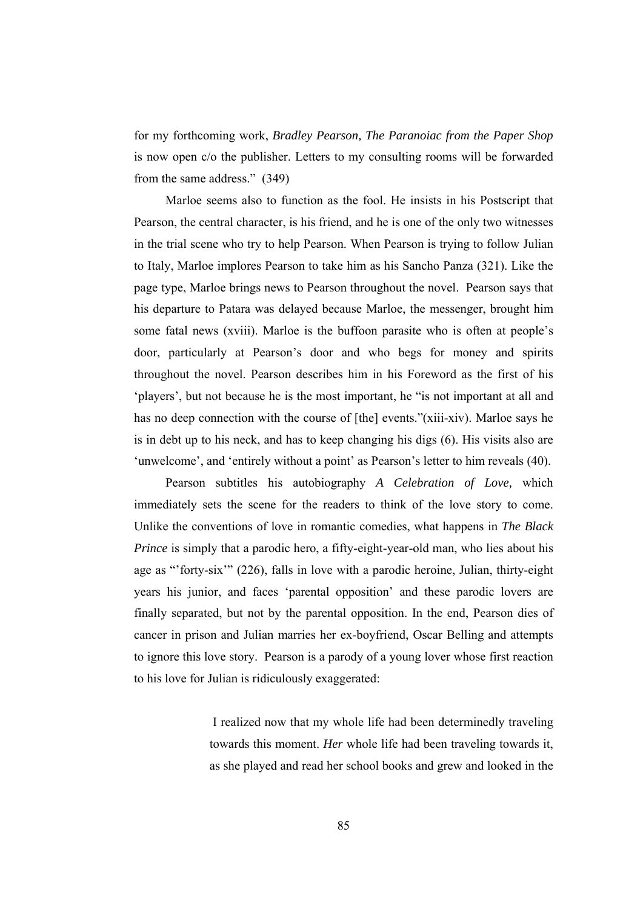for my forthcoming work, *Bradley Pearson, The Paranoiac from the Paper Shop* is now open c/o the publisher. Letters to my consulting rooms will be forwarded from the same address." (349)

Marloe seems also to function as the fool. He insists in his Postscript that Pearson, the central character, is his friend, and he is one of the only two witnesses in the trial scene who try to help Pearson. When Pearson is trying to follow Julian to Italy, Marloe implores Pearson to take him as his Sancho Panza (321). Like the page type, Marloe brings news to Pearson throughout the novel. Pearson says that his departure to Patara was delayed because Marloe, the messenger, brought him some fatal news (xviii). Marloe is the buffoon parasite who is often at people's door, particularly at Pearson's door and who begs for money and spirits throughout the novel. Pearson describes him in his Foreword as the first of his 'players', but not because he is the most important, he "is not important at all and has no deep connection with the course of [the] events."(xiii-xiv). Marloe says he is in debt up to his neck, and has to keep changing his digs (6). His visits also are 'unwelcome', and 'entirely without a point' as Pearson's letter to him reveals (40).

Pearson subtitles his autobiography *A Celebration of Love,* which immediately sets the scene for the readers to think of the love story to come. Unlike the conventions of love in romantic comedies, what happens in *The Black Prince* is simply that a parodic hero, a fifty-eight-year-old man, who lies about his age as "'forty-six'" (226), falls in love with a parodic heroine, Julian, thirty-eight years his junior, and faces 'parental opposition' and these parodic lovers are finally separated, but not by the parental opposition. In the end, Pearson dies of cancer in prison and Julian marries her ex-boyfriend, Oscar Belling and attempts to ignore this love story. Pearson is a parody of a young lover whose first reaction to his love for Julian is ridiculously exaggerated:

> I realized now that my whole life had been determinedly traveling towards this moment. *Her* whole life had been traveling towards it, as she played and read her school books and grew and looked in the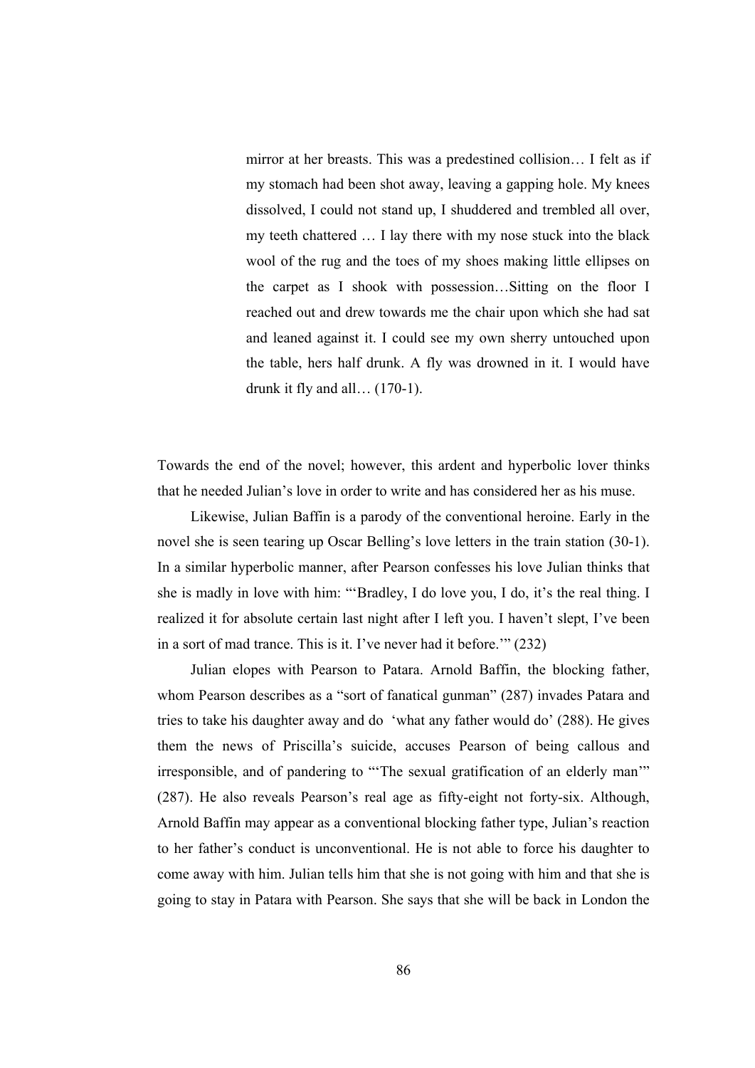> mirror at her breasts. This was a predestined collision… I felt as if my stomach had been shot away, leaving a gapping hole. My knees dissolved, I could not stand up, I shuddered and trembled all over, my teeth chattered … I lay there with my nose stuck into the black wool of the rug and the toes of my shoes making little ellipses on the carpet as I shook with possession…Sitting on the floor I reached out and drew towards me the chair upon which she had sat and leaned against it. I could see my own sherry untouched upon the table, hers half drunk. A fly was drowned in it. I would have drunk it fly and all… (170-1).

Towards the end of the novel; however, this ardent and hyperbolic lover thinks that he needed Julian's love in order to write and has considered her as his muse.

Likewise, Julian Baffin is a parody of the conventional heroine. Early in the novel she is seen tearing up Oscar Belling's love letters in the train station (30-1). In a similar hyperbolic manner, after Pearson confesses his love Julian thinks that she is madly in love with him: "'Bradley, I do love you, I do, it's the real thing. I realized it for absolute certain last night after I left you. I haven't slept, I've been in a sort of mad trance. This is it. I've never had it before.'" (232)

Julian elopes with Pearson to Patara. Arnold Baffin, the blocking father, whom Pearson describes as a "sort of fanatical gunman" (287) invades Patara and tries to take his daughter away and do 'what any father would do' (288). He gives them the news of Priscilla's suicide, accuses Pearson of being callous and irresponsible, and of pandering to "'The sexual gratification of an elderly man'" (287). He also reveals Pearson's real age as fifty-eight not forty-six. Although, Arnold Baffin may appear as a conventional blocking father type, Julian's reaction to her father's conduct is unconventional. He is not able to force his daughter to come away with him. Julian tells him that she is not going with him and that she is going to stay in Patara with Pearson. She says that she will be back in London the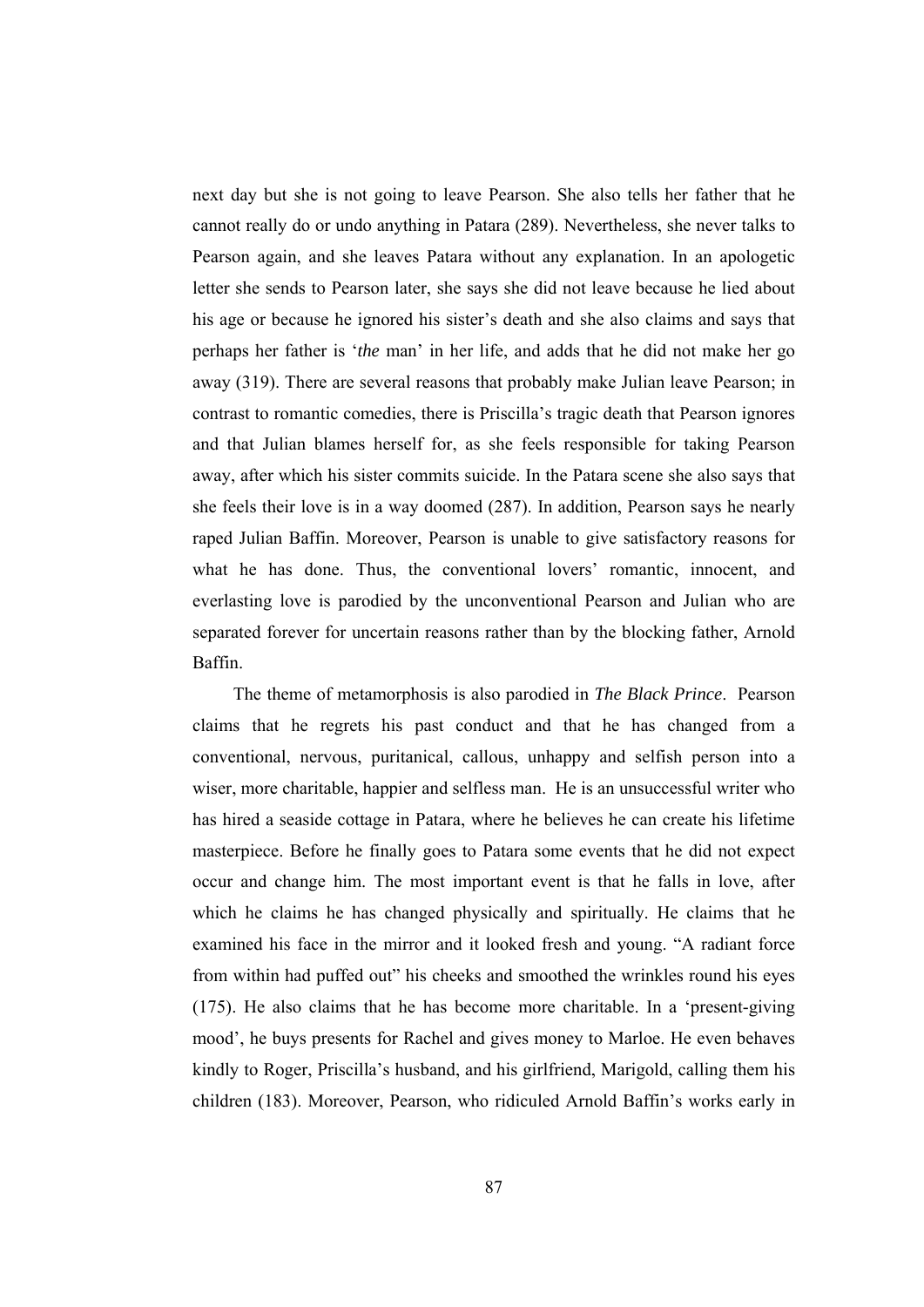next day but she is not going to leave Pearson. She also tells her father that he cannot really do or undo anything in Patara (289). Nevertheless, she never talks to Pearson again, and she leaves Patara without any explanation. In an apologetic letter she sends to Pearson later, she says she did not leave because he lied about his age or because he ignored his sister's death and she also claims and says that perhaps her father is '*the* man' in her life, and adds that he did not make her go away (319). There are several reasons that probably make Julian leave Pearson; in contrast to romantic comedies, there is Priscilla's tragic death that Pearson ignores and that Julian blames herself for, as she feels responsible for taking Pearson away, after which his sister commits suicide. In the Patara scene she also says that she feels their love is in a way doomed (287). In addition, Pearson says he nearly raped Julian Baffin. Moreover, Pearson is unable to give satisfactory reasons for what he has done. Thus, the conventional lovers' romantic, innocent, and everlasting love is parodied by the unconventional Pearson and Julian who are separated forever for uncertain reasons rather than by the blocking father, Arnold Baffin.

The theme of metamorphosis is also parodied in *The Black Prince*. Pearson claims that he regrets his past conduct and that he has changed from a conventional, nervous, puritanical, callous, unhappy and selfish person into a wiser, more charitable, happier and selfless man. He is an unsuccessful writer who has hired a seaside cottage in Patara, where he believes he can create his lifetime masterpiece. Before he finally goes to Patara some events that he did not expect occur and change him. The most important event is that he falls in love, after which he claims he has changed physically and spiritually. He claims that he examined his face in the mirror and it looked fresh and young. "A radiant force from within had puffed out" his cheeks and smoothed the wrinkles round his eyes (175). He also claims that he has become more charitable. In a 'present-giving mood', he buys presents for Rachel and gives money to Marloe. He even behaves kindly to Roger, Priscilla's husband, and his girlfriend, Marigold, calling them his children (183). Moreover, Pearson, who ridiculed Arnold Baffin's works early in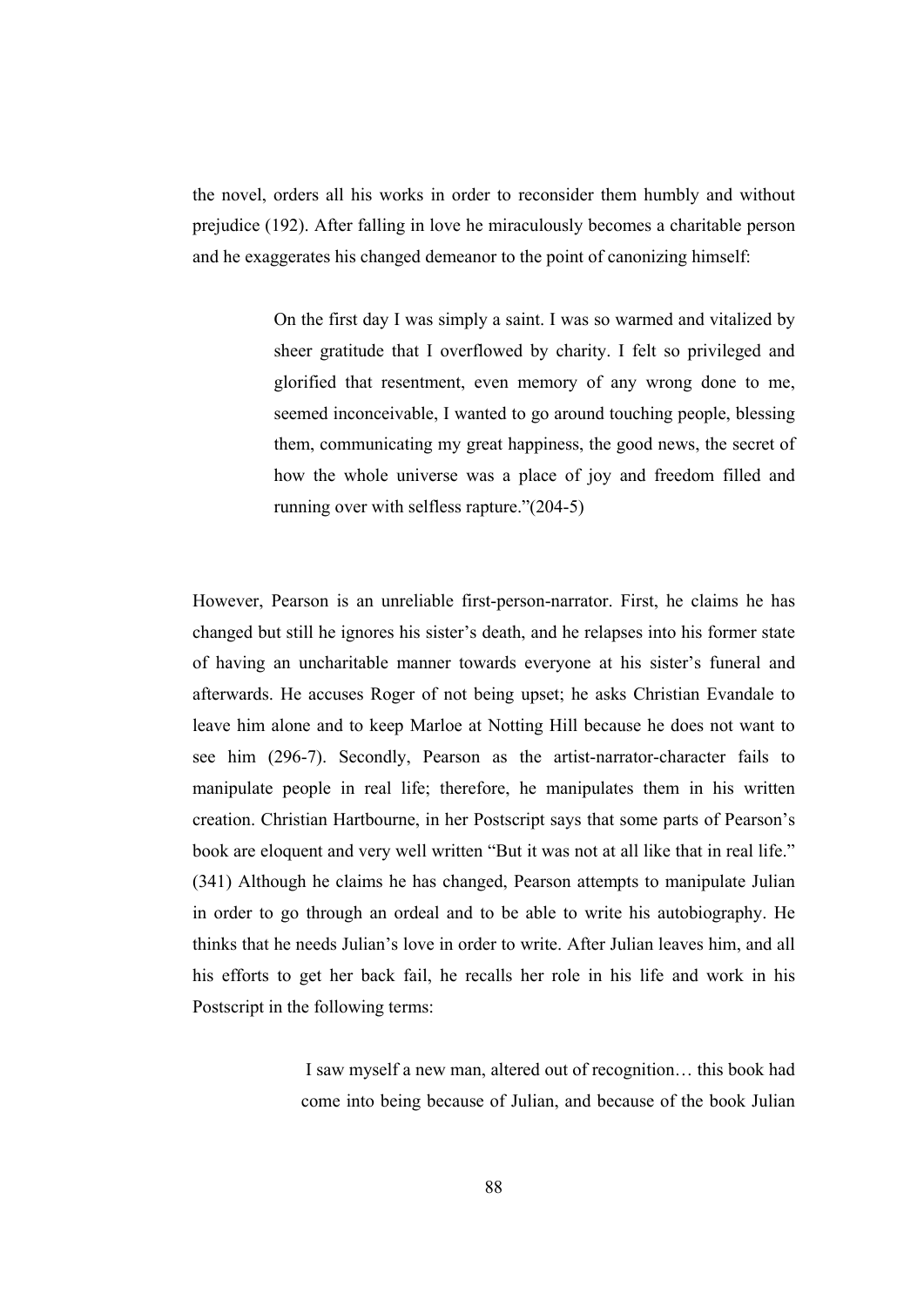the novel, orders all his works in order to reconsider them humbly and without prejudice (192). After falling in love he miraculously becomes a charitable person and he exaggerates his changed demeanor to the point of canonizing himself:

> On the first day I was simply a saint. I was so warmed and vitalized by sheer gratitude that I overflowed by charity. I felt so privileged and glorified that resentment, even memory of any wrong done to me, seemed inconceivable, I wanted to go around touching people, blessing them, communicating my great happiness, the good news, the secret of how the whole universe was a place of joy and freedom filled and running over with selfless rapture."(204-5)

However, Pearson is an unreliable first-person-narrator. First, he claims he has changed but still he ignores his sister's death, and he relapses into his former state of having an uncharitable manner towards everyone at his sister's funeral and afterwards. He accuses Roger of not being upset; he asks Christian Evandale to leave him alone and to keep Marloe at Notting Hill because he does not want to see him (296-7). Secondly, Pearson as the artist-narrator-character fails to manipulate people in real life; therefore, he manipulates them in his written creation. Christian Hartbourne, in her Postscript says that some parts of Pearson's book are eloquent and very well written "But it was not at all like that in real life." (341) Although he claims he has changed, Pearson attempts to manipulate Julian in order to go through an ordeal and to be able to write his autobiography. He thinks that he needs Julian's love in order to write. After Julian leaves him, and all his efforts to get her back fail, he recalls her role in his life and work in his Postscript in the following terms:

> I saw myself a new man, altered out of recognition… this book had come into being because of Julian, and because of the book Julian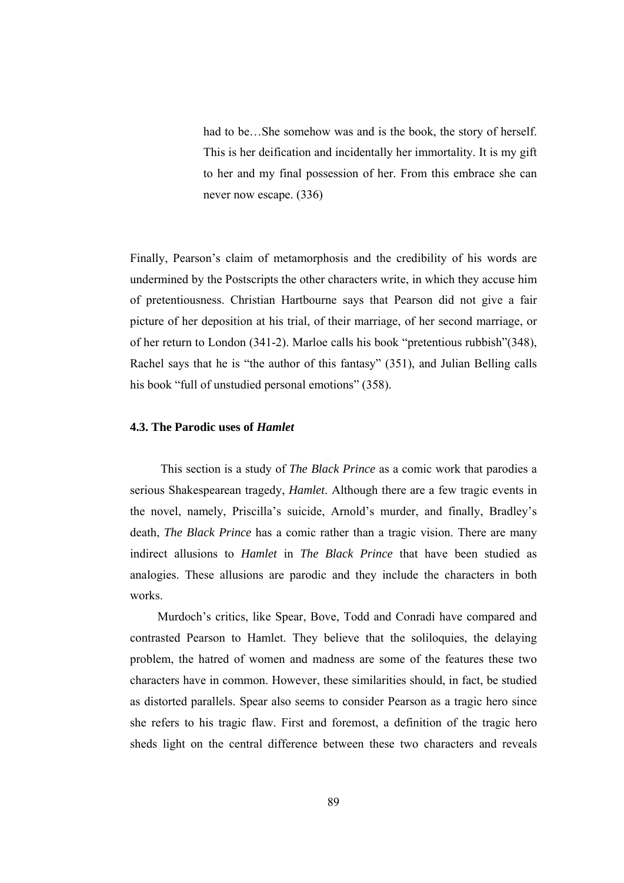> had to be…She somehow was and is the book, the story of herself. This is her deification and incidentally her immortality. It is my gift to her and my final possession of her. From this embrace she can never now escape. (336)

Finally, Pearson's claim of metamorphosis and the credibility of his words are undermined by the Postscripts the other characters write, in which they accuse him of pretentiousness. Christian Hartbourne says that Pearson did not give a fair picture of her deposition at his trial, of their marriage, of her second marriage, or of her return to London (341-2). Marloe calls his book "pretentious rubbish"(348), Rachel says that he is "the author of this fantasy" (351), and Julian Belling calls his book "full of unstudied personal emotions" (358).

### 4.3. The Parodic uses of *Hamlet*

This section is a study of *The Black Prince* as a comic work that parodies a serious Shakespearean tragedy, *Hamlet*. Although there are a few tragic events in the novel, namely, Priscilla's suicide, Arnold's murder, and finally, Bradley's death, *The Black Prince* has a comic rather than a tragic vision. There are many indirect allusions to *Hamlet* in *The Black Prince* that have been studied as analogies. These allusions are parodic and they include the characters in both works.

Murdoch's critics, like Spear, Bove, Todd and Conradi have compared and contrasted Pearson to Hamlet. They believe that the soliloquies, the delaying problem, the hatred of women and madness are some of the features these two characters have in common. However, these similarities should, in fact, be studied as distorted parallels. Spear also seems to consider Pearson as a tragic hero since she refers to his tragic flaw. First and foremost, a definition of the tragic hero sheds light on the central difference between these two characters and reveals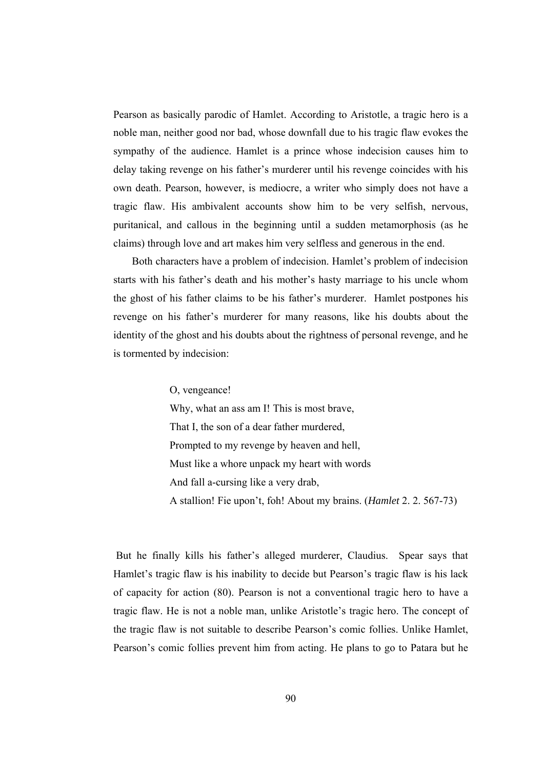Pearson as basically parodic of Hamlet. According to Aristotle, a tragic hero is a noble man, neither good nor bad, whose downfall due to his tragic flaw evokes the sympathy of the audience. Hamlet is a prince whose indecision causes him to delay taking revenge on his father's murderer until his revenge coincides with his own death. Pearson, however, is mediocre, a writer who simply does not have a tragic flaw. His ambivalent accounts show him to be very selfish, nervous, puritanical, and callous in the beginning until a sudden metamorphosis (as he claims) through love and art makes him very selfless and generous in the end.

Both characters have a problem of indecision. Hamlet's problem of indecision starts with his father's death and his mother's hasty marriage to his uncle whom the ghost of his father claims to be his father's murderer. Hamlet postpones his revenge on his father's murderer for many reasons, like his doubts about the identity of the ghost and his doubts about the rightness of personal revenge, and he is tormented by indecision:

> O, vengeance!
> Why, what an ass am I! This is most brave,
> That I, the son of a dear father murdered,
> Prompted to my revenge by heaven and hell,
> Must like a whore unpack my heart with words
> And fall a-cursing like a very drab,
> A stallion! Fie upon't, foh! About my brains. (*Hamlet* 2. 2. 567-73)

But he finally kills his father's alleged murderer, Claudius. Spear says that Hamlet's tragic flaw is his inability to decide but Pearson's tragic flaw is his lack of capacity for action (80). Pearson is not a conventional tragic hero to have a tragic flaw. He is not a noble man, unlike Aristotle's tragic hero. The concept of the tragic flaw is not suitable to describe Pearson's comic follies. Unlike Hamlet, Pearson's comic follies prevent him from acting. He plans to go to Patara but he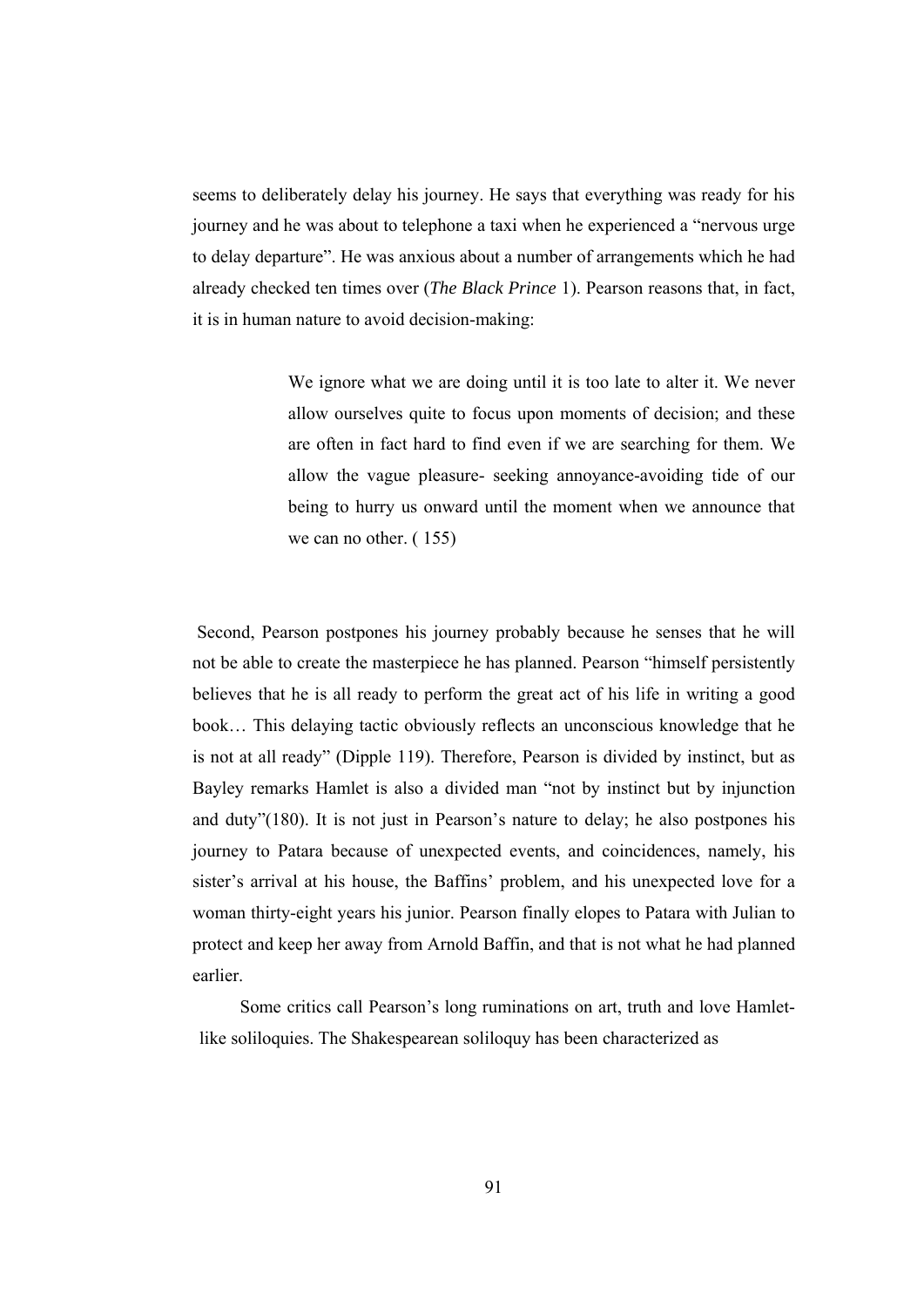seems to deliberately delay his journey. He says that everything was ready for his journey and he was about to telephone a taxi when he experienced a "nervous urge to delay departure". He was anxious about a number of arrangements which he had already checked ten times over (*The Black Prince* 1). Pearson reasons that, in fact, it is in human nature to avoid decision-making:

> We ignore what we are doing until it is too late to alter it. We never allow ourselves quite to focus upon moments of decision; and these are often in fact hard to find even if we are searching for them. We allow the vague pleasure- seeking annoyance-avoiding tide of our being to hurry us onward until the moment when we announce that we can no other. ( 155)

Second, Pearson postpones his journey probably because he senses that he will not be able to create the masterpiece he has planned. Pearson "himself persistently believes that he is all ready to perform the great act of his life in writing a good book… This delaying tactic obviously reflects an unconscious knowledge that he is not at all ready" (Dipple 119). Therefore, Pearson is divided by instinct, but as Bayley remarks Hamlet is also a divided man "not by instinct but by injunction and duty"(180). It is not just in Pearson's nature to delay; he also postpones his journey to Patara because of unexpected events, and coincidences, namely, his sister's arrival at his house, the Baffins' problem, and his unexpected love for a woman thirty-eight years his junior. Pearson finally elopes to Patara with Julian to protect and keep her away from Arnold Baffin, and that is not what he had planned earlier.

Some critics call Pearson's long ruminations on art, truth and love Hamlet-like soliloquies. The Shakespearean soliloquy has been characterized as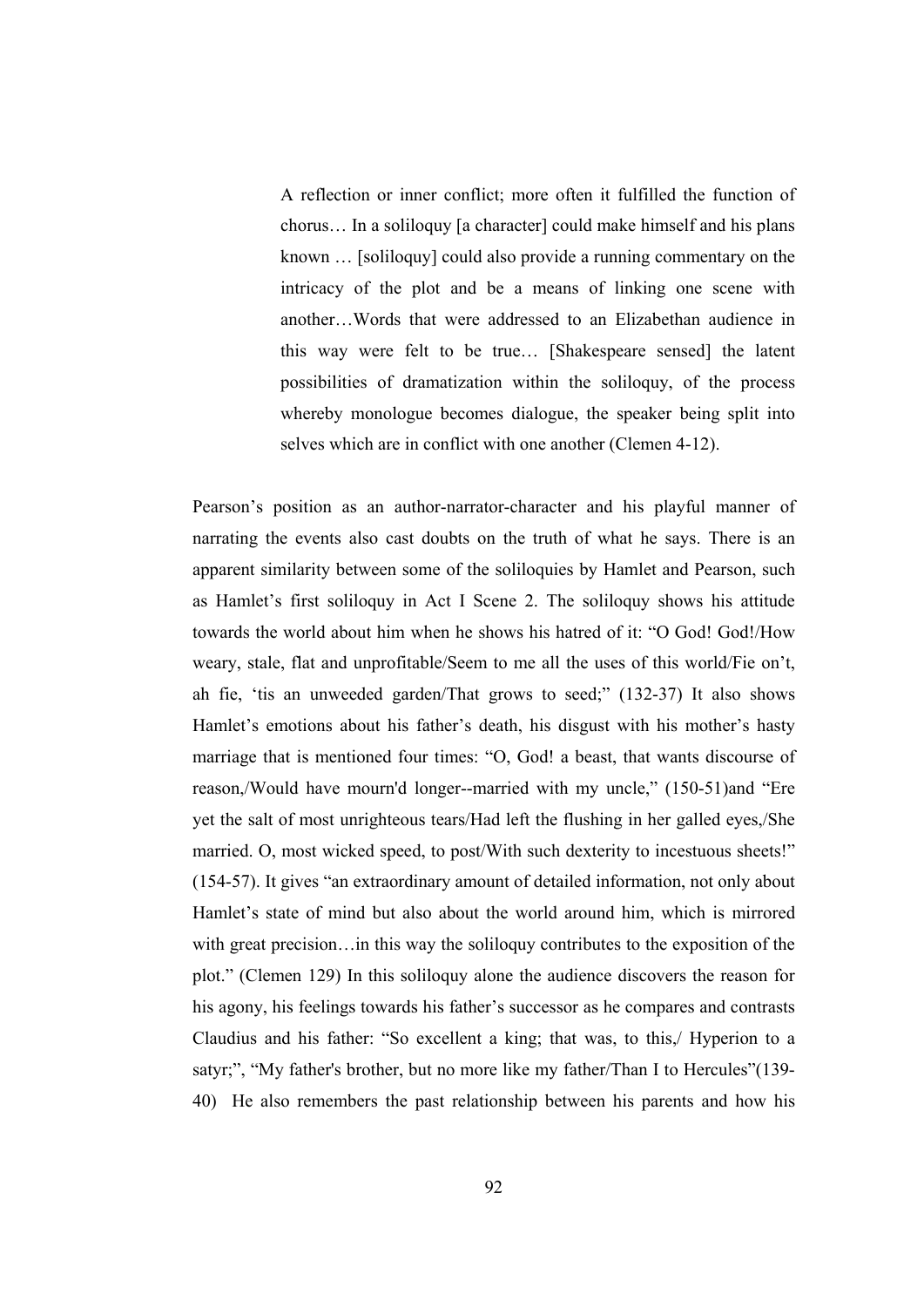> A reflection or inner conflict; more often it fulfilled the function of chorus… In a soliloquy [a character] could make himself and his plans known … [soliloquy] could also provide a running commentary on the intricacy of the plot and be a means of linking one scene with another…Words that were addressed to an Elizabethan audience in this way were felt to be true… [Shakespeare sensed] the latent possibilities of dramatization within the soliloquy, of the process whereby monologue becomes dialogue, the speaker being split into selves which are in conflict with one another (Clemen 4-12).

Pearson's position as an author-narrator-character and his playful manner of narrating the events also cast doubts on the truth of what he says. There is an apparent similarity between some of the soliloquies by Hamlet and Pearson, such as Hamlet's first soliloquy in Act I Scene 2. The soliloquy shows his attitude towards the world about him when he shows his hatred of it: "O God! God!/How weary, stale, flat and unprofitable/Seem to me all the uses of this world/Fie on't, ah fie, 'tis an unweeded garden/That grows to seed;" (132-37) It also shows Hamlet's emotions about his father's death, his disgust with his mother's hasty marriage that is mentioned four times: "O, God! a beast, that wants discourse of reason,/Would have mourn'd longer--married with my uncle," (150-51)and "Ere yet the salt of most unrighteous tears/Had left the flushing in her galled eyes,/She married. O, most wicked speed, to post/With such dexterity to incestuous sheets!" (154-57). It gives "an extraordinary amount of detailed information, not only about Hamlet's state of mind but also about the world around him, which is mirrored with great precision…in this way the soliloquy contributes to the exposition of the plot." (Clemen 129) In this soliloquy alone the audience discovers the reason for his agony, his feelings towards his father's successor as he compares and contrasts Claudius and his father: "So excellent a king; that was, to this,/ Hyperion to a satyr;", "My father's brother, but no more like my father/Than I to Hercules"(139-40) He also remembers the past relationship between his parents and how his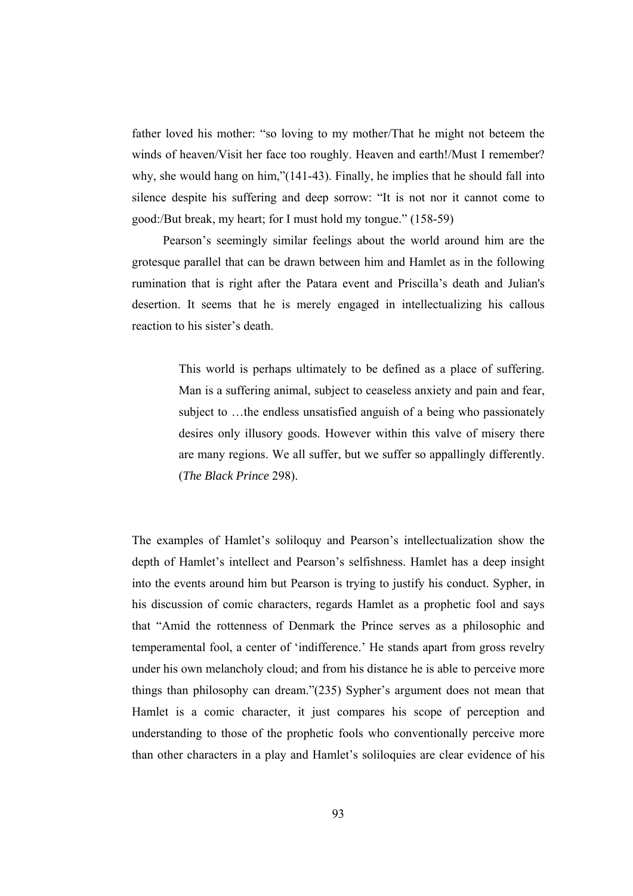father loved his mother: "so loving to my mother/That he might not beteem the winds of heaven/Visit her face too roughly. Heaven and earth!/Must I remember? why, she would hang on him,"(141-43). Finally, he implies that he should fall into silence despite his suffering and deep sorrow: "It is not nor it cannot come to good:/But break, my heart; for I must hold my tongue." (158-59)

Pearson's seemingly similar feelings about the world around him are the grotesque parallel that can be drawn between him and Hamlet as in the following rumination that is right after the Patara event and Priscilla's death and Julian's desertion. It seems that he is merely engaged in intellectualizing his callous reaction to his sister's death.

> This world is perhaps ultimately to be defined as a place of suffering. Man is a suffering animal, subject to ceaseless anxiety and pain and fear, subject to …the endless unsatisfied anguish of a being who passionately desires only illusory goods. However within this valve of misery there are many regions. We all suffer, but we suffer so appallingly differently. (*The Black Prince* 298).

The examples of Hamlet's soliloquy and Pearson's intellectualization show the depth of Hamlet's intellect and Pearson's selfishness. Hamlet has a deep insight into the events around him but Pearson is trying to justify his conduct. Sypher, in his discussion of comic characters, regards Hamlet as a prophetic fool and says that "Amid the rottenness of Denmark the Prince serves as a philosophic and temperamental fool, a center of 'indifference.' He stands apart from gross revelry under his own melancholy cloud; and from his distance he is able to perceive more things than philosophy can dream."(235) Sypher's argument does not mean that Hamlet is a comic character, it just compares his scope of perception and understanding to those of the prophetic fools who conventionally perceive more than other characters in a play and Hamlet's soliloquies are clear evidence of his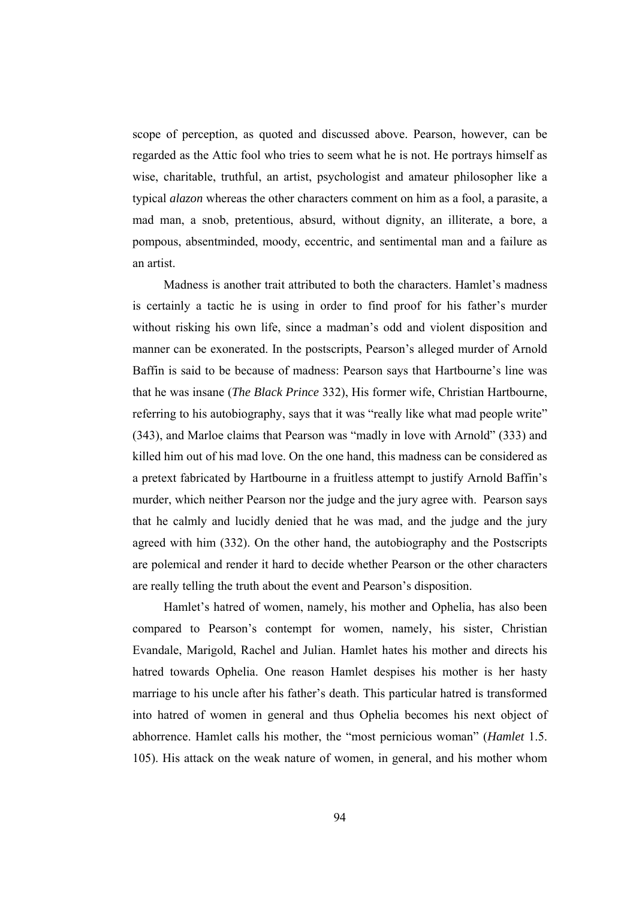scope of perception, as quoted and discussed above. Pearson, however, can be regarded as the Attic fool who tries to seem what he is not. He portrays himself as wise, charitable, truthful, an artist, psychologist and amateur philosopher like a typical *alazon* whereas the other characters comment on him as a fool, a parasite, a mad man, a snob, pretentious, absurd, without dignity, an illiterate, a bore, a pompous, absentminded, moody, eccentric, and sentimental man and a failure as an artist.

Madness is another trait attributed to both the characters. Hamlet's madness is certainly a tactic he is using in order to find proof for his father's murder without risking his own life, since a madman's odd and violent disposition and manner can be exonerated. In the postscripts, Pearson's alleged murder of Arnold Baffin is said to be because of madness: Pearson says that Hartbourne's line was that he was insane (*The Black Prince* 332), His former wife, Christian Hartbourne, referring to his autobiography, says that it was "really like what mad people write" (343), and Marloe claims that Pearson was "madly in love with Arnold" (333) and killed him out of his mad love. On the one hand, this madness can be considered as a pretext fabricated by Hartbourne in a fruitless attempt to justify Arnold Baffin's murder, which neither Pearson nor the judge and the jury agree with. Pearson says that he calmly and lucidly denied that he was mad, and the judge and the jury agreed with him (332). On the other hand, the autobiography and the Postscripts are polemical and render it hard to decide whether Pearson or the other characters are really telling the truth about the event and Pearson's disposition.

Hamlet's hatred of women, namely, his mother and Ophelia, has also been compared to Pearson's contempt for women, namely, his sister, Christian Evandale, Marigold, Rachel and Julian. Hamlet hates his mother and directs his hatred towards Ophelia. One reason Hamlet despises his mother is her hasty marriage to his uncle after his father's death. This particular hatred is transformed into hatred of women in general and thus Ophelia becomes his next object of abhorrence. Hamlet calls his mother, the "most pernicious woman" (*Hamlet* 1.5. 105). His attack on the weak nature of women, in general, and his mother whom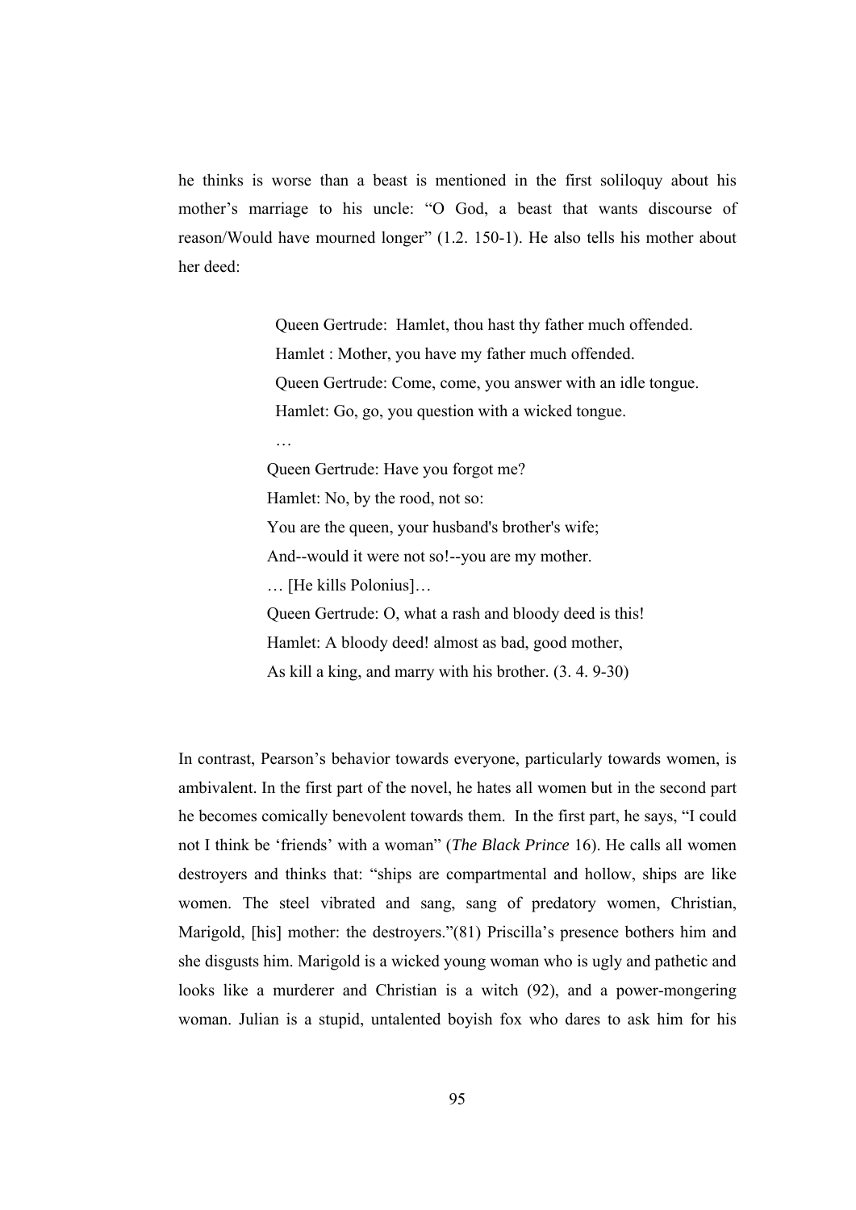he thinks is worse than a beast is mentioned in the first soliloquy about his mother's marriage to his uncle: "O God, a beast that wants discourse of reason/Would have mourned longer" (1.2. 150-1). He also tells his mother about her deed:

> Queen Gertrude: Hamlet, thou hast thy father much offended.
> Hamlet : Mother, you have my father much offended.
> Queen Gertrude: Come, come, you answer with an idle tongue.
> Hamlet: Go, go, you question with a wicked tongue.
> …
> Queen Gertrude: Have you forgot me?
> Hamlet: No, by the rood, not so:
> You are the queen, your husband's brother's wife;
> And--would it were not so!--you are my mother.
> … [He kills Polonius]…
> Queen Gertrude: O, what a rash and bloody deed is this!
> Hamlet: A bloody deed! almost as bad, good mother,
> As kill a king, and marry with his brother. (3. 4. 9-30)

In contrast, Pearson's behavior towards everyone, particularly towards women, is ambivalent. In the first part of the novel, he hates all women but in the second part he becomes comically benevolent towards them. In the first part, he says, "I could not I think be 'friends' with a woman" (*The Black Prince* 16). He calls all women destroyers and thinks that: "ships are compartmental and hollow, ships are like women. The steel vibrated and sang, sang of predatory women, Christian, Marigold, [his] mother: the destroyers."(81) Priscilla's presence bothers him and she disgusts him. Marigold is a wicked young woman who is ugly and pathetic and looks like a murderer and Christian is a witch (92), and a power-mongering woman. Julian is a stupid, untalented boyish fox who dares to ask him for his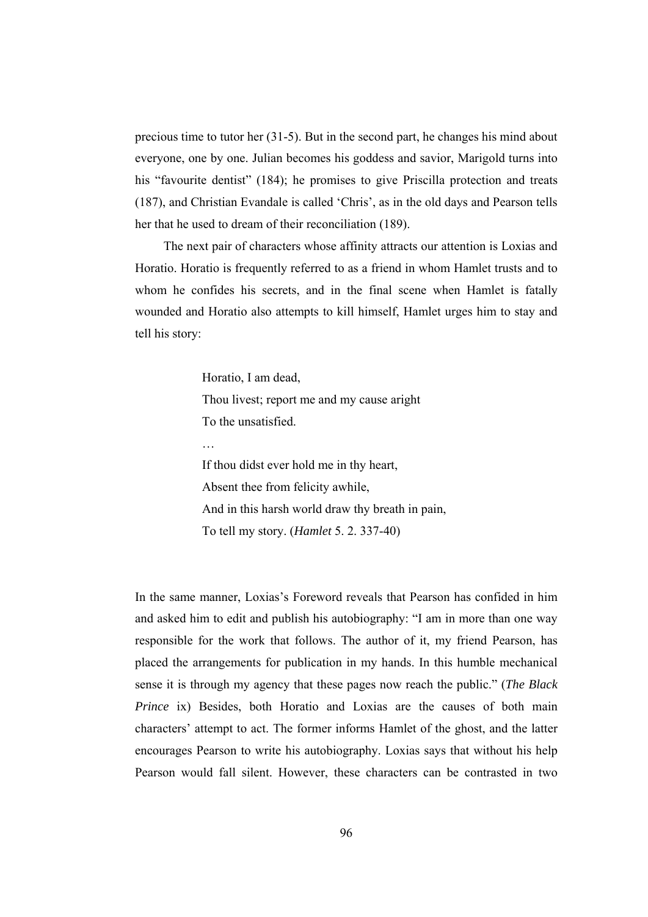precious time to tutor her (31-5). But in the second part, he changes his mind about everyone, one by one. Julian becomes his goddess and savior, Marigold turns into his "favourite dentist" (184); he promises to give Priscilla protection and treats (187), and Christian Evandale is called 'Chris', as in the old days and Pearson tells her that he used to dream of their reconciliation (189).

The next pair of characters whose affinity attracts our attention is Loxias and Horatio. Horatio is frequently referred to as a friend in whom Hamlet trusts and to whom he confides his secrets, and in the final scene when Hamlet is fatally wounded and Horatio also attempts to kill himself, Hamlet urges him to stay and tell his story:

> Horatio, I am dead,
> Thou livest; report me and my cause aright
> To the unsatisfied.
> …
> If thou didst ever hold me in thy heart,
> Absent thee from felicity awhile,
> And in this harsh world draw thy breath in pain,
> To tell my story. (*Hamlet* 5. 2. 337-40)

In the same manner, Loxias's Foreword reveals that Pearson has confided in him and asked him to edit and publish his autobiography: "I am in more than one way responsible for the work that follows. The author of it, my friend Pearson, has placed the arrangements for publication in my hands. In this humble mechanical sense it is through my agency that these pages now reach the public." (*The Black Prince* ix) Besides, both Horatio and Loxias are the causes of both main characters' attempt to act. The former informs Hamlet of the ghost, and the latter encourages Pearson to write his autobiography. Loxias says that without his help Pearson would fall silent. However, these characters can be contrasted in two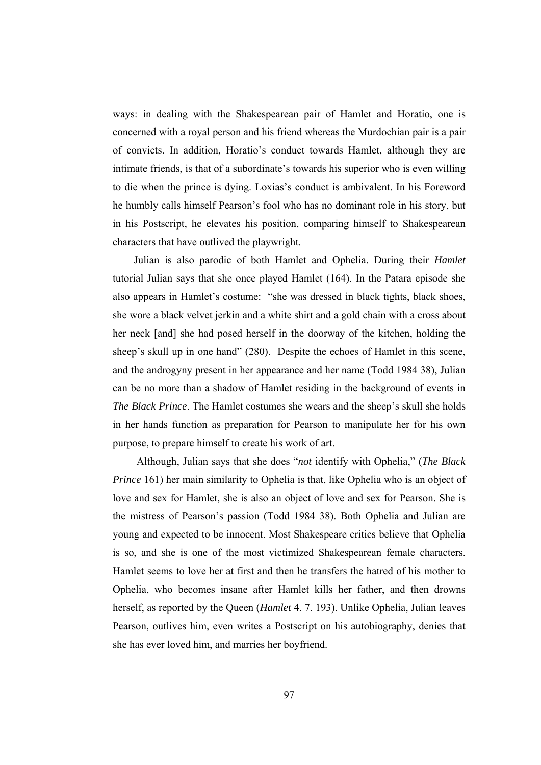ways: in dealing with the Shakespearean pair of Hamlet and Horatio, one is concerned with a royal person and his friend whereas the Murdochian pair is a pair of convicts. In addition, Horatio's conduct towards Hamlet, although they are intimate friends, is that of a subordinate's towards his superior who is even willing to die when the prince is dying. Loxias's conduct is ambivalent. In his Foreword he humbly calls himself Pearson's fool who has no dominant role in his story, but in his Postscript, he elevates his position, comparing himself to Shakespearean characters that have outlived the playwright.

Julian is also parodic of both Hamlet and Ophelia. During their *Hamlet* tutorial Julian says that she once played Hamlet (164). In the Patara episode she also appears in Hamlet's costume: "she was dressed in black tights, black shoes, she wore a black velvet jerkin and a white shirt and a gold chain with a cross about her neck [and] she had posed herself in the doorway of the kitchen, holding the sheep's skull up in one hand" (280). Despite the echoes of Hamlet in this scene, and the androgyny present in her appearance and her name (Todd 1984 38), Julian can be no more than a shadow of Hamlet residing in the background of events in *The Black Prince*. The Hamlet costumes she wears and the sheep's skull she holds in her hands function as preparation for Pearson to manipulate her for his own purpose, to prepare himself to create his work of art.

Although, Julian says that she does "*not* identify with Ophelia," (*The Black Prince* 161) her main similarity to Ophelia is that, like Ophelia who is an object of love and sex for Hamlet, she is also an object of love and sex for Pearson. She is the mistress of Pearson's passion (Todd 1984 38). Both Ophelia and Julian are young and expected to be innocent. Most Shakespeare critics believe that Ophelia is so, and she is one of the most victimized Shakespearean female characters. Hamlet seems to love her at first and then he transfers the hatred of his mother to Ophelia, who becomes insane after Hamlet kills her father, and then drowns herself, as reported by the Queen (*Hamlet* 4. 7. 193). Unlike Ophelia, Julian leaves Pearson, outlives him, even writes a Postscript on his autobiography, denies that she has ever loved him, and marries her boyfriend.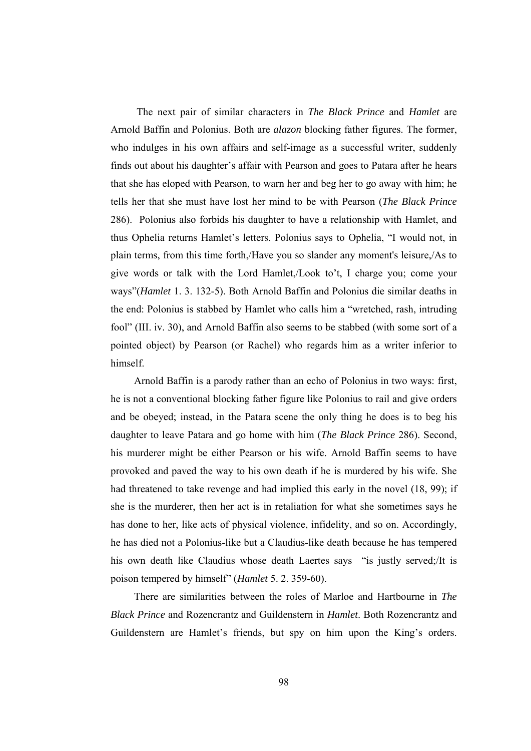The next pair of similar characters in *The Black Prince* and *Hamlet* are Arnold Baffin and Polonius. Both are *alazon* blocking father figures. The former, who indulges in his own affairs and self-image as a successful writer, suddenly finds out about his daughter's affair with Pearson and goes to Patara after he hears that she has eloped with Pearson, to warn her and beg her to go away with him; he tells her that she must have lost her mind to be with Pearson (*The Black Prince* 286). Polonius also forbids his daughter to have a relationship with Hamlet, and thus Ophelia returns Hamlet's letters. Polonius says to Ophelia, "I would not, in plain terms, from this time forth,/Have you so slander any moment's leisure,/As to give words or talk with the Lord Hamlet,/Look to't, I charge you; come your ways"(*Hamlet* 1. 3. 132-5). Both Arnold Baffin and Polonius die similar deaths in the end: Polonius is stabbed by Hamlet who calls him a "wretched, rash, intruding fool" (III. iv. 30), and Arnold Baffin also seems to be stabbed (with some sort of a pointed object) by Pearson (or Rachel) who regards him as a writer inferior to himself.

Arnold Baffin is a parody rather than an echo of Polonius in two ways: first, he is not a conventional blocking father figure like Polonius to rail and give orders and be obeyed; instead, in the Patara scene the only thing he does is to beg his daughter to leave Patara and go home with him (*The Black Prince* 286). Second, his murderer might be either Pearson or his wife. Arnold Baffin seems to have provoked and paved the way to his own death if he is murdered by his wife. She had threatened to take revenge and had implied this early in the novel (18, 99); if she is the murderer, then her act is in retaliation for what she sometimes says he has done to her, like acts of physical violence, infidelity, and so on. Accordingly, he has died not a Polonius-like but a Claudius-like death because he has tempered his own death like Claudius whose death Laertes says "is justly served;/It is poison tempered by himself" (*Hamlet* 5. 2. 359-60).

There are similarities between the roles of Marloe and Hartbourne in *The Black Prince* and Rozencrantz and Guildenstern in *Hamlet*. Both Rozencrantz and Guildenstern are Hamlet's friends, but spy on him upon the King's orders.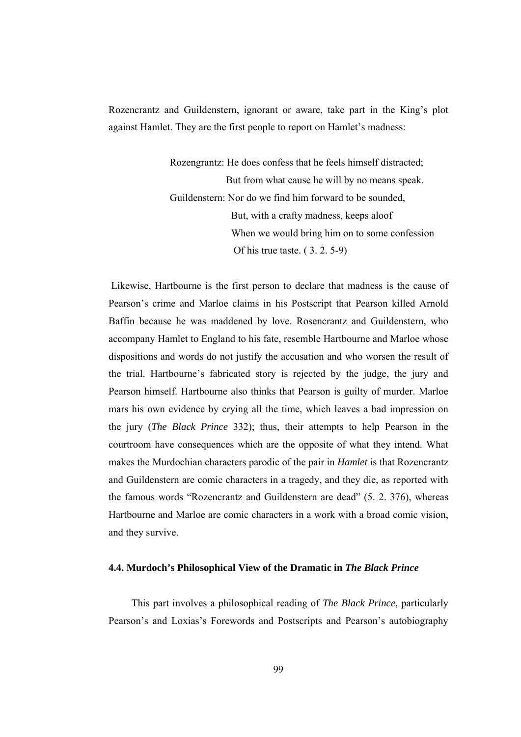Rozencrantz and Guildenstern, ignorant or aware, take part in the King's plot against Hamlet. They are the first people to report on Hamlet's madness:

> Rozengrantz: He does confess that he feels himself distracted;
> But from what cause he will by no means speak.
> Guildenstern: Nor do we find him forward to be sounded,
> But, with a crafty madness, keeps aloof
> When we would bring him on to some confession
> Of his true taste. ( 3. 2. 5-9)

Likewise, Hartbourne is the first person to declare that madness is the cause of Pearson's crime and Marloe claims in his Postscript that Pearson killed Arnold Baffin because he was maddened by love. Rosencrantz and Guildenstern, who accompany Hamlet to England to his fate, resemble Hartbourne and Marloe whose dispositions and words do not justify the accusation and who worsen the result of the trial. Hartbourne's fabricated story is rejected by the judge, the jury and Pearson himself. Hartbourne also thinks that Pearson is guilty of murder. Marloe mars his own evidence by crying all the time, which leaves a bad impression on the jury (*The Black Prince* 332); thus, their attempts to help Pearson in the courtroom have consequences which are the opposite of what they intend. What makes the Murdochian characters parodic of the pair in *Hamlet* is that Rozencrantz and Guildenstern are comic characters in a tragedy, and they die, as reported with the famous words "Rozencrantz and Guildenstern are dead" (5. 2. 376), whereas Hartbourne and Marloe are comic characters in a work with a broad comic vision, and they survive.

### 4.4. Murdoch's Philosophical View of the Dramatic in *The Black Prince*

This part involves a philosophical reading of *The Black Prince*, particularly Pearson's and Loxias's Forewords and Postscripts and Pearson's autobiography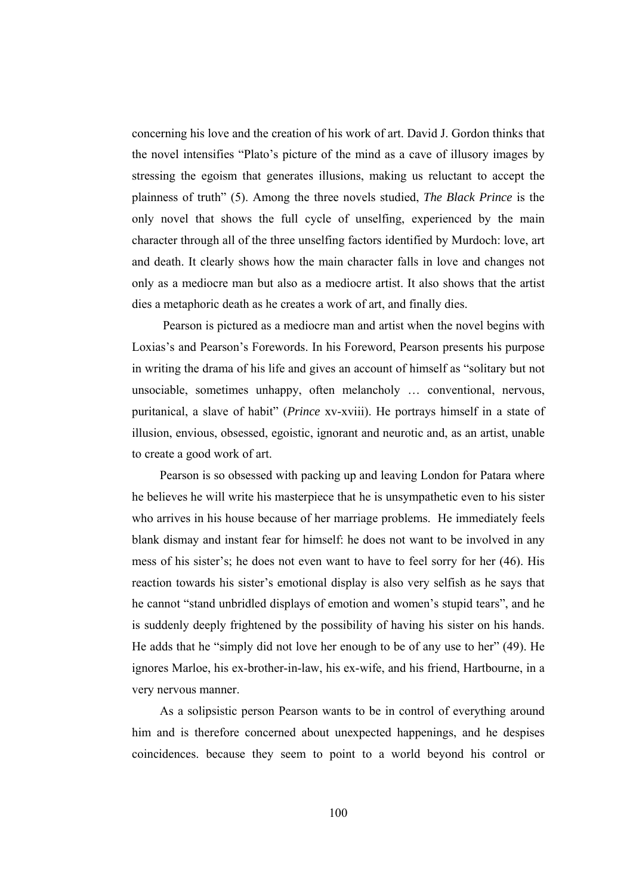concerning his love and the creation of his work of art. David J. Gordon thinks that the novel intensifies "Plato's picture of the mind as a cave of illusory images by stressing the egoism that generates illusions, making us reluctant to accept the plainness of truth" (5). Among the three novels studied, *The Black Prince* is the only novel that shows the full cycle of unselfing, experienced by the main character through all of the three unselfing factors identified by Murdoch: love, art and death. It clearly shows how the main character falls in love and changes not only as a mediocre man but also as a mediocre artist. It also shows that the artist dies a metaphoric death as he creates a work of art, and finally dies.

Pearson is pictured as a mediocre man and artist when the novel begins with Loxias's and Pearson's Forewords. In his Foreword, Pearson presents his purpose in writing the drama of his life and gives an account of himself as "solitary but not unsociable, sometimes unhappy, often melancholy … conventional, nervous, puritanical, a slave of habit" (*Prince* xv-xviii). He portrays himself in a state of illusion, envious, obsessed, egoistic, ignorant and neurotic and, as an artist, unable to create a good work of art.

Pearson is so obsessed with packing up and leaving London for Patara where he believes he will write his masterpiece that he is unsympathetic even to his sister who arrives in his house because of her marriage problems. He immediately feels blank dismay and instant fear for himself: he does not want to be involved in any mess of his sister's; he does not even want to have to feel sorry for her (46). His reaction towards his sister's emotional display is also very selfish as he says that he cannot "stand unbridled displays of emotion and women's stupid tears", and he is suddenly deeply frightened by the possibility of having his sister on his hands. He adds that he "simply did not love her enough to be of any use to her" (49). He ignores Marloe, his ex-brother-in-law, his ex-wife, and his friend, Hartbourne, in a very nervous manner.

As a solipsistic person Pearson wants to be in control of everything around him and is therefore concerned about unexpected happenings, and he despises coincidences. because they seem to point to a world beyond his control or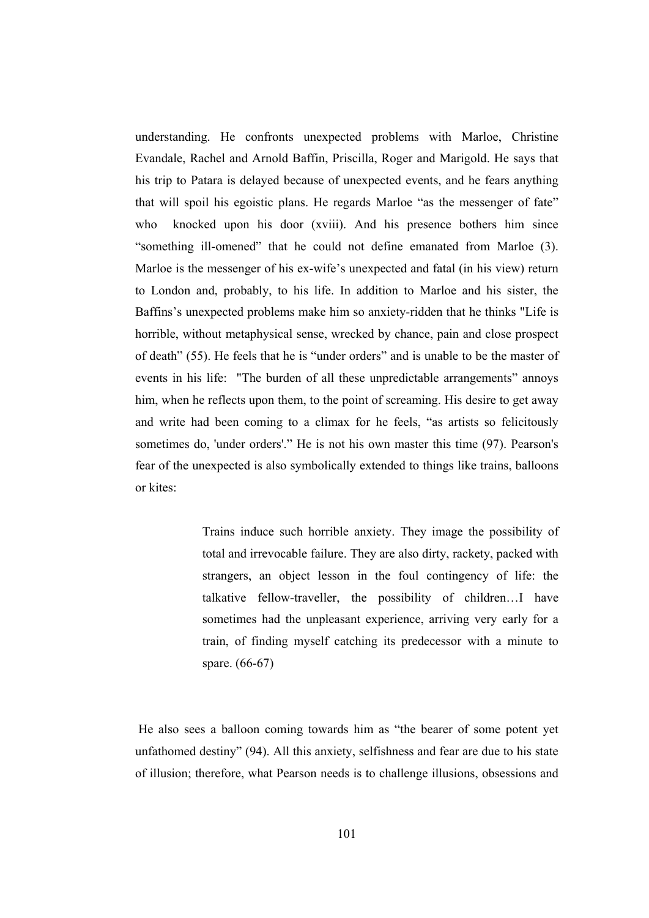understanding. He confronts unexpected problems with Marloe, Christine Evandale, Rachel and Arnold Baffin, Priscilla, Roger and Marigold. He says that his trip to Patara is delayed because of unexpected events, and he fears anything that will spoil his egoistic plans. He regards Marloe "as the messenger of fate" who knocked upon his door (xviii). And his presence bothers him since "something ill-omened" that he could not define emanated from Marloe (3). Marloe is the messenger of his ex-wife's unexpected and fatal (in his view) return to London and, probably, to his life. In addition to Marloe and his sister, the Baffins's unexpected problems make him so anxiety-ridden that he thinks "Life is horrible, without metaphysical sense, wrecked by chance, pain and close prospect of death" (55). He feels that he is "under orders" and is unable to be the master of events in his life: "The burden of all these unpredictable arrangements" annoys him, when he reflects upon them, to the point of screaming. His desire to get away and write had been coming to a climax for he feels, "as artists so felicitously sometimes do, 'under orders'." He is not his own master this time (97). Pearson's fear of the unexpected is also symbolically extended to things like trains, balloons or kites:

> Trains induce such horrible anxiety. They image the possibility of total and irrevocable failure. They are also dirty, rackety, packed with strangers, an object lesson in the foul contingency of life: the talkative fellow-traveller, the possibility of children…I have sometimes had the unpleasant experience, arriving very early for a train, of finding myself catching its predecessor with a minute to spare. (66-67)

He also sees a balloon coming towards him as "the bearer of some potent yet unfathomed destiny" (94). All this anxiety, selfishness and fear are due to his state of illusion; therefore, what Pearson needs is to challenge illusions, obsessions and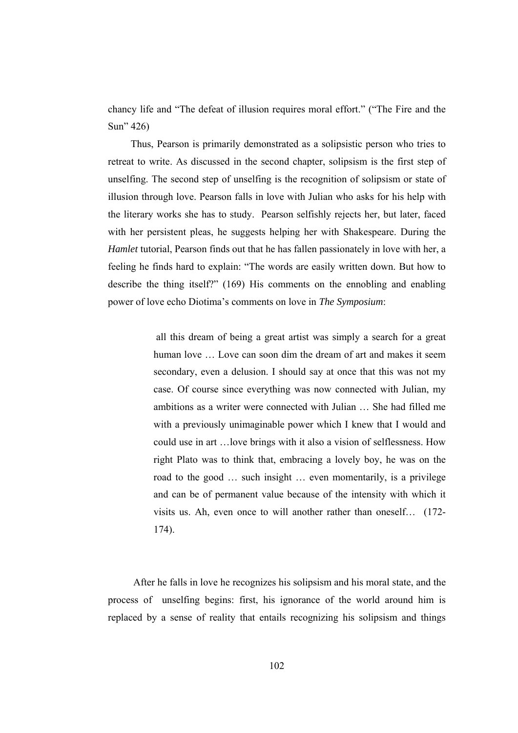chancy life and "The defeat of illusion requires moral effort." ("The Fire and the Sun" 426)

Thus, Pearson is primarily demonstrated as a solipsistic person who tries to retreat to write. As discussed in the second chapter, solipsism is the first step of unselfing. The second step of unselfing is the recognition of solipsism or state of illusion through love. Pearson falls in love with Julian who asks for his help with the literary works she has to study. Pearson selfishly rejects her, but later, faced with her persistent pleas, he suggests helping her with Shakespeare. During the *Hamlet* tutorial, Pearson finds out that he has fallen passionately in love with her, a feeling he finds hard to explain: "The words are easily written down. But how to describe the thing itself?" (169) His comments on the ennobling and enabling power of love echo Diotima's comments on love in *The Symposium*:

> all this dream of being a great artist was simply a search for a great human love … Love can soon dim the dream of art and makes it seem secondary, even a delusion. I should say at once that this was not my case. Of course since everything was now connected with Julian, my ambitions as a writer were connected with Julian … She had filled me with a previously unimaginable power which I knew that I would and could use in art …love brings with it also a vision of selflessness. How right Plato was to think that, embracing a lovely boy, he was on the road to the good … such insight … even momentarily, is a privilege and can be of permanent value because of the intensity with which it visits us. Ah, even once to will another rather than oneself… (172-174).

After he falls in love he recognizes his solipsism and his moral state, and the process of unselfing begins: first, his ignorance of the world around him is replaced by a sense of reality that entails recognizing his solipsism and things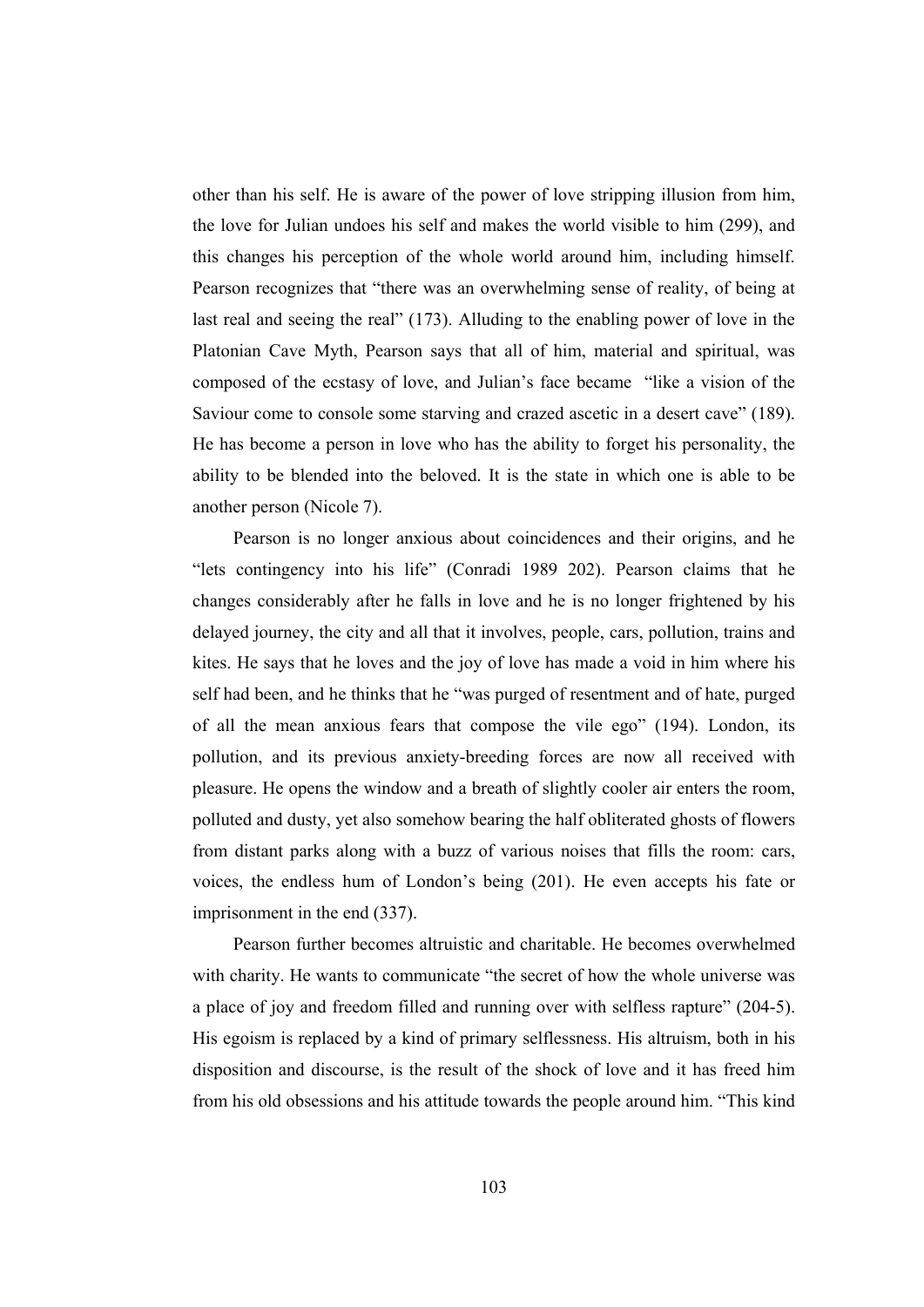other than his self. He is aware of the power of love stripping illusion from him, the love for Julian undoes his self and makes the world visible to him (299), and this changes his perception of the whole world around him, including himself. Pearson recognizes that "there was an overwhelming sense of reality, of being at last real and seeing the real" (173). Alluding to the enabling power of love in the Platonian Cave Myth, Pearson says that all of him, material and spiritual, was composed of the ecstasy of love, and Julian's face became "like a vision of the Saviour come to console some starving and crazed ascetic in a desert cave" (189). He has become a person in love who has the ability to forget his personality, the ability to be blended into the beloved. It is the state in which one is able to be another person (Nicole 7).

Pearson is no longer anxious about coincidences and their origins, and he "lets contingency into his life" (Conradi 1989 202). Pearson claims that he changes considerably after he falls in love and he is no longer frightened by his delayed journey, the city and all that it involves, people, cars, pollution, trains and kites. He says that he loves and the joy of love has made a void in him where his self had been, and he thinks that he "was purged of resentment and of hate, purged of all the mean anxious fears that compose the vile ego" (194). London, its pollution, and its previous anxiety-breeding forces are now all received with pleasure. He opens the window and a breath of slightly cooler air enters the room, polluted and dusty, yet also somehow bearing the half obliterated ghosts of flowers from distant parks along with a buzz of various noises that fills the room: cars, voices, the endless hum of London's being (201). He even accepts his fate or imprisonment in the end (337).

Pearson further becomes altruistic and charitable. He becomes overwhelmed with charity. He wants to communicate "the secret of how the whole universe was a place of joy and freedom filled and running over with selfless rapture" (204-5). His egoism is replaced by a kind of primary selflessness. His altruism, both in his disposition and discourse, is the result of the shock of love and it has freed him from his old obsessions and his attitude towards the people around him. "This kind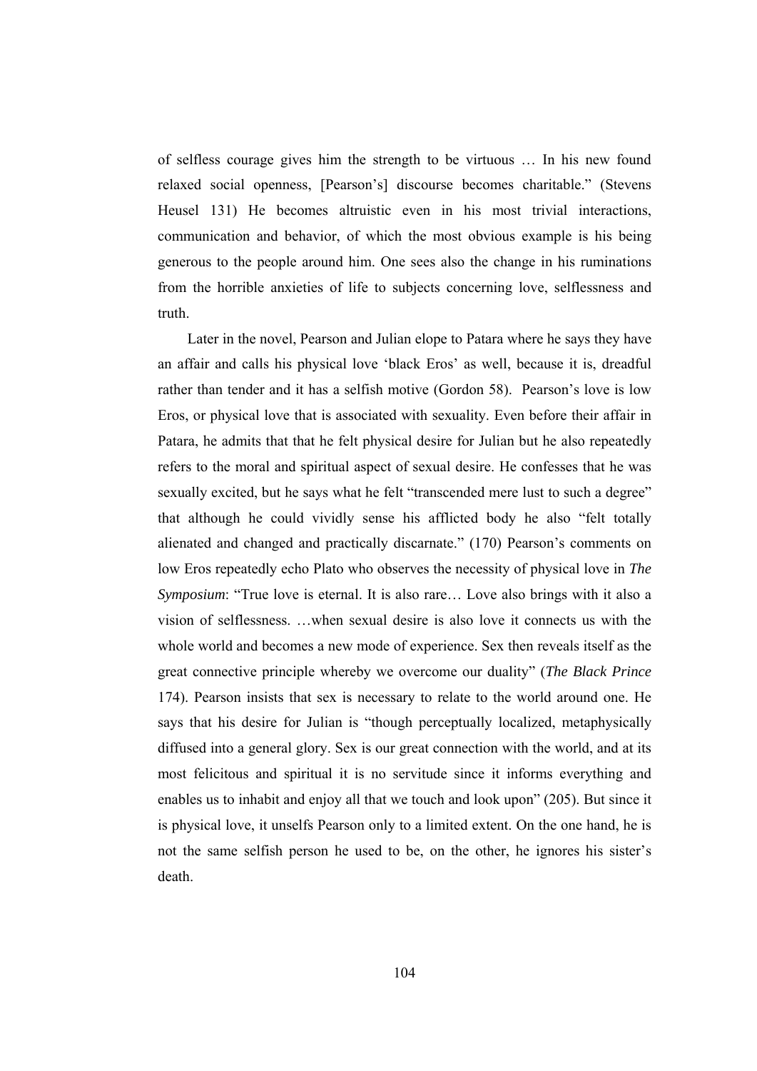of selfless courage gives him the strength to be virtuous … In his new found relaxed social openness, [Pearson's] discourse becomes charitable." (Stevens Heusel 131) He becomes altruistic even in his most trivial interactions, communication and behavior, of which the most obvious example is his being generous to the people around him. One sees also the change in his ruminations from the horrible anxieties of life to subjects concerning love, selflessness and truth.

Later in the novel, Pearson and Julian elope to Patara where he says they have an affair and calls his physical love 'black Eros' as well, because it is, dreadful rather than tender and it has a selfish motive (Gordon 58). Pearson's love is low Eros, or physical love that is associated with sexuality. Even before their affair in Patara, he admits that that he felt physical desire for Julian but he also repeatedly refers to the moral and spiritual aspect of sexual desire. He confesses that he was sexually excited, but he says what he felt "transcended mere lust to such a degree" that although he could vividly sense his afflicted body he also "felt totally alienated and changed and practically discarnate." (170) Pearson's comments on low Eros repeatedly echo Plato who observes the necessity of physical love in *The Symposium*: "True love is eternal. It is also rare… Love also brings with it also a vision of selflessness. …when sexual desire is also love it connects us with the whole world and becomes a new mode of experience. Sex then reveals itself as the great connective principle whereby we overcome our duality" (*The Black Prince* 174). Pearson insists that sex is necessary to relate to the world around one. He says that his desire for Julian is "though perceptually localized, metaphysically diffused into a general glory. Sex is our great connection with the world, and at its most felicitous and spiritual it is no servitude since it informs everything and enables us to inhabit and enjoy all that we touch and look upon" (205). But since it is physical love, it unselfs Pearson only to a limited extent. On the one hand, he is not the same selfish person he used to be, on the other, he ignores his sister's death.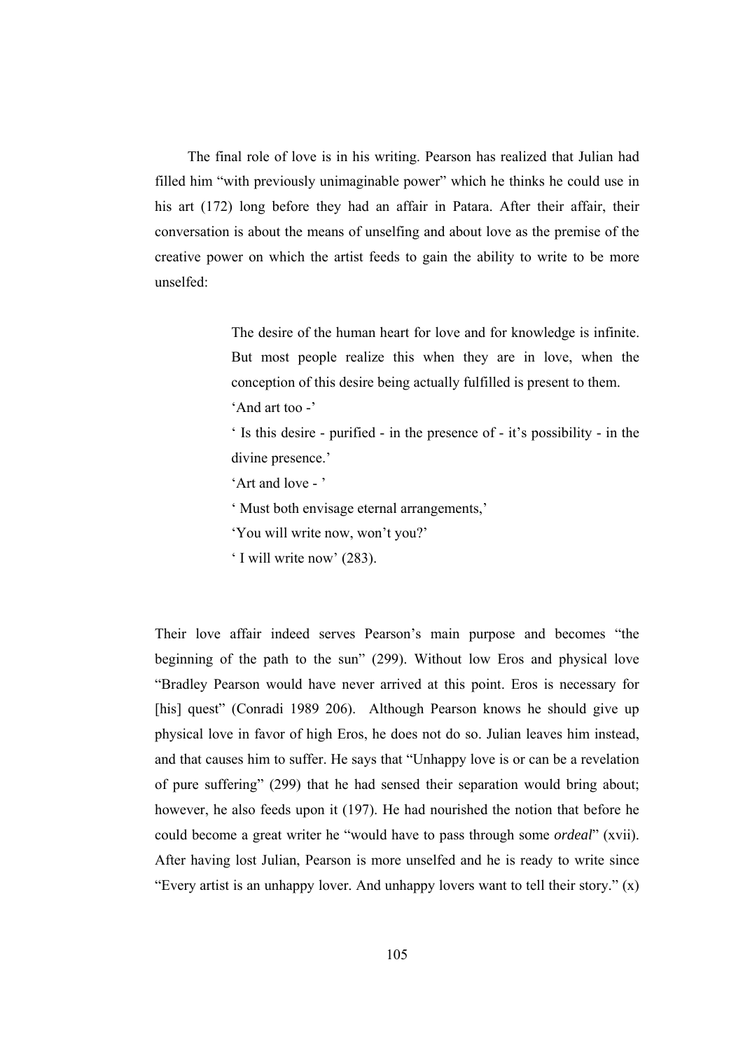The final role of love is in his writing. Pearson has realized that Julian had filled him "with previously unimaginable power" which he thinks he could use in his art (172) long before they had an affair in Patara. After their affair, their conversation is about the means of unselfing and about love as the premise of the creative power on which the artist feeds to gain the ability to write to be more unselfed:

> The desire of the human heart for love and for knowledge is infinite. But most people realize this when they are in love, when the conception of this desire being actually fulfilled is present to them.
>
> 'And art too -'
>
> ' Is this desire - purified - in the presence of - it's possibility - in the divine presence.'
>
> 'Art and love - '
>
> ' Must both envisage eternal arrangements,'
>
> 'You will write now, won't you?'
>
> ' I will write now' (283).

Their love affair indeed serves Pearson's main purpose and becomes "the beginning of the path to the sun" (299). Without low Eros and physical love "Bradley Pearson would have never arrived at this point. Eros is necessary for [his] quest" (Conradi 1989 206). Although Pearson knows he should give up physical love in favor of high Eros, he does not do so. Julian leaves him instead, and that causes him to suffer. He says that "Unhappy love is or can be a revelation of pure suffering" (299) that he had sensed their separation would bring about; however, he also feeds upon it (197). He had nourished the notion that before he could become a great writer he "would have to pass through some *ordeal*" (xvii). After having lost Julian, Pearson is more unselfed and he is ready to write since "Every artist is an unhappy lover. And unhappy lovers want to tell their story." (x)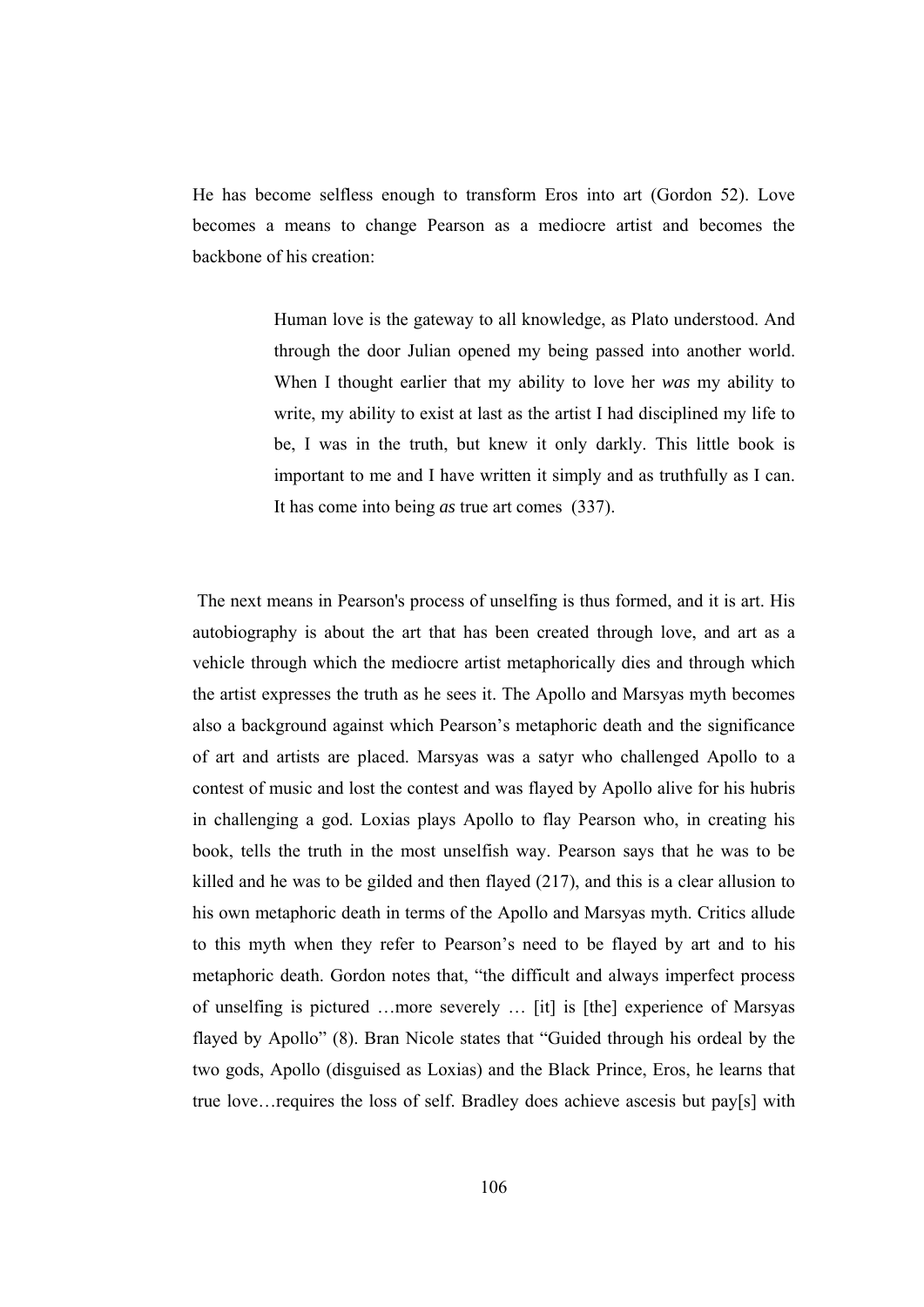He has become selfless enough to transform Eros into art (Gordon 52). Love becomes a means to change Pearson as a mediocre artist and becomes the backbone of his creation:

> Human love is the gateway to all knowledge, as Plato understood. And through the door Julian opened my being passed into another world. When I thought earlier that my ability to love her *was* my ability to write, my ability to exist at last as the artist I had disciplined my life to be, I was in the truth, but knew it only darkly. This little book is important to me and I have written it simply and as truthfully as I can. It has come into being *as* true art comes (337).

The next means in Pearson's process of unselfing is thus formed, and it is art. His autobiography is about the art that has been created through love, and art as a vehicle through which the mediocre artist metaphorically dies and through which the artist expresses the truth as he sees it. The Apollo and Marsyas myth becomes also a background against which Pearson's metaphoric death and the significance of art and artists are placed. Marsyas was a satyr who challenged Apollo to a contest of music and lost the contest and was flayed by Apollo alive for his hubris in challenging a god. Loxias plays Apollo to flay Pearson who, in creating his book, tells the truth in the most unselfish way. Pearson says that he was to be killed and he was to be gilded and then flayed (217), and this is a clear allusion to his own metaphoric death in terms of the Apollo and Marsyas myth. Critics allude to this myth when they refer to Pearson's need to be flayed by art and to his metaphoric death. Gordon notes that, "the difficult and always imperfect process of unselfing is pictured …more severely … [it] is [the] experience of Marsyas flayed by Apollo" (8). Bran Nicole states that "Guided through his ordeal by the two gods, Apollo (disguised as Loxias) and the Black Prince, Eros, he learns that true love…requires the loss of self. Bradley does achieve ascesis but pay[s] with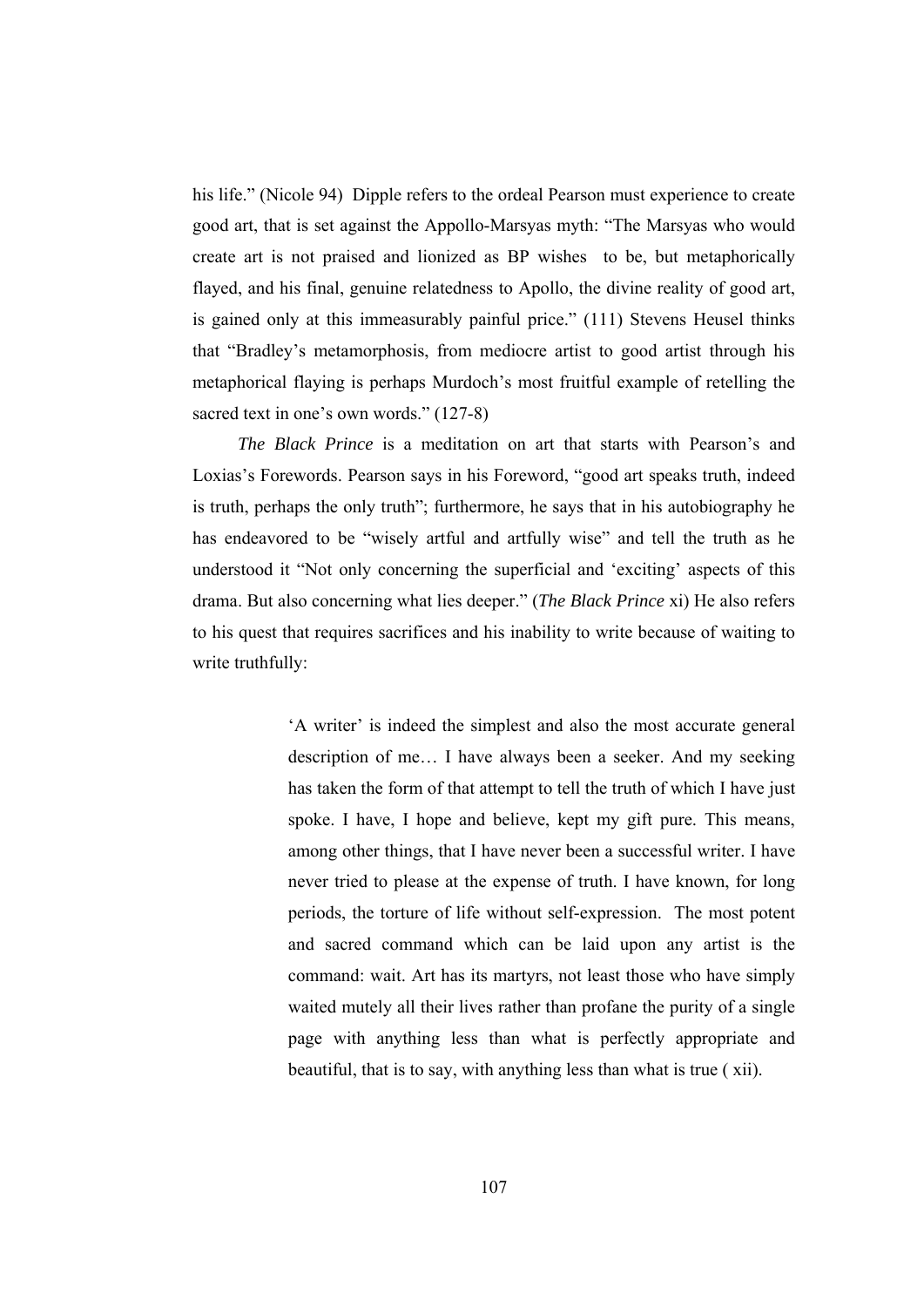his life." (Nicole 94) Dipple refers to the ordeal Pearson must experience to create good art, that is set against the Appollo-Marsyas myth: "The Marsyas who would create art is not praised and lionized as BP wishes to be, but metaphorically flayed, and his final, genuine relatedness to Apollo, the divine reality of good art, is gained only at this immeasurably painful price." (111) Stevens Heusel thinks that "Bradley's metamorphosis, from mediocre artist to good artist through his metaphorical flaying is perhaps Murdoch's most fruitful example of retelling the sacred text in one's own words." (127-8)

*The Black Prince* is a meditation on art that starts with Pearson's and Loxias's Forewords. Pearson says in his Foreword, "good art speaks truth, indeed is truth, perhaps the only truth"; furthermore, he says that in his autobiography he has endeavored to be "wisely artful and artfully wise" and tell the truth as he understood it "Not only concerning the superficial and 'exciting' aspects of this drama. But also concerning what lies deeper." (*The Black Prince* xi) He also refers to his quest that requires sacrifices and his inability to write because of waiting to write truthfully:

> 'A writer' is indeed the simplest and also the most accurate general description of me… I have always been a seeker. And my seeking has taken the form of that attempt to tell the truth of which I have just spoke. I have, I hope and believe, kept my gift pure. This means, among other things, that I have never been a successful writer. I have never tried to please at the expense of truth. I have known, for long periods, the torture of life without self-expression. The most potent and sacred command which can be laid upon any artist is the command: wait. Art has its martyrs, not least those who have simply waited mutely all their lives rather than profane the purity of a single page with anything less than what is perfectly appropriate and beautiful, that is to say, with anything less than what is true ( xii).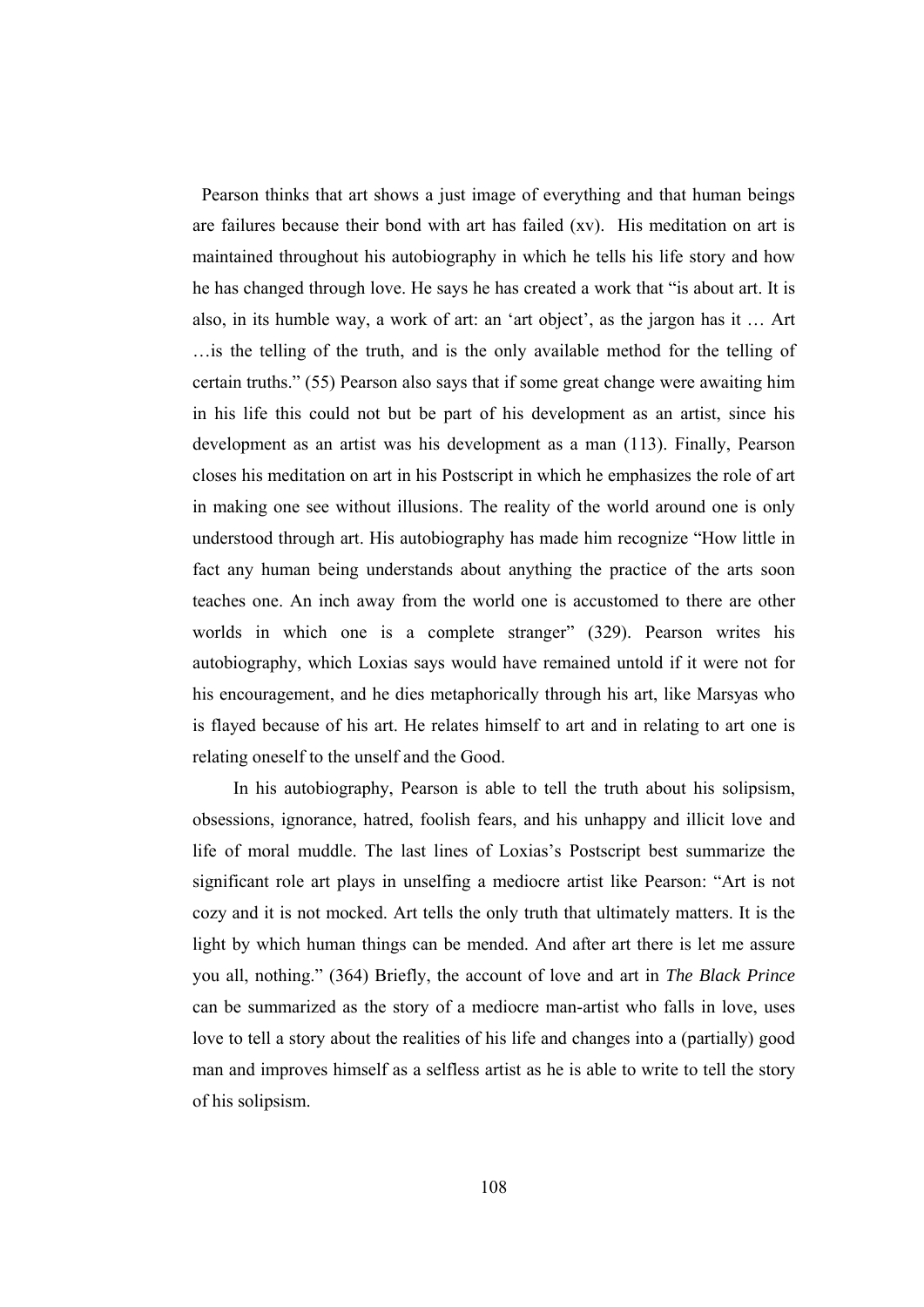Pearson thinks that art shows a just image of everything and that human beings are failures because their bond with art has failed (xv). His meditation on art is maintained throughout his autobiography in which he tells his life story and how he has changed through love. He says he has created a work that "is about art. It is also, in its humble way, a work of art: an 'art object', as the jargon has it … Art …is the telling of the truth, and is the only available method for the telling of certain truths." (55) Pearson also says that if some great change were awaiting him in his life this could not but be part of his development as an artist, since his development as an artist was his development as a man (113). Finally, Pearson closes his meditation on art in his Postscript in which he emphasizes the role of art in making one see without illusions. The reality of the world around one is only understood through art. His autobiography has made him recognize "How little in fact any human being understands about anything the practice of the arts soon teaches one. An inch away from the world one is accustomed to there are other worlds in which one is a complete stranger" (329). Pearson writes his autobiography, which Loxias says would have remained untold if it were not for his encouragement, and he dies metaphorically through his art, like Marsyas who is flayed because of his art. He relates himself to art and in relating to art one is relating oneself to the unself and the Good.

In his autobiography, Pearson is able to tell the truth about his solipsism, obsessions, ignorance, hatred, foolish fears, and his unhappy and illicit love and life of moral muddle. The last lines of Loxias's Postscript best summarize the significant role art plays in unselfing a mediocre artist like Pearson: "Art is not cozy and it is not mocked. Art tells the only truth that ultimately matters. It is the light by which human things can be mended. And after art there is let me assure you all, nothing." (364) Briefly, the account of love and art in *The Black Prince* can be summarized as the story of a mediocre man-artist who falls in love, uses love to tell a story about the realities of his life and changes into a (partially) good man and improves himself as a selfless artist as he is able to write to tell the story of his solipsism.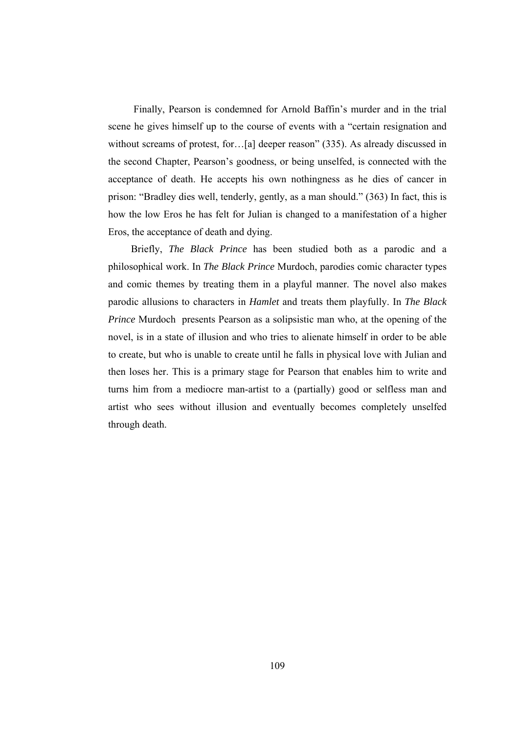Finally, Pearson is condemned for Arnold Baffin's murder and in the trial scene he gives himself up to the course of events with a "certain resignation and without screams of protest, for…[a] deeper reason" (335). As already discussed in the second Chapter, Pearson's goodness, or being unselfed, is connected with the acceptance of death. He accepts his own nothingness as he dies of cancer in prison: "Bradley dies well, tenderly, gently, as a man should." (363) In fact, this is how the low Eros he has felt for Julian is changed to a manifestation of a higher Eros, the acceptance of death and dying.

Briefly, *The Black Prince* has been studied both as a parodic and a philosophical work. In *The Black Prince* Murdoch, parodies comic character types and comic themes by treating them in a playful manner. The novel also makes parodic allusions to characters in *Hamlet* and treats them playfully. In *The Black Prince* Murdoch presents Pearson as a solipsistic man who, at the opening of the novel, is in a state of illusion and who tries to alienate himself in order to be able to create, but who is unable to create until he falls in physical love with Julian and then loses her. This is a primary stage for Pearson that enables him to write and turns him from a mediocre man-artist to a (partially) good or selfless man and artist who sees without illusion and eventually becomes completely unselfed through death.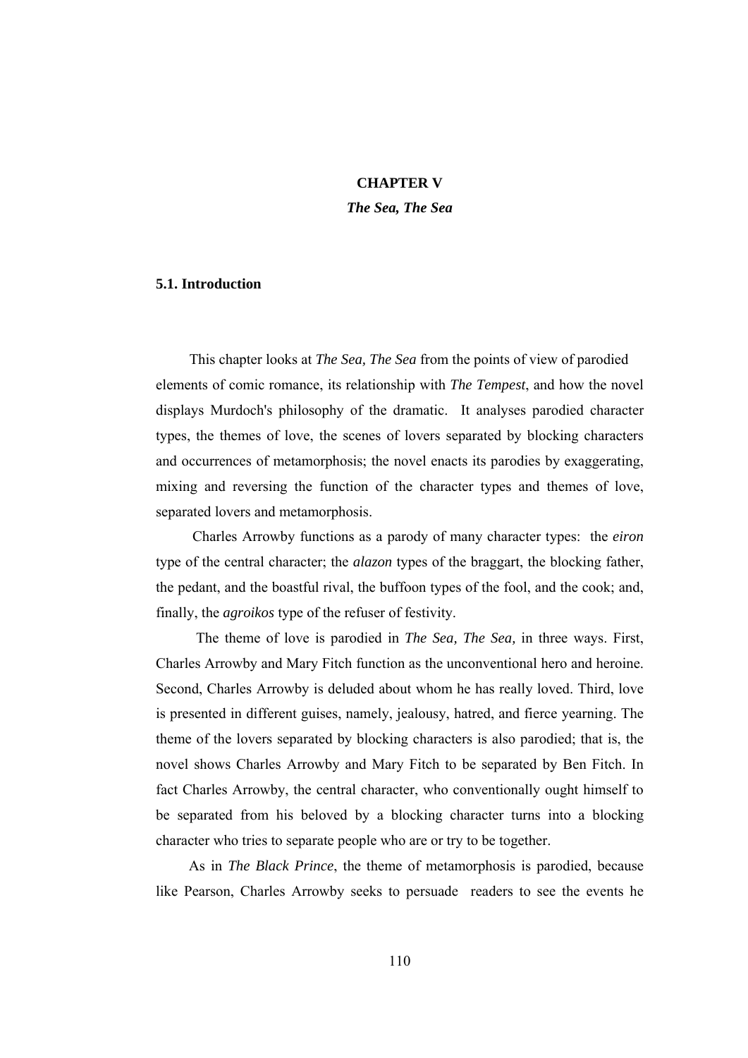# CHAPTER V

## *The Sea, The Sea*

### 5.1. Introduction

This chapter looks at *The Sea, The Sea* from the points of view of parodied elements of comic romance, its relationship with *The Tempest*, and how the novel displays Murdoch's philosophy of the dramatic. It analyses parodied character types, the themes of love, the scenes of lovers separated by blocking characters and occurrences of metamorphosis; the novel enacts its parodies by exaggerating, mixing and reversing the function of the character types and themes of love, separated lovers and metamorphosis.

Charles Arrowby functions as a parody of many character types: the *eiron* type of the central character; the *alazon* types of the braggart, the blocking father, the pedant, and the boastful rival, the buffoon types of the fool, and the cook; and, finally, the *agroikos* type of the refuser of festivity.

The theme of love is parodied in *The Sea, The Sea,* in three ways. First, Charles Arrowby and Mary Fitch function as the unconventional hero and heroine. Second, Charles Arrowby is deluded about whom he has really loved. Third, love is presented in different guises, namely, jealousy, hatred, and fierce yearning. The theme of the lovers separated by blocking characters is also parodied; that is, the novel shows Charles Arrowby and Mary Fitch to be separated by Ben Fitch. In fact Charles Arrowby, the central character, who conventionally ought himself to be separated from his beloved by a blocking character turns into a blocking character who tries to separate people who are or try to be together.

As in *The Black Prince*, the theme of metamorphosis is parodied, because like Pearson, Charles Arrowby seeks to persuade readers to see the events he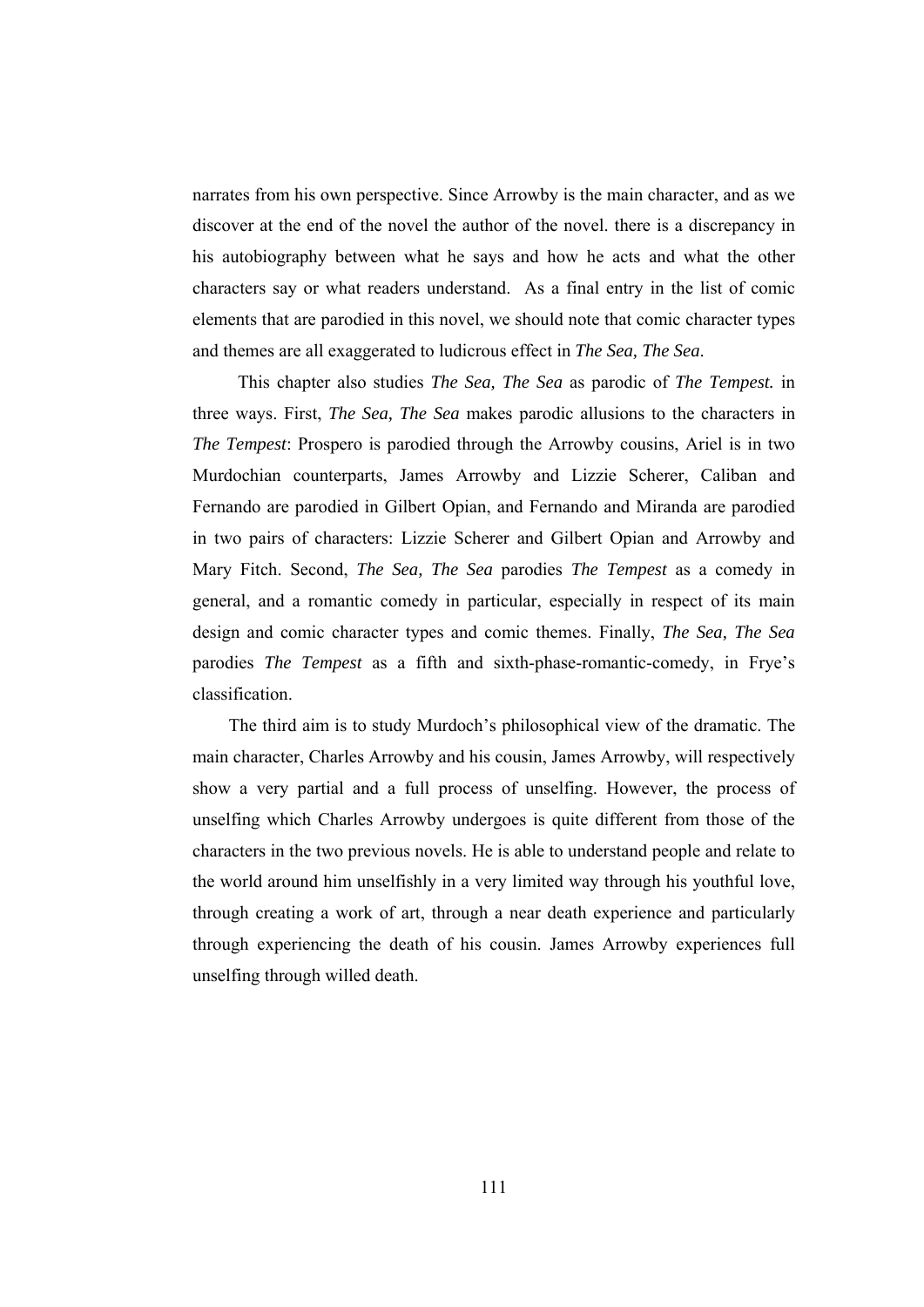narrates from his own perspective. Since Arrowby is the main character, and as we discover at the end of the novel the author of the novel. there is a discrepancy in his autobiography between what he says and how he acts and what the other characters say or what readers understand. As a final entry in the list of comic elements that are parodied in this novel, we should note that comic character types and themes are all exaggerated to ludicrous effect in *The Sea, The Sea*.

This chapter also studies *The Sea, The Sea* as parodic of *The Tempest.* in three ways. First, *The Sea, The Sea* makes parodic allusions to the characters in *The Tempest*: Prospero is parodied through the Arrowby cousins, Ariel is in two Murdochian counterparts, James Arrowby and Lizzie Scherer, Caliban and Fernando are parodied in Gilbert Opian, and Fernando and Miranda are parodied in two pairs of characters: Lizzie Scherer and Gilbert Opian and Arrowby and Mary Fitch. Second, *The Sea, The Sea* parodies *The Tempest* as a comedy in general, and a romantic comedy in particular, especially in respect of its main design and comic character types and comic themes. Finally, *The Sea, The Sea* parodies *The Tempest* as a fifth and sixth-phase-romantic-comedy, in Frye's classification.

The third aim is to study Murdoch's philosophical view of the dramatic. The main character, Charles Arrowby and his cousin, James Arrowby, will respectively show a very partial and a full process of unselfing. However, the process of unselfing which Charles Arrowby undergoes is quite different from those of the characters in the two previous novels. He is able to understand people and relate to the world around him unselfishly in a very limited way through his youthful love, through creating a work of art, through a near death experience and particularly through experiencing the death of his cousin. James Arrowby experiences full unselfing through willed death.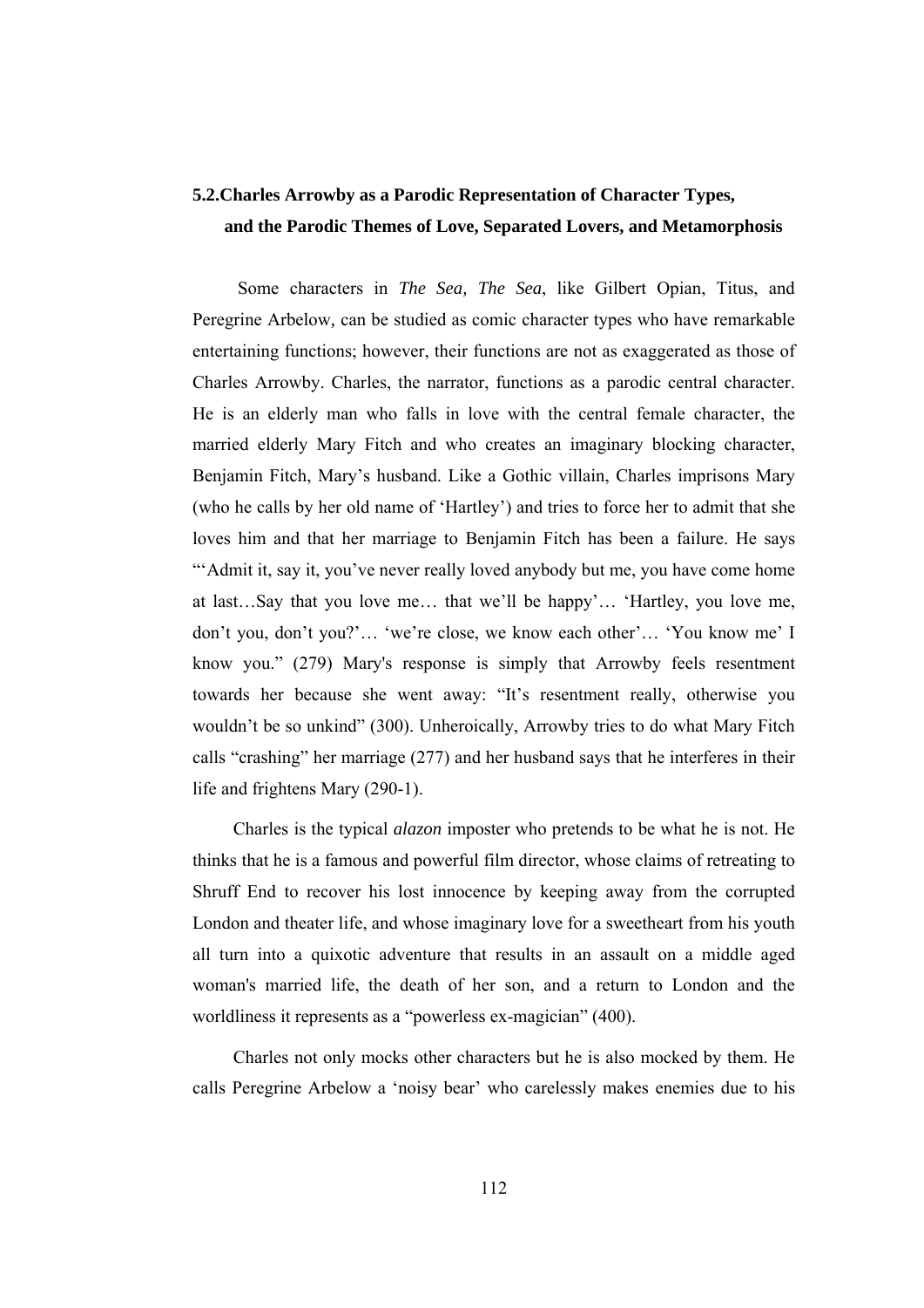## 5.2. Charles Arrowby as a Parodic Representation of Character Types, and the Parodic Themes of Love, Separated Lovers, and Metamorphosis

Some characters in *The Sea, The Sea*, like Gilbert Opian, Titus, and Peregrine Arbelow, can be studied as comic character types who have remarkable entertaining functions; however, their functions are not as exaggerated as those of Charles Arrowby. Charles, the narrator, functions as a parodic central character. He is an elderly man who falls in love with the central female character, the married elderly Mary Fitch and who creates an imaginary blocking character, Benjamin Fitch, Mary's husband. Like a Gothic villain, Charles imprisons Mary (who he calls by her old name of 'Hartley') and tries to force her to admit that she loves him and that her marriage to Benjamin Fitch has been a failure. He says "'Admit it, say it, you've never really loved anybody but me, you have come home at last…Say that you love me… that we'll be happy'… 'Hartley, you love me, don't you, don't you?'… 'we're close, we know each other'… 'You know me' I know you." (279) Mary's response is simply that Arrowby feels resentment towards her because she went away: "It's resentment really, otherwise you wouldn't be so unkind" (300). Unheroically, Arrowby tries to do what Mary Fitch calls "crashing" her marriage (277) and her husband says that he interferes in their life and frightens Mary (290-1).

Charles is the typical *alazon* imposter who pretends to be what he is not. He thinks that he is a famous and powerful film director, whose claims of retreating to Shruff End to recover his lost innocence by keeping away from the corrupted London and theater life, and whose imaginary love for a sweetheart from his youth all turn into a quixotic adventure that results in an assault on a middle aged woman's married life, the death of her son, and a return to London and the worldliness it represents as a "powerless ex-magician" (400).

Charles not only mocks other characters but he is also mocked by them. He calls Peregrine Arbelow a 'noisy bear' who carelessly makes enemies due to his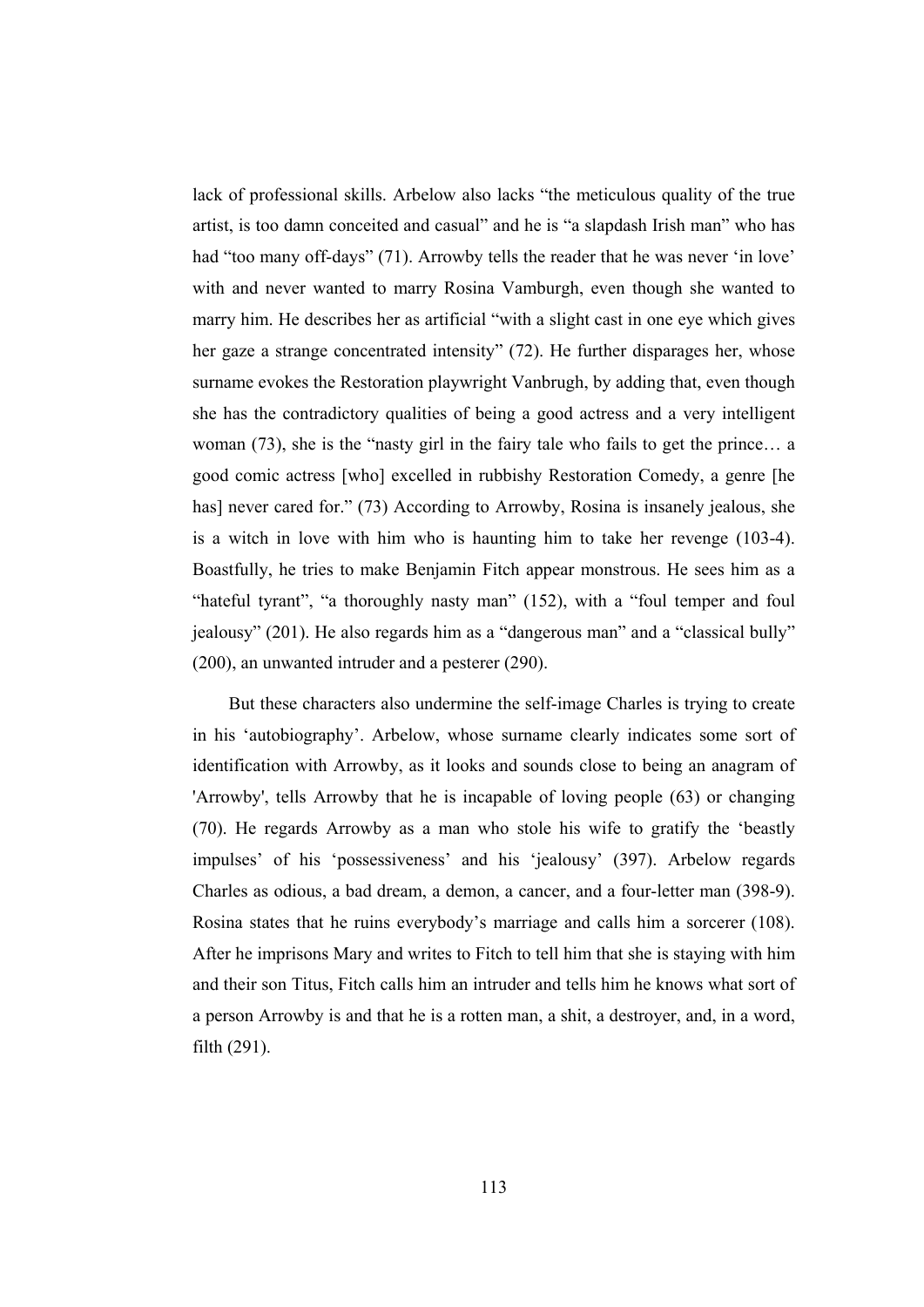lack of professional skills. Arbelow also lacks "the meticulous quality of the true artist, is too damn conceited and casual" and he is "a slapdash Irish man" who has had "too many off-days" (71). Arrowby tells the reader that he was never 'in love' with and never wanted to marry Rosina Vamburgh, even though she wanted to marry him. He describes her as artificial "with a slight cast in one eye which gives her gaze a strange concentrated intensity" (72). He further disparages her, whose surname evokes the Restoration playwright Vanbrugh, by adding that, even though she has the contradictory qualities of being a good actress and a very intelligent woman (73), she is the "nasty girl in the fairy tale who fails to get the prince… a good comic actress [who] excelled in rubbishy Restoration Comedy, a genre [he has] never cared for." (73) According to Arrowby, Rosina is insanely jealous, she is a witch in love with him who is haunting him to take her revenge (103-4). Boastfully, he tries to make Benjamin Fitch appear monstrous. He sees him as a "hateful tyrant", "a thoroughly nasty man" (152), with a "foul temper and foul jealousy" (201). He also regards him as a "dangerous man" and a "classical bully" (200), an unwanted intruder and a pesterer (290).

But these characters also undermine the self-image Charles is trying to create in his 'autobiography'. Arbelow, whose surname clearly indicates some sort of identification with Arrowby, as it looks and sounds close to being an anagram of 'Arrowby', tells Arrowby that he is incapable of loving people (63) or changing (70). He regards Arrowby as a man who stole his wife to gratify the 'beastly impulses' of his 'possessiveness' and his 'jealousy' (397). Arbelow regards Charles as odious, a bad dream, a demon, a cancer, and a four-letter man (398-9). Rosina states that he ruins everybody's marriage and calls him a sorcerer (108). After he imprisons Mary and writes to Fitch to tell him that she is staying with him and their son Titus, Fitch calls him an intruder and tells him he knows what sort of a person Arrowby is and that he is a rotten man, a shit, a destroyer, and, in a word, filth (291).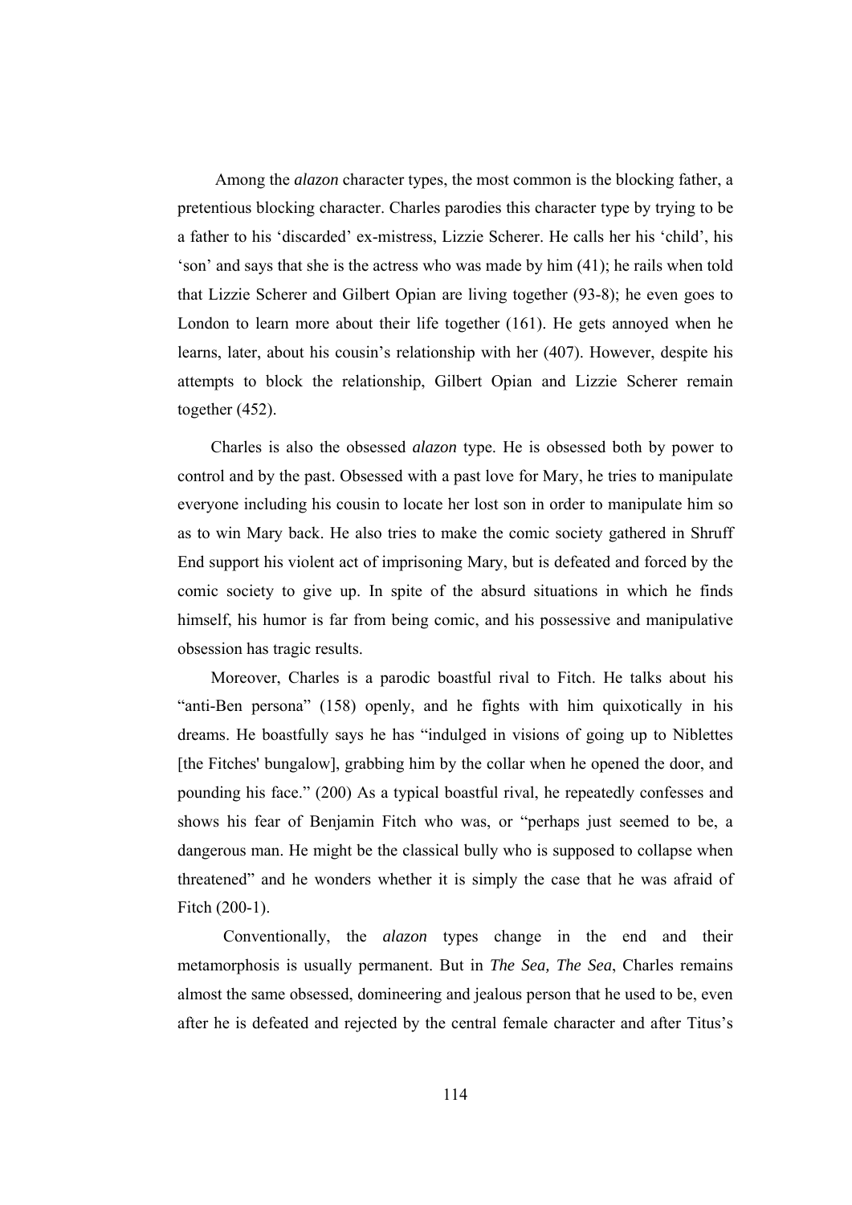Among the *alazon* character types, the most common is the blocking father, a pretentious blocking character. Charles parodies this character type by trying to be a father to his 'discarded' ex-mistress, Lizzie Scherer. He calls her his 'child', his 'son' and says that she is the actress who was made by him (41); he rails when told that Lizzie Scherer and Gilbert Opian are living together (93-8); he even goes to London to learn more about their life together (161). He gets annoyed when he learns, later, about his cousin's relationship with her (407). However, despite his attempts to block the relationship, Gilbert Opian and Lizzie Scherer remain together (452).

Charles is also the obsessed *alazon* type. He is obsessed both by power to control and by the past. Obsessed with a past love for Mary, he tries to manipulate everyone including his cousin to locate her lost son in order to manipulate him so as to win Mary back. He also tries to make the comic society gathered in Shruff End support his violent act of imprisoning Mary, but is defeated and forced by the comic society to give up. In spite of the absurd situations in which he finds himself, his humor is far from being comic, and his possessive and manipulative obsession has tragic results.

Moreover, Charles is a parodic boastful rival to Fitch. He talks about his "anti-Ben persona" (158) openly, and he fights with him quixotically in his dreams. He boastfully says he has "indulged in visions of going up to Niblettes [the Fitches' bungalow], grabbing him by the collar when he opened the door, and pounding his face." (200) As a typical boastful rival, he repeatedly confesses and shows his fear of Benjamin Fitch who was, or "perhaps just seemed to be, a dangerous man. He might be the classical bully who is supposed to collapse when threatened" and he wonders whether it is simply the case that he was afraid of Fitch (200-1).

Conventionally, the *alazon* types change in the end and their metamorphosis is usually permanent. But in *The Sea, The Sea*, Charles remains almost the same obsessed, domineering and jealous person that he used to be, even after he is defeated and rejected by the central female character and after Titus's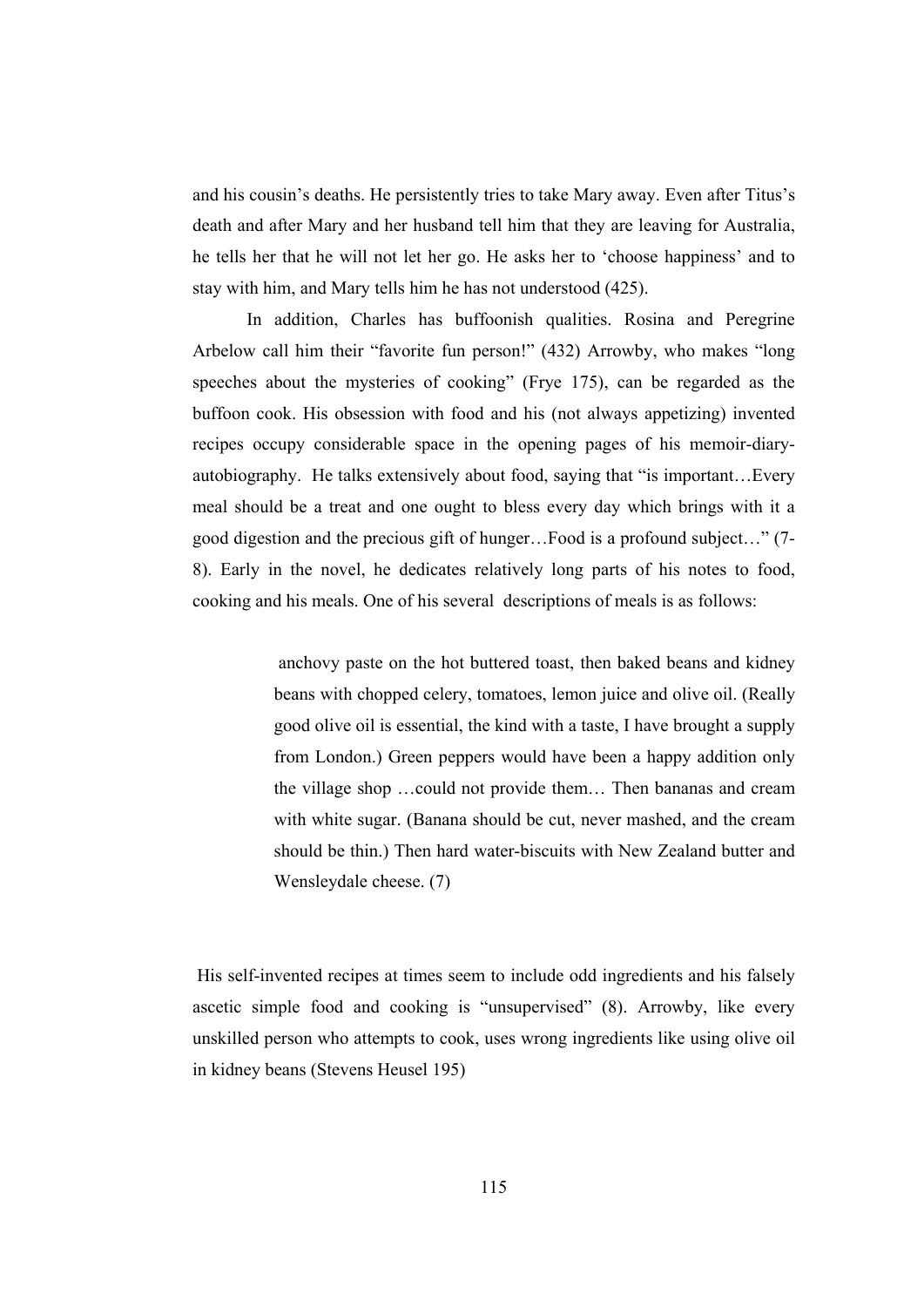and his cousin's deaths. He persistently tries to take Mary away. Even after Titus's death and after Mary and her husband tell him that they are leaving for Australia, he tells her that he will not let her go. He asks her to 'choose happiness' and to stay with him, and Mary tells him he has not understood (425).

In addition, Charles has buffoonish qualities. Rosina and Peregrine Arbelow call him their "favorite fun person!" (432) Arrowby, who makes "long speeches about the mysteries of cooking" (Frye 175), can be regarded as the buffoon cook. His obsession with food and his (not always appetizing) invented recipes occupy considerable space in the opening pages of his memoir-diary-autobiography. He talks extensively about food, saying that "is important…Every meal should be a treat and one ought to bless every day which brings with it a good digestion and the precious gift of hunger…Food is a profound subject…" (7-8). Early in the novel, he dedicates relatively long parts of his notes to food, cooking and his meals. One of his several descriptions of meals is as follows:

> anchovy paste on the hot buttered toast, then baked beans and kidney beans with chopped celery, tomatoes, lemon juice and olive oil. (Really good olive oil is essential, the kind with a taste, I have brought a supply from London.) Green peppers would have been a happy addition only the village shop …could not provide them… Then bananas and cream with white sugar. (Banana should be cut, never mashed, and the cream should be thin.) Then hard water-biscuits with New Zealand butter and Wensleydale cheese. (7)

His self-invented recipes at times seem to include odd ingredients and his falsely ascetic simple food and cooking is "unsupervised" (8). Arrowby, like every unskilled person who attempts to cook, uses wrong ingredients like using olive oil in kidney beans (Stevens Heusel 195)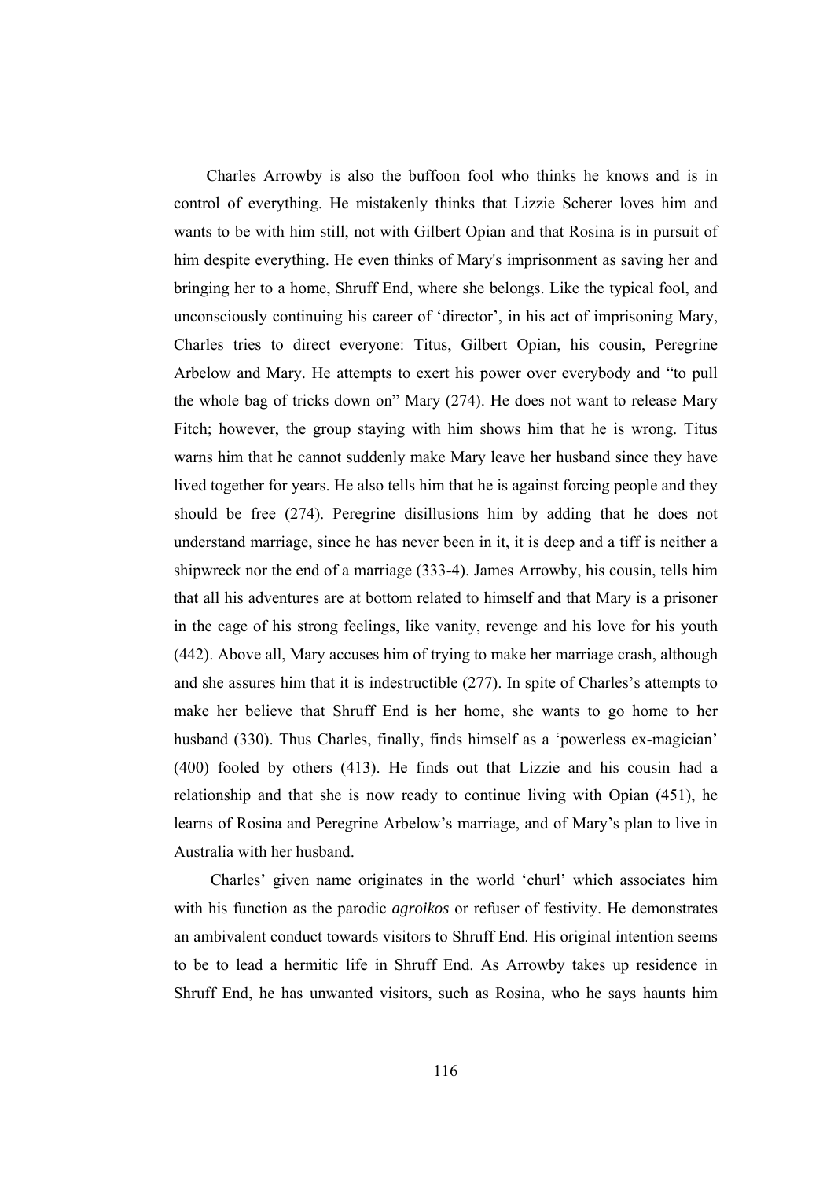Charles Arrowby is also the buffoon fool who thinks he knows and is in control of everything. He mistakenly thinks that Lizzie Scherer loves him and wants to be with him still, not with Gilbert Opian and that Rosina is in pursuit of him despite everything. He even thinks of Mary's imprisonment as saving her and bringing her to a home, Shruff End, where she belongs. Like the typical fool, and unconsciously continuing his career of 'director', in his act of imprisoning Mary, Charles tries to direct everyone: Titus, Gilbert Opian, his cousin, Peregrine Arbelow and Mary. He attempts to exert his power over everybody and "to pull the whole bag of tricks down on" Mary (274). He does not want to release Mary Fitch; however, the group staying with him shows him that he is wrong. Titus warns him that he cannot suddenly make Mary leave her husband since they have lived together for years. He also tells him that he is against forcing people and they should be free (274). Peregrine disillusions him by adding that he does not understand marriage, since he has never been in it, it is deep and a tiff is neither a shipwreck nor the end of a marriage (333-4). James Arrowby, his cousin, tells him that all his adventures are at bottom related to himself and that Mary is a prisoner in the cage of his strong feelings, like vanity, revenge and his love for his youth (442). Above all, Mary accuses him of trying to make her marriage crash, although and she assures him that it is indestructible (277). In spite of Charles's attempts to make her believe that Shruff End is her home, she wants to go home to her husband (330). Thus Charles, finally, finds himself as a 'powerless ex-magician' (400) fooled by others (413). He finds out that Lizzie and his cousin had a relationship and that she is now ready to continue living with Opian (451), he learns of Rosina and Peregrine Arbelow's marriage, and of Mary's plan to live in Australia with her husband.

Charles' given name originates in the world 'churl' which associates him with his function as the parodic *agroikos* or refuser of festivity. He demonstrates an ambivalent conduct towards visitors to Shruff End. His original intention seems to be to lead a hermitic life in Shruff End. As Arrowby takes up residence in Shruff End, he has unwanted visitors, such as Rosina, who he says haunts him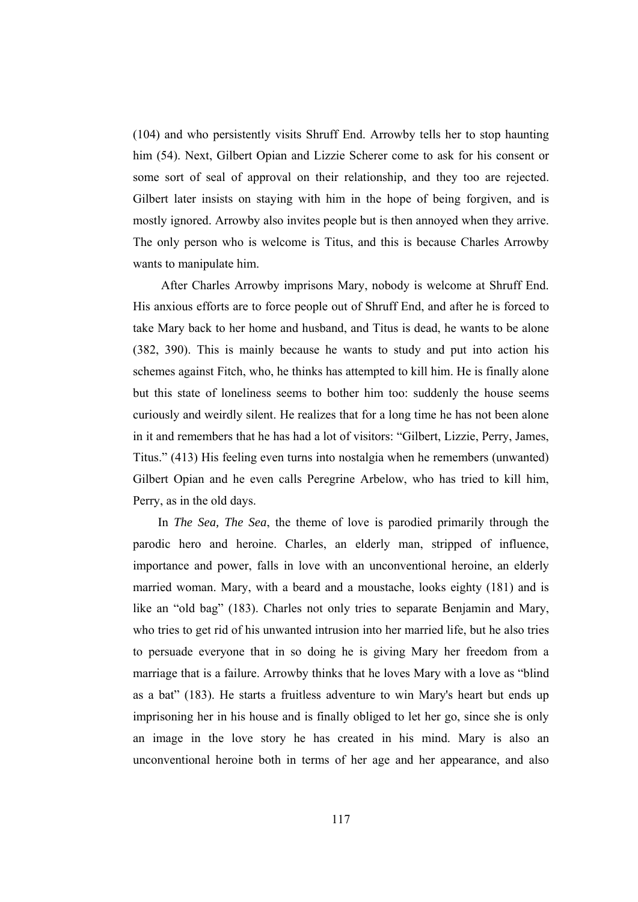(104) and who persistently visits Shruff End. Arrowby tells her to stop haunting him (54). Next, Gilbert Opian and Lizzie Scherer come to ask for his consent or some sort of seal of approval on their relationship, and they too are rejected. Gilbert later insists on staying with him in the hope of being forgiven, and is mostly ignored. Arrowby also invites people but is then annoyed when they arrive. The only person who is welcome is Titus, and this is because Charles Arrowby wants to manipulate him.

After Charles Arrowby imprisons Mary, nobody is welcome at Shruff End. His anxious efforts are to force people out of Shruff End, and after he is forced to take Mary back to her home and husband, and Titus is dead, he wants to be alone (382, 390). This is mainly because he wants to study and put into action his schemes against Fitch, who, he thinks has attempted to kill him. He is finally alone but this state of loneliness seems to bother him too: suddenly the house seems curiously and weirdly silent. He realizes that for a long time he has not been alone in it and remembers that he has had a lot of visitors: "Gilbert, Lizzie, Perry, James, Titus." (413) His feeling even turns into nostalgia when he remembers (unwanted) Gilbert Opian and he even calls Peregrine Arbelow, who has tried to kill him, Perry, as in the old days.

In *The Sea, The Sea*, the theme of love is parodied primarily through the parodic hero and heroine. Charles, an elderly man, stripped of influence, importance and power, falls in love with an unconventional heroine, an elderly married woman. Mary, with a beard and a moustache, looks eighty (181) and is like an "old bag" (183). Charles not only tries to separate Benjamin and Mary, who tries to get rid of his unwanted intrusion into her married life, but he also tries to persuade everyone that in so doing he is giving Mary her freedom from a marriage that is a failure. Arrowby thinks that he loves Mary with a love as "blind as a bat" (183). He starts a fruitless adventure to win Mary's heart but ends up imprisoning her in his house and is finally obliged to let her go, since she is only an image in the love story he has created in his mind. Mary is also an unconventional heroine both in terms of her age and her appearance, and also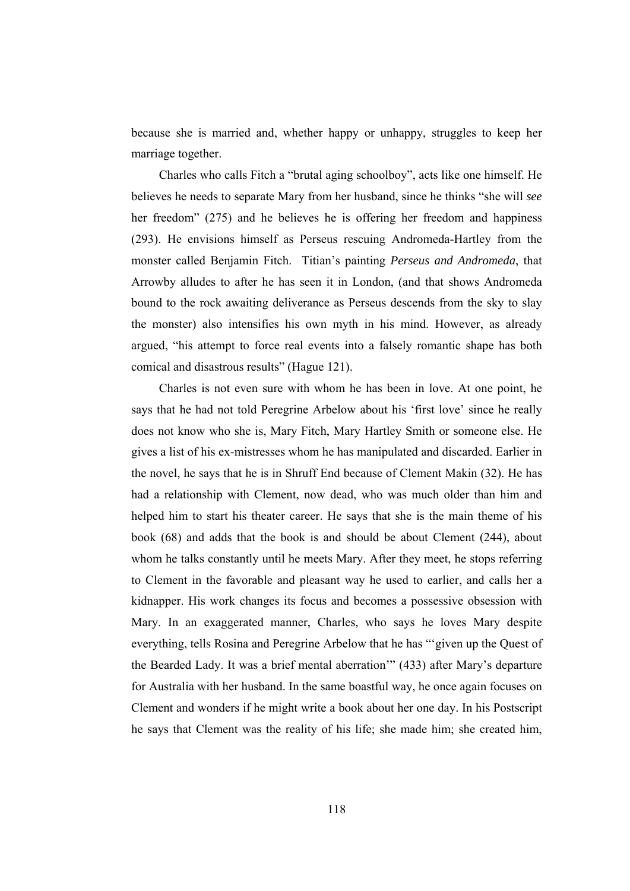because she is married and, whether happy or unhappy, struggles to keep her marriage together.

Charles who calls Fitch a "brutal aging schoolboy", acts like one himself. He believes he needs to separate Mary from her husband, since he thinks "she will *see* her freedom" (275) and he believes he is offering her freedom and happiness (293). He envisions himself as Perseus rescuing Andromeda-Hartley from the monster called Benjamin Fitch. Titian's painting *Perseus and Andromeda*, that Arrowby alludes to after he has seen it in London, (and that shows Andromeda bound to the rock awaiting deliverance as Perseus descends from the sky to slay the monster) also intensifies his own myth in his mind. However, as already argued, "his attempt to force real events into a falsely romantic shape has both comical and disastrous results" (Hague 121).

Charles is not even sure with whom he has been in love. At one point, he says that he had not told Peregrine Arbelow about his 'first love' since he really does not know who she is, Mary Fitch, Mary Hartley Smith or someone else. He gives a list of his ex-mistresses whom he has manipulated and discarded. Earlier in the novel, he says that he is in Shruff End because of Clement Makin (32). He has had a relationship with Clement, now dead, who was much older than him and helped him to start his theater career. He says that she is the main theme of his book (68) and adds that the book is and should be about Clement (244), about whom he talks constantly until he meets Mary. After they meet, he stops referring to Clement in the favorable and pleasant way he used to earlier, and calls her a kidnapper. His work changes its focus and becomes a possessive obsession with Mary. In an exaggerated manner, Charles, who says he loves Mary despite everything, tells Rosina and Peregrine Arbelow that he has "'given up the Quest of the Bearded Lady. It was a brief mental aberration'" (433) after Mary's departure for Australia with her husband. In the same boastful way, he once again focuses on Clement and wonders if he might write a book about her one day. In his Postscript he says that Clement was the reality of his life; she made him; she created him,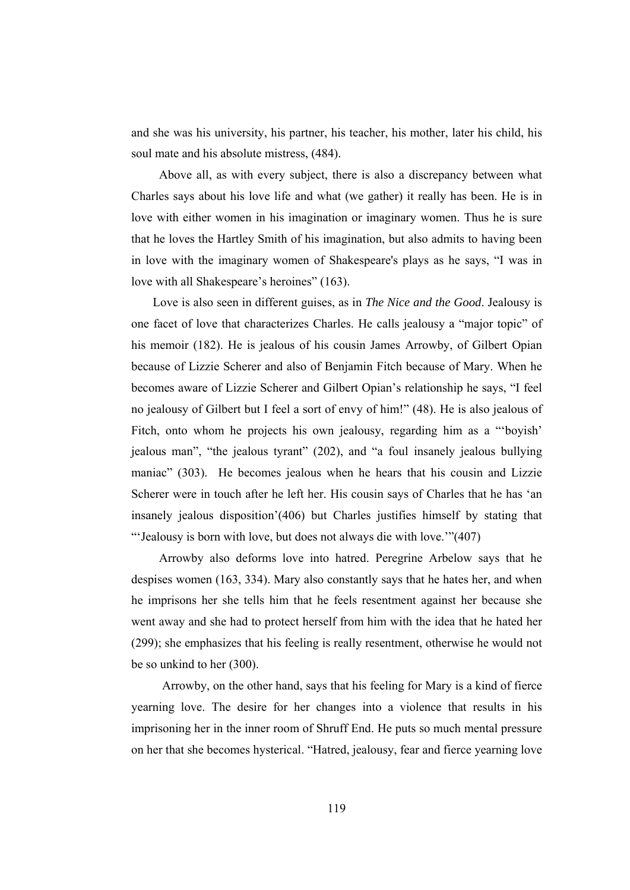and she was his university, his partner, his teacher, his mother, later his child, his soul mate and his absolute mistress, (484).

Above all, as with every subject, there is also a discrepancy between what Charles says about his love life and what (we gather) it really has been. He is in love with either women in his imagination or imaginary women. Thus he is sure that he loves the Hartley Smith of his imagination, but also admits to having been in love with the imaginary women of Shakespeare's plays as he says, "I was in love with all Shakespeare's heroines" (163).

Love is also seen in different guises, as in *The Nice and the Good*. Jealousy is one facet of love that characterizes Charles. He calls jealousy a "major topic" of his memoir (182). He is jealous of his cousin James Arrowby, of Gilbert Opian because of Lizzie Scherer and also of Benjamin Fitch because of Mary. When he becomes aware of Lizzie Scherer and Gilbert Opian's relationship he says, "I feel no jealousy of Gilbert but I feel a sort of envy of him!" (48). He is also jealous of Fitch, onto whom he projects his own jealousy, regarding him as a "'boyish' jealous man", "the jealous tyrant" (202), and "a foul insanely jealous bullying maniac" (303). He becomes jealous when he hears that his cousin and Lizzie Scherer were in touch after he left her. His cousin says of Charles that he has 'an insanely jealous disposition'(406) but Charles justifies himself by stating that "'Jealousy is born with love, but does not always die with love.'"(407)

Arrowby also deforms love into hatred. Peregrine Arbelow says that he despises women (163, 334). Mary also constantly says that he hates her, and when he imprisons her she tells him that he feels resentment against her because she went away and she had to protect herself from him with the idea that he hated her (299); she emphasizes that his feeling is really resentment, otherwise he would not be so unkind to her (300).

Arrowby, on the other hand, says that his feeling for Mary is a kind of fierce yearning love. The desire for her changes into a violence that results in his imprisoning her in the inner room of Shruff End. He puts so much mental pressure on her that she becomes hysterical. "Hatred, jealousy, fear and fierce yearning love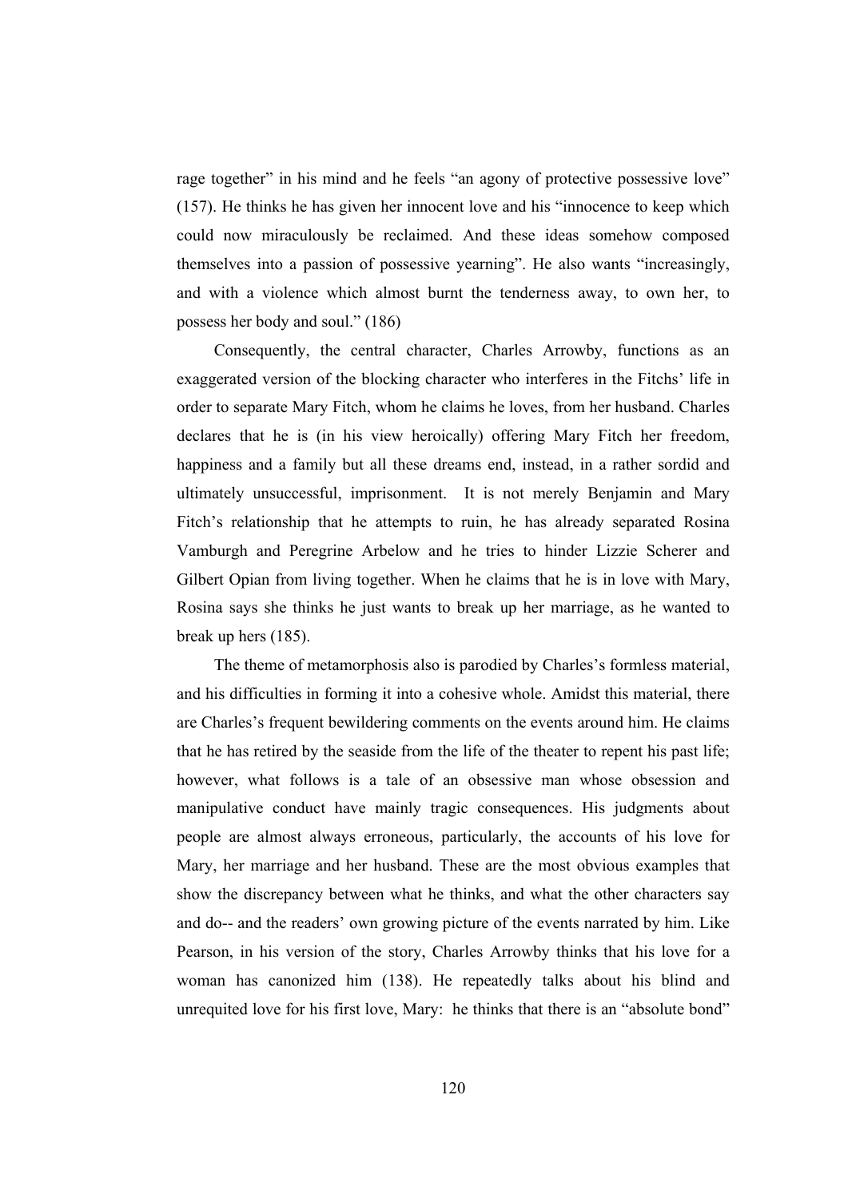rage together" in his mind and he feels "an agony of protective possessive love" (157). He thinks he has given her innocent love and his "innocence to keep which could now miraculously be reclaimed. And these ideas somehow composed themselves into a passion of possessive yearning". He also wants "increasingly, and with a violence which almost burnt the tenderness away, to own her, to possess her body and soul." (186)

Consequently, the central character, Charles Arrowby, functions as an exaggerated version of the blocking character who interferes in the Fitchs' life in order to separate Mary Fitch, whom he claims he loves, from her husband. Charles declares that he is (in his view heroically) offering Mary Fitch her freedom, happiness and a family but all these dreams end, instead, in a rather sordid and ultimately unsuccessful, imprisonment. It is not merely Benjamin and Mary Fitch's relationship that he attempts to ruin, he has already separated Rosina Vamburgh and Peregrine Arbelow and he tries to hinder Lizzie Scherer and Gilbert Opian from living together. When he claims that he is in love with Mary, Rosina says she thinks he just wants to break up her marriage, as he wanted to break up hers (185).

The theme of metamorphosis also is parodied by Charles's formless material, and his difficulties in forming it into a cohesive whole. Amidst this material, there are Charles's frequent bewildering comments on the events around him. He claims that he has retired by the seaside from the life of the theater to repent his past life; however, what follows is a tale of an obsessive man whose obsession and manipulative conduct have mainly tragic consequences. His judgments about people are almost always erroneous, particularly, the accounts of his love for Mary, her marriage and her husband. These are the most obvious examples that show the discrepancy between what he thinks, and what the other characters say and do-- and the readers' own growing picture of the events narrated by him. Like Pearson, in his version of the story, Charles Arrowby thinks that his love for a woman has canonized him (138). He repeatedly talks about his blind and unrequited love for his first love, Mary: he thinks that there is an "absolute bond"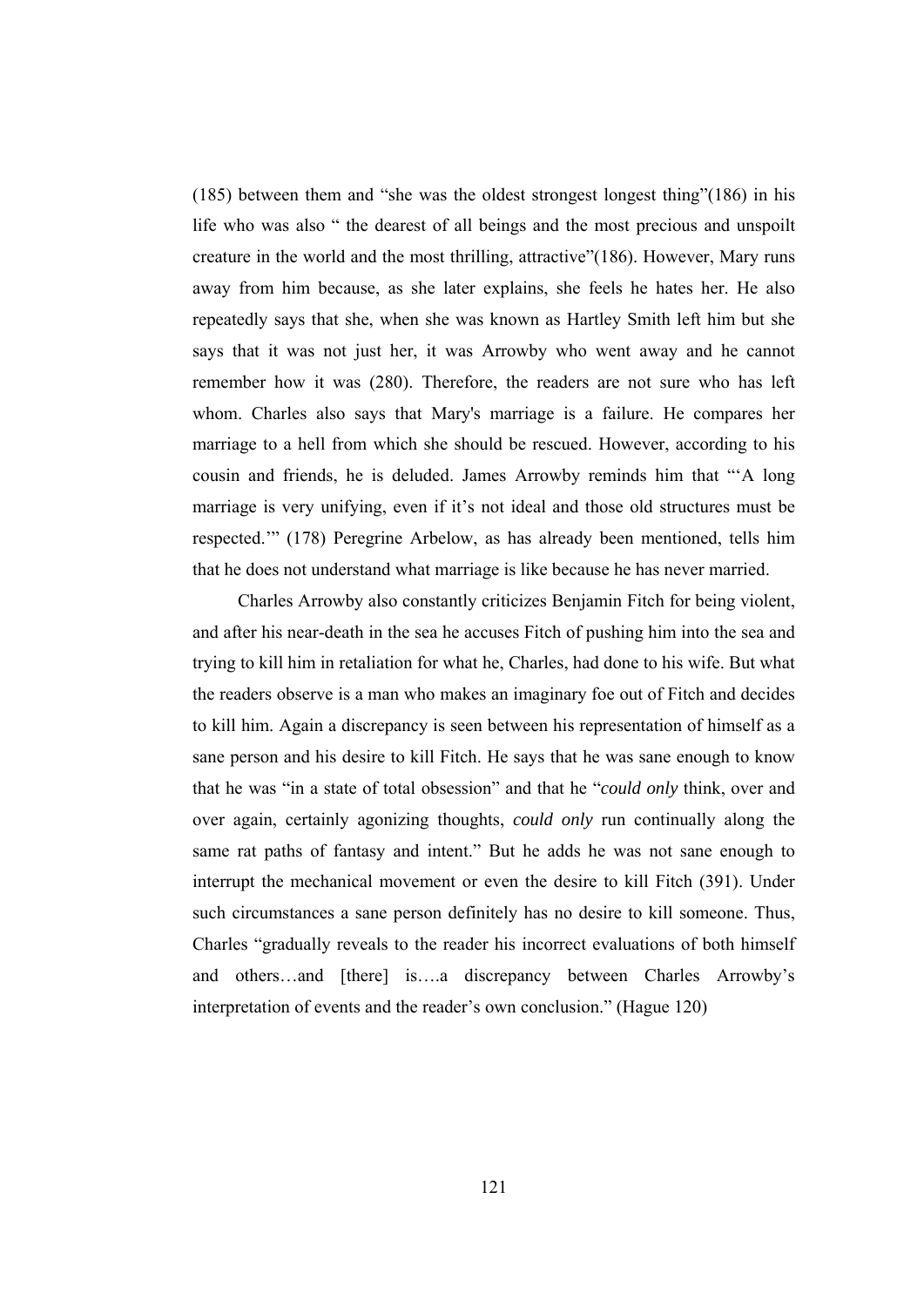(185) between them and "she was the oldest strongest longest thing"(186) in his life who was also " the dearest of all beings and the most precious and unspoilt creature in the world and the most thrilling, attractive"(186). However, Mary runs away from him because, as she later explains, she feels he hates her. He also repeatedly says that she, when she was known as Hartley Smith left him but she says that it was not just her, it was Arrowby who went away and he cannot remember how it was (280). Therefore, the readers are not sure who has left whom. Charles also says that Mary's marriage is a failure. He compares her marriage to a hell from which she should be rescued. However, according to his cousin and friends, he is deluded. James Arrowby reminds him that "'A long marriage is very unifying, even if it's not ideal and those old structures must be respected.'" (178) Peregrine Arbelow, as has already been mentioned, tells him that he does not understand what marriage is like because he has never married.

Charles Arrowby also constantly criticizes Benjamin Fitch for being violent, and after his near-death in the sea he accuses Fitch of pushing him into the sea and trying to kill him in retaliation for what he, Charles, had done to his wife. But what the readers observe is a man who makes an imaginary foe out of Fitch and decides to kill him. Again a discrepancy is seen between his representation of himself as a sane person and his desire to kill Fitch. He says that he was sane enough to know that he was "in a state of total obsession" and that he "*could only* think, over and over again, certainly agonizing thoughts, *could only* run continually along the same rat paths of fantasy and intent." But he adds he was not sane enough to interrupt the mechanical movement or even the desire to kill Fitch (391). Under such circumstances a sane person definitely has no desire to kill someone. Thus, Charles "gradually reveals to the reader his incorrect evaluations of both himself and others…and [there] is….a discrepancy between Charles Arrowby's interpretation of events and the reader's own conclusion." (Hague 120)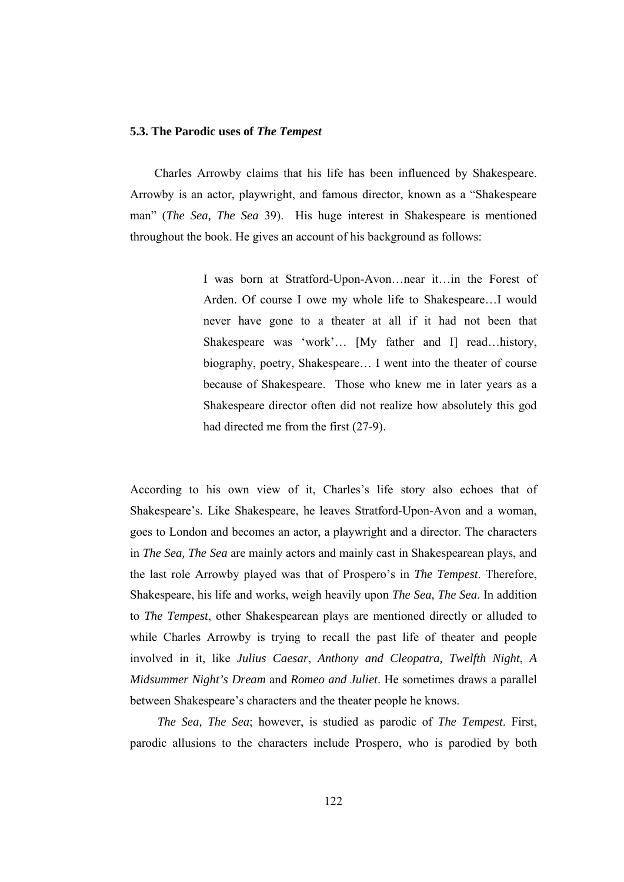### 5.3. The Parodic uses of *The Tempest*

Charles Arrowby claims that his life has been influenced by Shakespeare. Arrowby is an actor, playwright, and famous director, known as a "Shakespeare man" (*The Sea, The Sea* 39). His huge interest in Shakespeare is mentioned throughout the book. He gives an account of his background as follows:

> I was born at Stratford-Upon-Avon…near it…in the Forest of Arden. Of course I owe my whole life to Shakespeare…I would never have gone to a theater at all if it had not been that Shakespeare was 'work'… [My father and I] read…history, biography, poetry, Shakespeare… I went into the theater of course because of Shakespeare. Those who knew me in later years as a Shakespeare director often did not realize how absolutely this god had directed me from the first (27-9).

According to his own view of it, Charles's life story also echoes that of Shakespeare's. Like Shakespeare, he leaves Stratford-Upon-Avon and a woman, goes to London and becomes an actor, a playwright and a director. The characters in *The Sea, The Sea* are mainly actors and mainly cast in Shakespearean plays, and the last role Arrowby played was that of Prospero's in *The Tempest*. Therefore, Shakespeare, his life and works, weigh heavily upon *The Sea, The Sea*. In addition to *The Tempest*, other Shakespearean plays are mentioned directly or alluded to while Charles Arrowby is trying to recall the past life of theater and people involved in it, like *Julius Caesar*, *Anthony and Cleopatra, Twelfth Night*, *A Midsummer Night's Dream* and *Romeo and Juliet*. He sometimes draws a parallel between Shakespeare's characters and the theater people he knows.

*The Sea, The Sea*; however, is studied as parodic of *The Tempest*. First, parodic allusions to the characters include Prospero, who is parodied by both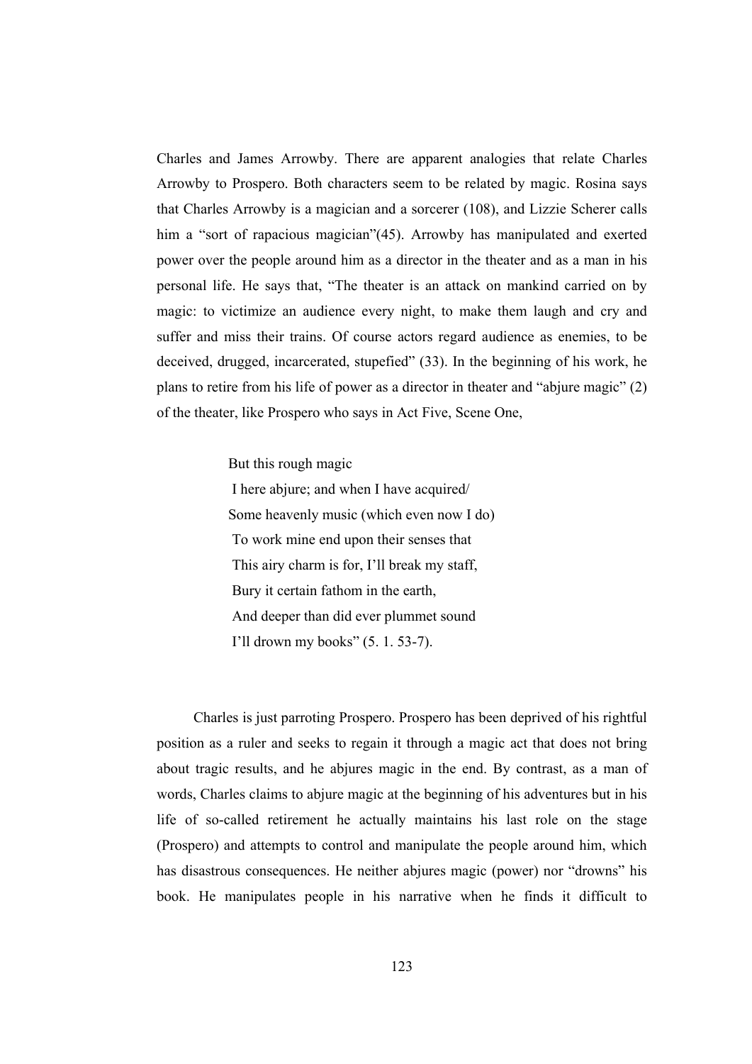Charles and James Arrowby. There are apparent analogies that relate Charles Arrowby to Prospero. Both characters seem to be related by magic. Rosina says that Charles Arrowby is a magician and a sorcerer (108), and Lizzie Scherer calls him a "sort of rapacious magician"(45). Arrowby has manipulated and exerted power over the people around him as a director in the theater and as a man in his personal life. He says that, "The theater is an attack on mankind carried on by magic: to victimize an audience every night, to make them laugh and cry and suffer and miss their trains. Of course actors regard audience as enemies, to be deceived, drugged, incarcerated, stupefied" (33). In the beginning of his work, he plans to retire from his life of power as a director in theater and "abjure magic" (2) of the theater, like Prospero who says in Act Five, Scene One,

> But this rough magic
> I here abjure; and when I have acquired/
> Some heavenly music (which even now I do)
> To work mine end upon their senses that
> This airy charm is for, I'll break my staff,
> Bury it certain fathom in the earth,
> And deeper than did ever plummet sound
> I'll drown my books" (5. 1. 53-7).

Charles is just parroting Prospero. Prospero has been deprived of his rightful position as a ruler and seeks to regain it through a magic act that does not bring about tragic results, and he abjures magic in the end. By contrast, as a man of words, Charles claims to abjure magic at the beginning of his adventures but in his life of so-called retirement he actually maintains his last role on the stage (Prospero) and attempts to control and manipulate the people around him, which has disastrous consequences. He neither abjures magic (power) nor "drowns" his book. He manipulates people in his narrative when he finds it difficult to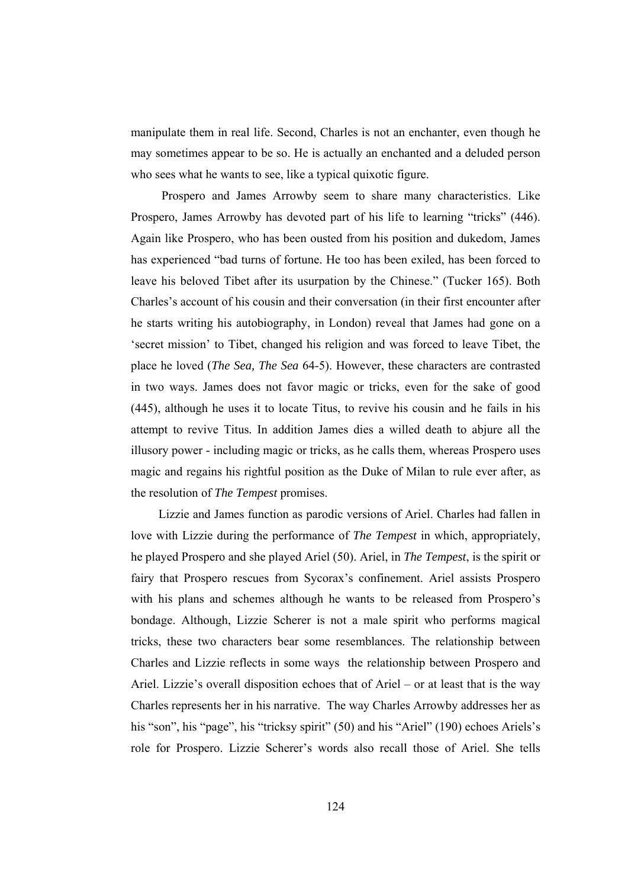manipulate them in real life. Second, Charles is not an enchanter, even though he may sometimes appear to be so. He is actually an enchanted and a deluded person who sees what he wants to see, like a typical quixotic figure.

Prospero and James Arrowby seem to share many characteristics. Like Prospero, James Arrowby has devoted part of his life to learning "tricks" (446). Again like Prospero, who has been ousted from his position and dukedom, James has experienced "bad turns of fortune. He too has been exiled, has been forced to leave his beloved Tibet after its usurpation by the Chinese." (Tucker 165). Both Charles's account of his cousin and their conversation (in their first encounter after he starts writing his autobiography, in London) reveal that James had gone on a 'secret mission' to Tibet, changed his religion and was forced to leave Tibet, the place he loved (*The Sea, The Sea* 64-5). However, these characters are contrasted in two ways. James does not favor magic or tricks, even for the sake of good (445), although he uses it to locate Titus, to revive his cousin and he fails in his attempt to revive Titus. In addition James dies a willed death to abjure all the illusory power - including magic or tricks, as he calls them, whereas Prospero uses magic and regains his rightful position as the Duke of Milan to rule ever after, as the resolution of *The Tempest* promises.

Lizzie and James function as parodic versions of Ariel. Charles had fallen in love with Lizzie during the performance of *The Tempest* in which, appropriately, he played Prospero and she played Ariel (50). Ariel, in *The Tempest*, is the spirit or fairy that Prospero rescues from Sycorax's confinement. Ariel assists Prospero with his plans and schemes although he wants to be released from Prospero's bondage. Although, Lizzie Scherer is not a male spirit who performs magical tricks, these two characters bear some resemblances. The relationship between Charles and Lizzie reflects in some ways the relationship between Prospero and Ariel. Lizzie's overall disposition echoes that of Ariel – or at least that is the way Charles represents her in his narrative. The way Charles Arrowby addresses her as his "son", his "page", his "tricksy spirit" (50) and his "Ariel" (190) echoes Ariels's role for Prospero. Lizzie Scherer's words also recall those of Ariel. She tells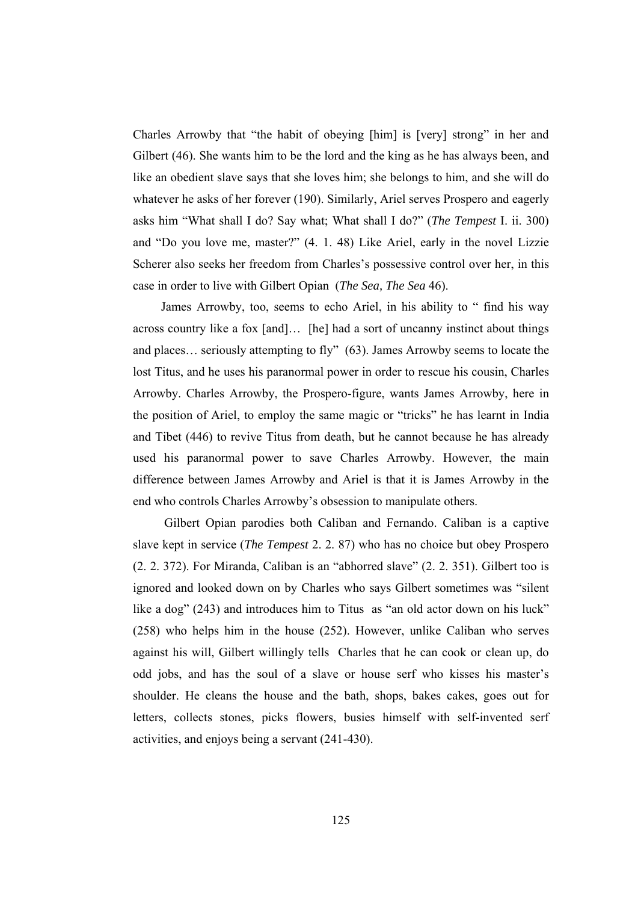Charles Arrowby that "the habit of obeying [him] is [very] strong" in her and Gilbert (46). She wants him to be the lord and the king as he has always been, and like an obedient slave says that she loves him; she belongs to him, and she will do whatever he asks of her forever (190). Similarly, Ariel serves Prospero and eagerly asks him "What shall I do? Say what; What shall I do?" (*The Tempest* I. ii. 300) and "Do you love me, master?" (4. 1. 48) Like Ariel, early in the novel Lizzie Scherer also seeks her freedom from Charles's possessive control over her, in this case in order to live with Gilbert Opian (*The Sea, The Sea* 46).

James Arrowby, too, seems to echo Ariel, in his ability to " find his way across country like a fox [and]… [he] had a sort of uncanny instinct about things and places… seriously attempting to fly" (63). James Arrowby seems to locate the lost Titus, and he uses his paranormal power in order to rescue his cousin, Charles Arrowby. Charles Arrowby, the Prospero-figure, wants James Arrowby, here in the position of Ariel, to employ the same magic or "tricks" he has learnt in India and Tibet (446) to revive Titus from death, but he cannot because he has already used his paranormal power to save Charles Arrowby. However, the main difference between James Arrowby and Ariel is that it is James Arrowby in the end who controls Charles Arrowby's obsession to manipulate others.

Gilbert Opian parodies both Caliban and Fernando. Caliban is a captive slave kept in service (*The Tempest* 2. 2. 87) who has no choice but obey Prospero (2. 2. 372). For Miranda, Caliban is an "abhorred slave" (2. 2. 351). Gilbert too is ignored and looked down on by Charles who says Gilbert sometimes was "silent like a dog" (243) and introduces him to Titus as "an old actor down on his luck" (258) who helps him in the house (252). However, unlike Caliban who serves against his will, Gilbert willingly tells Charles that he can cook or clean up, do odd jobs, and has the soul of a slave or house serf who kisses his master's shoulder. He cleans the house and the bath, shops, bakes cakes, goes out for letters, collects stones, picks flowers, busies himself with self-invented serf activities, and enjoys being a servant (241-430).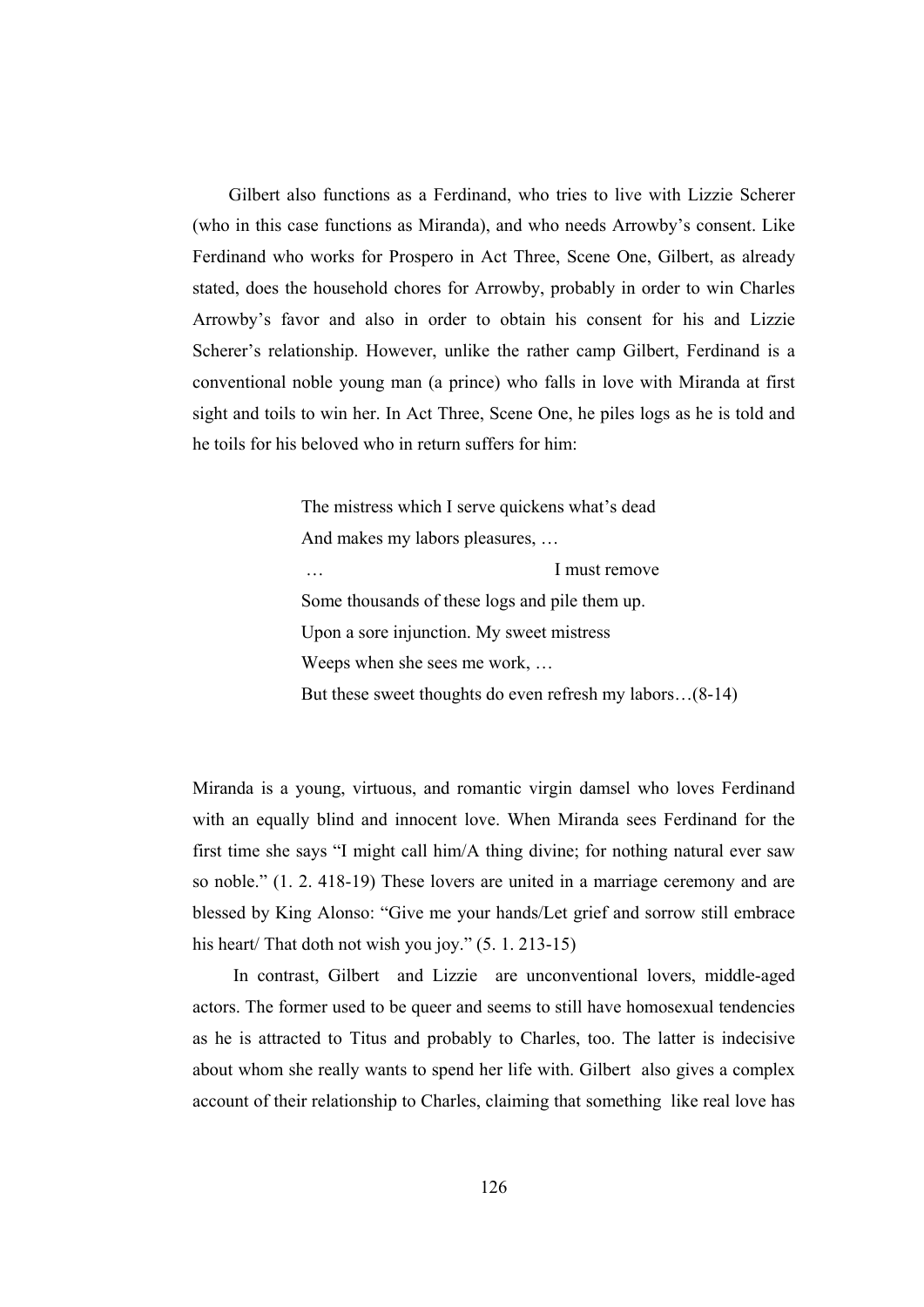Gilbert also functions as a Ferdinand, who tries to live with Lizzie Scherer (who in this case functions as Miranda), and who needs Arrowby's consent. Like Ferdinand who works for Prospero in Act Three, Scene One, Gilbert, as already stated, does the household chores for Arrowby, probably in order to win Charles Arrowby's favor and also in order to obtain his consent for his and Lizzie Scherer's relationship. However, unlike the rather camp Gilbert, Ferdinand is a conventional noble young man (a prince) who falls in love with Miranda at first sight and toils to win her. In Act Three, Scene One, he piles logs as he is told and he toils for his beloved who in return suffers for him:

> The mistress which I serve quickens what's dead
> And makes my labors pleasures, …
> …                                        I must remove
> Some thousands of these logs and pile them up.
> Upon a sore injunction. My sweet mistress
> Weeps when she sees me work, …
> But these sweet thoughts do even refresh my labors…(8-14)

Miranda is a young, virtuous, and romantic virgin damsel who loves Ferdinand with an equally blind and innocent love. When Miranda sees Ferdinand for the first time she says "I might call him/A thing divine; for nothing natural ever saw so noble." (1. 2. 418-19) These lovers are united in a marriage ceremony and are blessed by King Alonso: "Give me your hands/Let grief and sorrow still embrace his heart/ That doth not wish you joy." (5. 1. 213-15)

In contrast, Gilbert and Lizzie are unconventional lovers, middle-aged actors. The former used to be queer and seems to still have homosexual tendencies as he is attracted to Titus and probably to Charles, too. The latter is indecisive about whom she really wants to spend her life with. Gilbert also gives a complex account of their relationship to Charles, claiming that something like real love has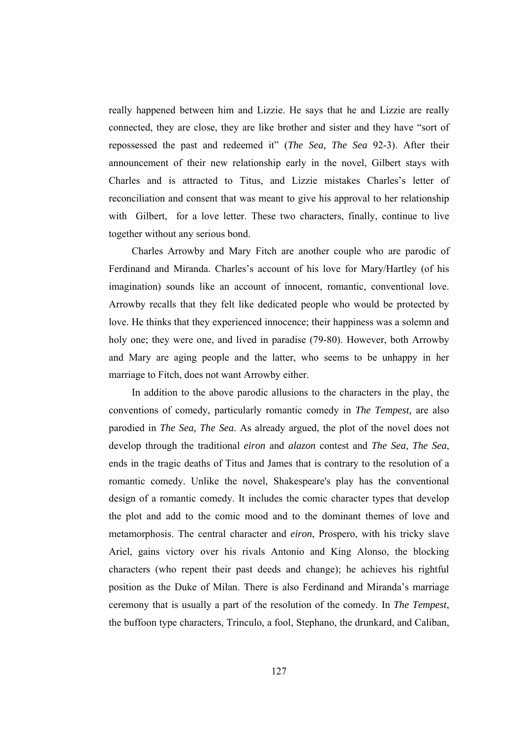really happened between him and Lizzie. He says that he and Lizzie are really connected, they are close, they are like brother and sister and they have "sort of repossessed the past and redeemed it" (*The Sea, The Sea* 92-3). After their announcement of their new relationship early in the novel, Gilbert stays with Charles and is attracted to Titus, and Lizzie mistakes Charles's letter of reconciliation and consent that was meant to give his approval to her relationship with Gilbert, for a love letter. These two characters, finally, continue to live together without any serious bond.

Charles Arrowby and Mary Fitch are another couple who are parodic of Ferdinand and Miranda. Charles's account of his love for Mary/Hartley (of his imagination) sounds like an account of innocent, romantic, conventional love. Arrowby recalls that they felt like dedicated people who would be protected by love. He thinks that they experienced innocence; their happiness was a solemn and holy one; they were one, and lived in paradise (79-80). However, both Arrowby and Mary are aging people and the latter, who seems to be unhappy in her marriage to Fitch, does not want Arrowby either.

In addition to the above parodic allusions to the characters in the play, the conventions of comedy, particularly romantic comedy in *The Tempest,* are also parodied in *The Sea, The Sea*. As already argued, the plot of the novel does not develop through the traditional *eiron* and *alazon* contest and *The Sea, The Sea*, ends in the tragic deaths of Titus and James that is contrary to the resolution of a romantic comedy. Unlike the novel, Shakespeare's play has the conventional design of a romantic comedy. It includes the comic character types that develop the plot and add to the comic mood and to the dominant themes of love and metamorphosis. The central character and *eiron*, Prospero, with his tricky slave Ariel, gains victory over his rivals Antonio and King Alonso, the blocking characters (who repent their past deeds and change); he achieves his rightful position as the Duke of Milan. There is also Ferdinand and Miranda's marriage ceremony that is usually a part of the resolution of the comedy. In *The Tempest*, the buffoon type characters, Trinculo, a fool, Stephano, the drunkard, and Caliban,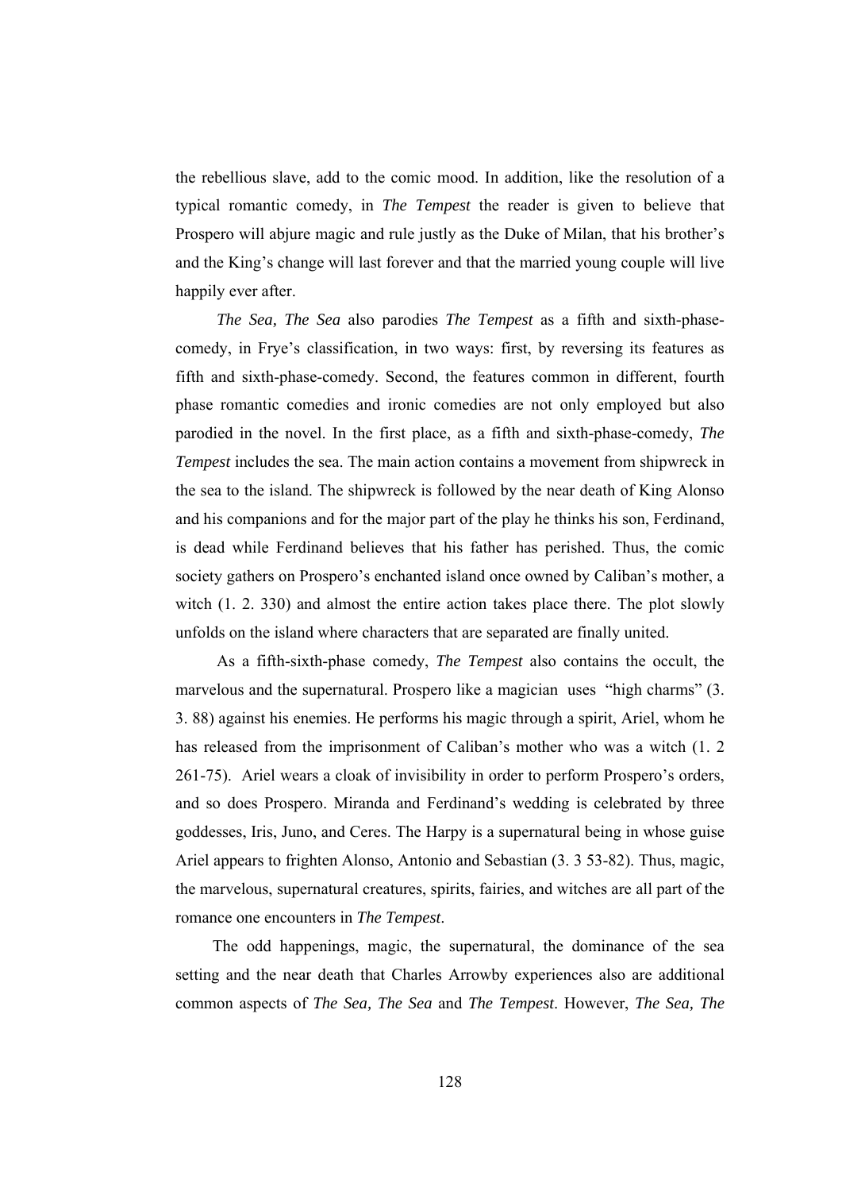the rebellious slave, add to the comic mood. In addition, like the resolution of a typical romantic comedy, in *The Tempest* the reader is given to believe that Prospero will abjure magic and rule justly as the Duke of Milan, that his brother's and the King's change will last forever and that the married young couple will live happily ever after.

*The Sea, The Sea* also parodies *The Tempest* as a fifth and sixth-phase-comedy, in Frye's classification, in two ways: first, by reversing its features as fifth and sixth-phase-comedy. Second, the features common in different, fourth phase romantic comedies and ironic comedies are not only employed but also parodied in the novel. In the first place, as a fifth and sixth-phase-comedy, *The Tempest* includes the sea. The main action contains a movement from shipwreck in the sea to the island. The shipwreck is followed by the near death of King Alonso and his companions and for the major part of the play he thinks his son, Ferdinand, is dead while Ferdinand believes that his father has perished. Thus, the comic society gathers on Prospero's enchanted island once owned by Caliban's mother, a witch (1. 2. 330) and almost the entire action takes place there. The plot slowly unfolds on the island where characters that are separated are finally united.

As a fifth-sixth-phase comedy, *The Tempest* also contains the occult, the marvelous and the supernatural. Prospero like a magician uses "high charms" (3. 3. 88) against his enemies. He performs his magic through a spirit, Ariel, whom he has released from the imprisonment of Caliban's mother who was a witch (1. 2 261-75). Ariel wears a cloak of invisibility in order to perform Prospero's orders, and so does Prospero. Miranda and Ferdinand's wedding is celebrated by three goddesses, Iris, Juno, and Ceres. The Harpy is a supernatural being in whose guise Ariel appears to frighten Alonso, Antonio and Sebastian (3. 3 53-82). Thus, magic, the marvelous, supernatural creatures, spirits, fairies, and witches are all part of the romance one encounters in *The Tempest*.

The odd happenings, magic, the supernatural, the dominance of the sea setting and the near death that Charles Arrowby experiences also are additional common aspects of *The Sea, The Sea* and *The Tempest*. However, *The Sea, The*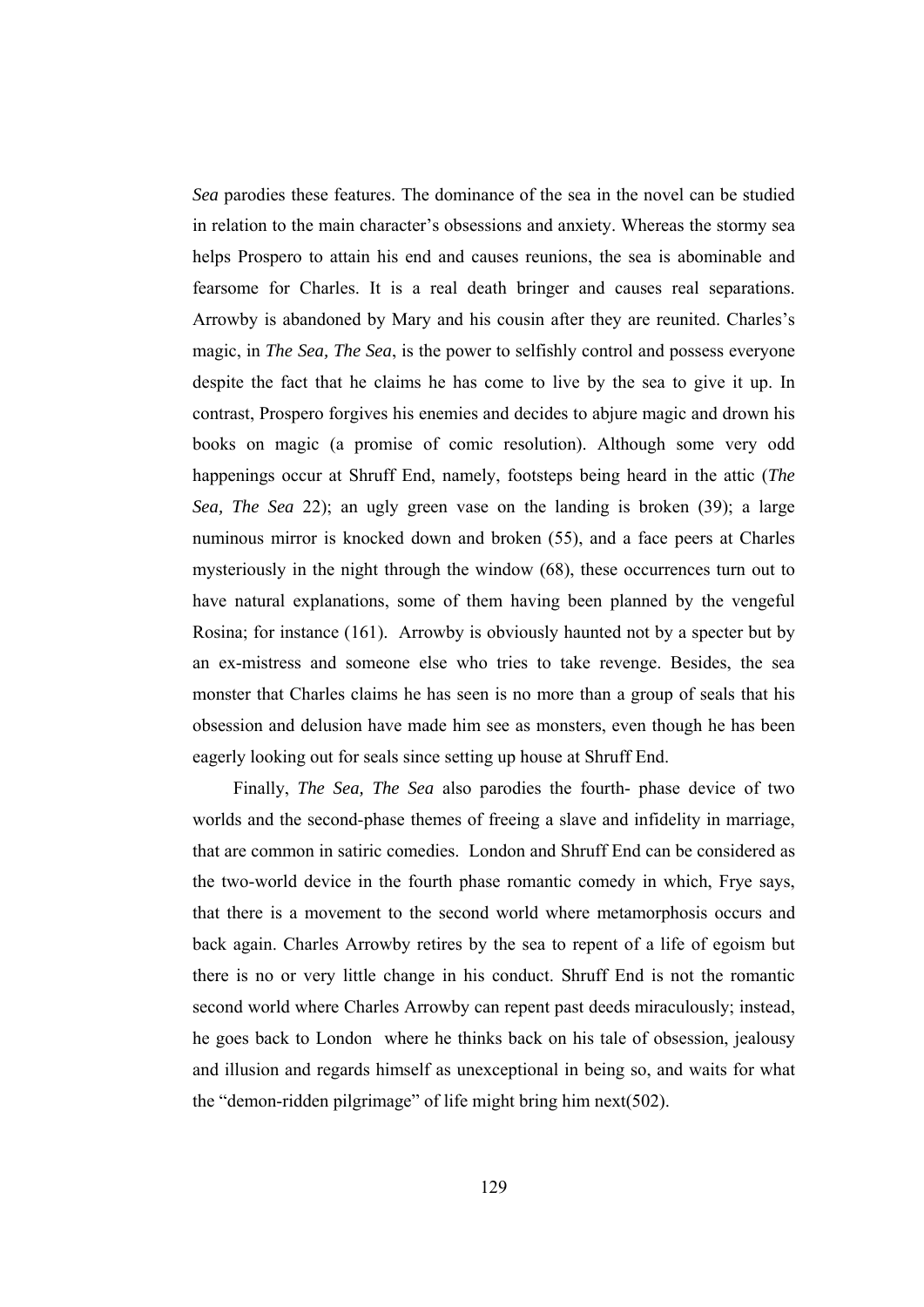*Sea* parodies these features. The dominance of the sea in the novel can be studied in relation to the main character's obsessions and anxiety. Whereas the stormy sea helps Prospero to attain his end and causes reunions, the sea is abominable and fearsome for Charles. It is a real death bringer and causes real separations. Arrowby is abandoned by Mary and his cousin after they are reunited. Charles's magic, in *The Sea, The Sea*, is the power to selfishly control and possess everyone despite the fact that he claims he has come to live by the sea to give it up. In contrast, Prospero forgives his enemies and decides to abjure magic and drown his books on magic (a promise of comic resolution). Although some very odd happenings occur at Shruff End, namely, footsteps being heard in the attic (*The Sea, The Sea* 22); an ugly green vase on the landing is broken (39); a large numinous mirror is knocked down and broken (55), and a face peers at Charles mysteriously in the night through the window (68), these occurrences turn out to have natural explanations, some of them having been planned by the vengeful Rosina; for instance (161). Arrowby is obviously haunted not by a specter but by an ex-mistress and someone else who tries to take revenge. Besides, the sea monster that Charles claims he has seen is no more than a group of seals that his obsession and delusion have made him see as monsters, even though he has been eagerly looking out for seals since setting up house at Shruff End.

Finally, *The Sea, The Sea* also parodies the fourth- phase device of two worlds and the second-phase themes of freeing a slave and infidelity in marriage, that are common in satiric comedies. London and Shruff End can be considered as the two-world device in the fourth phase romantic comedy in which, Frye says, that there is a movement to the second world where metamorphosis occurs and back again. Charles Arrowby retires by the sea to repent of a life of egoism but there is no or very little change in his conduct. Shruff End is not the romantic second world where Charles Arrowby can repent past deeds miraculously; instead, he goes back to London where he thinks back on his tale of obsession, jealousy and illusion and regards himself as unexceptional in being so, and waits for what the "demon-ridden pilgrimage" of life might bring him next(502).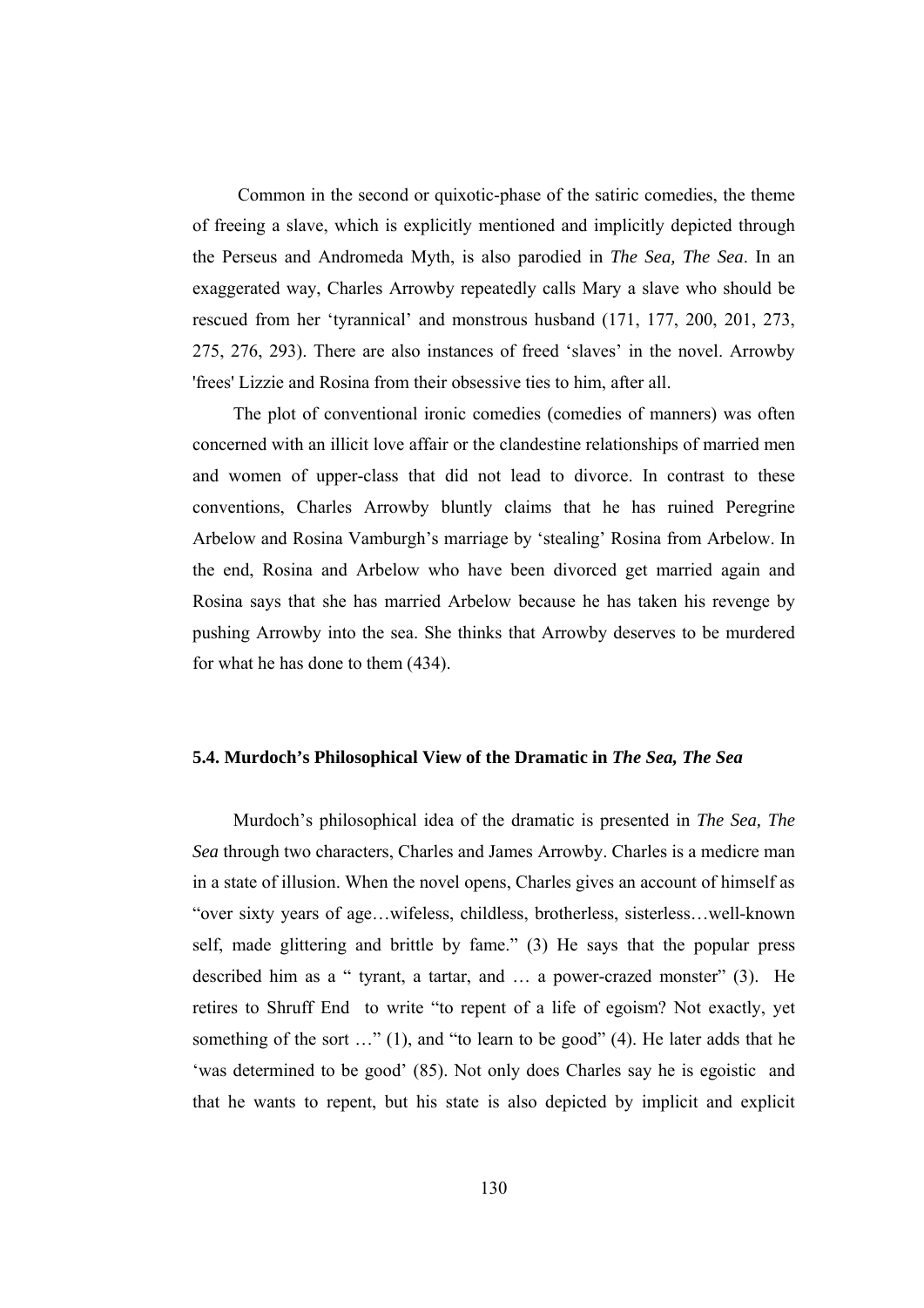Common in the second or quixotic-phase of the satiric comedies, the theme of freeing a slave, which is explicitly mentioned and implicitly depicted through the Perseus and Andromeda Myth, is also parodied in *The Sea, The Sea*. In an exaggerated way, Charles Arrowby repeatedly calls Mary a slave who should be rescued from her 'tyrannical' and monstrous husband (171, 177, 200, 201, 273, 275, 276, 293). There are also instances of freed 'slaves' in the novel. Arrowby 'frees' Lizzie and Rosina from their obsessive ties to him, after all.

The plot of conventional ironic comedies (comedies of manners) was often concerned with an illicit love affair or the clandestine relationships of married men and women of upper-class that did not lead to divorce. In contrast to these conventions, Charles Arrowby bluntly claims that he has ruined Peregrine Arbelow and Rosina Vamburgh's marriage by 'stealing' Rosina from Arbelow. In the end, Rosina and Arbelow who have been divorced get married again and Rosina says that she has married Arbelow because he has taken his revenge by pushing Arrowby into the sea. She thinks that Arrowby deserves to be murdered for what he has done to them (434).

### 5.4. Murdoch's Philosophical View of the Dramatic in *The Sea, The Sea*

Murdoch's philosophical idea of the dramatic is presented in *The Sea, The Sea* through two characters, Charles and James Arrowby. Charles is a medicre man in a state of illusion. When the novel opens, Charles gives an account of himself as "over sixty years of age…wifeless, childless, brotherless, sisterless…well-known self, made glittering and brittle by fame." (3) He says that the popular press described him as a " tyrant, a tartar, and … a power-crazed monster" (3). He retires to Shruff End to write "to repent of a life of egoism? Not exactly, yet something of the sort …" (1), and "to learn to be good" (4). He later adds that he 'was determined to be good' (85). Not only does Charles say he is egoistic and that he wants to repent, but his state is also depicted by implicit and explicit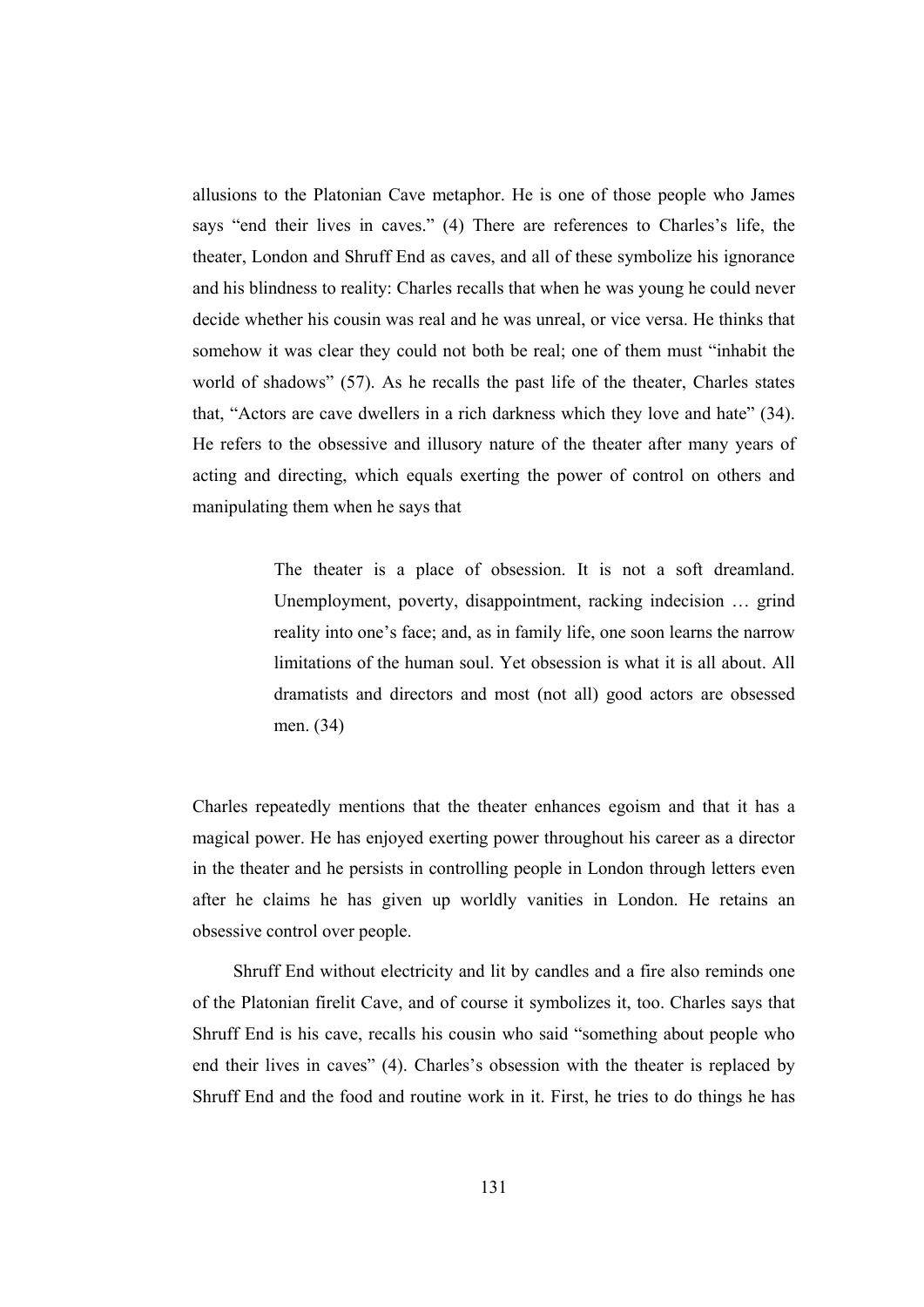allusions to the Platonian Cave metaphor. He is one of those people who James says "end their lives in caves." (4) There are references to Charles's life, the theater, London and Shruff End as caves, and all of these symbolize his ignorance and his blindness to reality: Charles recalls that when he was young he could never decide whether his cousin was real and he was unreal, or vice versa. He thinks that somehow it was clear they could not both be real; one of them must "inhabit the world of shadows" (57). As he recalls the past life of the theater, Charles states that, "Actors are cave dwellers in a rich darkness which they love and hate" (34). He refers to the obsessive and illusory nature of the theater after many years of acting and directing, which equals exerting the power of control on others and manipulating them when he says that

> The theater is a place of obsession. It is not a soft dreamland. Unemployment, poverty, disappointment, racking indecision … grind reality into one's face; and, as in family life, one soon learns the narrow limitations of the human soul. Yet obsession is what it is all about. All dramatists and directors and most (not all) good actors are obsessed men. (34)

Charles repeatedly mentions that the theater enhances egoism and that it has a magical power. He has enjoyed exerting power throughout his career as a director in the theater and he persists in controlling people in London through letters even after he claims he has given up worldly vanities in London. He retains an obsessive control over people.

Shruff End without electricity and lit by candles and a fire also reminds one of the Platonian firelit Cave, and of course it symbolizes it, too. Charles says that Shruff End is his cave, recalls his cousin who said "something about people who end their lives in caves" (4). Charles's obsession with the theater is replaced by Shruff End and the food and routine work in it. First, he tries to do things he has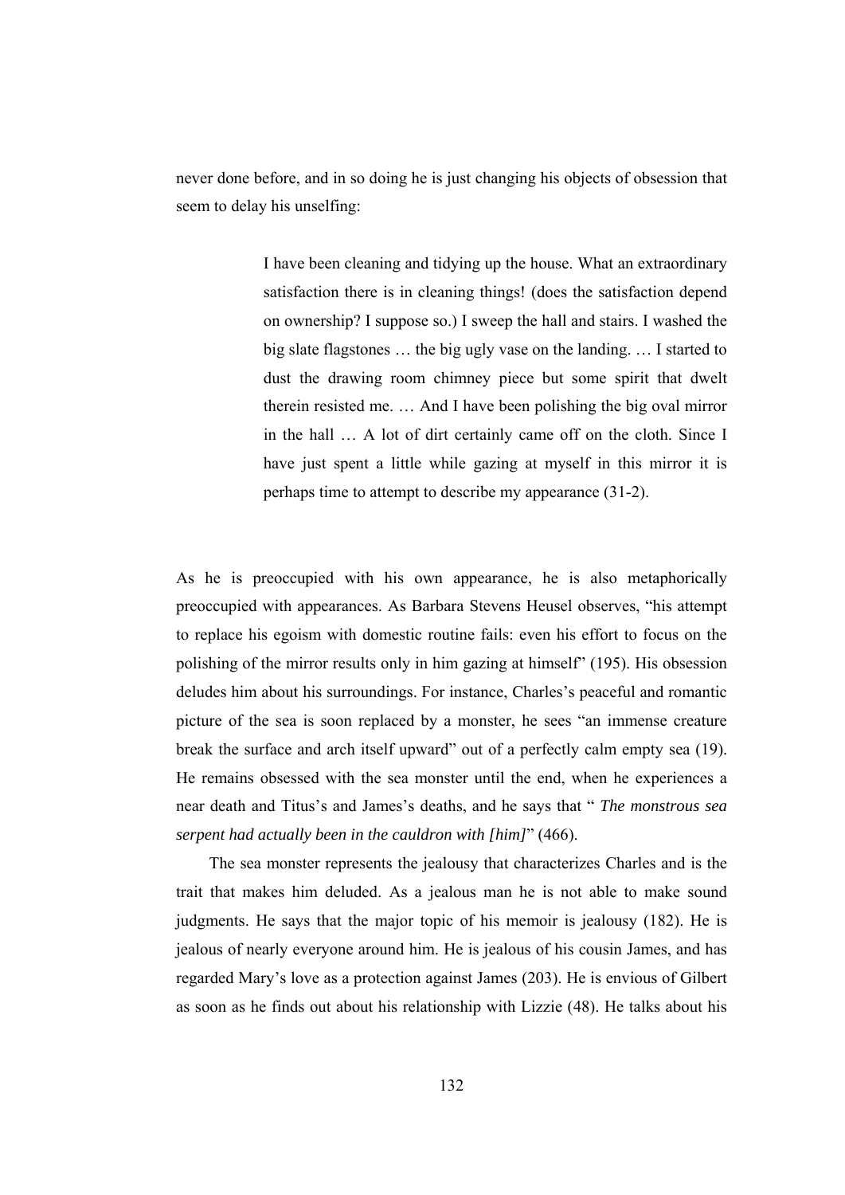never done before, and in so doing he is just changing his objects of obsession that seem to delay his unselfing:

> I have been cleaning and tidying up the house. What an extraordinary satisfaction there is in cleaning things! (does the satisfaction depend on ownership? I suppose so.) I sweep the hall and stairs. I washed the big slate flagstones … the big ugly vase on the landing. … I started to dust the drawing room chimney piece but some spirit that dwelt therein resisted me. … And I have been polishing the big oval mirror in the hall … A lot of dirt certainly came off on the cloth. Since I have just spent a little while gazing at myself in this mirror it is perhaps time to attempt to describe my appearance (31-2).

As he is preoccupied with his own appearance, he is also metaphorically preoccupied with appearances. As Barbara Stevens Heusel observes, "his attempt to replace his egoism with domestic routine fails: even his effort to focus on the polishing of the mirror results only in him gazing at himself" (195). His obsession deludes him about his surroundings. For instance, Charles's peaceful and romantic picture of the sea is soon replaced by a monster, he sees "an immense creature break the surface and arch itself upward" out of a perfectly calm empty sea (19). He remains obsessed with the sea monster until the end, when he experiences a near death and Titus's and James's deaths, and he says that " *The monstrous sea serpent had actually been in the cauldron with [him]*" (466).

The sea monster represents the jealousy that characterizes Charles and is the trait that makes him deluded. As a jealous man he is not able to make sound judgments. He says that the major topic of his memoir is jealousy (182). He is jealous of nearly everyone around him. He is jealous of his cousin James, and has regarded Mary's love as a protection against James (203). He is envious of Gilbert as soon as he finds out about his relationship with Lizzie (48). He talks about his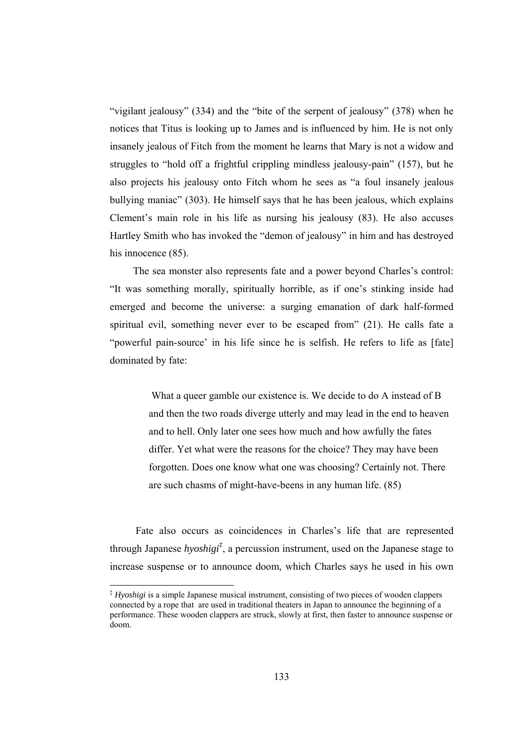"vigilant jealousy" (334) and the "bite of the serpent of jealousy" (378) when he notices that Titus is looking up to James and is influenced by him. He is not only insanely jealous of Fitch from the moment he learns that Mary is not a widow and struggles to "hold off a frightful crippling mindless jealousy-pain" (157), but he also projects his jealousy onto Fitch whom he sees as "a foul insanely jealous bullying maniac" (303). He himself says that he has been jealous, which explains Clement's main role in his life as nursing his jealousy (83). He also accuses Hartley Smith who has invoked the "demon of jealousy" in him and has destroyed his innocence (85).

The sea monster also represents fate and a power beyond Charles's control: "It was something morally, spiritually horrible, as if one's stinking inside had emerged and become the universe: a surging emanation of dark half-formed spiritual evil, something never ever to be escaped from" (21). He calls fate a "powerful pain-source' in his life since he is selfish. He refers to life as [fate] dominated by fate:

> What a queer gamble our existence is. We decide to do A instead of B and then the two roads diverge utterly and may lead in the end to heaven and to hell. Only later one sees how much and how awfully the fates differ. Yet what were the reasons for the choice? They may have been forgotten. Does one know what one was choosing? Certainly not. There are such chasms of might-have-beens in any human life. (85)

Fate also occurs as coincidences in Charles's life that are represented through Japanese *hyoshigi*[‡], a percussion instrument, used on the Japanese stage to increase suspense or to announce doom, which Charles says he used in his own

---

[‡] *Hyoshigi* is a simple Japanese musical instrument, consisting of two pieces of wooden clappers connected by a rope that are used in traditional theaters in Japan to announce the beginning of a performance. These wooden clappers are struck, slowly at first, then faster to announce suspense or doom.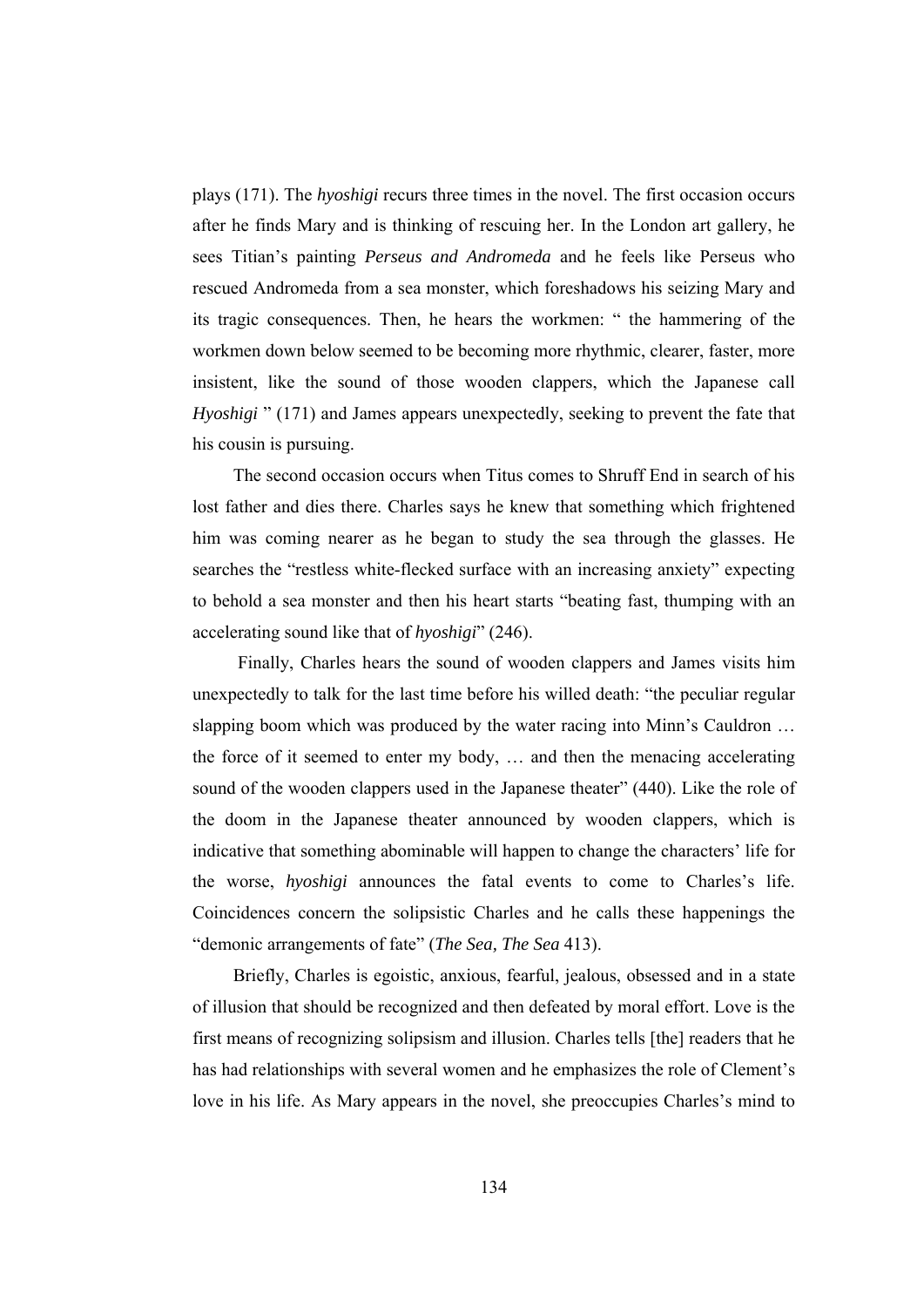plays (171). The *hyoshigi* recurs three times in the novel. The first occasion occurs after he finds Mary and is thinking of rescuing her. In the London art gallery, he sees Titian's painting ***Perseus and Andromeda*** and he feels like Perseus who rescued Andromeda from a sea monster, which foreshadows his seizing Mary and its tragic consequences. Then, he hears the workmen: " the hammering of the workmen down below seemed to be becoming more rhythmic, clearer, faster, more insistent, like the sound of those wooden clappers, which the Japanese call *Hyoshigi* " (171) and James appears unexpectedly, seeking to prevent the fate that his cousin is pursuing.

The second occasion occurs when Titus comes to Shruff End in search of his lost father and dies there. Charles says he knew that something which frightened him was coming nearer as he began to study the sea through the glasses. He searches the "restless white-flecked surface with an increasing anxiety" expecting to behold a sea monster and then his heart starts "beating fast, thumping with an accelerating sound like that of *hyoshigi*" (246).

Finally, Charles hears the sound of wooden clappers and James visits him unexpectedly to talk for the last time before his willed death: "the peculiar regular slapping boom which was produced by the water racing into Minn's Cauldron … the force of it seemed to enter my body, … and then the menacing accelerating sound of the wooden clappers used in the Japanese theater" (440). Like the role of the doom in the Japanese theater announced by wooden clappers, which is indicative that something abominable will happen to change the characters' life for the worse, *hyoshigi* announces the fatal events to come to Charles's life. Coincidences concern the solipsistic Charles and he calls these happenings the "demonic arrangements of fate" (***The Sea, The Sea*** 413).

Briefly, Charles is egoistic, anxious, fearful, jealous, obsessed and in a state of illusion that should be recognized and then defeated by moral effort. Love is the first means of recognizing solipsism and illusion. Charles tells [the] readers that he has had relationships with several women and he emphasizes the role of Clement's love in his life. As Mary appears in the novel, she preoccupies Charles's mind to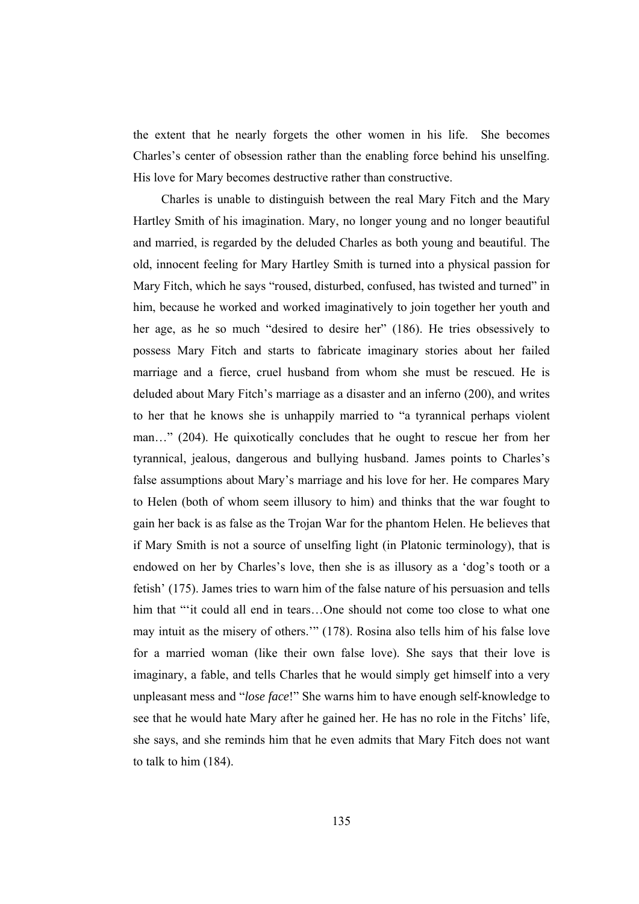the extent that he nearly forgets the other women in his life. She becomes Charles's center of obsession rather than the enabling force behind his unselfing. His love for Mary becomes destructive rather than constructive.

Charles is unable to distinguish between the real Mary Fitch and the Mary Hartley Smith of his imagination. Mary, no longer young and no longer beautiful and married, is regarded by the deluded Charles as both young and beautiful. The old, innocent feeling for Mary Hartley Smith is turned into a physical passion for Mary Fitch, which he says "roused, disturbed, confused, has twisted and turned" in him, because he worked and worked imaginatively to join together her youth and her age, as he so much "desired to desire her" (186). He tries obsessively to possess Mary Fitch and starts to fabricate imaginary stories about her failed marriage and a fierce, cruel husband from whom she must be rescued. He is deluded about Mary Fitch's marriage as a disaster and an inferno (200), and writes to her that he knows she is unhappily married to "a tyrannical perhaps violent man…" (204). He quixotically concludes that he ought to rescue her from her tyrannical, jealous, dangerous and bullying husband. James points to Charles's false assumptions about Mary's marriage and his love for her. He compares Mary to Helen (both of whom seem illusory to him) and thinks that the war fought to gain her back is as false as the Trojan War for the phantom Helen. He believes that if Mary Smith is not a source of unselfing light (in Platonic terminology), that is endowed on her by Charles's love, then she is as illusory as a 'dog's tooth or a fetish' (175). James tries to warn him of the false nature of his persuasion and tells him that "'it could all end in tears…One should not come too close to what one may intuit as the misery of others.'" (178). Rosina also tells him of his false love for a married woman (like their own false love). She says that their love is imaginary, a fable, and tells Charles that he would simply get himself into a very unpleasant mess and "*lose face*!" She warns him to have enough self-knowledge to see that he would hate Mary after he gained her. He has no role in the Fitchs' life, she says, and she reminds him that he even admits that Mary Fitch does not want to talk to him (184).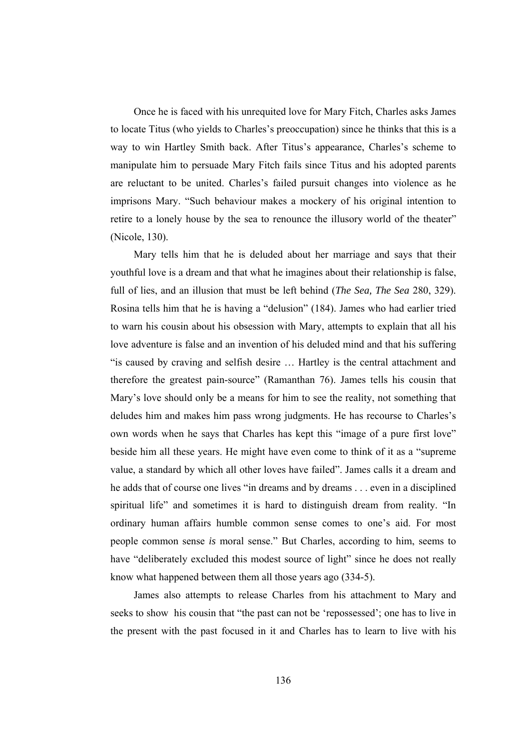Once he is faced with his unrequited love for Mary Fitch, Charles asks James to locate Titus (who yields to Charles's preoccupation) since he thinks that this is a way to win Hartley Smith back. After Titus's appearance, Charles's scheme to manipulate him to persuade Mary Fitch fails since Titus and his adopted parents are reluctant to be united. Charles's failed pursuit changes into violence as he imprisons Mary. "Such behaviour makes a mockery of his original intention to retire to a lonely house by the sea to renounce the illusory world of the theater" (Nicole, 130).

Mary tells him that he is deluded about her marriage and says that their youthful love is a dream and that what he imagines about their relationship is false, full of lies, and an illusion that must be left behind (*The Sea, The Sea* 280, 329). Rosina tells him that he is having a "delusion" (184). James who had earlier tried to warn his cousin about his obsession with Mary, attempts to explain that all his love adventure is false and an invention of his deluded mind and that his suffering "is caused by craving and selfish desire … Hartley is the central attachment and therefore the greatest pain-source" (Ramanthan 76). James tells his cousin that Mary's love should only be a means for him to see the reality, not something that deludes him and makes him pass wrong judgments. He has recourse to Charles's own words when he says that Charles has kept this "image of a pure first love" beside him all these years. He might have even come to think of it as a "supreme value, a standard by which all other loves have failed". James calls it a dream and he adds that of course one lives "in dreams and by dreams . . . even in a disciplined spiritual life" and sometimes it is hard to distinguish dream from reality. "In ordinary human affairs humble common sense comes to one's aid. For most people common sense *is* moral sense." But Charles, according to him, seems to have "deliberately excluded this modest source of light" since he does not really know what happened between them all those years ago (334-5).

James also attempts to release Charles from his attachment to Mary and seeks to show his cousin that "the past can not be 'repossessed'; one has to live in the present with the past focused in it and Charles has to learn to live with his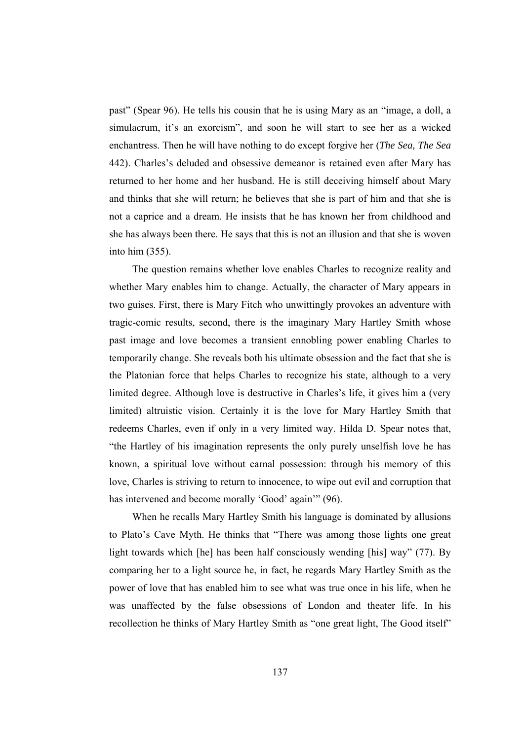past" (Spear 96). He tells his cousin that he is using Mary as an "image, a doll, a simulacrum, it's an exorcism", and soon he will start to see her as a wicked enchantress. Then he will have nothing to do except forgive her (*The Sea, The Sea* 442). Charles's deluded and obsessive demeanor is retained even after Mary has returned to her home and her husband. He is still deceiving himself about Mary and thinks that she will return; he believes that she is part of him and that she is not a caprice and a dream. He insists that he has known her from childhood and she has always been there. He says that this is not an illusion and that she is woven into him (355).

The question remains whether love enables Charles to recognize reality and whether Mary enables him to change. Actually, the character of Mary appears in two guises. First, there is Mary Fitch who unwittingly provokes an adventure with tragic-comic results, second, there is the imaginary Mary Hartley Smith whose past image and love becomes a transient ennobling power enabling Charles to temporarily change. She reveals both his ultimate obsession and the fact that she is the Platonian force that helps Charles to recognize his state, although to a very limited degree. Although love is destructive in Charles's life, it gives him a (very limited) altruistic vision. Certainly it is the love for Mary Hartley Smith that redeems Charles, even if only in a very limited way. Hilda D. Spear notes that, "the Hartley of his imagination represents the only purely unselfish love he has known, a spiritual love without carnal possession: through his memory of this love, Charles is striving to return to innocence, to wipe out evil and corruption that has intervened and become morally 'Good' again'" (96).

When he recalls Mary Hartley Smith his language is dominated by allusions to Plato's Cave Myth. He thinks that "There was among those lights one great light towards which [he] has been half consciously wending [his] way" (77). By comparing her to a light source he, in fact, he regards Mary Hartley Smith as the power of love that has enabled him to see what was true once in his life, when he was unaffected by the false obsessions of London and theater life. In his recollection he thinks of Mary Hartley Smith as "one great light, The Good itself"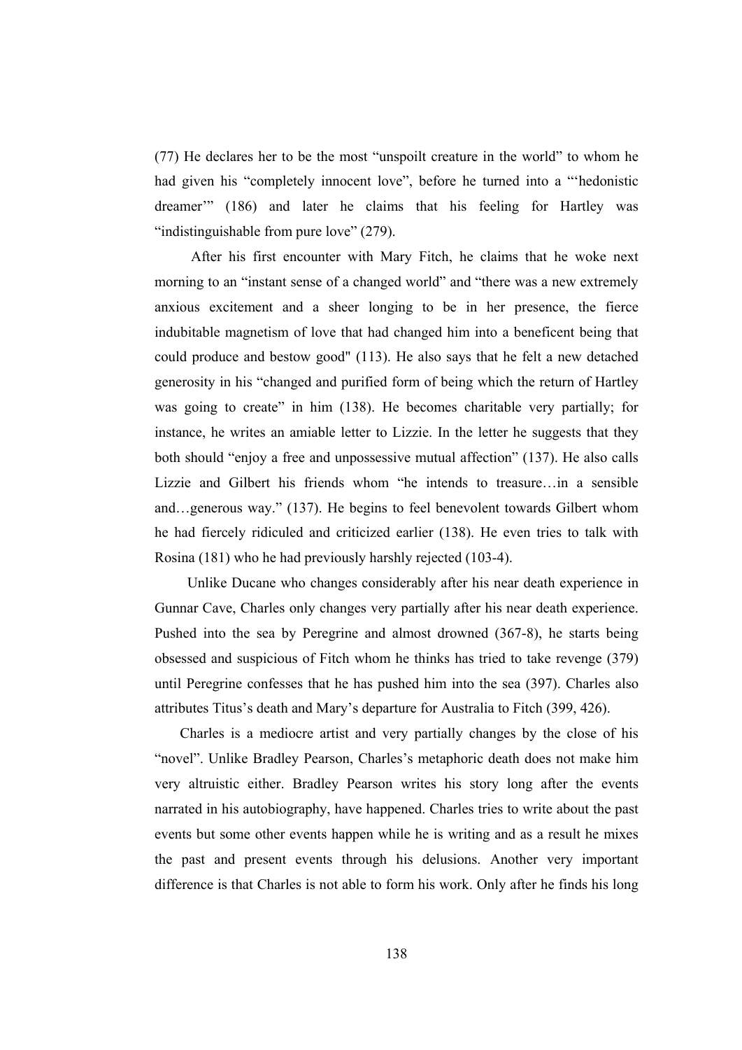(77) He declares her to be the most "unspoilt creature in the world" to whom he had given his "completely innocent love", before he turned into a "'hedonistic dreamer'" (186) and later he claims that his feeling for Hartley was "indistinguishable from pure love" (279).

After his first encounter with Mary Fitch, he claims that he woke next morning to an "instant sense of a changed world" and "there was a new extremely anxious excitement and a sheer longing to be in her presence, the fierce indubitable magnetism of love that had changed him into a beneficent being that could produce and bestow good" (113). He also says that he felt a new detached generosity in his "changed and purified form of being which the return of Hartley was going to create" in him (138). He becomes charitable very partially; for instance, he writes an amiable letter to Lizzie. In the letter he suggests that they both should "enjoy a free and unpossessive mutual affection" (137). He also calls Lizzie and Gilbert his friends whom "he intends to treasure…in a sensible and…generous way." (137). He begins to feel benevolent towards Gilbert whom he had fiercely ridiculed and criticized earlier (138). He even tries to talk with Rosina (181) who he had previously harshly rejected (103-4).

Unlike Ducane who changes considerably after his near death experience in Gunnar Cave, Charles only changes very partially after his near death experience. Pushed into the sea by Peregrine and almost drowned (367-8), he starts being obsessed and suspicious of Fitch whom he thinks has tried to take revenge (379) until Peregrine confesses that he has pushed him into the sea (397). Charles also attributes Titus's death and Mary's departure for Australia to Fitch (399, 426).

Charles is a mediocre artist and very partially changes by the close of his "novel". Unlike Bradley Pearson, Charles's metaphoric death does not make him very altruistic either. Bradley Pearson writes his story long after the events narrated in his autobiography, have happened. Charles tries to write about the past events but some other events happen while he is writing and as a result he mixes the past and present events through his delusions. Another very important difference is that Charles is not able to form his work. Only after he finds his long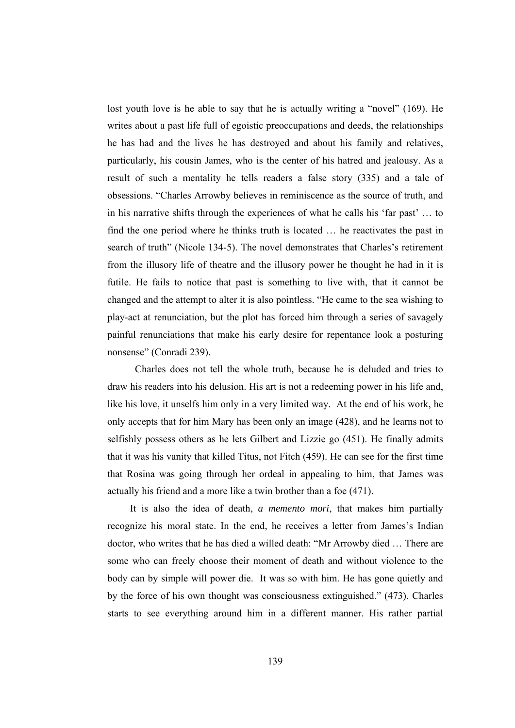lost youth love is he able to say that he is actually writing a "novel" (169). He writes about a past life full of egoistic preoccupations and deeds, the relationships he has had and the lives he has destroyed and about his family and relatives, particularly, his cousin James, who is the center of his hatred and jealousy. As a result of such a mentality he tells readers a false story (335) and a tale of obsessions. "Charles Arrowby believes in reminiscence as the source of truth, and in his narrative shifts through the experiences of what he calls his 'far past' … to find the one period where he thinks truth is located … he reactivates the past in search of truth" (Nicole 134-5). The novel demonstrates that Charles's retirement from the illusory life of theatre and the illusory power he thought he had in it is futile. He fails to notice that past is something to live with, that it cannot be changed and the attempt to alter it is also pointless. "He came to the sea wishing to play-act at renunciation, but the plot has forced him through a series of savagely painful renunciations that make his early desire for repentance look a posturing nonsense" (Conradi 239).

Charles does not tell the whole truth, because he is deluded and tries to draw his readers into his delusion. His art is not a redeeming power in his life and, like his love, it unselfs him only in a very limited way. At the end of his work, he only accepts that for him Mary has been only an image (428), and he learns not to selfishly possess others as he lets Gilbert and Lizzie go (451). He finally admits that it was his vanity that killed Titus, not Fitch (459). He can see for the first time that Rosina was going through her ordeal in appealing to him, that James was actually his friend and a more like a twin brother than a foe (471).

It is also the idea of death, *a memento mori*, that makes him partially recognize his moral state. In the end, he receives a letter from James's Indian doctor, who writes that he has died a willed death: "Mr Arrowby died … There are some who can freely choose their moment of death and without violence to the body can by simple will power die. It was so with him. He has gone quietly and by the force of his own thought was consciousness extinguished." (473). Charles starts to see everything around him in a different manner. His rather partial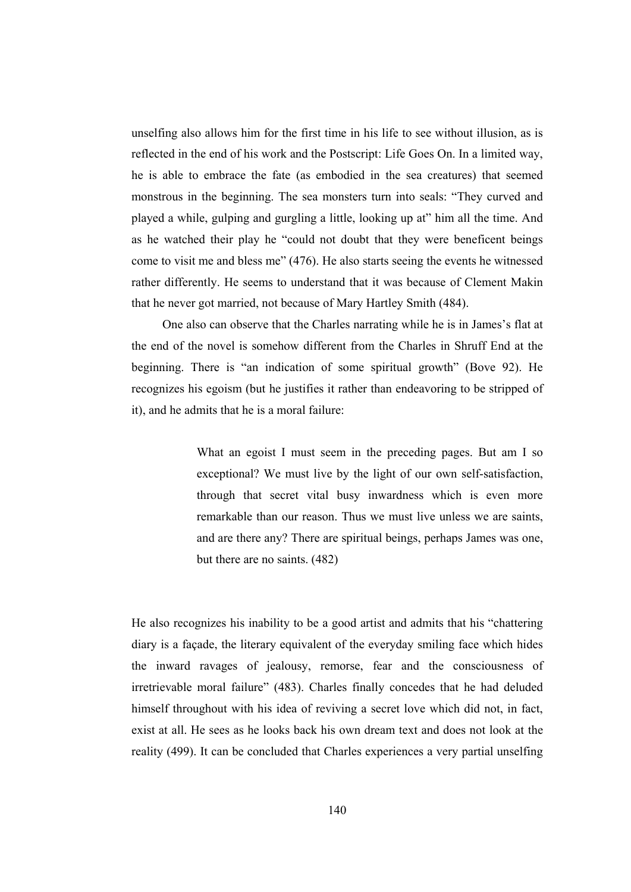unselfing also allows him for the first time in his life to see without illusion, as is reflected in the end of his work and the Postscript: Life Goes On. In a limited way, he is able to embrace the fate (as embodied in the sea creatures) that seemed monstrous in the beginning. The sea monsters turn into seals: "They curved and played a while, gulping and gurgling a little, looking up at" him all the time. And as he watched their play he "could not doubt that they were beneficent beings come to visit me and bless me" (476). He also starts seeing the events he witnessed rather differently. He seems to understand that it was because of Clement Makin that he never got married, not because of Mary Hartley Smith (484).

One also can observe that the Charles narrating while he is in James's flat at the end of the novel is somehow different from the Charles in Shruff End at the beginning. There is "an indication of some spiritual growth" (Bove 92). He recognizes his egoism (but he justifies it rather than endeavoring to be stripped of it), and he admits that he is a moral failure:

> What an egoist I must seem in the preceding pages. But am I so exceptional? We must live by the light of our own self-satisfaction, through that secret vital busy inwardness which is even more remarkable than our reason. Thus we must live unless we are saints, and are there any? There are spiritual beings, perhaps James was one, but there are no saints. (482)

He also recognizes his inability to be a good artist and admits that his "chattering diary is a façade, the literary equivalent of the everyday smiling face which hides the inward ravages of jealousy, remorse, fear and the consciousness of irretrievable moral failure" (483). Charles finally concedes that he had deluded himself throughout with his idea of reviving a secret love which did not, in fact, exist at all. He sees as he looks back his own dream text and does not look at the reality (499). It can be concluded that Charles experiences a very partial unselfing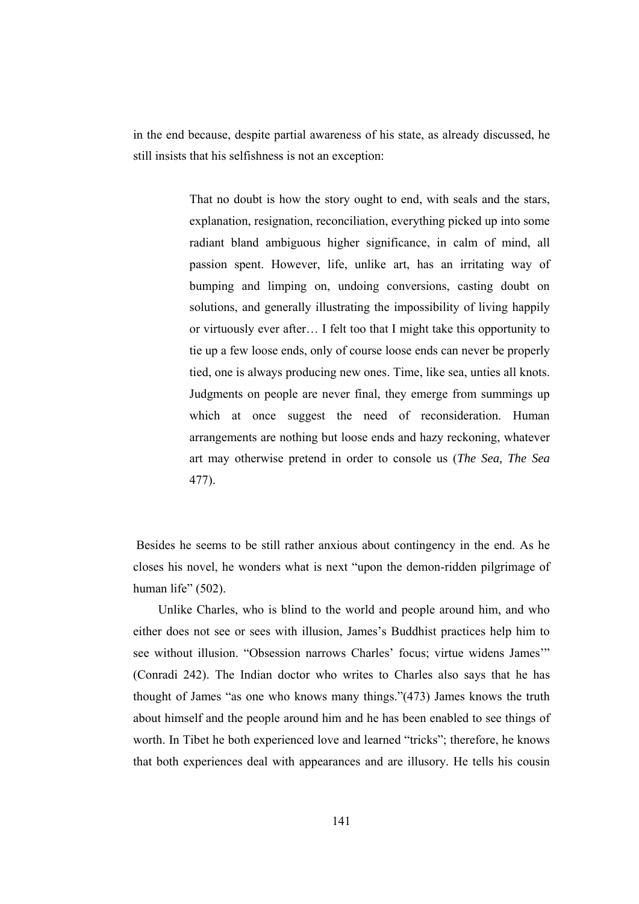in the end because, despite partial awareness of his state, as already discussed, he still insists that his selfishness is not an exception:

> That no doubt is how the story ought to end, with seals and the stars, explanation, resignation, reconciliation, everything picked up into some radiant bland ambiguous higher significance, in calm of mind, all passion spent. However, life, unlike art, has an irritating way of bumping and limping on, undoing conversions, casting doubt on solutions, and generally illustrating the impossibility of living happily or virtuously ever after… I felt too that I might take this opportunity to tie up a few loose ends, only of course loose ends can never be properly tied, one is always producing new ones. Time, like sea, unties all knots. Judgments on people are never final, they emerge from summings up which at once suggest the need of reconsideration. Human arrangements are nothing but loose ends and hazy reckoning, whatever art may otherwise pretend in order to console us (*The Sea, The Sea* 477).

Besides he seems to be still rather anxious about contingency in the end. As he closes his novel, he wonders what is next "upon the demon-ridden pilgrimage of human life" (502).

Unlike Charles, who is blind to the world and people around him, and who either does not see or sees with illusion, James's Buddhist practices help him to see without illusion. "Obsession narrows Charles' focus; virtue widens James'" (Conradi 242). The Indian doctor who writes to Charles also says that he has thought of James "as one who knows many things."(473) James knows the truth about himself and the people around him and he has been enabled to see things of worth. In Tibet he both experienced love and learned "tricks"; therefore, he knows that both experiences deal with appearances and are illusory. He tells his cousin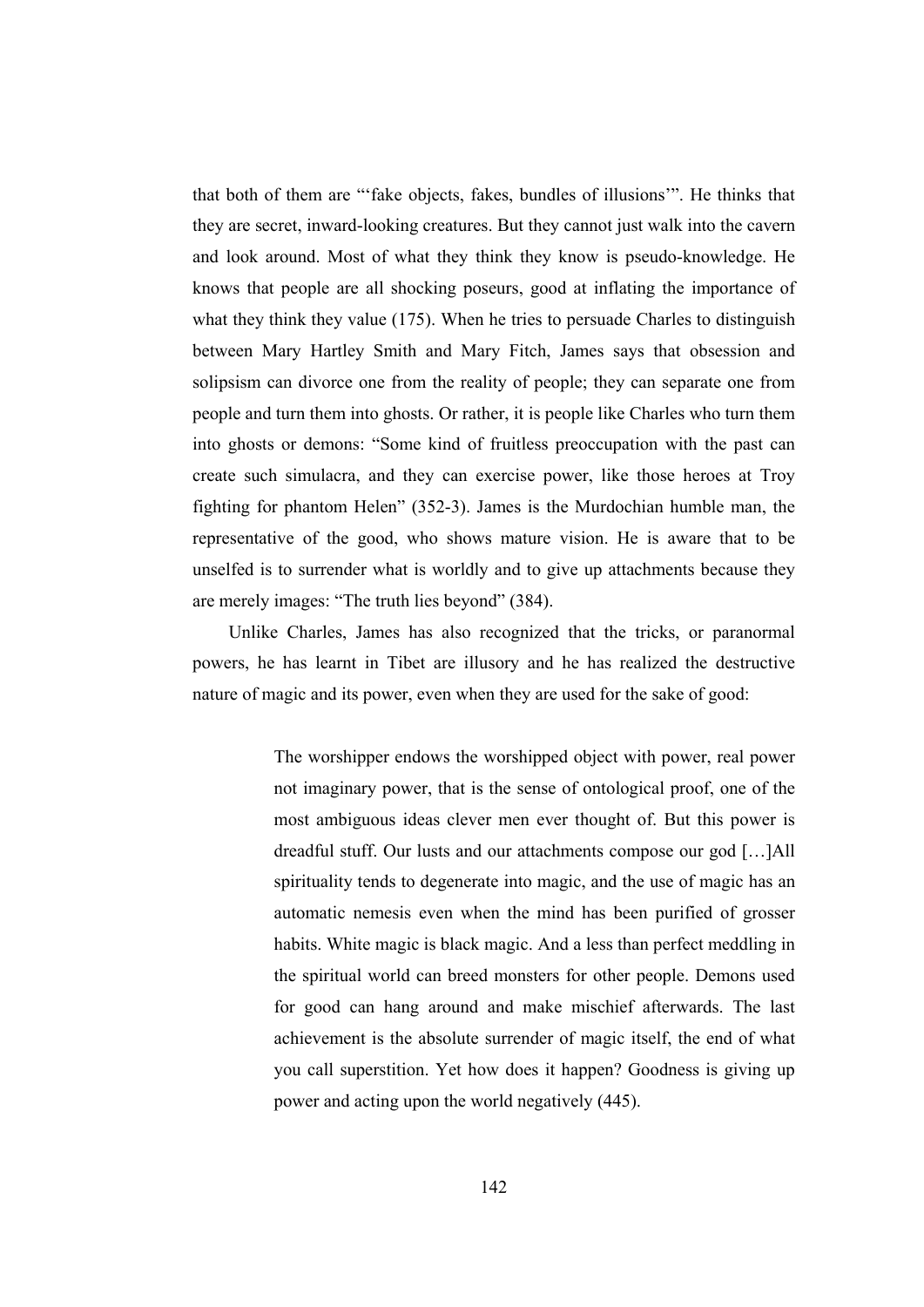that both of them are "'fake objects, fakes, bundles of illusions'". He thinks that they are secret, inward-looking creatures. But they cannot just walk into the cavern and look around. Most of what they think they know is pseudo-knowledge. He knows that people are all shocking poseurs, good at inflating the importance of what they think they value (175). When he tries to persuade Charles to distinguish between Mary Hartley Smith and Mary Fitch, James says that obsession and solipsism can divorce one from the reality of people; they can separate one from people and turn them into ghosts. Or rather, it is people like Charles who turn them into ghosts or demons: "Some kind of fruitless preoccupation with the past can create such simulacra, and they can exercise power, like those heroes at Troy fighting for phantom Helen" (352-3). James is the Murdochian humble man, the representative of the good, who shows mature vision. He is aware that to be unselfed is to surrender what is worldly and to give up attachments because they are merely images: "The truth lies beyond" (384).

Unlike Charles, James has also recognized that the tricks, or paranormal powers, he has learnt in Tibet are illusory and he has realized the destructive nature of magic and its power, even when they are used for the sake of good:

> The worshipper endows the worshipped object with power, real power not imaginary power, that is the sense of ontological proof, one of the most ambiguous ideas clever men ever thought of. But this power is dreadful stuff. Our lusts and our attachments compose our god […]All spirituality tends to degenerate into magic, and the use of magic has an automatic nemesis even when the mind has been purified of grosser habits. White magic is black magic. And a less than perfect meddling in the spiritual world can breed monsters for other people. Demons used for good can hang around and make mischief afterwards. The last achievement is the absolute surrender of magic itself, the end of what you call superstition. Yet how does it happen? Goodness is giving up power and acting upon the world negatively (445).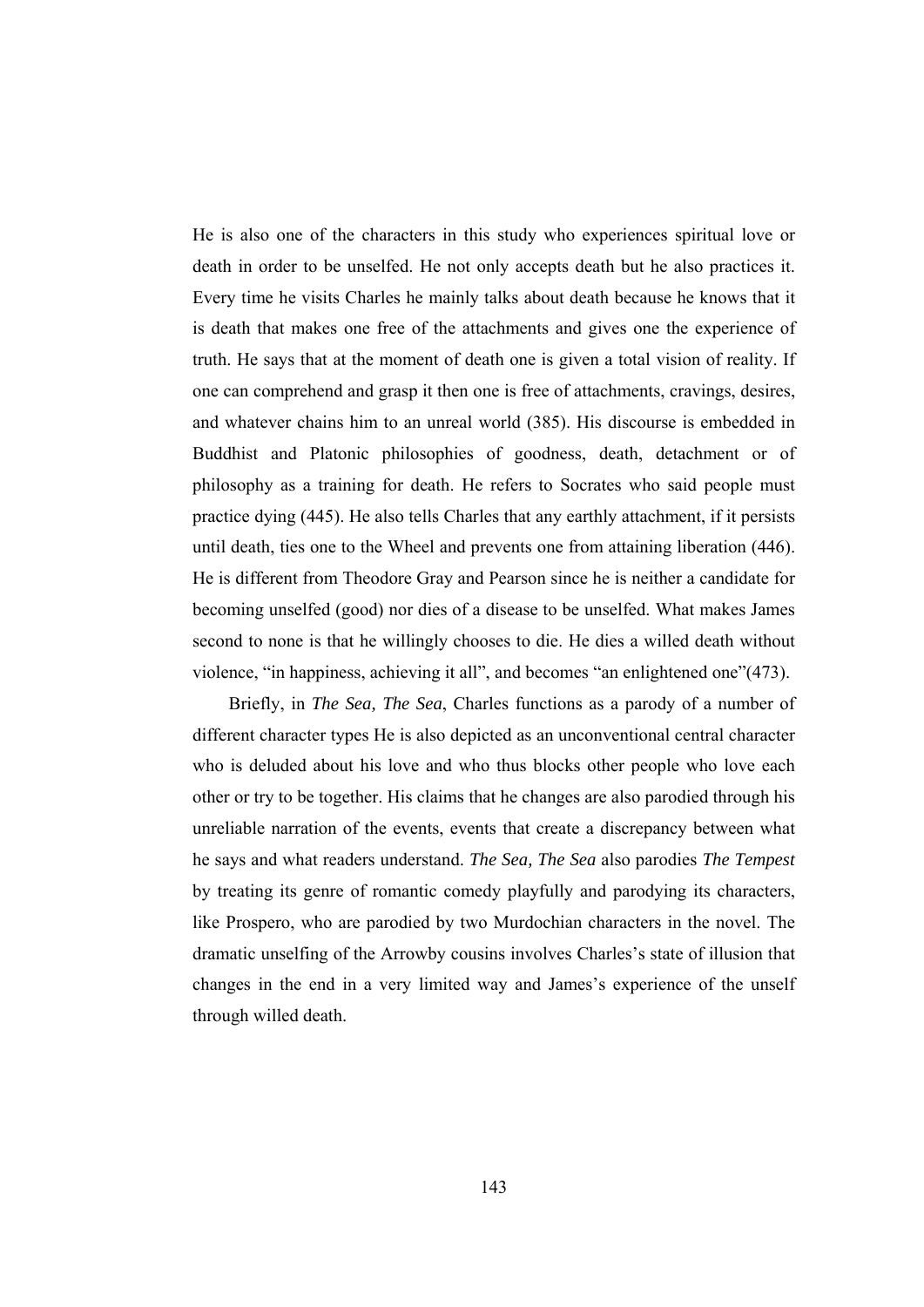He is also one of the characters in this study who experiences spiritual love or death in order to be unselfed. He not only accepts death but he also practices it. Every time he visits Charles he mainly talks about death because he knows that it is death that makes one free of the attachments and gives one the experience of truth. He says that at the moment of death one is given a total vision of reality. If one can comprehend and grasp it then one is free of attachments, cravings, desires, and whatever chains him to an unreal world (385). His discourse is embedded in Buddhist and Platonic philosophies of goodness, death, detachment or of philosophy as a training for death. He refers to Socrates who said people must practice dying (445). He also tells Charles that any earthly attachment, if it persists until death, ties one to the Wheel and prevents one from attaining liberation (446). He is different from Theodore Gray and Pearson since he is neither a candidate for becoming unselfed (good) nor dies of a disease to be unselfed. What makes James second to none is that he willingly chooses to die. He dies a willed death without violence, "in happiness, achieving it all", and becomes "an enlightened one"(473).

Briefly, in *The Sea, The Sea*, Charles functions as a parody of a number of different character types He is also depicted as an unconventional central character who is deluded about his love and who thus blocks other people who love each other or try to be together. His claims that he changes are also parodied through his unreliable narration of the events, events that create a discrepancy between what he says and what readers understand. *The Sea, The Sea* also parodies *The Tempest* by treating its genre of romantic comedy playfully and parodying its characters, like Prospero, who are parodied by two Murdochian characters in the novel. The dramatic unselfing of the Arrowby cousins involves Charles's state of illusion that changes in the end in a very limited way and James's experience of the unself through willed death.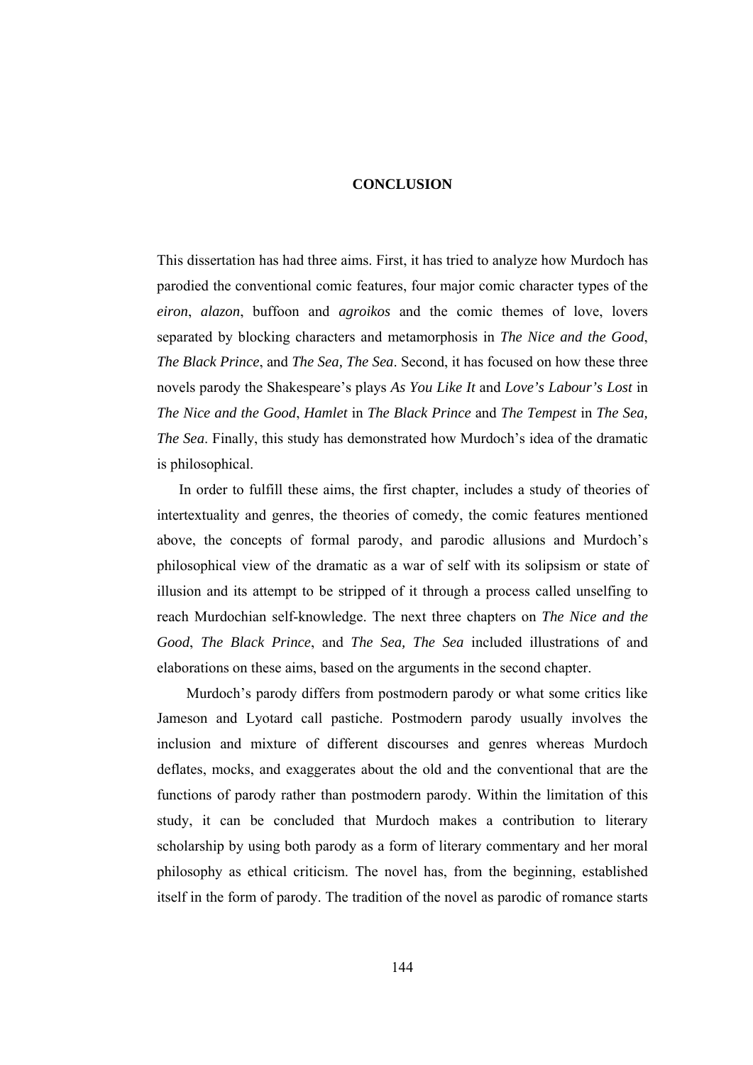# CONCLUSION

This dissertation has had three aims. First, it has tried to analyze how Murdoch has parodied the conventional comic features, four major comic character types of the *eiron*, *alazon*, buffoon and *agroikos* and the comic themes of love, lovers separated by blocking characters and metamorphosis in *The Nice and the Good*, *The Black Prince*, and *The Sea, The Sea*. Second, it has focused on how these three novels parody the Shakespeare's plays *As You Like It* and *Love's Labour's Lost* in *The Nice and the Good*, *Hamlet* in *The Black Prince* and *The Tempest* in *The Sea, The Sea*. Finally, this study has demonstrated how Murdoch's idea of the dramatic is philosophical.

In order to fulfill these aims, the first chapter, includes a study of theories of intertextuality and genres, the theories of comedy, the comic features mentioned above, the concepts of formal parody, and parodic allusions and Murdoch's philosophical view of the dramatic as a war of self with its solipsism or state of illusion and its attempt to be stripped of it through a process called unselfing to reach Murdochian self-knowledge. The next three chapters on *The Nice and the Good*, *The Black Prince*, and *The Sea, The Sea* included illustrations of and elaborations on these aims, based on the arguments in the second chapter.

Murdoch's parody differs from postmodern parody or what some critics like Jameson and Lyotard call pastiche. Postmodern parody usually involves the inclusion and mixture of different discourses and genres whereas Murdoch deflates, mocks, and exaggerates about the old and the conventional that are the functions of parody rather than postmodern parody. Within the limitation of this study, it can be concluded that Murdoch makes a contribution to literary scholarship by using both parody as a form of literary commentary and her moral philosophy as ethical criticism. The novel has, from the beginning, established itself in the form of parody. The tradition of the novel as parodic of romance starts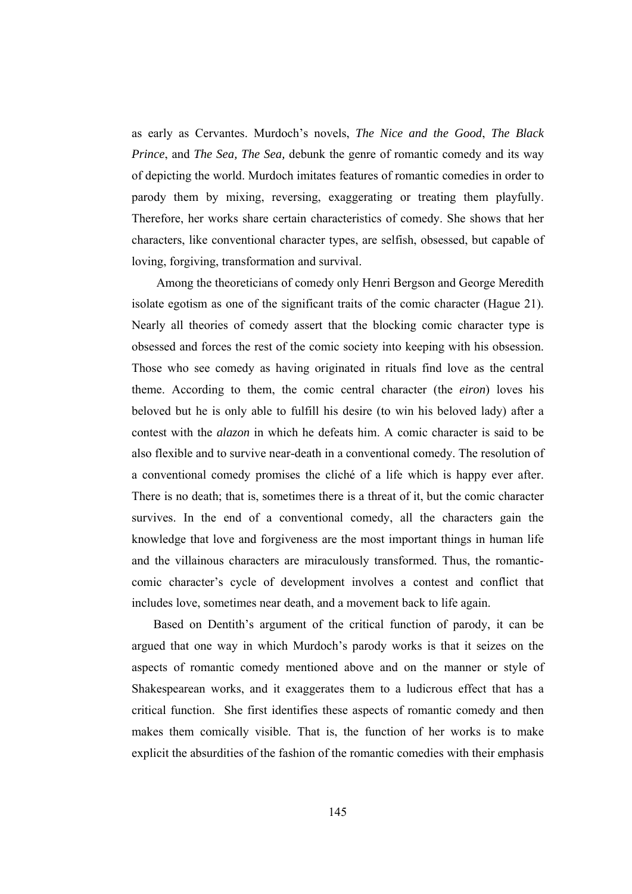as early as Cervantes. Murdoch's novels, *The Nice and the Good*, *The Black Prince*, and *The Sea, The Sea,* debunk the genre of romantic comedy and its way of depicting the world. Murdoch imitates features of romantic comedies in order to parody them by mixing, reversing, exaggerating or treating them playfully. Therefore, her works share certain characteristics of comedy. She shows that her characters, like conventional character types, are selfish, obsessed, but capable of loving, forgiving, transformation and survival.

Among the theoreticians of comedy only Henri Bergson and George Meredith isolate egotism as one of the significant traits of the comic character (Hague 21). Nearly all theories of comedy assert that the blocking comic character type is obsessed and forces the rest of the comic society into keeping with his obsession. Those who see comedy as having originated in rituals find love as the central theme. According to them, the comic central character (the *eiron*) loves his beloved but he is only able to fulfill his desire (to win his beloved lady) after a contest with the *alazon* in which he defeats him. A comic character is said to be also flexible and to survive near-death in a conventional comedy. The resolution of a conventional comedy promises the cliché of a life which is happy ever after. There is no death; that is, sometimes there is a threat of it, but the comic character survives. In the end of a conventional comedy, all the characters gain the knowledge that love and forgiveness are the most important things in human life and the villainous characters are miraculously transformed. Thus, the romantic-comic character's cycle of development involves a contest and conflict that includes love, sometimes near death, and a movement back to life again.

Based on Dentith's argument of the critical function of parody, it can be argued that one way in which Murdoch's parody works is that it seizes on the aspects of romantic comedy mentioned above and on the manner or style of Shakespearean works, and it exaggerates them to a ludicrous effect that has a critical function. She first identifies these aspects of romantic comedy and then makes them comically visible. That is, the function of her works is to make explicit the absurdities of the fashion of the romantic comedies with their emphasis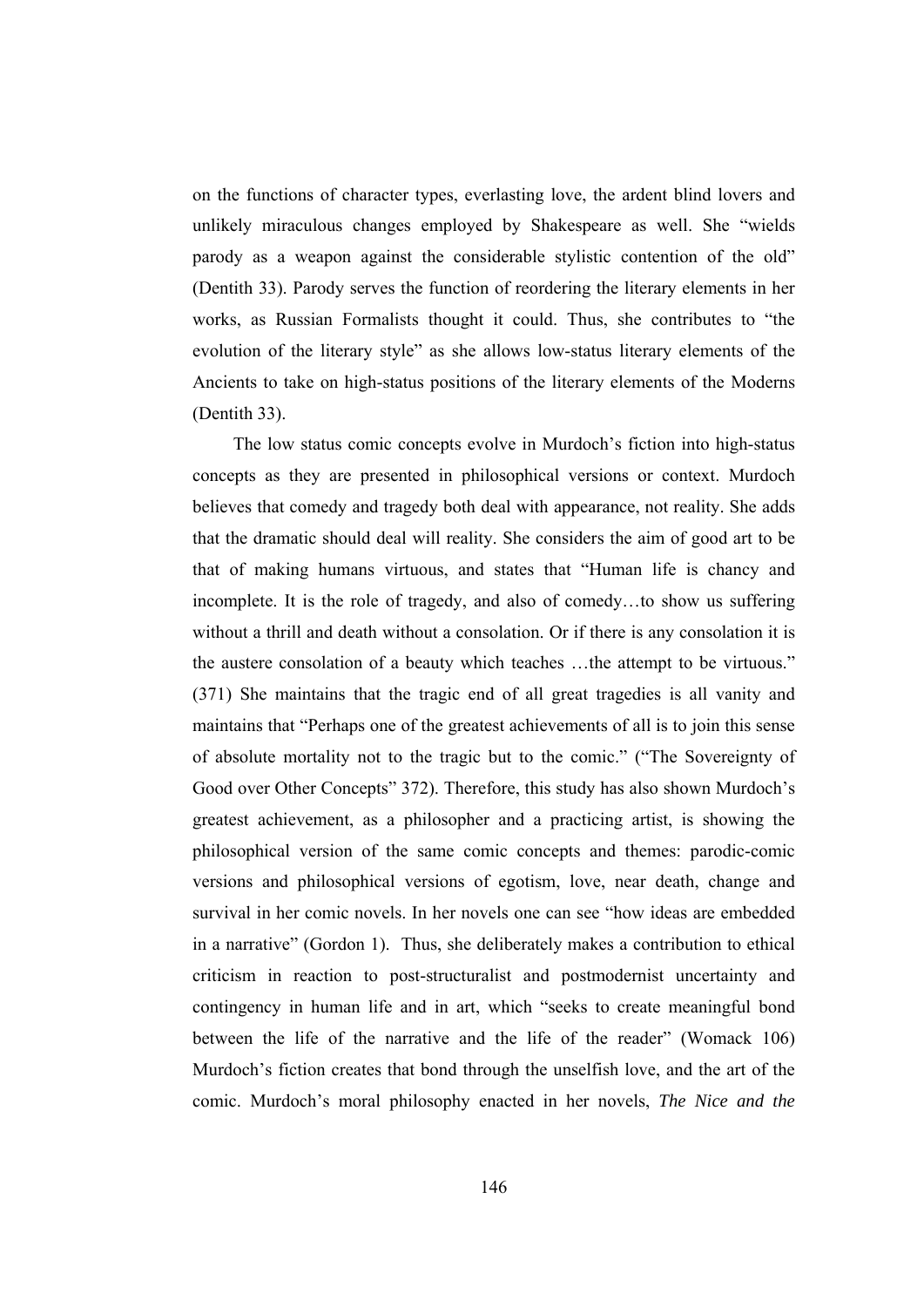on the functions of character types, everlasting love, the ardent blind lovers and unlikely miraculous changes employed by Shakespeare as well. She "wields parody as a weapon against the considerable stylistic contention of the old" (Dentith 33). Parody serves the function of reordering the literary elements in her works, as Russian Formalists thought it could. Thus, she contributes to "the evolution of the literary style" as she allows low-status literary elements of the Ancients to take on high-status positions of the literary elements of the Moderns (Dentith 33).

The low status comic concepts evolve in Murdoch's fiction into high-status concepts as they are presented in philosophical versions or context. Murdoch believes that comedy and tragedy both deal with appearance, not reality. She adds that the dramatic should deal will reality. She considers the aim of good art to be that of making humans virtuous, and states that "Human life is chancy and incomplete. It is the role of tragedy, and also of comedy…to show us suffering without a thrill and death without a consolation. Or if there is any consolation it is the austere consolation of a beauty which teaches …the attempt to be virtuous." (371) She maintains that the tragic end of all great tragedies is all vanity and maintains that "Perhaps one of the greatest achievements of all is to join this sense of absolute mortality not to the tragic but to the comic." ("The Sovereignty of Good over Other Concepts" 372). Therefore, this study has also shown Murdoch's greatest achievement, as a philosopher and a practicing artist, is showing the philosophical version of the same comic concepts and themes: parodic-comic versions and philosophical versions of egotism, love, near death, change and survival in her comic novels. In her novels one can see "how ideas are embedded in a narrative" (Gordon 1). Thus, she deliberately makes a contribution to ethical criticism in reaction to post-structuralist and postmodernist uncertainty and contingency in human life and in art, which "seeks to create meaningful bond between the life of the narrative and the life of the reader" (Womack 106) Murdoch's fiction creates that bond through the unselfish love, and the art of the comic. Murdoch's moral philosophy enacted in her novels, *The Nice and the*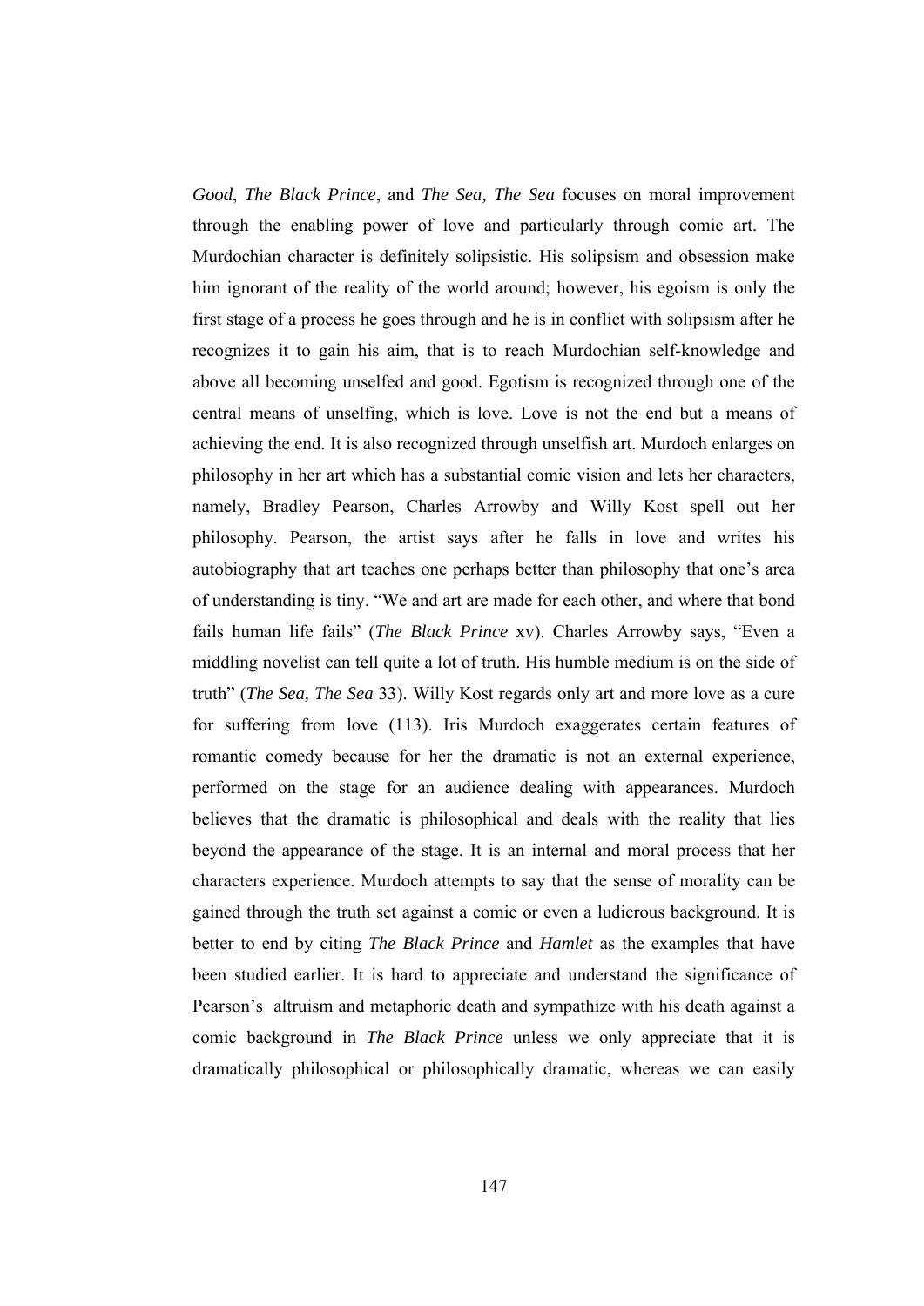*Good*, *The Black Prince*, and *The Sea, The Sea* focuses on moral improvement through the enabling power of love and particularly through comic art. The Murdochian character is definitely solipsistic. His solipsism and obsession make him ignorant of the reality of the world around; however, his egoism is only the first stage of a process he goes through and he is in conflict with solipsism after he recognizes it to gain his aim, that is to reach Murdochian self-knowledge and above all becoming unselfed and good. Egotism is recognized through one of the central means of unselfing, which is love. Love is not the end but a means of achieving the end. It is also recognized through unselfish art. Murdoch enlarges on philosophy in her art which has a substantial comic vision and lets her characters, namely, Bradley Pearson, Charles Arrowby and Willy Kost spell out her philosophy. Pearson, the artist says after he falls in love and writes his autobiography that art teaches one perhaps better than philosophy that one's area of understanding is tiny. "We and art are made for each other, and where that bond fails human life fails" (*The Black Prince* xv). Charles Arrowby says, "Even a middling novelist can tell quite a lot of truth. His humble medium is on the side of truth" (*The Sea, The Sea* 33). Willy Kost regards only art and more love as a cure for suffering from love (113). Iris Murdoch exaggerates certain features of romantic comedy because for her the dramatic is not an external experience, performed on the stage for an audience dealing with appearances. Murdoch believes that the dramatic is philosophical and deals with the reality that lies beyond the appearance of the stage. It is an internal and moral process that her characters experience. Murdoch attempts to say that the sense of morality can be gained through the truth set against a comic or even a ludicrous background. It is better to end by citing *The Black Prince* and *Hamlet* as the examples that have been studied earlier. It is hard to appreciate and understand the significance of Pearson's altruism and metaphoric death and sympathize with his death against a comic background in *The Black Prince* unless we only appreciate that it is dramatically philosophical or philosophically dramatic, whereas we can easily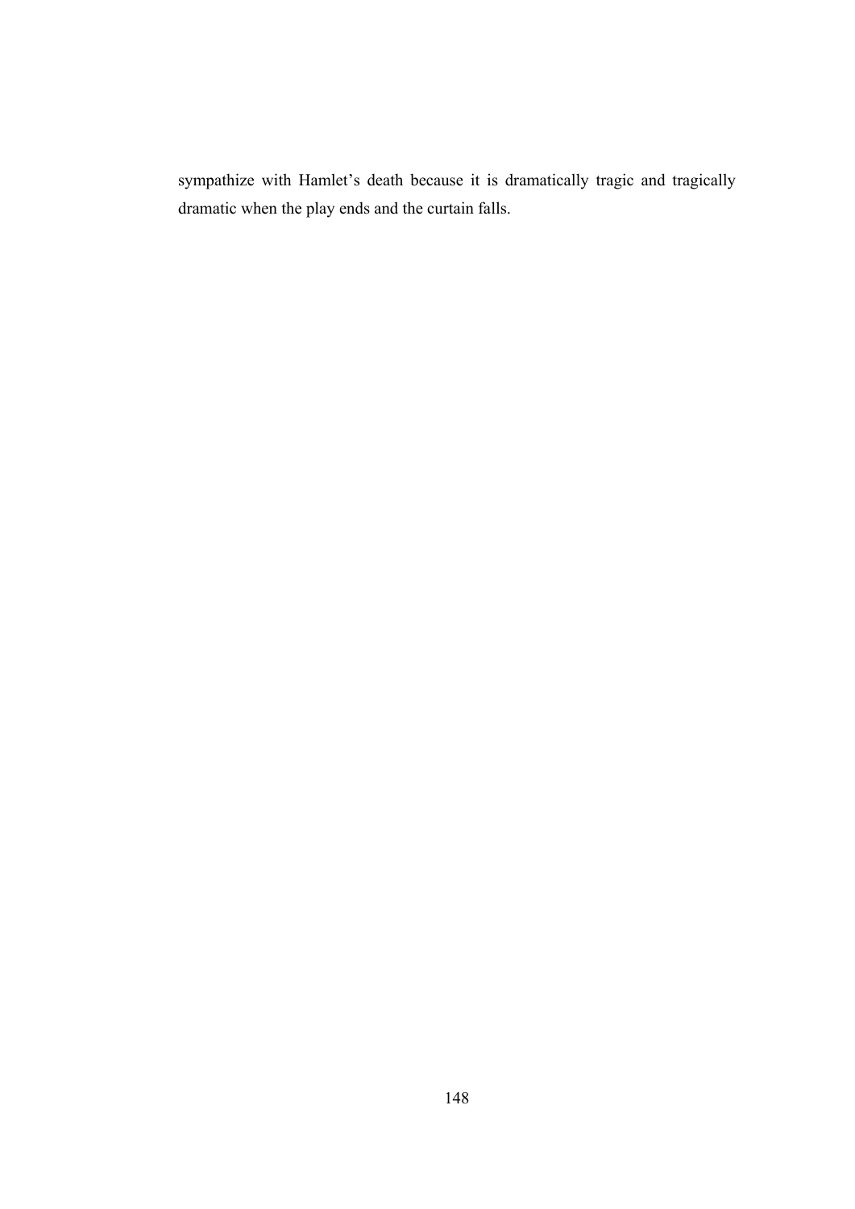sympathize with Hamlet's death because it is dramatically tragic and tragically dramatic when the play ends and the curtain falls.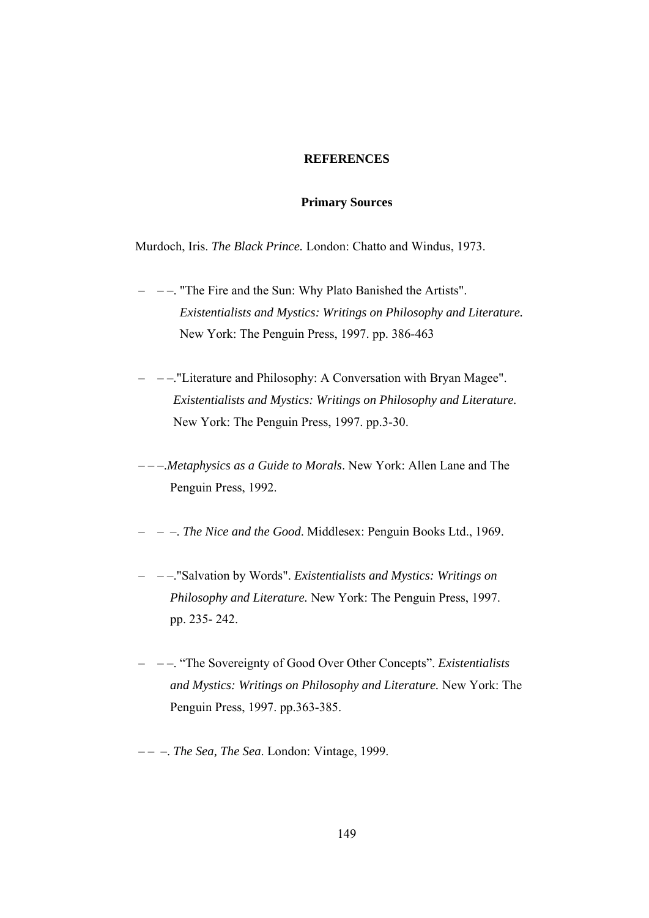## REFERENCES

### Primary Sources

Murdoch, Iris. *The Black Prince.* London: Chatto and Windus, 1973.

– – –. "The Fire and the Sun: Why Plato Banished the Artists". *Existentialists and Mystics: Writings on Philosophy and Literature.* New York: The Penguin Press, 1997. pp. 386-463

– – –."Literature and Philosophy: A Conversation with Bryan Magee". *Existentialists and Mystics: Writings on Philosophy and Literature.* New York: The Penguin Press, 1997. pp.3-30.

– – –.*Metaphysics as a Guide to Morals*. New York: Allen Lane and The Penguin Press, 1992.

– – –. *The Nice and the Good*. Middlesex: Penguin Books Ltd., 1969.

– – –."Salvation by Words". *Existentialists and Mystics: Writings on Philosophy and Literature.* New York: The Penguin Press, 1997. pp. 235- 242.

– – –. "The Sovereignty of Good Over Other Concepts". *Existentialists and Mystics: Writings on Philosophy and Literature.* New York: The Penguin Press, 1997. pp.363-385.

– – –. *The Sea, The Sea*. London: Vintage, 1999.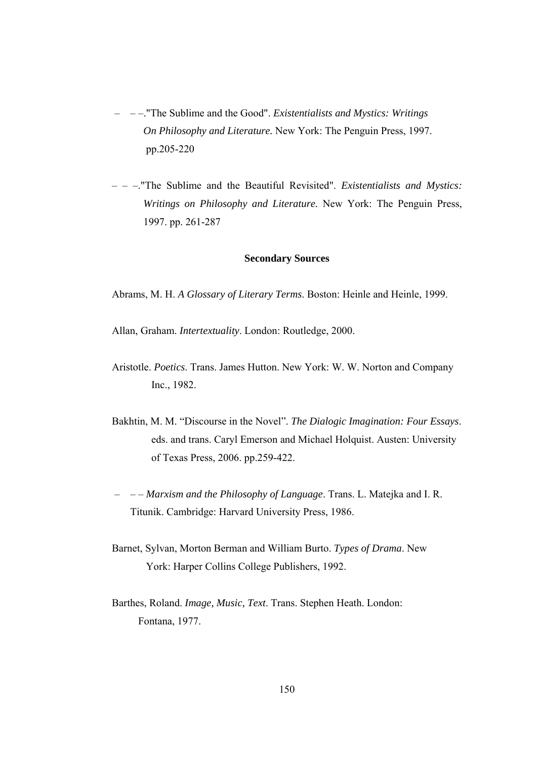– – –."The Sublime and the Good". *Existentialists and Mystics: Writings On Philosophy and Literature.* New York: The Penguin Press, 1997. pp.205-220

– – –."The Sublime and the Beautiful Revisited". *Existentialists and Mystics: Writings on Philosophy and Literature.* New York: The Penguin Press, 1997. pp. 261-287

**Secondary Sources**

Abrams, M. H. *A Glossary of Literary Terms*. Boston: Heinle and Heinle, 1999.

Allan, Graham. *Intertextuality*. London: Routledge, 2000.

Aristotle. *Poetics*. Trans. James Hutton. New York: W. W. Norton and Company Inc., 1982.

Bakhtin, M. M. "Discourse in the Novel". *The Dialogic Imagination: Four Essays*. eds. and trans. Caryl Emerson and Michael Holquist. Austen: University of Texas Press, 2006. pp.259-422.

– – – *Marxism and the Philosophy of Language*. Trans. L. Matejka and I. R. Titunik. Cambridge: Harvard University Press, 1986.

Barnet, Sylvan, Morton Berman and William Burto. *Types of Drama*. New York: Harper Collins College Publishers, 1992.

Barthes, Roland. *Image, Music, Text*. Trans. Stephen Heath. London: Fontana, 1977.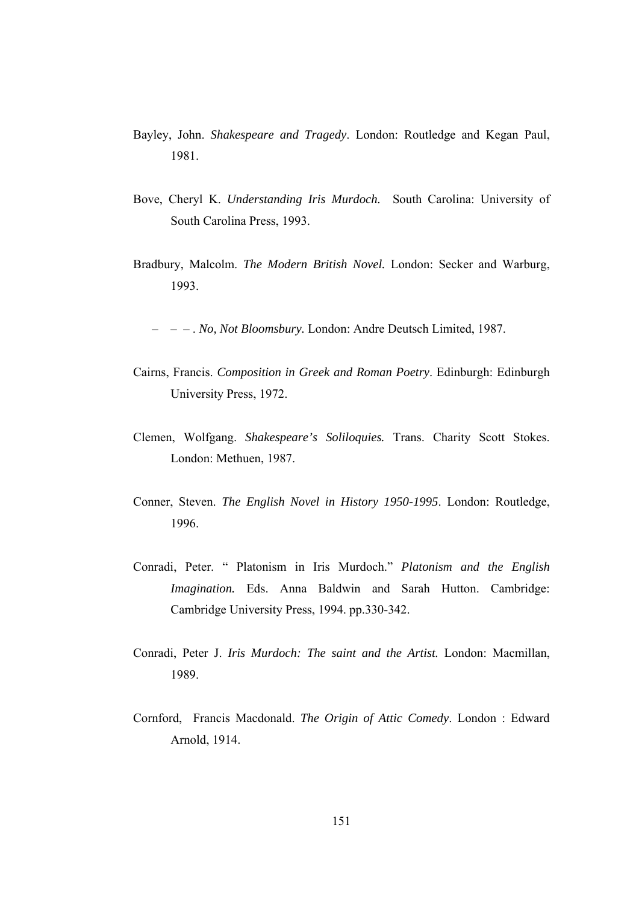Bayley, John. *Shakespeare and Tragedy*. London: Routledge and Kegan Paul, 1981.

Bove, Cheryl K. *Understanding Iris Murdoch.* South Carolina: University of South Carolina Press, 1993.

Bradbury, Malcolm. *The Modern British Novel.* London: Secker and Warburg, 1993.

– – – . *No, Not Bloomsbury.* London: Andre Deutsch Limited, 1987.

Cairns, Francis. *Composition in Greek and Roman Poetry*. Edinburgh: Edinburgh University Press, 1972.

Clemen, Wolfgang. *Shakespeare's Soliloquies.* Trans. Charity Scott Stokes. London: Methuen, 1987.

Conner, Steven. *The English Novel in History 1950-1995*. London: Routledge, 1996.

Conradi, Peter. " Platonism in Iris Murdoch." *Platonism and the English Imagination.* Eds. Anna Baldwin and Sarah Hutton. Cambridge: Cambridge University Press, 1994. pp.330-342.

Conradi, Peter J. *Iris Murdoch: The saint and the Artist.* London: Macmillan, 1989.

Cornford, Francis Macdonald. *The Origin of Attic Comedy*. London : Edward Arnold, 1914.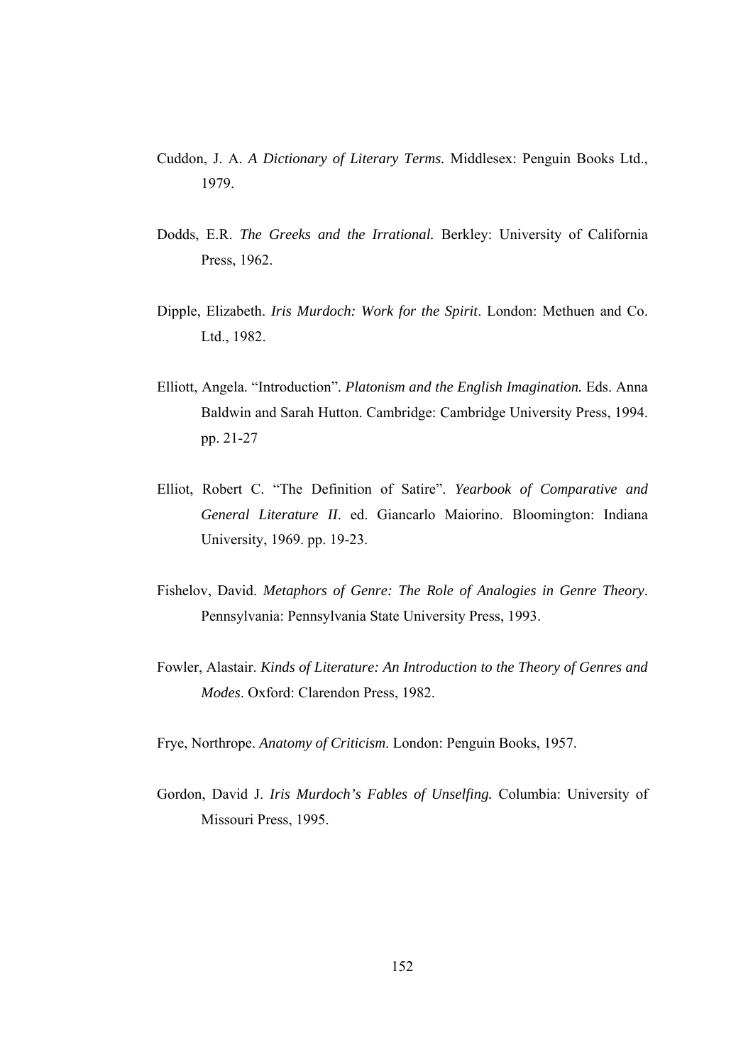Cuddon, J. A. *A Dictionary of Literary Terms.* Middlesex: Penguin Books Ltd., 1979.

Dodds, E.R. *The Greeks and the Irrational.* Berkley: University of California Press, 1962.

Dipple, Elizabeth. *Iris Murdoch: Work for the Spirit*. London: Methuen and Co. Ltd., 1982.

Elliott, Angela. "Introduction". ***Platonism and the English Imagination.*** Eds. Anna Baldwin and Sarah Hutton. Cambridge: Cambridge University Press, 1994. pp. 21-27

Elliot, Robert C. "The Definition of Satire". *Yearbook of Comparative and General Literature II*. ed. Giancarlo Maiorino. Bloomington: Indiana University, 1969. pp. 19-23.

Fishelov, David. *Metaphors of Genre: The Role of Analogies in Genre Theory*. Pennsylvania: Pennsylvania State University Press, 1993.

Fowler, Alastair. *Kinds of Literature: An Introduction to the Theory of Genres and Modes*. Oxford: Clarendon Press, 1982.

Frye, Northrope. *Anatomy of Criticism*. London: Penguin Books, 1957.

Gordon, David J. *Iris Murdoch's Fables of Unselfing.* Columbia: University of Missouri Press, 1995.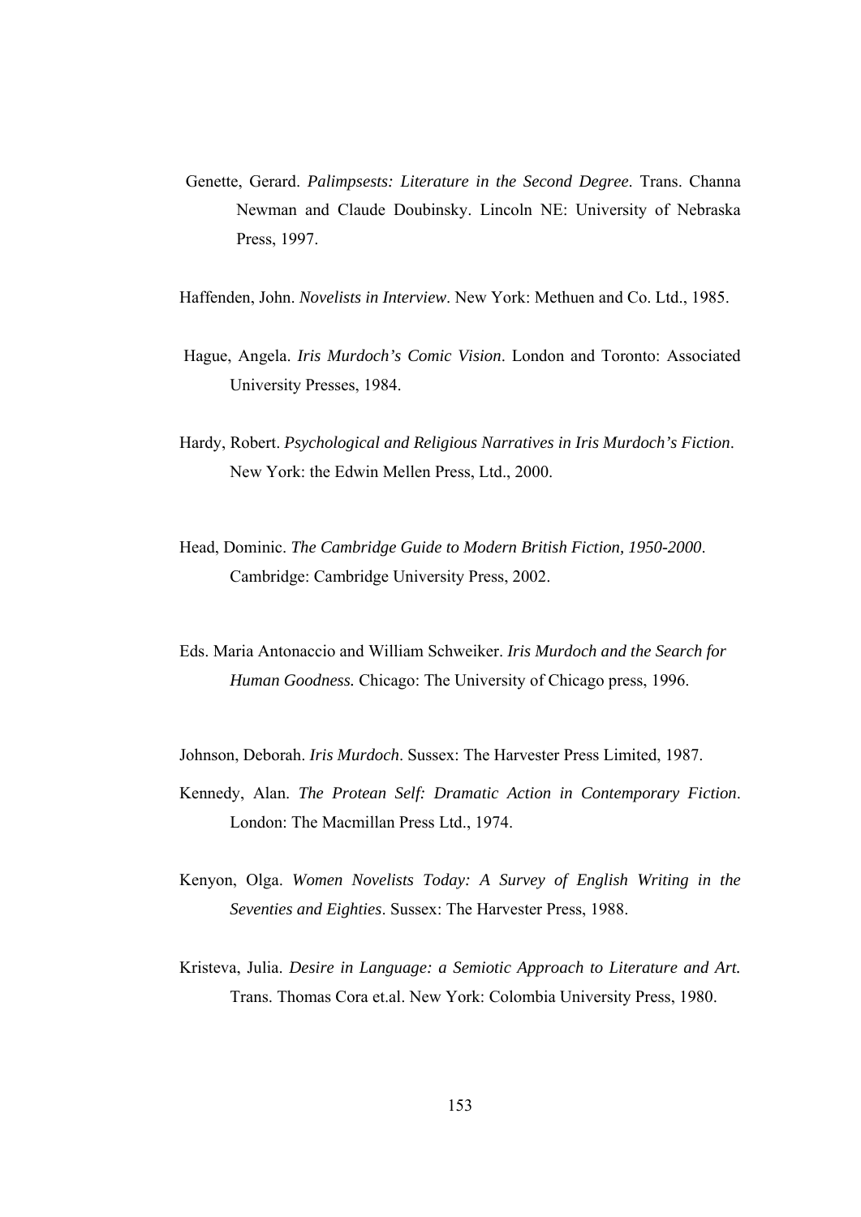Genette, Gerard. *Palimpsests: Literature in the Second Degree*. Trans. Channa Newman and Claude Doubinsky. Lincoln NE: University of Nebraska Press, 1997.

Haffenden, John. *Novelists in Interview*. New York: Methuen and Co. Ltd., 1985.

Hague, Angela. *Iris Murdoch's Comic Vision*. London and Toronto: Associated University Presses, 1984.

Hardy, Robert. *Psychological and Religious Narratives in Iris Murdoch's Fiction*. New York: the Edwin Mellen Press, Ltd., 2000.

Head, Dominic. *The Cambridge Guide to Modern British Fiction, 1950-2000*. Cambridge: Cambridge University Press, 2002.

Eds. Maria Antonaccio and William Schweiker. *Iris Murdoch and the Search for Human Goodness.* Chicago: The University of Chicago press, 1996.

Johnson, Deborah. *Iris Murdoch*. Sussex: The Harvester Press Limited, 1987.

Kennedy, Alan. *The Protean Self: Dramatic Action in Contemporary Fiction*. London: The Macmillan Press Ltd., 1974.

Kenyon, Olga. *Women Novelists Today: A Survey of English Writing in the Seventies and Eighties*. Sussex: The Harvester Press, 1988.

Kristeva, Julia. *Desire in Language: a Semiotic Approach to Literature and Art.* Trans. Thomas Cora et.al. New York: Colombia University Press, 1980.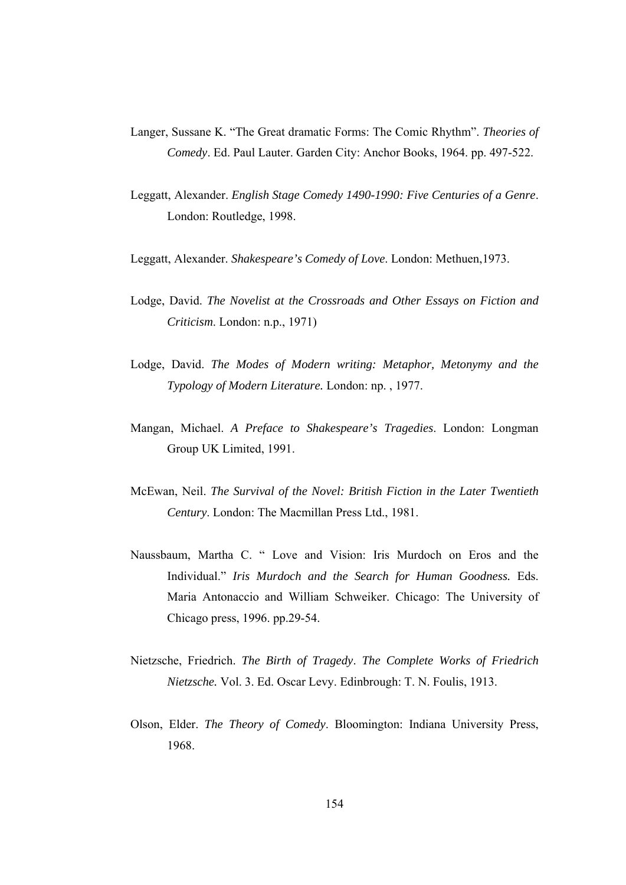Langer, Sussane K. "The Great dramatic Forms: The Comic Rhythm". *Theories of Comedy*. Ed. Paul Lauter. Garden City: Anchor Books, 1964. pp. 497-522.

Leggatt, Alexander. *English Stage Comedy 1490-1990: Five Centuries of a Genre*. London: Routledge, 1998.

Leggatt, Alexander. *Shakespeare's Comedy of Love*. London: Methuen,1973.

Lodge, David. *The Novelist at the Crossroads and Other Essays on Fiction and Criticism*. London: n.p., 1971)

Lodge, David. *The Modes of Modern writing: Metaphor, Metonymy and the Typology of Modern Literature.* London: np. , 1977.

Mangan, Michael. *A Preface to Shakespeare's Tragedies*. London: Longman Group UK Limited, 1991.

McEwan, Neil. *The Survival of the Novel: British Fiction in the Later Twentieth Century*. London: The Macmillan Press Ltd., 1981.

Naussbaum, Martha C. " Love and Vision: Iris Murdoch on Eros and the Individual." *Iris Murdoch and the Search for Human Goodness.* Eds. Maria Antonaccio and William Schweiker. Chicago: The University of Chicago press, 1996. pp.29-54.

Nietzsche, Friedrich. *The Birth of Tragedy*. *The Complete Works of Friedrich Nietzsche.* Vol. 3. Ed. Oscar Levy. Edinbrough: T. N. Foulis, 1913.

Olson, Elder. *The Theory of Comedy*. Bloomington: Indiana University Press, 1968.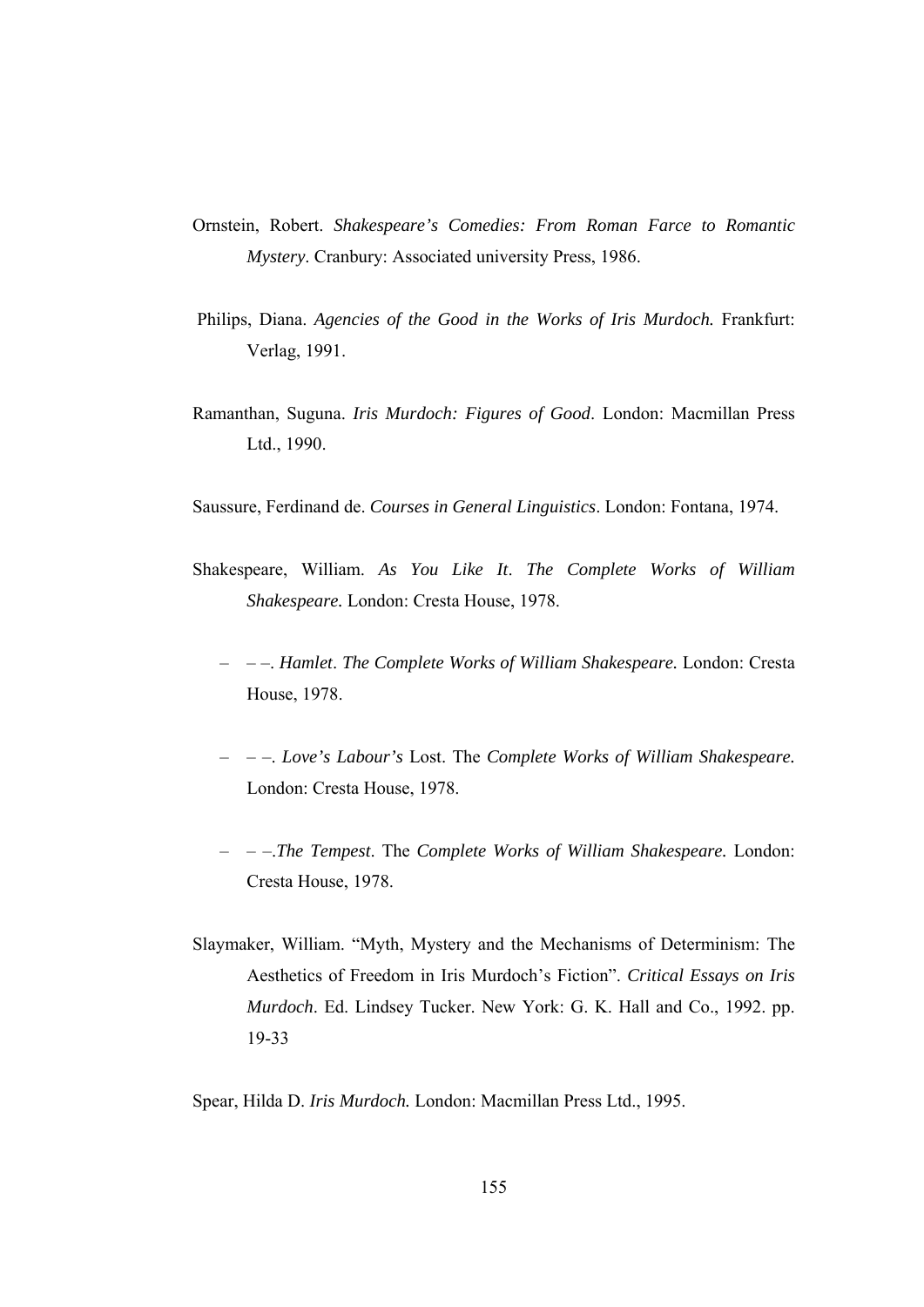Ornstein, Robert. *Shakespeare's Comedies: From Roman Farce to Romantic Mystery*. Cranbury: Associated university Press, 1986.

Philips, Diana. *Agencies of the Good in the Works of Iris Murdoch.* Frankfurt: Verlag, 1991.

Ramanthan, Suguna. *Iris Murdoch: Figures of Good*. London: Macmillan Press Ltd., 1990.

Saussure, Ferdinand de. *Courses in General Linguistics*. London: Fontana, 1974.

Shakespeare, William. *As You Like It*. *The Complete Works of William Shakespeare.* London: Cresta House, 1978.

– – –. *Hamlet*. *The Complete Works of William Shakespeare.* London: Cresta House, 1978.

– – –. *Love's Labour's* Lost. The *Complete Works of William Shakespeare.* London: Cresta House, 1978.

– – –.*The Tempest*. The *Complete Works of William Shakespeare.* London: Cresta House, 1978.

Slaymaker, William. "Myth, Mystery and the Mechanisms of Determinism: The Aesthetics of Freedom in Iris Murdoch's Fiction". *Critical Essays on Iris Murdoch*. Ed. Lindsey Tucker. New York: G. K. Hall and Co., 1992. pp. 19-33

Spear, Hilda D. *Iris Murdoch.* London: Macmillan Press Ltd., 1995.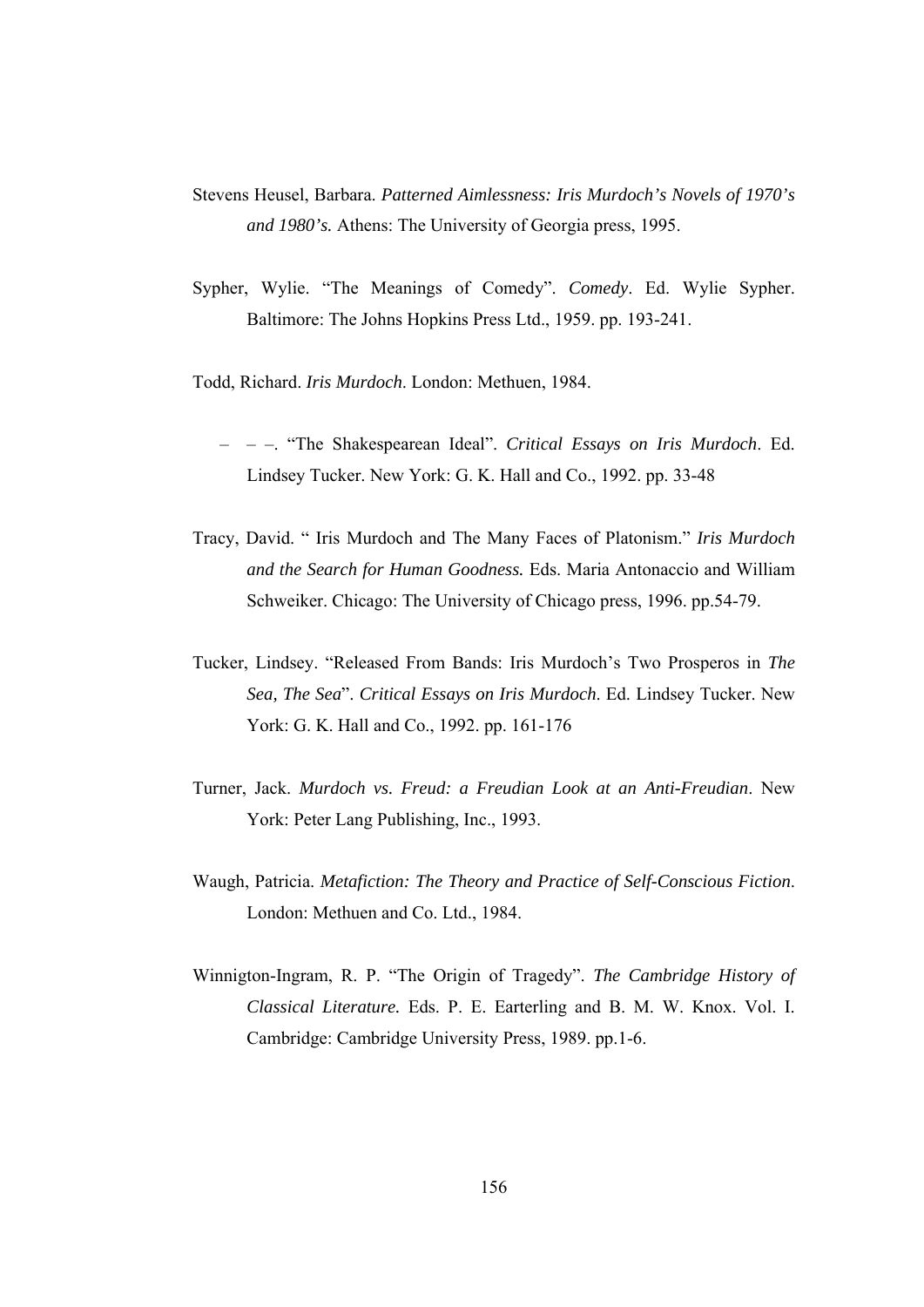Stevens Heusel, Barbara. *Patterned Aimlessness: Iris Murdoch's Novels of 1970's and 1980's.* Athens: The University of Georgia press, 1995.

Sypher, Wylie. "The Meanings of Comedy". *Comedy*. Ed. Wylie Sypher. Baltimore: The Johns Hopkins Press Ltd., 1959. pp. 193-241.

Todd, Richard. *Iris Murdoch*. London: Methuen, 1984.

– – –. "The Shakespearean Ideal". *Critical Essays on Iris Murdoch*. Ed. Lindsey Tucker. New York: G. K. Hall and Co., 1992. pp. 33-48

Tracy, David. " Iris Murdoch and The Many Faces of Platonism." *Iris Murdoch and the Search for Human Goodness.* Eds. Maria Antonaccio and William Schweiker. Chicago: The University of Chicago press, 1996. pp.54-79.

Tucker, Lindsey. "Released From Bands: Iris Murdoch's Two Prosperos in *The Sea, The Sea*". *Critical Essays on Iris Murdoch*. Ed. Lindsey Tucker. New York: G. K. Hall and Co., 1992. pp. 161-176

Turner, Jack. *Murdoch vs. Freud: a Freudian Look at an Anti-Freudian*. New York: Peter Lang Publishing, Inc., 1993.

Waugh, Patricia. *Metafiction: The Theory and Practice of Self-Conscious Fiction*. London: Methuen and Co. Ltd., 1984.

Winnigton-Ingram, R. P. "The Origin of Tragedy". *The Cambridge History of Classical Literature.* Eds. P. E. Earterling and B. M. W. Knox. Vol. I. Cambridge: Cambridge University Press, 1989. pp.1-6.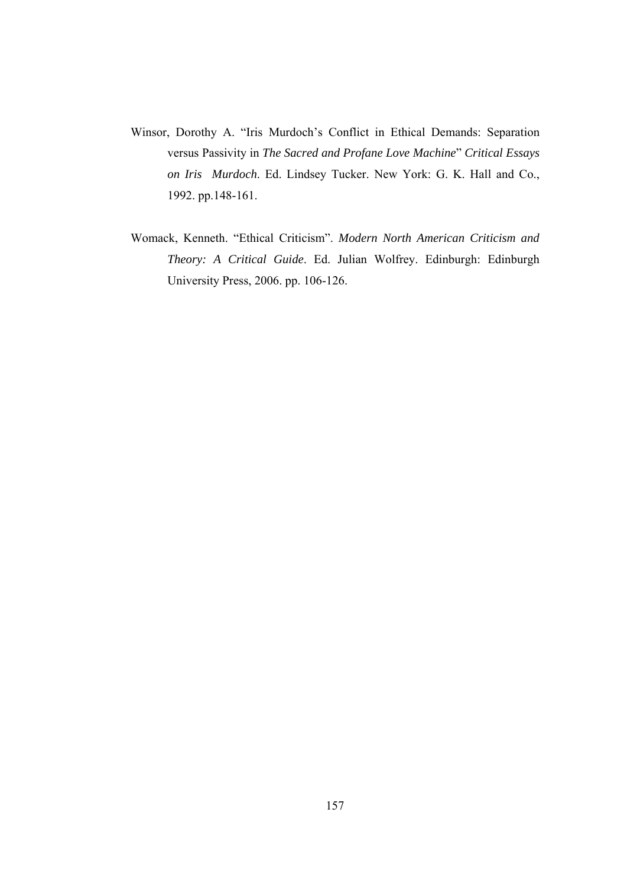Winsor, Dorothy A. "Iris Murdoch's Conflict in Ethical Demands: Separation versus Passivity in *The Sacred and Profane Love Machine*" *Critical Essays on Iris Murdoch*. Ed. Lindsey Tucker. New York: G. K. Hall and Co., 1992. pp.148-161.

Womack, Kenneth. "Ethical Criticism". *Modern North American Criticism and Theory: A Critical Guide*. Ed. Julian Wolfrey. Edinburgh: Edinburgh University Press, 2006. pp. 106-126.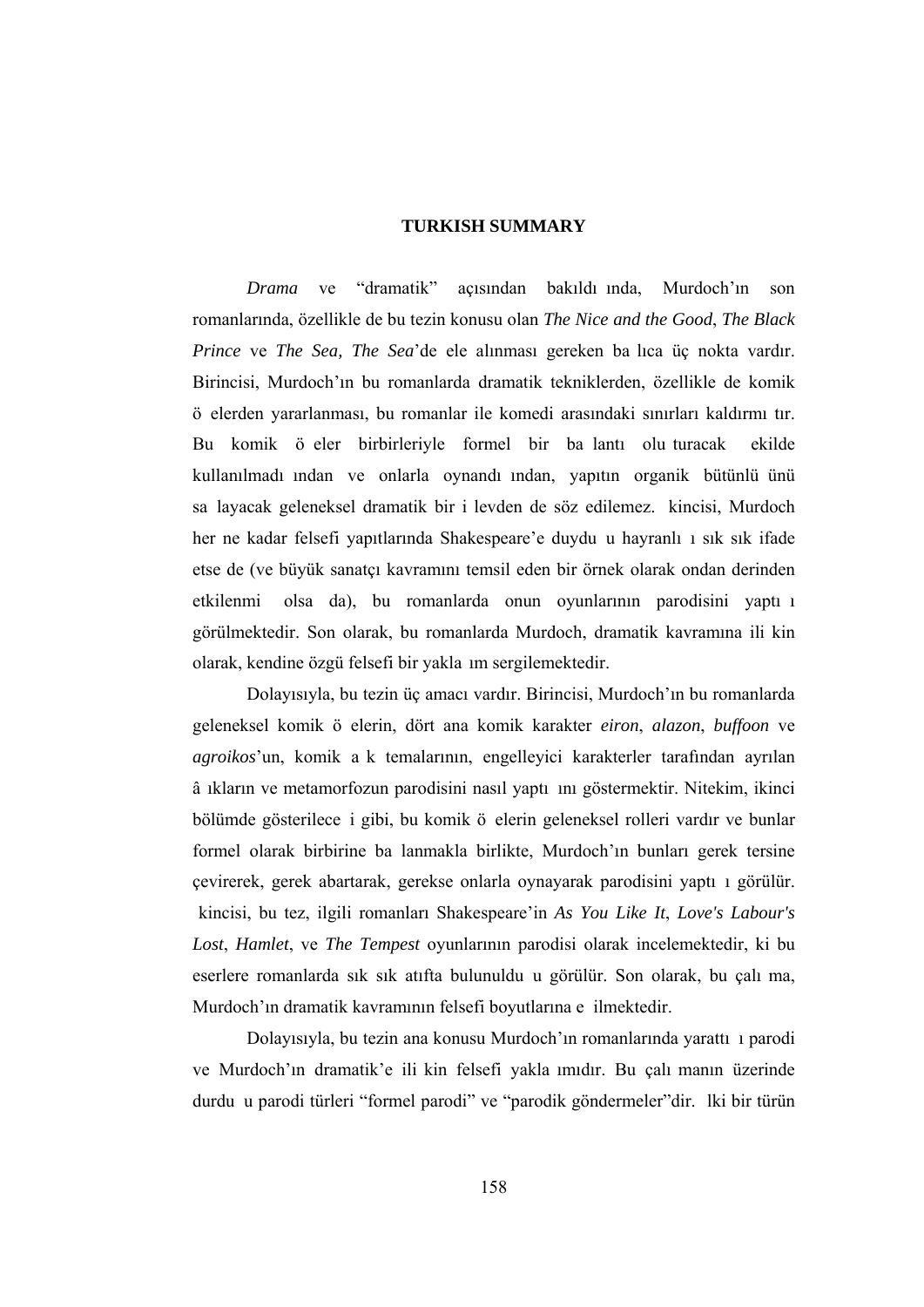**TURKISH SUMMARY**

*Drama* ve "dramatik" açısından bakıldığında, Murdoch'ın son romanlarında, özellikle de bu tezin konusu olan *The Nice and the Good*, *The Black Prince* ve *The Sea, The Sea*'de ele alınması gereken başlıca üç nokta vardır. Birincisi, Murdoch'ın bu romanlarda dramatik tekniklerden, özellikle de komik öğelerden yararlanması, bu romanlar ile komedi arasındaki sınırları kaldırmıştır. Bu komik öğeler birbirleriyle formel bir bağlantı oluşturacak şekilde kullanılmadığından ve onlarla oynandığından, yapıtın organik bütünlüğünü sağlayacak geleneksel dramatik bir işlevden de söz edilemez. İkincisi, Murdoch her ne kadar felsefi yapıtlarında Shakespeare'e duyduğu hayranlığı sık sık ifade etse de (ve büyük sanatçı kavramını temsil eden bir örnek olarak ondan derinden etkilenmiş olsa da), bu romanlarda onun oyunlarının parodisini yaptığı görülmektedir. Son olarak, bu romanlarda Murdoch, dramatik kavramına ilişkin olarak, kendine özgü felsefi bir yaklaşım sergilemektedir.

Dolayısıyla, bu tezin üç amacı vardır. Birincisi, Murdoch'ın bu romanlarda geleneksel komik öğelerin, dört ana komik karakter *eiron*, *alazon*, *buffoon* ve *agroikos*'un, komik aşk temalarının, engelleyici karakterler tarafından ayrılan âşıkların ve metamorfozun parodisini nasıl yaptığını göstermektir. Nitekim, ikinci bölümde gösterileceği gibi, bu komik öğelerin geleneksel rolleri vardır ve bunlar formel olarak birbirine bağlanmakla birlikte, Murdoch'ın bunları gerek tersine çevirerek, gerek abartarak, gerekse onlarla oynayarak parodisini yaptığı görülür. İkincisi, bu tez, ilgili romanları Shakespeare'in *As You Like It*, *Love's Labour's Lost*, *Hamlet*, ve *The Tempest* oyunlarının parodisi olarak incelemektedir, ki bu eserlere romanlarda sık sık atıfta bulunulduğu görülür. Son olarak, bu çalışma, Murdoch'ın dramatik kavramının felsefi boyutlarına eğilmektedir.

Dolayısıyla, bu tezin ana konusu Murdoch'ın romanlarında yarattığı parodi ve Murdoch'ın dramatik'e ilişkin felsefi yaklaşımıdır. Bu çalışmanın üzerinde durduğu parodi türleri "formel parodi" ve "parodik göndermeler"dir. İlki bir türün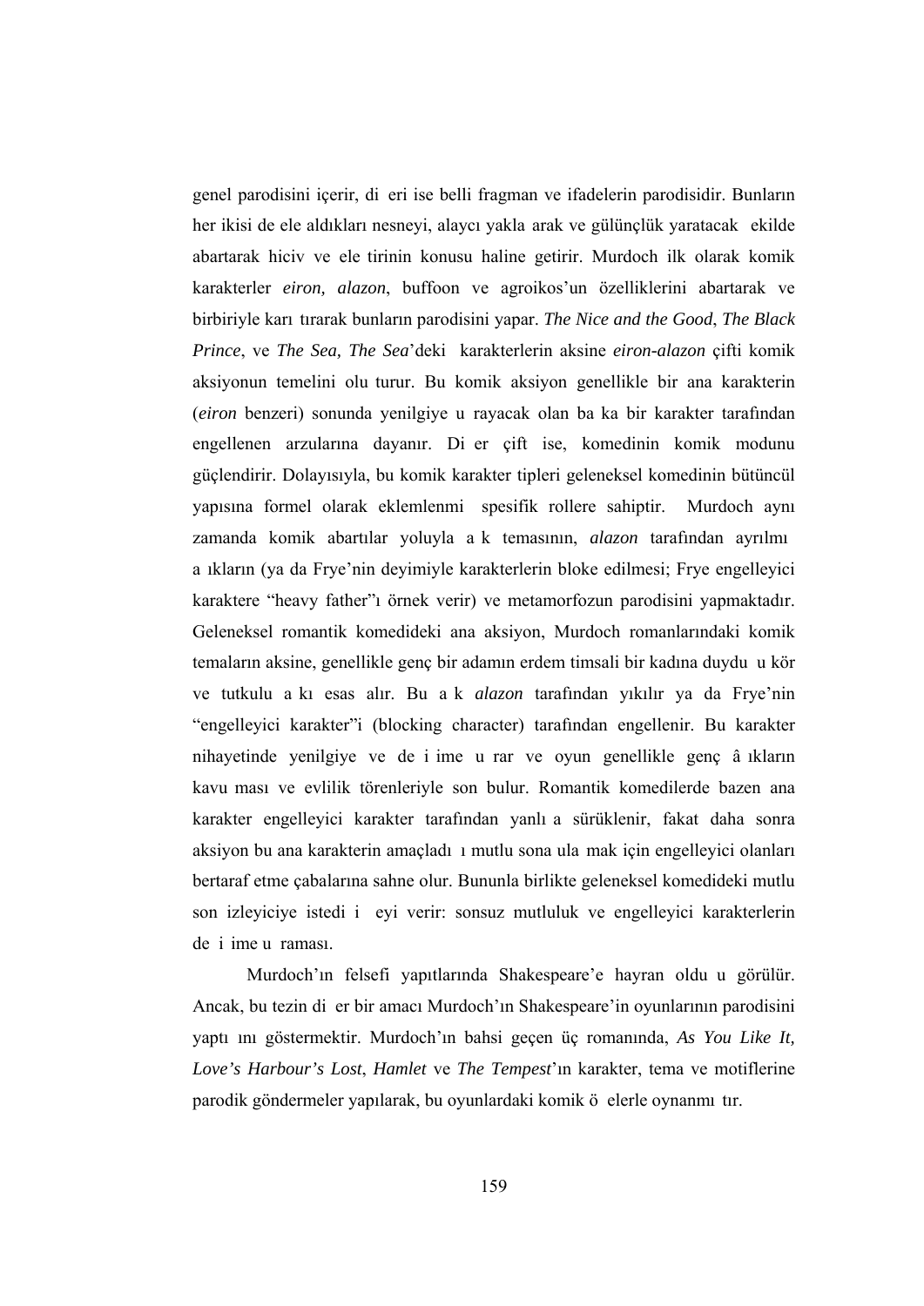genel parodisini içerir, di eri ise belli fragman ve ifadelerin parodisidir. Bunların her ikisi de ele aldıkları nesneyi, alaycı yakla arak ve gülünçlük yaratacak ekilde abartarak hiciv ve ele tirinin konusu haline getirir. Murdoch ilk olarak komik karakterler *eiron, alazon*, buffoon ve agroikos'un özelliklerini abartarak ve birbiriyle karı tırarak bunların parodisini yapar. *The Nice and the Good*, *The Black Prince*, ve *The Sea, The Sea*'deki karakterlerin aksine *eiron-alazon* çifti komik aksiyonun temelini olu turur. Bu komik aksiyon genellikle bir ana karakterin (*eiron* benzeri) sonunda yenilgiye u rayacak olan ba ka bir karakter tarafından engellenen arzularına dayanır. Di er çift ise, komedinin komik modunu güçlendirir. Dolayısıyla, bu komik karakter tipleri geleneksel komedinin bütüncül yapısına formel olarak eklemlenmi spesifik rollere sahiptir. Murdoch aynı zamanda komik abartılar yoluyla a k temasının, *alazon* tarafından ayrılmı a ıkların (ya da Frye'nin deyimiyle karakterlerin bloke edilmesi; Frye engelleyici karaktere "heavy father"ı örnek verir) ve metamorfozun parodisini yapmaktadır. Geleneksel romantik komedideki ana aksiyon, Murdoch romanlarındaki komik temaların aksine, genellikle genç bir adamın erdem timsali bir kadına duydu u kör ve tutkulu a kı esas alır. Bu a k *alazon* tarafından yıkılır ya da Frye'nin "engelleyici karakter"i (blocking character) tarafından engellenir. Bu karakter nihayetinde yenilgiye ve de i ime u rar ve oyun genellikle genç â ıkların kavu ması ve evlilik törenleriyle son bulur. Romantik komedilerde bazen ana karakter engelleyici karakter tarafından yanlı a sürüklenir, fakat daha sonra aksiyon bu ana karakterin amaçladı ı mutlu sona ula mak için engelleyici olanları bertaraf etme çabalarına sahne olur. Bununla birlikte geleneksel komedideki mutlu son izleyiciye istedi i eyi verir: sonsuz mutluluk ve engelleyici karakterlerin de i ime u raması.

Murdoch'ın felsefi yapıtlarında Shakespeare'e hayran oldu u görülür. Ancak, bu tezin di er bir amacı Murdoch'ın Shakespeare'in oyunlarının parodisini yaptı ını göstermektir. Murdoch'ın bahsi geçen üç romanında, *As You Like It, Love's Harbour's Lost*, *Hamlet* ve *The Tempest*'ın karakter, tema ve motiflerine parodik göndermeler yapılarak, bu oyunlardaki komik ö elerle oynanmı tır.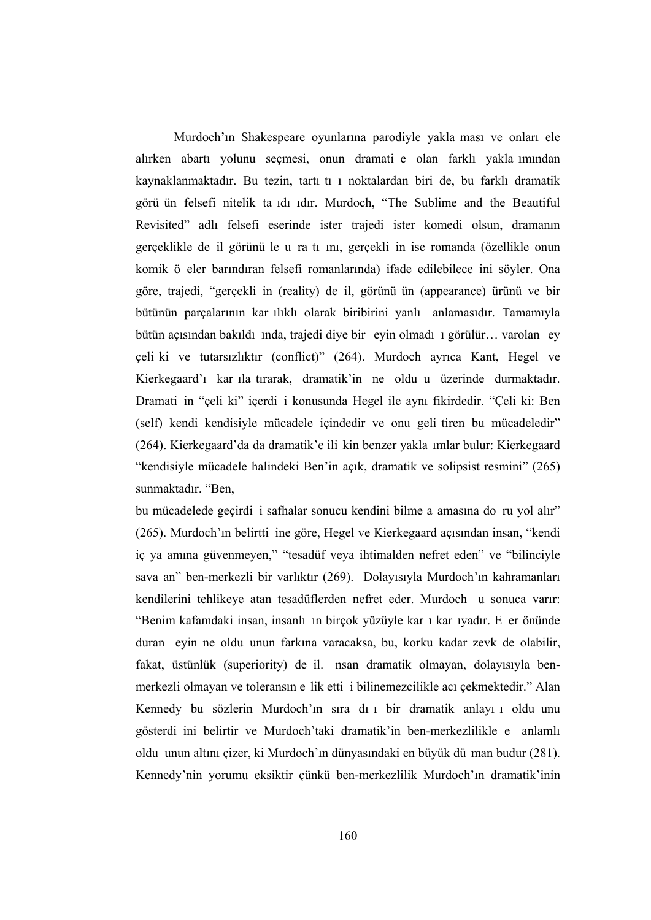Murdoch'ın Shakespeare oyunlarına parodiyle yaklaşması ve onları ele alırken abartı yolunu seçmesi, onun dramatiğe olan farklı yaklaşımından kaynaklanmaktadır. Bu tezin, tartıştığı noktalardan biri de, bu farklı dramatik görüşün felsefi nitelik taşıdığıdır. Murdoch, "The Sublime and the Beautiful Revisited" adlı felsefi eserinde ister trajedi ister komedi olsun, dramanın gerçeklikle değil görünüşle uğraştığını, gerçekliğin ise romanda (özellikle onun komik öğeler barındıran felsefi romanlarında) ifade edilebileceğini söyler. Ona göre, trajedi, "gerçekliğin (reality) değil, görünüşün (appearance) ürünü ve bir bütünün parçalarının karşılıklı olarak biribirini yanlış anlamasıdır. Tamamıyla bütün açısından bakıldığında, trajedi diye bir şeyin olmadığı görülür… varolan şey çelişki ve tutarsızlıktır (conflict)" (264). Murdoch ayrıca Kant, Hegel ve Kierkegaard'ı karşılaştırarak, dramatik'in ne olduğu üzerinde durmaktadır. Dramatiğin "çelişki" içerdiği konusunda Hegel ile aynı fikirdedir. "Çelişki: Ben (self) kendi kendisiyle mücadele içindedir ve onu geliştiren bu mücadeledir" (264). Kierkegaard'da da dramatik'e ilişkin benzer yaklaşımlar bulur: Kierkegaard "kendisiyle mücadele halindeki Ben'in açık, dramatik ve solipsist resmini" (265) sunmaktadır. "Ben, bu mücadelede geçirdiği safhalar sonucu kendini bilme aşamasına doğru yol alır" (265). Murdoch'ın belirttiğine göre, Hegel ve Kierkegaard açısından insan, "kendi iç yaşamına güvenmeyen," "tesadüf veya ihtimalden nefret eden" ve "bilinciyle savaşan" ben-merkezli bir varlıktır (269). Dolayısıyla Murdoch'ın kahramanları kendilerini tehlikeye atan tesadüflerden nefret eder. Murdoch şu sonuca varır: "Benim kafamdaki insan, insanlığın birçok yüzüyle karşı karşıyadır. Eğer önünde duran şeyin ne olduğunun farkına varacaksa, bu, korku kadar zevk de olabilir, fakat, üstünlük (superiority) değil. İnsan dramatik olmayan, dolayısıyla ben-merkezli olmayan ve toleransın eşlik ettiği bilinemezcilikle acı çekmektedir." Alan Kennedy bu sözlerin Murdoch'ın sıra dışı bir dramatik anlayışı olduğunu gösterdiğini belirtir ve Murdoch'taki dramatik'in ben-merkezlilikle eş anlamlı olduğunun altını çizer, ki Murdoch'ın dünyasındaki en büyük düşman budur (281). Kennedy'nin yorumu eksiktir çünkü ben-merkezlilik Murdoch'ın dramatik'inin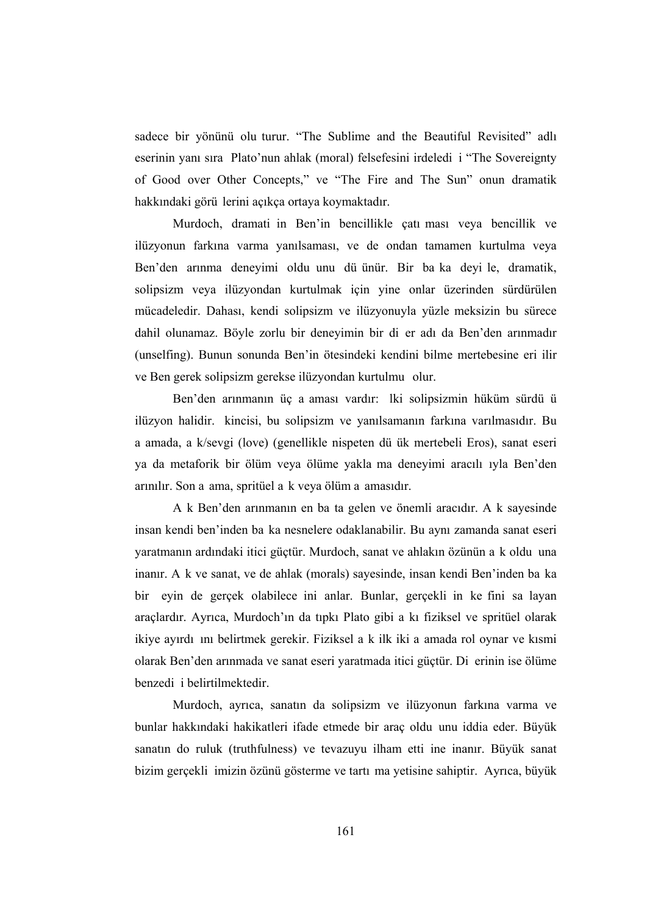sadece bir yönünü oluşturur. “The Sublime and the Beautiful Revisited” adlı eserinin yanı sıra Plato'nun ahlak (moral) felsefesini irdelediği “The Sovereignty of Good over Other Concepts,” ve “The Fire and The Sun” onun dramatik hakkındaki görüşlerini açıkça ortaya koymaktadır.

Murdoch, dramatiğin Ben'in bencillikle çatışması veya bencillik ve ilüzyonun farkına varma yanılsaması, ve de ondan tamamen kurtulma veya Ben'den arınma deneyimi olduğunu düşünür. Bir başka deyişle, dramatik, solipsizm veya ilüzyondan kurtulmak için yine onlar üzerinden sürdürülen mücadeledir. Dahası, kendi solipsizm ve ilüzyonuyla yüzleşmeksizin bu sürece dahil olunamaz. Böyle zorlu bir deneyimin bir diğer adı da Ben'den arınmadır (unselfing). Bunun sonunda Ben'in ötesindeki kendini bilme mertebesine erişilir ve Ben gerek solipsizm gerekse ilüzyondan kurtulmuş olur.

Ben'den arınmanın üç aşaması vardır: İlki solipsizmin hüküm sürdüğü ilüzyon halidir. İkincisi, bu solipsizm ve yanılsamanın farkına varılmasıdır. Bu aşamada, aşk/sevgi (love) (genellikle nispeten düşük mertebeli Eros), sanat eseri ya da metaforik bir ölüm veya ölüme yaklaşma deneyimi aracılığıyla Ben'den arınılır. Son aşama, spritüel aşk veya ölüm aşamasıdır.

Aşk Ben'den arınmanın en başta gelen ve önemli aracıdır. Aşk sayesinde insan kendi ben'inden başka nesnelere odaklanabilir. Bu aynı zamanda sanat eseri yaratmanın ardındaki itici güçtür. Murdoch, sanat ve ahlakın özünün aşk olduğuna inanır. Aşk ve sanat, ve de ahlak (morals) sayesinde, insan kendi Ben'inden başka bir şeyin de gerçek olabileceğini anlar. Bunlar, gerçekliğin keşfini sağlayan araçlardır. Ayrıca, Murdoch'ın da tıpkı Plato gibi aşkı fiziksel ve spritüel olarak ikiye ayırdığını belirtmek gerekir. Fiziksel aşk ilk iki aşamada rol oynar ve kısmi olarak Ben'den arınmada ve sanat eseri yaratmada itici güçtür. Diğerinin ise ölüme benzediği belirtilmektedir.

Murdoch, ayrıca, sanatın da solipsizm ve ilüzyonun farkına varma ve bunlar hakkındaki hakikatleri ifade etmede bir araç olduğunu iddia eder. Büyük sanatın doğruluk (truthfulness) ve tevazuyu ilham ettiğine inanır. Büyük sanat bizim gerçekliğimizin özünü gösterme ve tartışma yetisine sahiptir. Ayrıca, büyük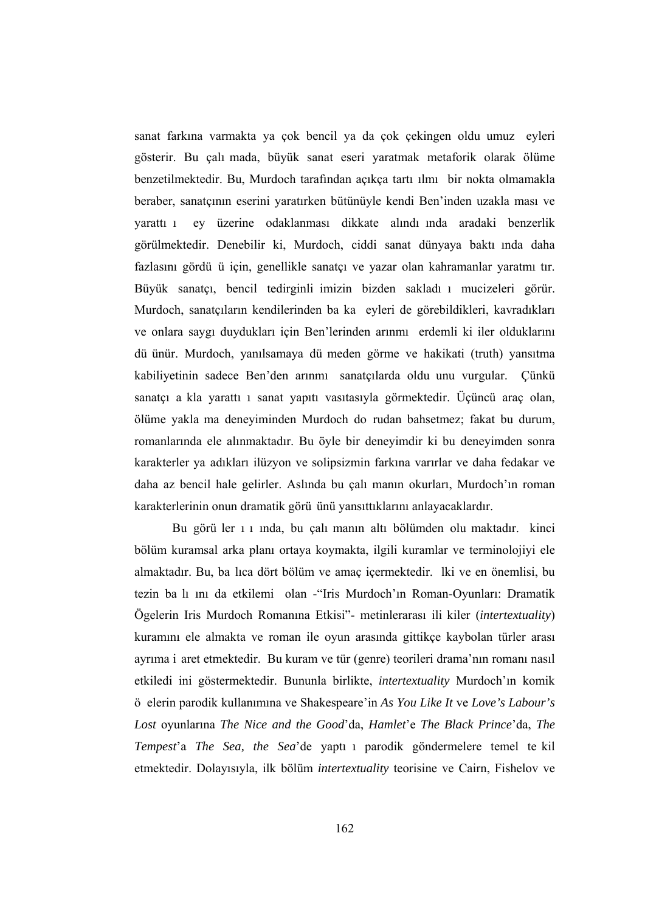sanat farkına varmakta ya çok bencil ya da çok çekingen oldu umuz eyleri gösterir. Bu çalı mada, büyük sanat eseri yaratmak metaforik olarak ölüme benzetilmektedir. Bu, Murdoch tarafından açıkça tartı ılmı bir nokta olmamakla beraber, sanatçının eserini yaratırken bütünüyle kendi Ben'inden uzakla ması ve yarattı ı ey üzerine odaklanması dikkate alındı ında aradaki benzerlik görülmektedir. Denebilir ki, Murdoch, ciddi sanat dünyaya baktı ında daha fazlasını gördü ü için, genellikle sanatçı ve yazar olan kahramanlar yaratmı tır. Büyük sanatçı, bencil tedirginli imizin bizden sakladı ı mucizeleri görür. Murdoch, sanatçıların kendilerinden ba ka eyleri de görebildikleri, kavradıkları ve onlara saygı duydukları için Ben'lerinden arınmı erdemli ki iler olduklarını dü ünür. Murdoch, yanılsamaya dü meden görme ve hakikati (truth) yansıtma kabiliyetinin sadece Ben'den arınmı sanatçılarda oldu unu vurgular. Çünkü sanatçı a kla yarattı ı sanat yapıtı vasıtasıyla görmektedir. Üçüncü araç olan, ölüme yakla ma deneyiminden Murdoch do rudan bahsetmez; fakat bu durum, romanlarında ele alınmaktadır. Bu öyle bir deneyimdir ki bu deneyimden sonra karakterler ya adıkları ilüzyon ve solipsizmin farkına varırlar ve daha fedakar ve daha az bencil hale gelirler. Aslında bu çalı manın okurları, Murdoch'ın roman karakterlerinin onun dramatik görü ünü yansıttıklarını anlayacaklardır.

Bu görü ler ı ı ında, bu çalı manın altı bölümden olu maktadır. kinci bölüm kuramsal arka planı ortaya koymakta, ilgili kuramlar ve terminolojiyi ele almaktadır. Bu, ba lıca dört bölüm ve amaç içermektedir. lki ve en önemlisi, bu tezin ba lı ını da etkilemi olan -"Iris Murdoch'ın Roman-Oyunları: Dramatik Ögelerin Iris Murdoch Romanına Etkisi"- metinlerarası ili kiler (*intertextuality*) kuramını ele almakta ve roman ile oyun arasında gittikçe kaybolan türler arası ayrıma i aret etmektedir. Bu kuram ve tür (genre) teorileri drama'nın romanı nasıl etkiledi ini göstermektedir. Bununla birlikte, *intertextuality* Murdoch'ın komik ö elerin parodik kullanımına ve Shakespeare'in *As You Like It* ve *Love's Labour's Lost* oyunlarına *The Nice and the Good*'da, *Hamlet*'e *The Black Prince*'da, *The Tempest*'a *The Sea, the Sea*'de yaptı ı parodik göndermelere temel te kil etmektedir. Dolayısıyla, ilk bölüm *intertextuality* teorisine ve Cairn, Fishelov ve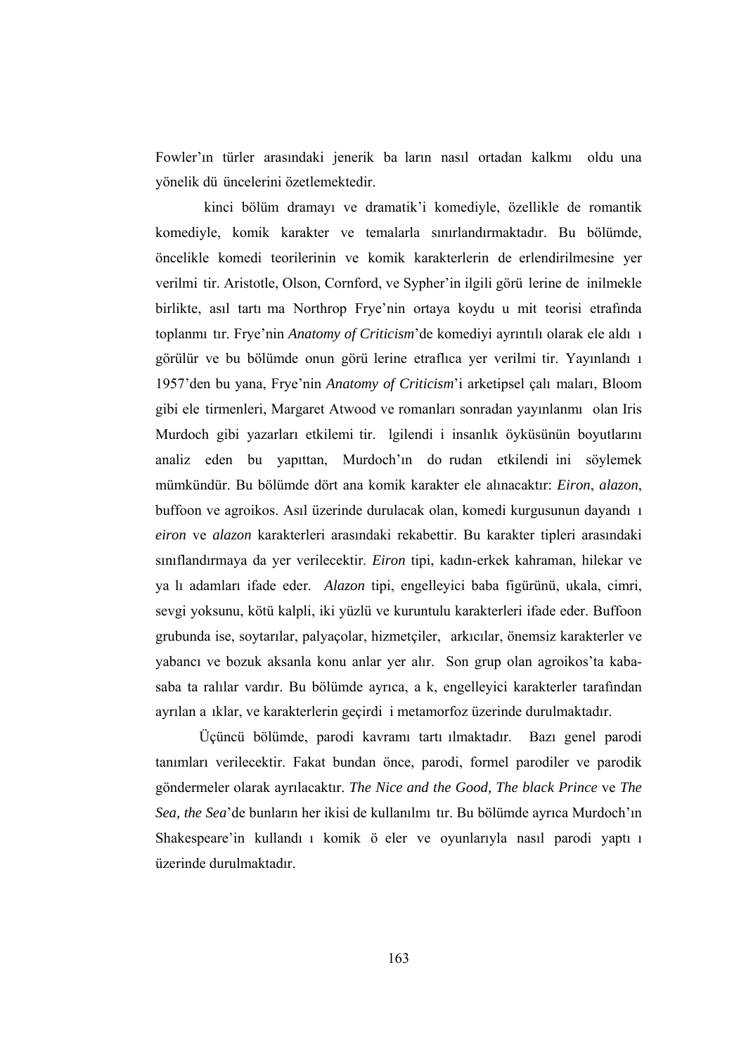Fowler'ın türler arasındaki jenerik ba ların nasıl ortadan kalkmı oldu una yönelik dü üncelerini özetlemektedir.

kinci bölüm dramayı ve dramatik'i komediyle, özellikle de romantik komediyle, komik karakter ve temalarla sınırlandırmaktadır. Bu bölümde, öncelikle komedi teorilerinin ve komik karakterlerin de erlendirilmesine yer verilmi tir. Aristotle, Olson, Cornford, ve Sypher'in ilgili görü lerine de inilmekle birlikte, asıl tartı ma Northrop Frye'nin ortaya koydu u mit teorisi etrafında toplanmı tır. Frye'nin *Anatomy of Criticism*'de komediyi ayrıntılı olarak ele aldı ı görülür ve bu bölümde onun görü lerine etraflıca yer verilmi tir. Yayınlandı ı 1957'den bu yana, Frye'nin *Anatomy of Criticism*'i arketipsel çalı maları, Bloom gibi ele tirmenleri, Margaret Atwood ve romanları sonradan yayınlanmı olan Iris Murdoch gibi yazarları etkilemi tir. lgilendi i insanlık öyküsünün boyutlarını analiz eden bu yapıttan, Murdoch'ın do rudan etkilendi ini söylemek mümkündür. Bu bölümde dört ana komik karakter ele alınacaktır: *Eiron*, *alazon*, buffoon ve agroikos. Asıl üzerinde durulacak olan, komedi kurgusunun dayandı ı *eiron* ve *alazon* karakterleri arasındaki rekabettir. Bu karakter tipleri arasındaki sınıflandırmaya da yer verilecektir. *Eiron* tipi, kadın-erkek kahraman, hilekar ve ya lı adamları ifade eder. *Alazon* tipi, engelleyici baba figürünü, ukala, cimri, sevgi yoksunu, kötü kalpli, iki yüzlü ve kuruntulu karakterleri ifade eder. Buffoon grubunda ise, soytarılar, palyaçolar, hizmetçiler, arkıcılar, önemsiz karakterler ve yabancı ve bozuk aksanla konu anlar yer alır. Son grup olan agroikos'ta kaba-saba ta ralılar vardır. Bu bölümde ayrıca, a k, engelleyici karakterler tarafından ayrılan a ıklar, ve karakterlerin geçirdi i metamorfoz üzerinde durulmaktadır.

Üçüncü bölümde, parodi kavramı tartı ılmaktadır. Bazı genel parodi tanımları verilecektir. Fakat bundan önce, parodi, formel parodiler ve parodik göndermeler olarak ayrılacaktır. *The Nice and the Good, The black Prince* ve *The Sea, the Sea*'de bunların her ikisi de kullanılmı tır. Bu bölümde ayrıca Murdoch'ın Shakespeare'in kullandı ı komik ö eler ve oyunlarıyla nasıl parodi yaptı ı üzerinde durulmaktadır.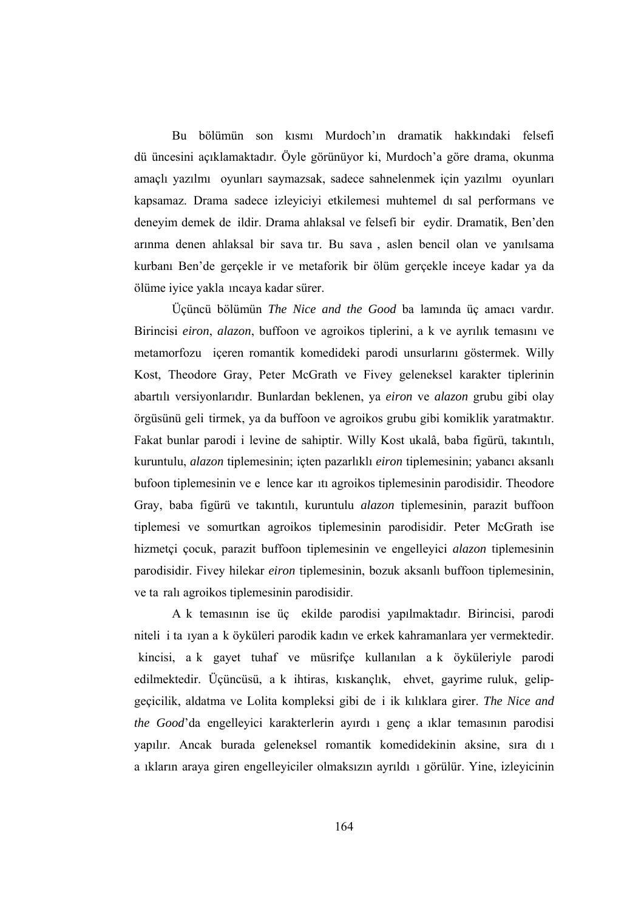Bu bölümün son kısmı Murdoch'ın dramatik hakkındaki felsefi düşüncesini açıklamaktadır. Öyle görünüyor ki, Murdoch'a göre drama, okunma amaçlı yazılmış oyunları saymazsak, sadece sahnelenmek için yazılmış oyunları kapsamaz. Drama sadece izleyiciyi etkilemesi muhtemel dışsal performans ve deneyim demek değildir. Drama ahlaksal ve felsefi bir şeydir. Dramatik, Ben'den arınma denen ahlaksal bir savaştır. Bu savaş, aslen bencil olan ve yanılsama kurbanı Ben'de gerçekleşir ve metaforik bir ölüm gerçekleşinceye kadar ya da ölüme iyice yaklaşıncaya kadar sürer.

Üçüncü bölümün *The Nice and the Good* bağlamında üç amacı vardır. Birincisi *eiron*, *alazon*, buffoon ve agroikos tiplerini, aşk ve ayrılık temasını ve metamorfozu içeren romantik komedideki parodi unsurlarını göstermek. Willy Kost, Theodore Gray, Peter McGrath ve Fivey geleneksel karakter tiplerinin abartılı versiyonlarıdır. Bunlardan beklenen, ya *eiron* ve *alazon* grubu gibi olay örgüsünü geliştirmek, ya da buffoon ve agroikos grubu gibi komiklik yaratmaktır. Fakat bunlar parodi işlevine de sahiptir. Willy Kost ukalâ, baba figürü, takıntılı, kuruntulu, *alazon* tiplemesinin; içten pazarlıklı *eiron* tiplemesinin; yabancı aksanlı bufoon tiplemesinin ve eğlence karşıtı agroikos tiplemesinin parodisidir. Theodore Gray, baba figürü ve takıntılı, kuruntulu *alazon* tiplemesinin, parazit buffoon tiplemesi ve somurtkan agroikos tiplemesinin parodisidir. Peter McGrath ise hizmetçi çocuk, parazit buffoon tiplemesinin ve engelleyici *alazon* tiplemesinin parodisidir. Fivey hilekar *eiron* tiplemesinin, bozuk aksanlı buffoon tiplemesinin, ve taşralı agroikos tiplemesinin parodisidir.

Aşk temasının ise üç şekilde parodisi yapılmaktadır. Birincisi, parodi niteliği taşıyan aşk öyküleri parodik kadın ve erkek kahramanlara yer vermektedir. İkincisi, aşk gayet tuhaf ve müsrifçe kullanılan aşk öyküleriyle parodi edilmektedir. Üçüncüsü, aşk ihtiras, kıskançlık, şehvet, gayrimeşruluk, gelip-geçicilik, aldatma ve Lolita kompleksi gibi değişik kılıklara girer. *The Nice and the Good*'da engelleyici karakterlerin ayırdığı genç aşıklar temasının parodisi yapılır. Ancak burada geleneksel romantik komedidekinin aksine, sıra dışı aşıkların araya giren engelleyiciler olmaksızın ayrıldığı görülür. Yine, izleyicinin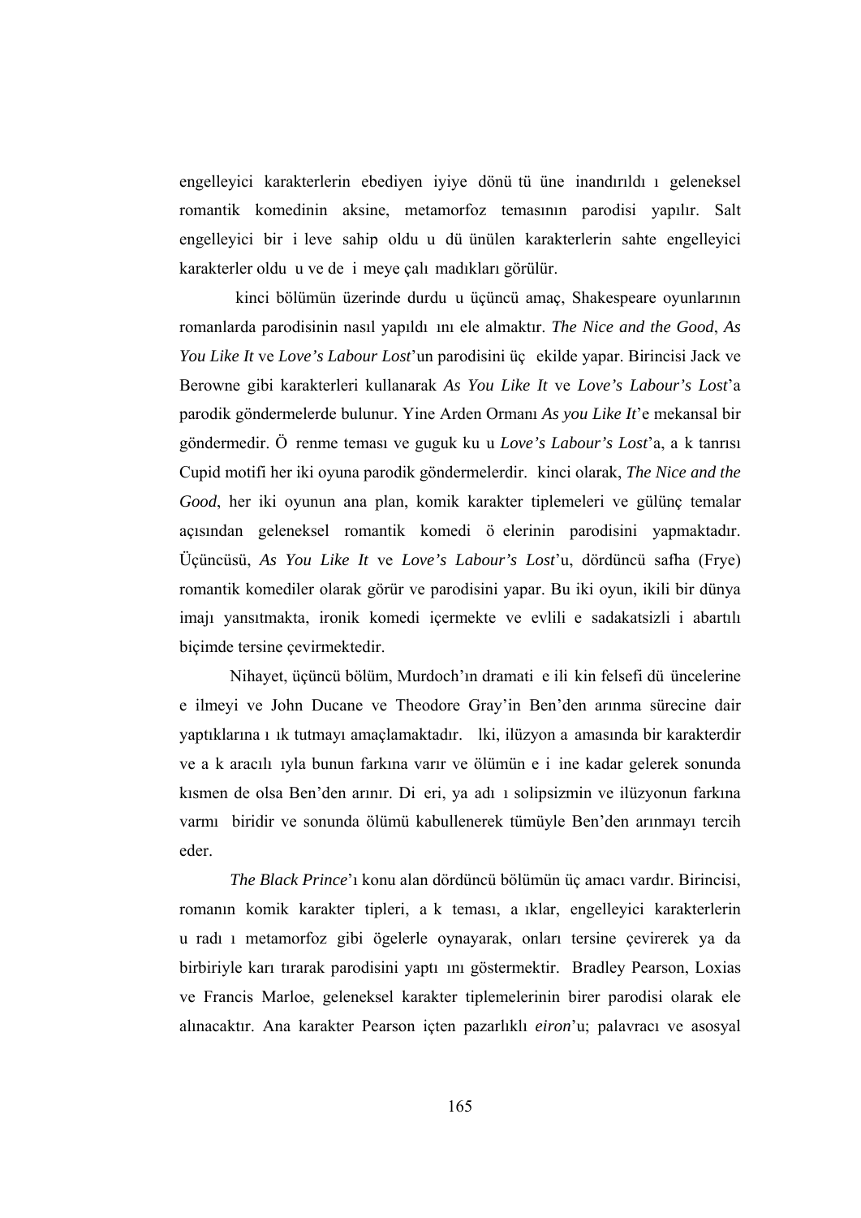engelleyici karakterlerin ebediyen iyiye dönüşümüne inandırıldığı geleneksel romantik komedinin aksine, metamorfoz temasının parodisi yapılır. Salt engelleyici bir işleve sahip olduğu düşünülen karakterlerin sahte engelleyici karakterler olduğu ve değişmeye çalışmadıkları görülür.

İkinci bölümün üzerinde durduğu üçüncü amaç, Shakespeare oyunlarının romanlarda parodisinin nasıl yapıldığını ele almaktır. *The Nice and the Good*, *As You Like It* ve *Love's Labour Lost*'un parodisini üç şekilde yapar. Birincisi Jack ve Berowne gibi karakterleri kullanarak *As You Like It* ve *Love's Labour's Lost*'a parodik göndermelerde bulunur. Yine Arden Ormanı *As you Like It*'e mekansal bir göndermedir. Öğrenme teması ve guguk kuşu *Love's Labour's Lost*'a, aşk tanrısı Cupid motifi her iki oyuna parodik göndermelerdir. İkinci olarak, *The Nice and the Good*, her iki oyunun ana plan, komik karakter tiplemeleri ve gülünç temalar açısından geleneksel romantik komedi öğelerinin parodisini yapmaktadır. Üçüncüsü, *As You Like It* ve *Love's Labour's Lost*'u, dördüncü safha (Frye) romantik komediler olarak görür ve parodisini yapar. Bu iki oyun, ikili bir dünya imajı yansıtmakta, ironik komedi içermekte ve evliliğe sadakatsizliği abartılı biçimde tersine çevirmektedir.

Nihayet, üçüncü bölüm, Murdoch'ın dramatiğe ilişkin felsefi düşüncelerine eğilmeyi ve John Ducane ve Theodore Gray'in Ben'den arınma sürecine dair yaptıklarına ışık tutmayı amaçlamaktadır. İlki, ilüzyon aşamasında bir karakterdir ve aşk aracılığıyla bunun farkına varır ve ölümün eşiğine kadar gelerek sonunda kısmen de olsa Ben'den arınır. Diğeri, yaşadığı solipsizmin ve ilüzyonun farkına varmış biridir ve sonunda ölümü kabullenerek tümüyle Ben'den arınmayı tercih eder.

*The Black Prince*'ı konu alan dördüncü bölümün üç amacı vardır. Birincisi, romanın komik karakter tipleri, aşk teması, aşıklar, engelleyici karakterlerin uğradığı metamorfoz gibi ögelerle oynayarak, onları tersine çevirerek ya da birbiriyle karıştırarak parodisini yaptığını göstermektir. Bradley Pearson, Loxias ve Francis Marloe, geleneksel karakter tiplemelerinin birer parodisi olarak ele alınacaktır. Ana karakter Pearson içten pazarlıklı *eiron*'u; palavracı ve asosyal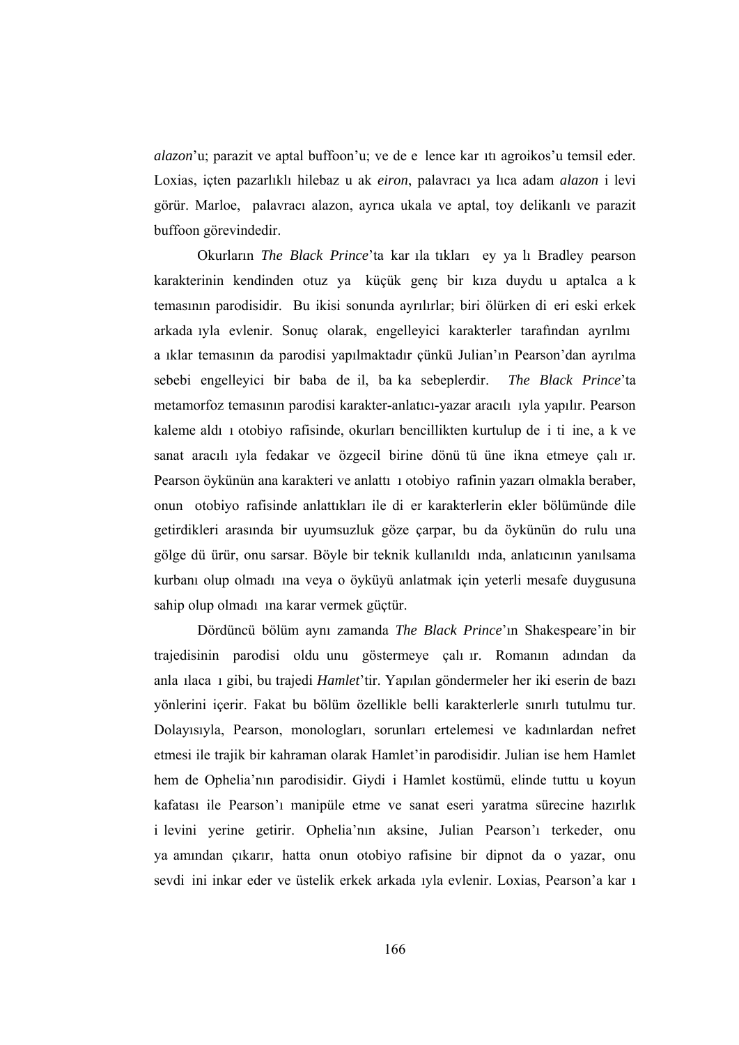*alazon*'u; parazit ve aptal buffoon'u; ve de eğlence karşıtı agroikos'u temsil eder. Loxias, içten pazarlıklı hilebaz uşak *eiron*, palavracı yaşlıca adam *alazon* işlevi görür. Marloe, palavracı alazon, ayrıca ukala ve aptal, toy delikanlı ve parazit buffoon görevindedir.

Okurların *The Black Prince*'ta karşılaştıkları şey yaşlı Bradley pearson karakterinin kendinden otuz yaş küçük genç bir kıza duyduğu aptalca aşk temasının parodisidir. Bu ikisi sonunda ayrılırlar; biri ölürken diğeri eski erkek arkadaşıyla evlenir. Sonuç olarak, engelleyici karakterler tarafından ayrılmış aşıklar temasının da parodisi yapılmaktadır çünkü Julian'ın Pearson'dan ayrılma sebebi engelleyici bir baba değil, başka sebeplerdir. *The Black Prince*'ta metamorfoz temasının parodisi karakter-anlatıcı-yazar aracılığıyla yapılır. Pearson kaleme aldığı otobiyografisinde, okurları bencillikten kurtulup değiştiğine, aşk ve sanat aracılığıyla fedakar ve özgecil birine dönüştüğüne ikna etmeye çalışır. Pearson öykünün ana karakteri ve anlattığı otobiyografinin yazarı olmakla beraber, onun otobiyografisinde anlattıkları ile diğer karakterlerin ekler bölümünde dile getirdikleri arasında bir uyumsuzluk göze çarpar, bu da öykünün doğruluğuna gölge düşürür, onu sarsar. Böyle bir teknik kullanıldığında, anlatıcının yanılsama kurbanı olup olmadığına veya o öyküyü anlatmak için yeterli mesafe duygusuna sahip olup olmadığına karar vermek güçtür.

Dördüncü bölüm aynı zamanda *The Black Prince*'ın Shakespeare'in bir trajedisinin parodisi olduğunu göstermeye çalışır. Romanın adından da anlaşılacağı gibi, bu trajedi *Hamlet*'tir. Yapılan göndermeler her iki eserin de bazı yönlerini içerir. Fakat bu bölüm özellikle belli karakterlerle sınırlı tutulmuştur. Dolayısıyla, Pearson, monologları, sorunları ertelemesi ve kadınlardan nefret etmesi ile trajik bir kahraman olarak Hamlet'in parodisidir. Julian ise hem Hamlet hem de Ophelia'nın parodisidir. Giydiği Hamlet kostümü, elinde tuttuğu koyun kafatası ile Pearson'ı manipüle etme ve sanat eseri yaratma sürecine hazırlık işlevini yerine getirir. Ophelia'nın aksine, Julian Pearson'ı terkeder, onu yaşamından çıkarır, hatta onun otobiyografisine bir dipnot da o yazar, onu sevdiğini inkar eder ve üstelik erkek arkadaşıyla evlenir. Loxias, Pearson'a karşı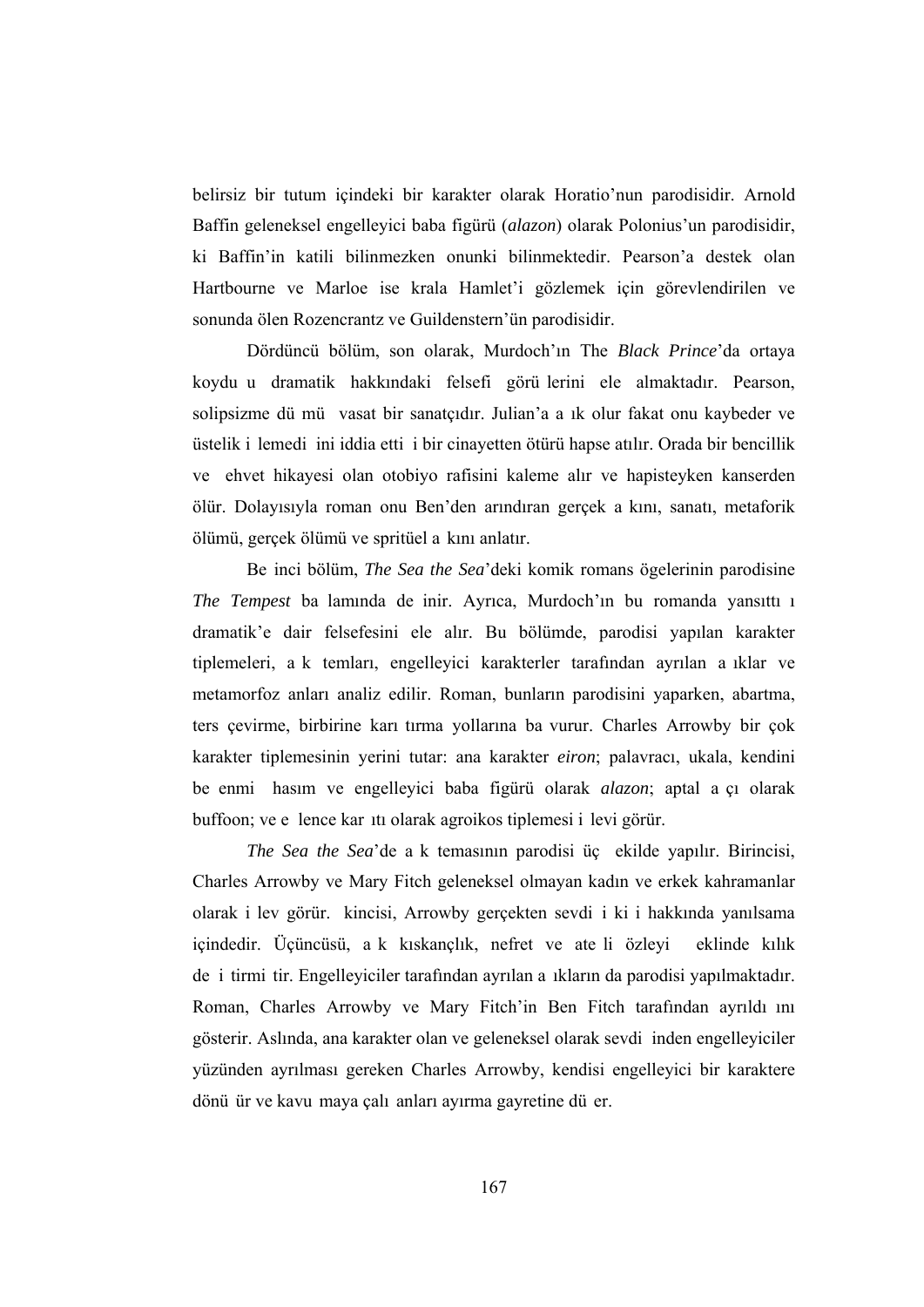belirsiz bir tutum içindeki bir karakter olarak Horatio'nun parodisidir. Arnold Baffin geleneksel engelleyici baba figürü (*alazon*) olarak Polonius'un parodisidir, ki Baffin'in katili bilinmezken onunki bilinmektedir. Pearson'a destek olan Hartbourne ve Marloe ise krala Hamlet'i gözlemek için görevlendirilen ve sonunda ölen Rozencrantz ve Guildenstern'ün parodisidir.

Dördüncü bölüm, son olarak, Murdoch'ın The *Black Prince*'da ortaya koyduğu dramatik hakkındaki felsefi görüşlerini ele almaktadır. Pearson, solipsizme düşmüş vasat bir sanatçıdır. Julian'a aşık olur fakat onu kaybeder ve üstelik işlemediğini iddia ettiği bir cinayetten ötürü hapse atılır. Orada bir bencillik ve şehvet hikayesi olan otobiyografisini kaleme alır ve hapisteyken kanserden ölür. Dolayısıyla roman onu Ben'den arındıran gerçek aşkını, sanatı, metaforik ölümü, gerçek ölümü ve spritüel aşkını anlatır.

Beşinci bölüm, *The Sea the Sea*'deki komik romans ögelerinin parodisine *The Tempest* bağlamında değinir. Ayrıca, Murdoch'ın bu romanda yansıttığı dramatik'e dair felsefesini ele alır. Bu bölümde, parodisi yapılan karakter tiplemeleri, aşk temları, engelleyici karakterler tarafından ayrılan aşıklar ve metamorfoz anları analiz edilir. Roman, bunların parodisini yaparken, abartma, ters çevirme, birbirine karıştırma yollarına başvurur. Charles Arrowby bir çok karakter tiplemesinin yerini tutar: ana karakter *eiron*; palavracı, ukala, kendini beğenmiş hasım ve engelleyici baba figürü olarak *alazon*; aptal aşçı olarak buffoon; ve eğlence karşıtı olarak agroikos tiplemesi işlevi görür.

*The Sea the Sea*'de aşk temasının parodisi üç şekilde yapılır. Birincisi, Charles Arrowby ve Mary Fitch geleneksel olmayan kadın ve erkek kahramanlar olarak işlev görür. İkincisi, Arrowby gerçekten sevdiği kişi hakkında yanılsama içindedir. Üçüncüsü, aşk kıskançlık, nefret ve ateşli özleyiş şeklinde kılık değiştirmiştir. Engelleyiciler tarafından ayrılan aşıkların da parodisi yapılmaktadır. Roman, Charles Arrowby ve Mary Fitch'in Ben Fitch tarafından ayrıldığını gösterir. Aslında, ana karakter olan ve geleneksel olarak sevdiğinden engelleyiciler yüzünden ayrılması gereken Charles Arrowby, kendisi engelleyici bir karaktere dönüşür ve kavuşmaya çalışanları ayırma gayretine düşer.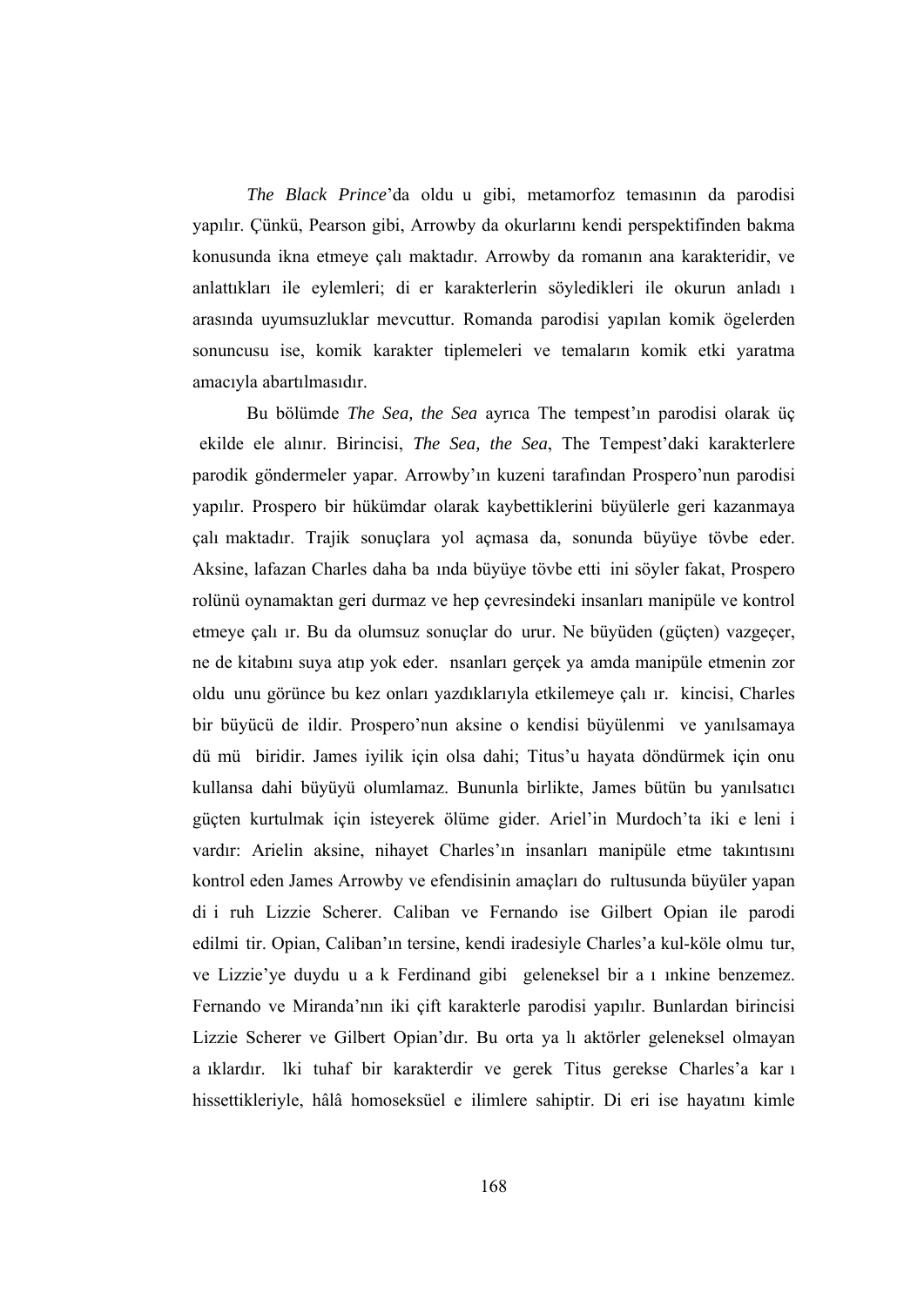*The Black Prince*’da olduğu gibi, metamorfoz temasının da parodisi yapılır. Çünkü, Pearson gibi, Arrowby da okurlarını kendi perspektifinden bakma konusunda ikna etmeye çalışmaktadır. Arrowby da romanın ana karakteridir, ve anlattıkları ile eylemleri; diğer karakterlerin söyledikleri ile okurun anladığı arasında uyumsuzluklar mevcuttur. Romanda parodisi yapılan komik ögelerden sonuncusu ise, komik karakter tiplemeleri ve temaların komik etki yaratma amacıyla abartılmasıdır.

Bu bölümde *The Sea, the Sea* ayrıca The tempest’ın parodisi olarak üç şekilde ele alınır. Birincisi, *The Sea, the Sea*, The Tempest’daki karakterlere parodik göndermeler yapar. Arrowby’ın kuzeni tarafından Prospero’nun parodisi yapılır. Prospero bir hükümdar olarak kaybettiklerini büyülerle geri kazanmaya çalışmaktadır. Trajik sonuçlara yol açmasa da, sonunda büyüye tövbe eder. Aksine, lafazan Charles daha başında büyüye tövbe ettiğini söyler fakat, Prospero rolünü oynamaktan geri durmaz ve hep çevresindeki insanları manipüle ve kontrol etmeye çalışır. Bu da olumsuz sonuçlar doğurur. Ne büyüden (güçten) vazgeçer, ne de kitabını suya atıp yok eder. İnsanları gerçek yaşamda manipüle etmenin zor olduğunu görünce bu kez onları yazdıklarıyla etkilemeye çalışır. İkincisi, Charles bir büyücü değildir. Prospero’nun aksine o kendisi büyülenmiş ve yanılsamaya düşmüş biridir. James iyilik için olsa dahi; Titus’u hayata döndürmek için onu kullansa dahi büyüyü olumlamaz. Bununla birlikte, James bütün bu yanılsatıcı güçten kurtulmak için isteyerek ölüme gider. Ariel’in Murdoch’ta iki eşleniği vardır: Arielin aksine, nihayet Charles’ın insanları manipüle etme takıntısını kontrol eden James Arrowby ve efendisinin amaçları doğrultusunda büyüler yapan dişi ruh Lizzie Scherer. Caliban ve Fernando ise Gilbert Opian ile parodi edilmiştir. Opian, Caliban’ın tersine, kendi iradesiyle Charles’a kul-köle olmuştur, ve Lizzie’ye duyduğu aşk Ferdinand gibi geleneksel bir aşıkınkine benzemez. Fernando ve Miranda’nın iki çift karakterle parodisi yapılır. Bunlardan birincisi Lizzie Scherer ve Gilbert Opian’dır. Bu orta yaşlı aktörler geleneksel olmayan aşıklardır. İlki tuhaf bir karakterdir ve gerek Titus gerekse Charles’a karşı hissettikleriyle, hâlâ homoseksüel eğilimlere sahiptir. Diğeri ise hayatını kimle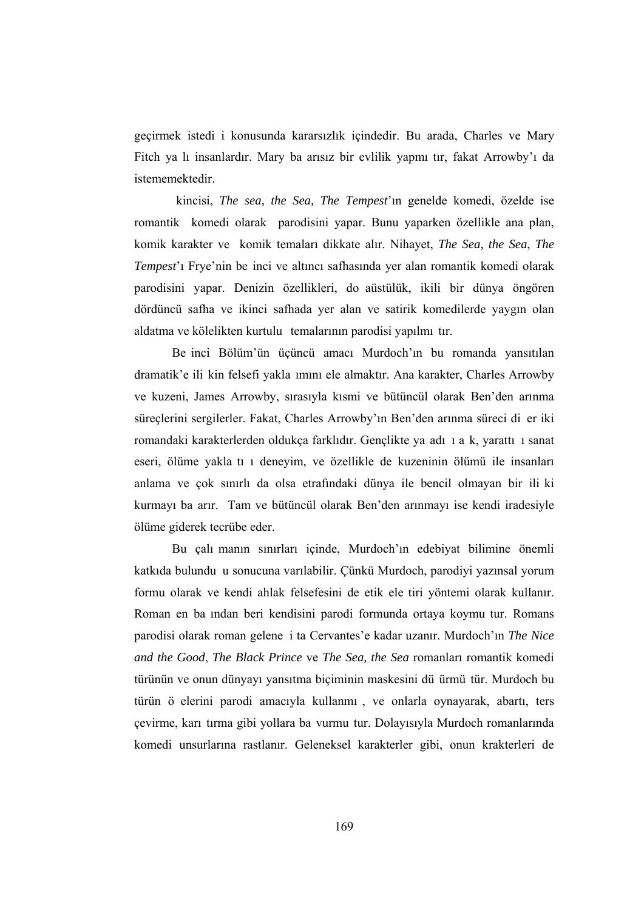geçirmek istedi i konusunda kararsızlık içindedir. Bu arada, Charles ve Mary Fitch ya lı insanlardır. Mary ba arısız bir evlilik yapmı tır, fakat Arrowby'ı da istememektedir.

kincisi, *The sea, the Sea, The Tempest*'ın genelde komedi, özelde ise romantik komedi olarak parodisini yapar. Bunu yaparken özellikle ana plan, komik karakter ve komik temaları dikkate alır. Nihayet, *The Sea, the Sea*, *The Tempest*'ı Frye'nin be inci ve altıncı safhasında yer alan romantik komedi olarak parodisini yapar. Denizin özellikleri, do aüstülük, ikili bir dünya öngören dördüncü safha ve ikinci safhada yer alan ve satirik komedilerde yaygın olan aldatma ve kölelikten kurtulu temalarının parodisi yapılmı tır.

Be inci Bölüm'ün üçüncü amacı Murdoch'ın bu romanda yansıtılan dramatik'e ili kin felsefi yakla ımını ele almaktır. Ana karakter, Charles Arrowby ve kuzeni, James Arrowby, sırasıyla kısmi ve bütüncül olarak Ben'den arınma süreçlerini sergilerler. Fakat, Charles Arrowby'ın Ben'den arınma süreci di er iki romandaki karakterlerden oldukça farklıdır. Gençlikte ya adı ı a k, yarattı ı sanat eseri, ölüme yakla tı ı deneyim, ve özellikle de kuzeninin ölümü ile insanları anlama ve çok sınırlı da olsa etrafındaki dünya ile bencil olmayan bir ili ki kurmayı ba arır. Tam ve bütüncül olarak Ben'den arınmayı ise kendi iradesiyle ölüme giderek tecrübe eder.

Bu çalı manın sınırları içinde, Murdoch'ın edebiyat bilimine önemli katkıda bulundu u sonucuna varılabilir. Çünkü Murdoch, parodiyi yazınsal yorum formu olarak ve kendi ahlak felsefesini de etik ele tiri yöntemi olarak kullanır. Roman en ba ından beri kendisini parodi formunda ortaya koymu tur. Romans parodisi olarak roman gelene i ta Cervantes'e kadar uzanır. Murdoch'ın *The Nice and the Good*, *The Black Prince* ve *The Sea, the Sea* romanları romantik komedi türünün ve onun dünyayı yansıtma biçiminin maskesini dü ürmü tür. Murdoch bu türün ö elerini parodi amacıyla kullanmı , ve onlarla oynayarak, abartı, ters çevirme, karı tırma gibi yollara ba vurmu tur. Dolayısıyla Murdoch romanlarında komedi unsurlarına rastlanır. Geleneksel karakterler gibi, onun krakterleri de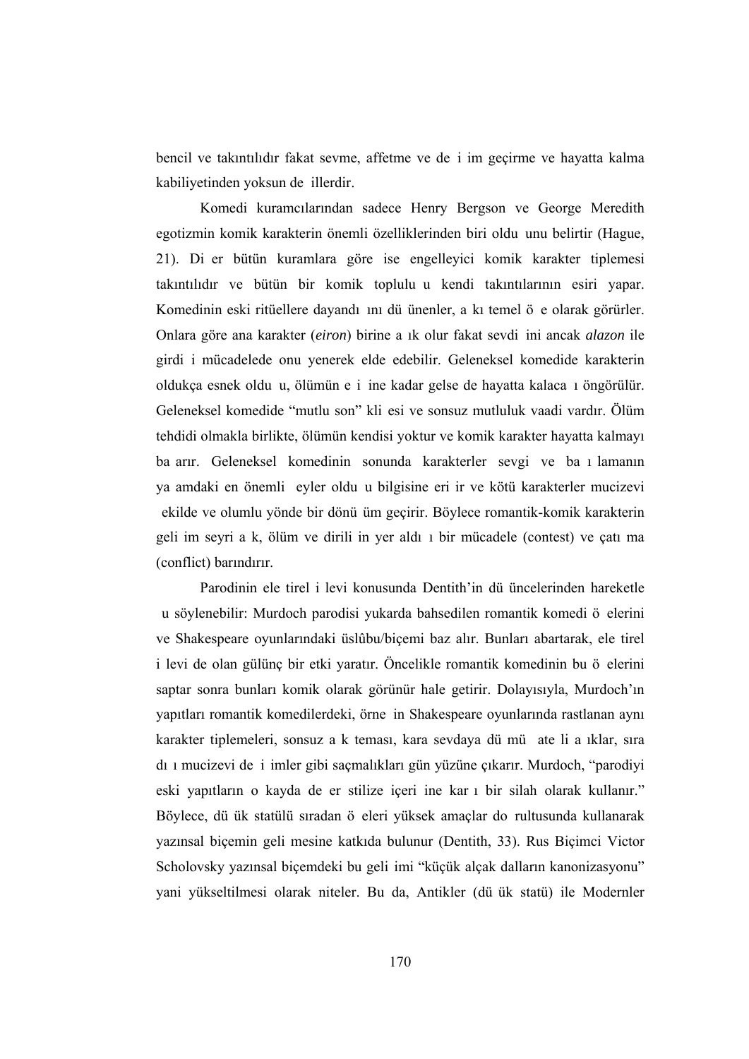bencil ve takıntılıdır fakat sevme, affetme ve değişim geçirme ve hayatta kalma kabiliyetinden yoksun değillerdir.

Komedi kuramcılarından sadece Henry Bergson ve George Meredith egotizmin komik karakterin önemli özelliklerinden biri olduğunu belirtir (Hague, 21). Diğer bütün kuramlara göre ise engelleyici komik karakter tiplemesi takıntılıdır ve bütün bir komik topluluğu kendi takıntılarının esiri yapar. Komedinin eski ritüellere dayandığını düşünenler, aşkı temel öğe olarak görürler. Onlara göre ana karakter (*eiron*) birine aşık olur fakat sevdiğini ancak *alazon* ile girdiği mücadelede onu yenerek elde edebilir. Geleneksel komedide karakterin oldukça esnek olduğu, ölümün eşiğine kadar gelse de hayatta kalacağı öngörülür. Geleneksel komedide "mutlu son" klişesi ve sonsuz mutluluk vaadi vardır. Ölüm tehdidi olmakla birlikte, ölümün kendisi yoktur ve komik karakter hayatta kalmayı başarır. Geleneksel komedinin sonunda karakterler sevgi ve bağışlamanın yaşamdaki en önemli şeyler olduğu bilgisine erişir ve kötü karakterler mucizevi şekilde ve olumlu yönde bir dönüşüm geçirir. Böylece romantik-komik karakterin gelişim seyri aşk, ölüm ve dirilişin yer aldığı bir mücadele (contest) ve çatışma (conflict) barındırır.

Parodinin eleştirel işlevi konusunda Dentith'in düşüncelerinden hareketle şu söylenebilir: Murdoch parodisi yukarda bahsedilen romantik komedi öğelerini ve Shakespeare oyunlarındaki üslûbu/biçemi baz alır. Bunları abartarak, eleştirel işlevi de olan gülünç bir etki yaratır. Öncelikle romantik komedinin bu öğelerini saptar sonra bunları komik olarak görünür hale getirir. Dolayısıyla, Murdoch'ın yapıtları romantik komedilerdeki, örneğin Shakespeare oyunlarında rastlanan aynı karakter tiplemeleri, sonsuz aşk teması, kara sevdaya düşmüş ateşli aşıklar, sıra dışı mucizevi değişimler gibi saçmalıkları gün yüzüne çıkarır. Murdoch, "parodiyi eski yapıtların o kayda değer stilize içeriğine karşı bir silah olarak kullanır." Böylece, düşük statülü sıradan öğeleri yüksek amaçlar doğrultusunda kullanarak yazınsal biçemin gelişmesine katkıda bulunur (Dentith, 33). Rus Biçimci Victor Scholovsky yazınsal biçemdeki bu gelişimi "küçük alçak dalların kanonizasyonu" yani yükseltilmesi olarak niteler. Bu da, Antikler (düşük statü) ile Modernler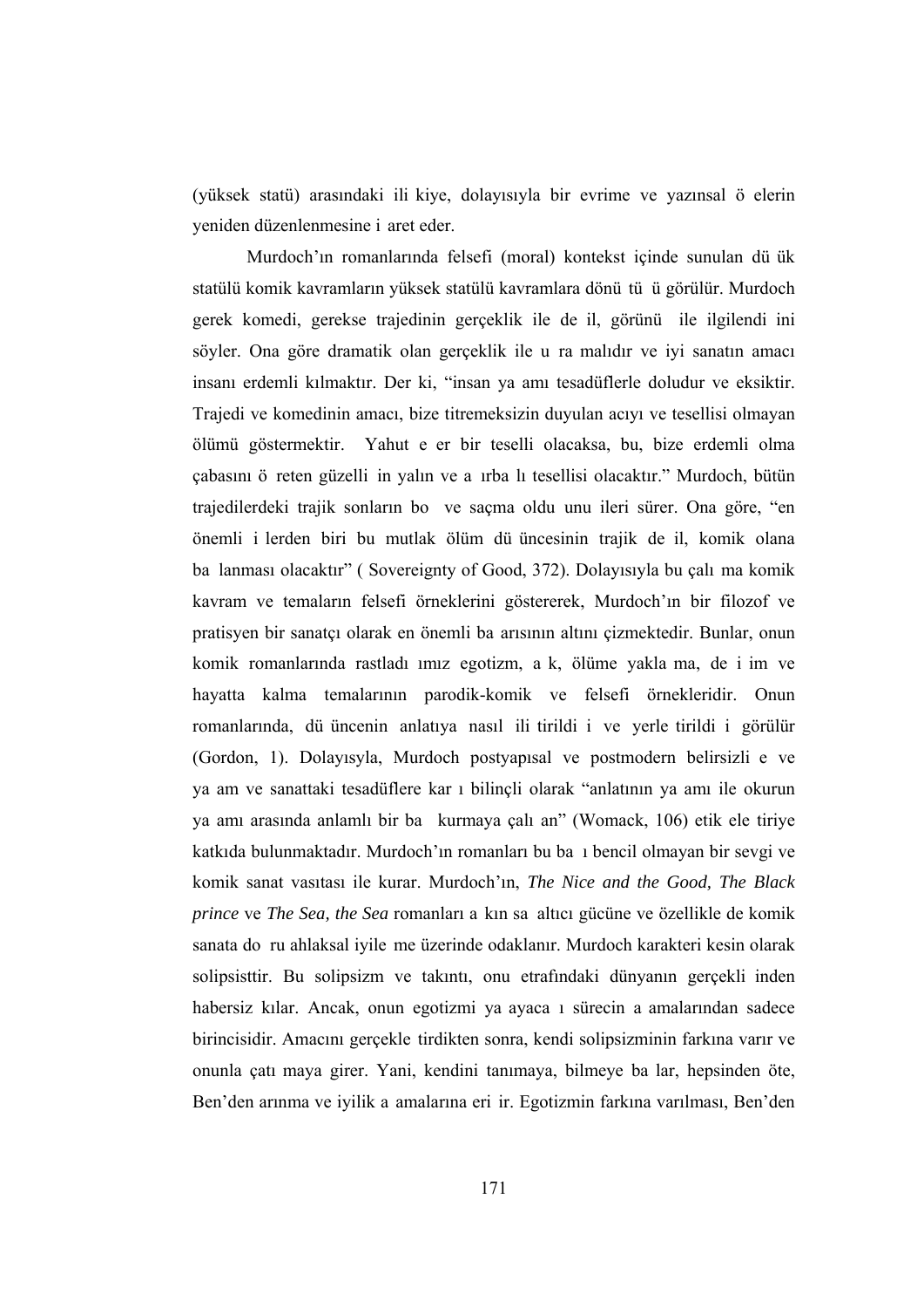(yüksek statü) arasındaki ilişkiye, dolayısıyla bir evrime ve yazınsal öğelerin yeniden düzenlenmesine işaret eder.

Murdoch'ın romanlarında felsefi (moral) kontekst içinde sunulan düşük statülü komik kavramların yüksek statülü kavramlara dönüştüğü görülür. Murdoch gerek komedi, gerekse trajedinin gerçeklik ile değil, görünüş ile ilgilendiğini söyler. Ona göre dramatik olan gerçeklik ile uğraşmalıdır ve iyi sanatın amacı insanı erdemli kılmaktır. Der ki, "insan yaşamı tesadüflerle doludur ve eksiktir. Trajedi ve komedinin amacı, bize titremeksizin duyulan acıyı ve tesellisi olmayan ölümü göstermektir. Yahut eğer bir teselli olacaksa, bu, bize erdemli olma çabasını öğreten güzelliğin yalın ve açıklı tesellisi olacaktır." Murdoch, bütün trajedilerdeki trajik sonların boş ve saçma olduğunu ileri sürer. Ona göre, "en önemli işlerden biri bu mutlak ölüm düşüncesinin trajik değil, komik olana bağlanması olacaktır" ( Sovereignty of Good, 372). Dolayısıyla bu çalışma komik kavram ve temaların felsefi örneklerini göstererek, Murdoch'ın bir filozof ve pratisyen bir sanatçı olarak en önemli başarısının altını çizmektedir. Bunlar, onun komik romanlarında rastladığımız egotizm, aşk, ölüme yaklaşma, değişim ve hayatta kalma temalarının parodik-komik ve felsefi örnekleridir. Onun romanlarında, düşüncenin anlatıya nasıl işlendiği ve yerleştirildiği görülür (Gordon, 1). Dolayısıyla, Murdoch postyapısal ve postmodern belirsizliğe ve yaşam ve sanattaki tesadüflere karşı bilinçli olarak "anlatının yaşamı ile okurun yaşamı arasında anlamlı bir bağ kurmaya çalışan" (Womack, 106) etik eleştiriye katkıda bulunmaktadır. Murdoch'ın romanları bu bağı bencil olmayan bir sevgi ve komik sanat vasıtası ile kurar. Murdoch'ın, *The Nice and the Good, The Black prince* ve *The Sea, the Sea* romanları aşkın sağaltıcı gücüne ve özellikle de komik sanata doğru ahlaksal iyileşme üzerinde odaklanır. Murdoch karakteri kesin olarak solipsisttir. Bu solipsizm ve takıntı, onu etrafındaki dünyanın gerçekliğinden habersiz kılar. Ancak, onun egotizmi yaşayacağı sürecin aşamalarından sadece birincisidir. Amacını gerçekleştirdikten sonra, kendi solipsizminin farkına varır ve onunla çatışmaya girer. Yani, kendini tanımaya, bilmeye başlar, hepsinden öte, Ben'den arınma ve iyilik aşamalarına erişir. Egotizmin farkına varılması, Ben'den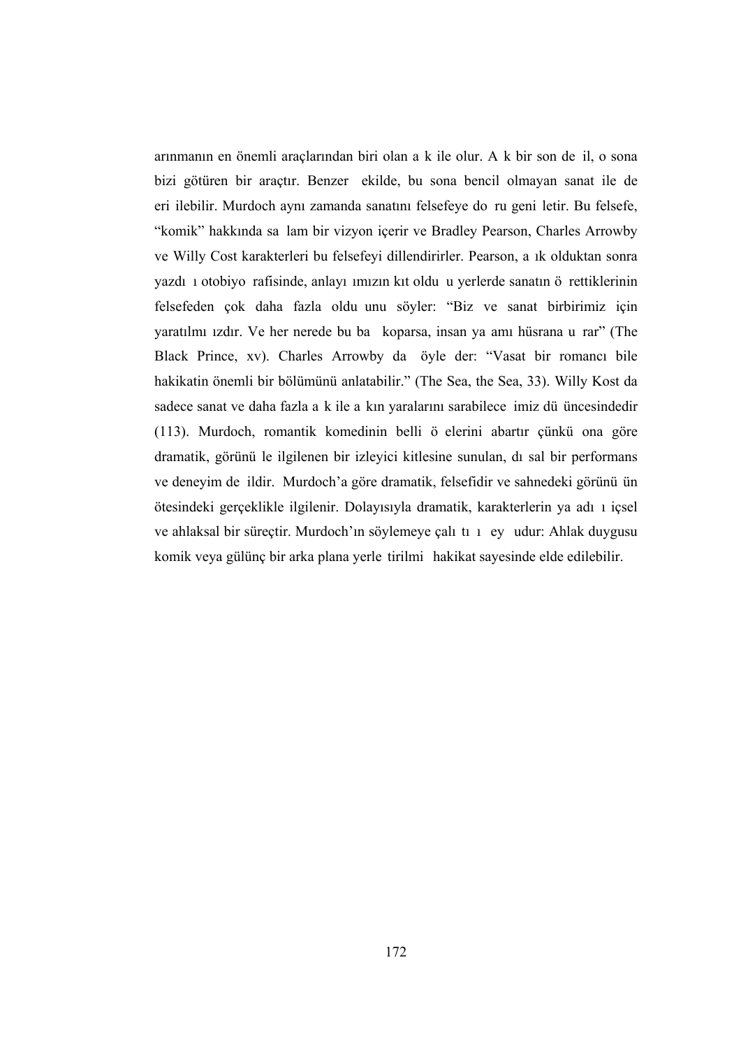arınmanın en önemli araçlarından biri olan aşk ile olur. Aşk bir son değil, o sona bizi götüren bir araçtır. Benzer şekilde, bu sona bencil olmayan sanat ile de erişilebilir. Murdoch aynı zamanda sanatını felsefeye doğru genişletir. Bu felsefe, "komik" hakkında sağlam bir vizyon içerir ve Bradley Pearson, Charles Arrowby ve Willy Cost karakterleri bu felsefeyi dillendirirler. Pearson, aşık olduktan sonra yazdığı otobiyografisinde, anlayışımızın kıt olduğu yerlerde sanatın öğrettiklerinin felsefeden çok daha fazla olduğunu söyler: "Biz ve sanat birbirimiz için yaratılmışızdır. Ve her nerede bu bağ koparsa, insan yaşamı hüsrana uğrar" (The Black Prince, xv). Charles Arrowby da şöyle der: "Vasat bir romancı bile hakikatin önemli bir bölümünü anlatabilir." (The Sea, the Sea, 33). Willy Kost da sadece sanat ve daha fazla aşk ile aşkın yaralarını sarabileceğimiz düşüncesindedir (113). Murdoch, romantik komedinin belli öğelerini abartır çünkü ona göre dramatik, görünüşle ilgilenen bir izleyici kitlesine sunulan, dışsal bir performans ve deneyim değildir. Murdoch'a göre dramatik, felsefidir ve sahnedeki görünüşün ötesindeki gerçeklikle ilgilenir. Dolayısıyla dramatik, karakterlerin yaşadığı içsel ve ahlaksal bir süreçtir. Murdoch'ın söylemeye çalıştığı şey şudur: Ahlak duygusu komik veya gülünç bir arka plana yerleştirilmiş hakikat sayesinde elde edilebilir.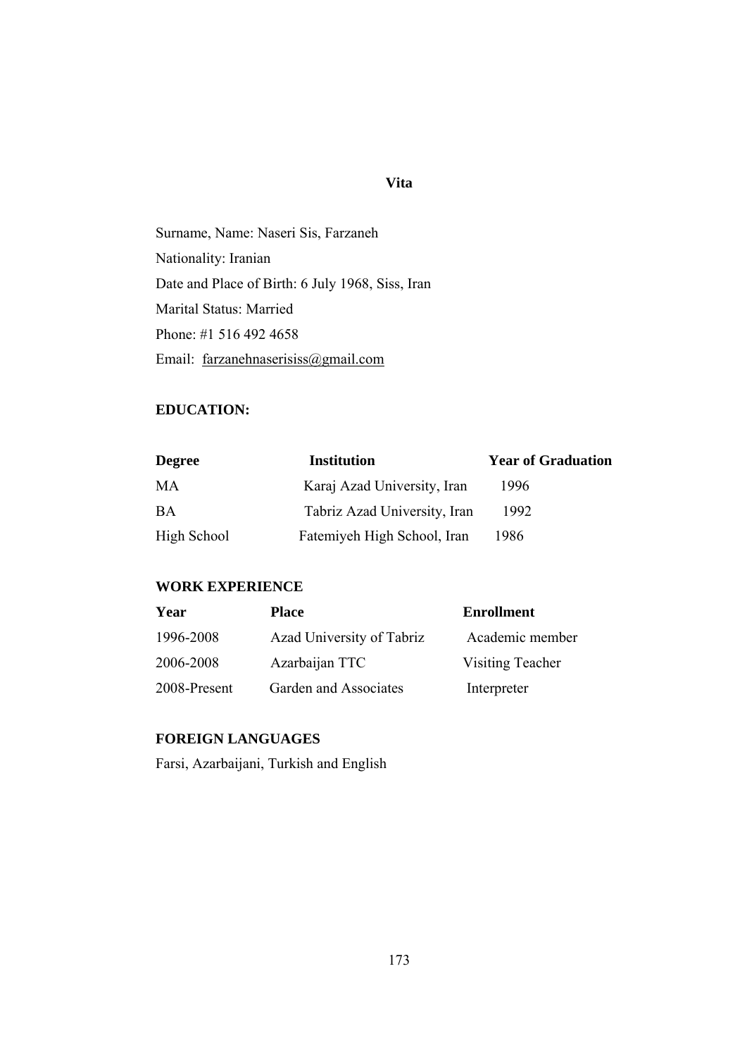# Vita

Surname, Name: Naseri Sis, Farzaneh

Nationality: Iranian

Date and Place of Birth: 6 July 1968, Siss, Iran

Marital Status: Married

Phone: #1 516 492 4658

Email: farzanehnaserisiss@gmail.com

## EDUCATION:

| Degree | Institution | Year of Graduation |
|---|---|---|
| MA | Karaj Azad University, Iran | 1996 |
| BA | Tabriz Azad University, Iran | 1992 |
| High School | Fatemiyeh High School, Iran | 1986 |

## WORK EXPERIENCE

| Year | Place | Enrollment |
|---|---|---|
| 1996-2008 | Azad University of Tabriz | Academic member |
| 2006-2008 | Azarbaijan TTC | Visiting Teacher |
| 2008-Present | Garden and Associates | Interpreter |

## FOREIGN LANGUAGES

Farsi, Azarbaijani, Turkish and English